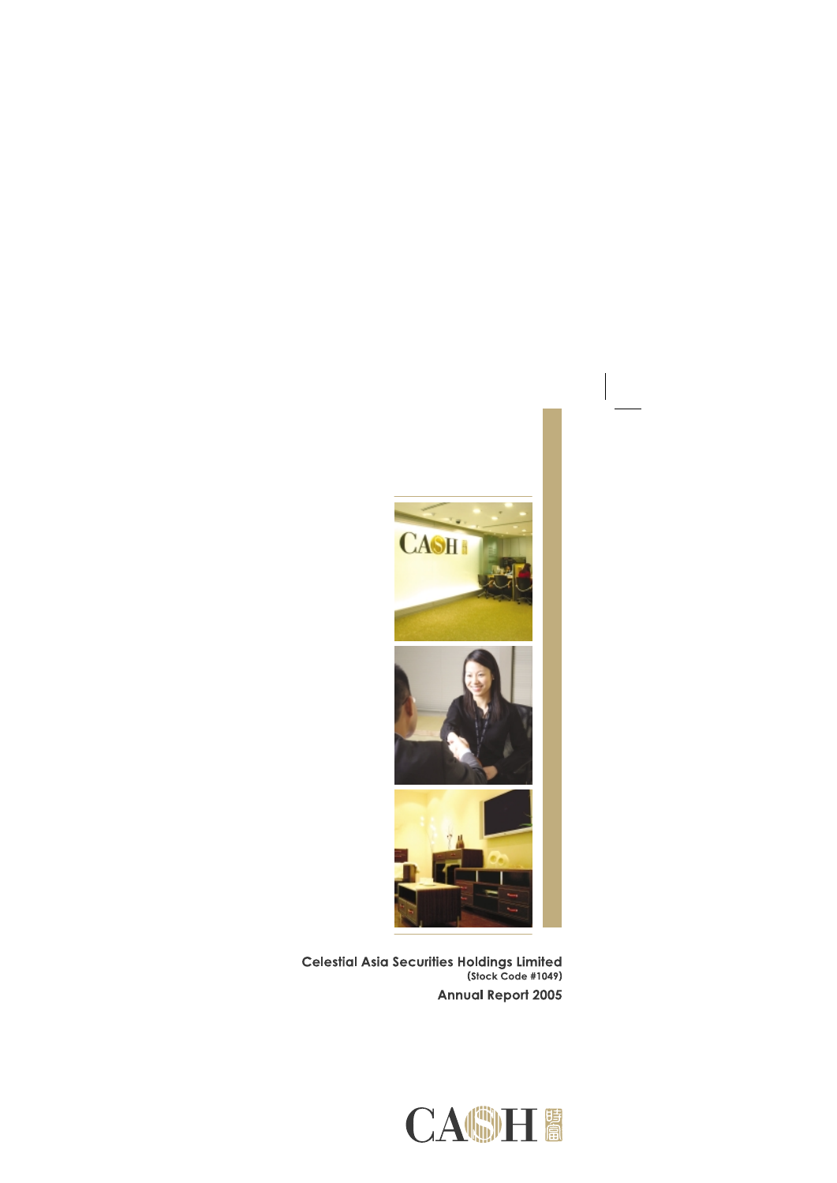# Celestial Asia Securities Holdings Limited

(Stock Code #1049)

## Annual Report 2005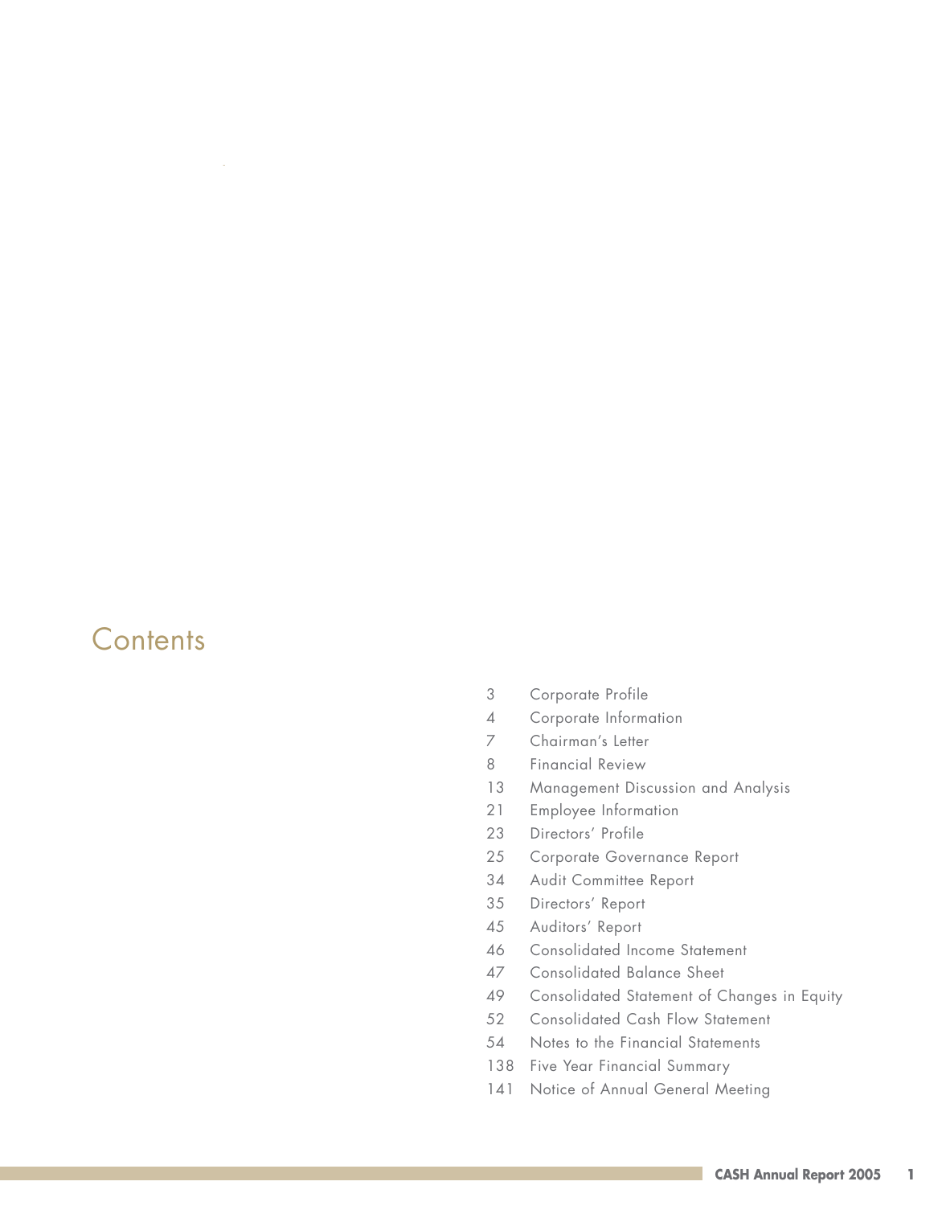# Contents

| | |
|---|---|
| 3 | Corporate Profile |
| 4 | Corporate Information |
| 7 | Chairman's Letter |
| 8 | Financial Review |
| 13 | Management Discussion and Analysis |
| 21 | Employee Information |
| 23 | Directors' Profile |
| 25 | Corporate Governance Report |
| 34 | Audit Committee Report |
| 35 | Directors' Report |
| 45 | Auditors' Report |
| 46 | Consolidated Income Statement |
| 47 | Consolidated Balance Sheet |
| 49 | Consolidated Statement of Changes in Equity |
| 52 | Consolidated Cash Flow Statement |
| 54 | Notes to the Financial Statements |
| 138 | Five Year Financial Summary |
| 141 | Notice of Annual General Meeting |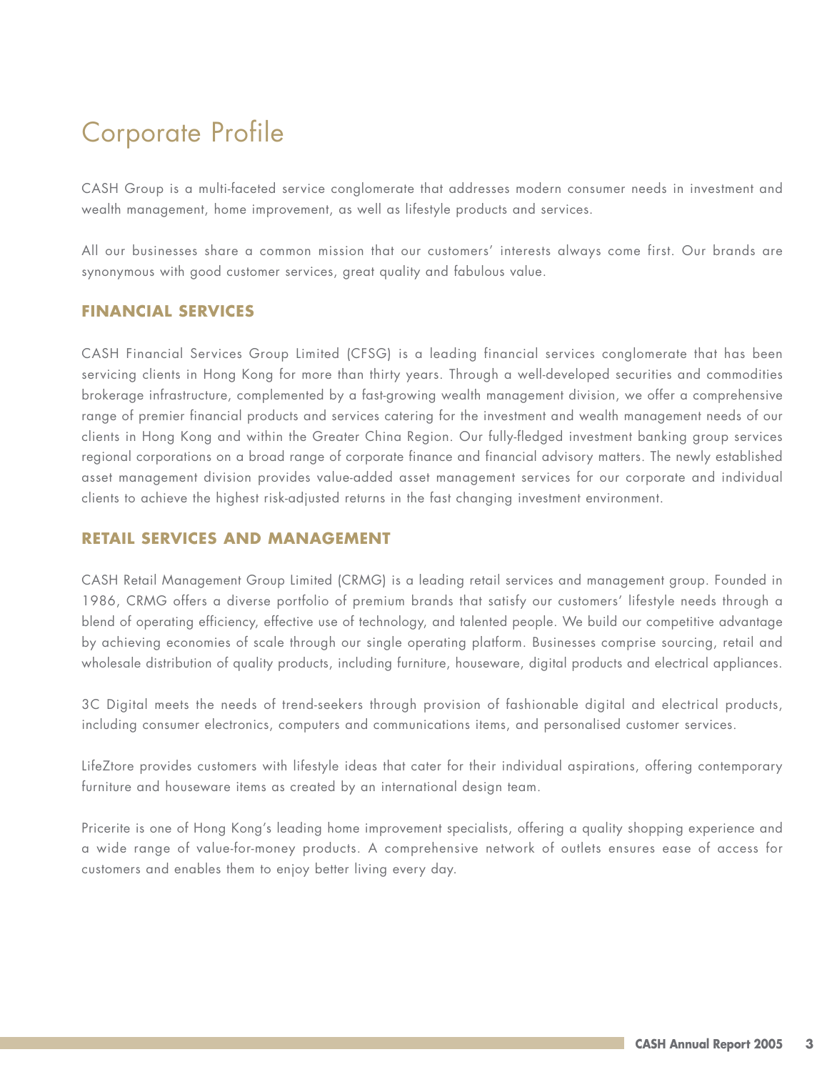# Corporate Profile

CASH Group is a multi-faceted service conglomerate that addresses modern consumer needs in investment and wealth management, home improvement, as well as lifestyle products and services.

All our businesses share a common mission that our customers' interests always come first. Our brands are synonymous with good customer services, great quality and fabulous value.

## FINANCIAL SERVICES

CASH Financial Services Group Limited (CFSG) is a leading financial services conglomerate that has been servicing clients in Hong Kong for more than thirty years. Through a well-developed securities and commodities brokerage infrastructure, complemented by a fast-growing wealth management division, we offer a comprehensive range of premier financial products and services catering for the investment and wealth management needs of our clients in Hong Kong and within the Greater China Region. Our fully-fledged investment banking group services regional corporations on a broad range of corporate finance and financial advisory matters. The newly established asset management division provides value-added asset management services for our corporate and individual clients to achieve the highest risk-adjusted returns in the fast changing investment environment.

## RETAIL SERVICES AND MANAGEMENT

CASH Retail Management Group Limited (CRMG) is a leading retail services and management group. Founded in 1986, CRMG offers a diverse portfolio of premium brands that satisfy our customers' lifestyle needs through a blend of operating efficiency, effective use of technology, and talented people. We build our competitive advantage by achieving economies of scale through our single operating platform. Businesses comprise sourcing, retail and wholesale distribution of quality products, including furniture, houseware, digital products and electrical appliances.

3C Digital meets the needs of trend-seekers through provision of fashionable digital and electrical products, including consumer electronics, computers and communications items, and personalised customer services.

LifeZtore provides customers with lifestyle ideas that cater for their individual aspirations, offering contemporary furniture and houseware items as created by an international design team.

Pricerite is one of Hong Kong's leading home improvement specialists, offering a quality shopping experience and a wide range of value-for-money products. A comprehensive network of outlets ensures ease of access for customers and enables them to enjoy better living every day.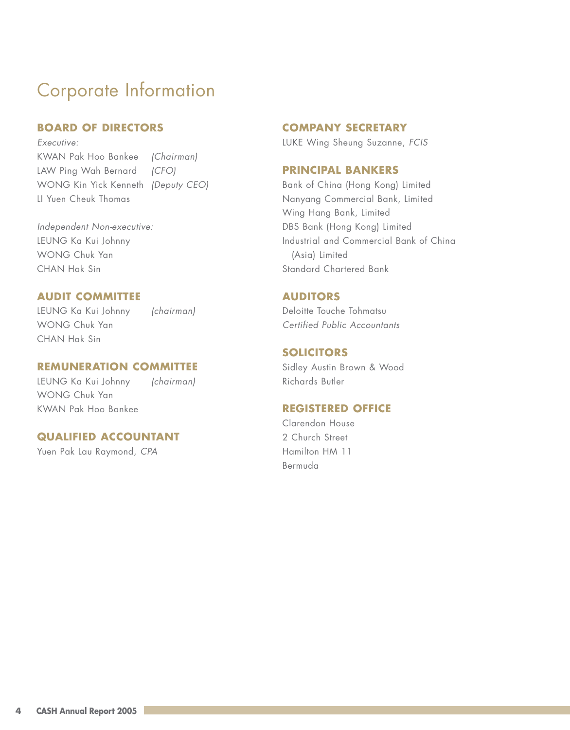# Corporate Information

## BOARD OF DIRECTORS

*Executive:*

KWAN Pak Hoo Bankee *(Chairman)*
LAW Ping Wah Bernard *(CFO)*
WONG Kin Yick Kenneth *(Deputy CEO)*
LI Yuen Cheuk Thomas

*Independent Non-executive:*

LEUNG Ka Kui Johnny
WONG Chuk Yan
CHAN Hak Sin

## AUDIT COMMITTEE

LEUNG Ka Kui Johnny *(chairman)*
WONG Chuk Yan
CHAN Hak Sin

## REMUNERATION COMMITTEE

LEUNG Ka Kui Johnny *(chairman)*
WONG Chuk Yan
KWAN Pak Hoo Bankee

## QUALIFIED ACCOUNTANT

Yuen Pak Lau Raymond, *CPA*

## COMPANY SECRETARY

LUKE Wing Sheung Suzanne, *FCIS*

## PRINCIPAL BANKERS

Bank of China (Hong Kong) Limited
Nanyang Commercial Bank, Limited
Wing Hang Bank, Limited
DBS Bank (Hong Kong) Limited
Industrial and Commercial Bank of China (Asia) Limited
Standard Chartered Bank

## AUDITORS

Deloitte Touche Tohmatsu
*Certified Public Accountants*

## SOLICITORS

Sidley Austin Brown & Wood
Richards Butler

## REGISTERED OFFICE

Clarendon House
2 Church Street
Hamilton HM 11
Bermuda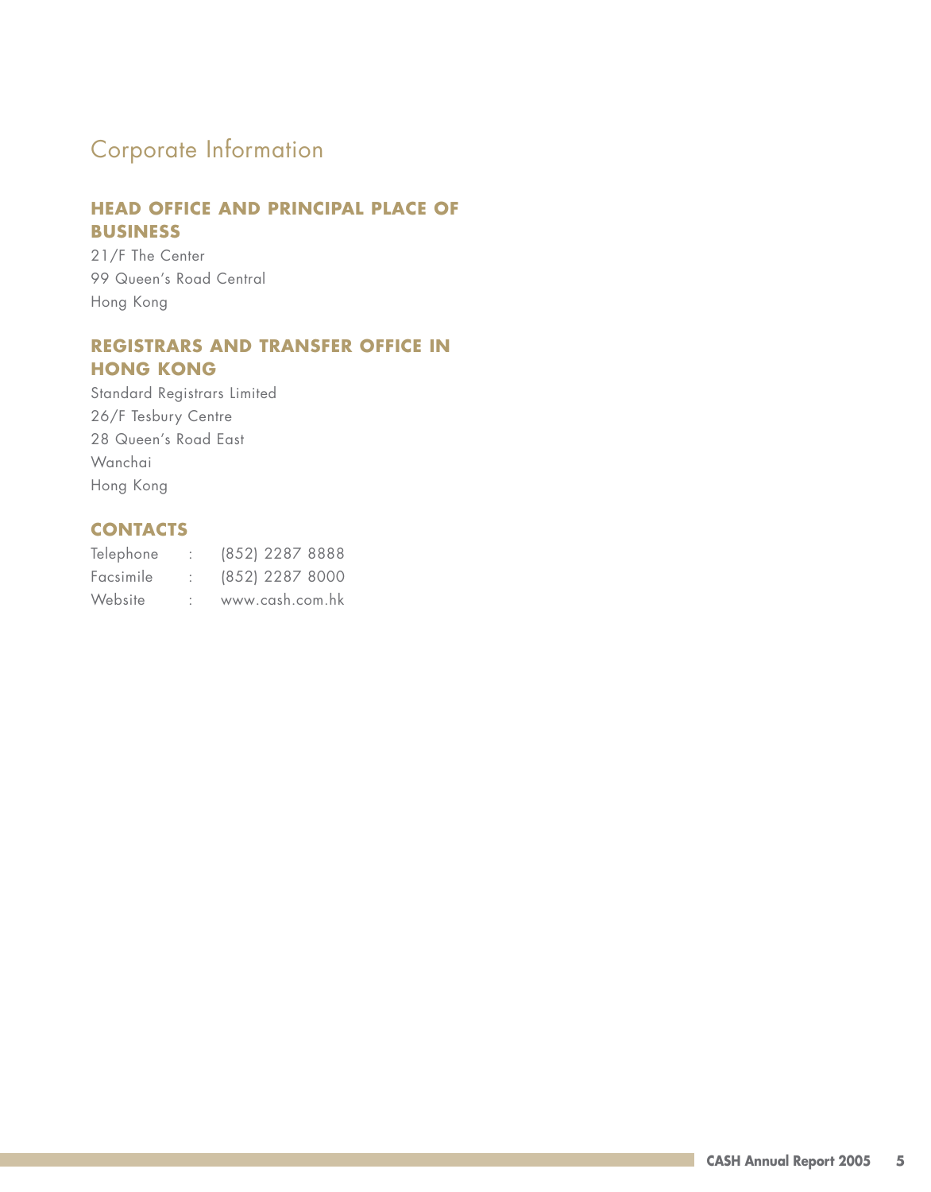# Corporate Information

## HEAD OFFICE AND PRINCIPAL PLACE OF BUSINESS

21/F The Center
99 Queen's Road Central
Hong Kong

## REGISTRARS AND TRANSFER OFFICE IN HONG KONG

Standard Registrars Limited
26/F Tesbury Centre
28 Queen's Road East
Wanchai
Hong Kong

## CONTACTS

| | | |
|---|---|---|
| Telephone | : | (852) 2287 8888 |
| Facsimile | : | (852) 2287 8000 |
| Website | : | www.cash.com.hk |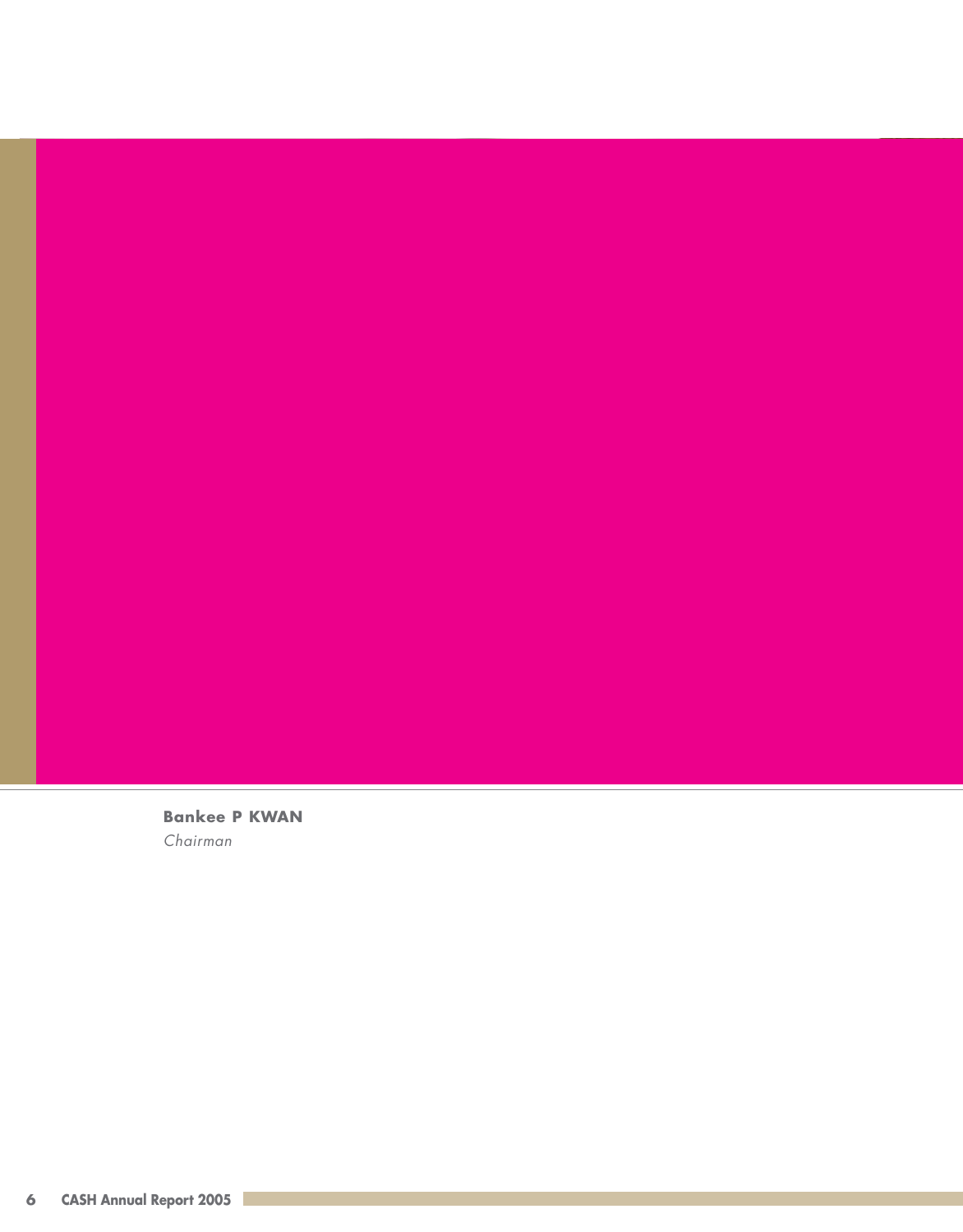**Bankee P KWAN**

*Chairman*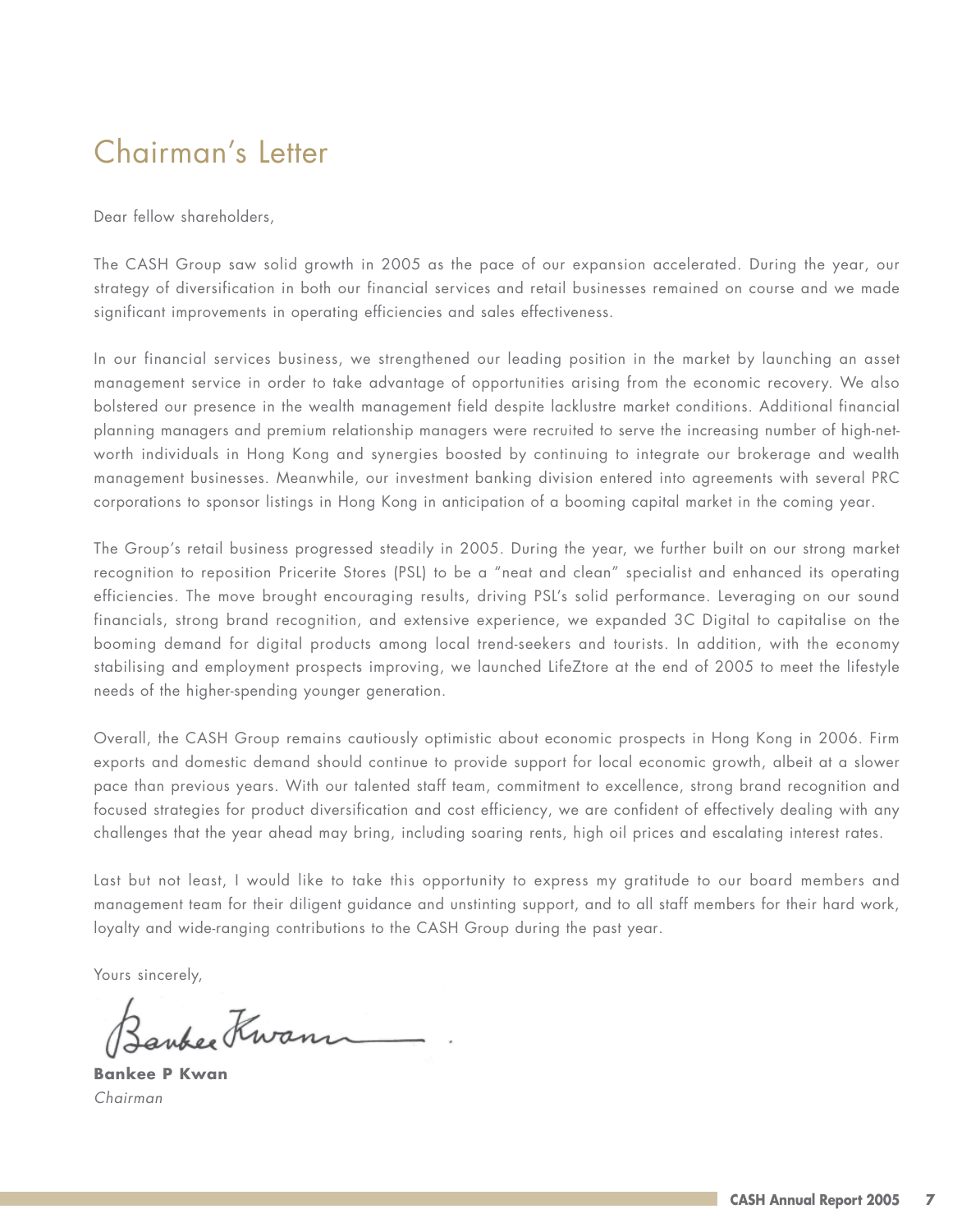# Chairman's Letter

Dear fellow shareholders,

The CASH Group saw solid growth in 2005 as the pace of our expansion accelerated. During the year, our strategy of diversification in both our financial services and retail businesses remained on course and we made significant improvements in operating efficiencies and sales effectiveness.

In our financial services business, we strengthened our leading position in the market by launching an asset management service in order to take advantage of opportunities arising from the economic recovery. We also bolstered our presence in the wealth management field despite lacklustre market conditions. Additional financial planning managers and premium relationship managers were recruited to serve the increasing number of high-net-worth individuals in Hong Kong and synergies boosted by continuing to integrate our brokerage and wealth management businesses. Meanwhile, our investment banking division entered into agreements with several PRC corporations to sponsor listings in Hong Kong in anticipation of a booming capital market in the coming year.

The Group's retail business progressed steadily in 2005. During the year, we further built on our strong market recognition to reposition Pricerite Stores (PSL) to be a "neat and clean" specialist and enhanced its operating efficiencies. The move brought encouraging results, driving PSL's solid performance. Leveraging on our sound financials, strong brand recognition, and extensive experience, we expanded 3C Digital to capitalise on the booming demand for digital products among local trend-seekers and tourists. In addition, with the economy stabilising and employment prospects improving, we launched LifeZtore at the end of 2005 to meet the lifestyle needs of the higher-spending younger generation.

Overall, the CASH Group remains cautiously optimistic about economic prospects in Hong Kong in 2006. Firm exports and domestic demand should continue to provide support for local economic growth, albeit at a slower pace than previous years. With our talented staff team, commitment to excellence, strong brand recognition and focused strategies for product diversification and cost efficiency, we are confident of effectively dealing with any challenges that the year ahead may bring, including soaring rents, high oil prices and escalating interest rates.

Last but not least, I would like to take this opportunity to express my gratitude to our board members and management team for their diligent guidance and unstinting support, and to all staff members for their hard work, loyalty and wide-ranging contributions to the CASH Group during the past year.

Yours sincerely,

**Bankee P Kwan**
*Chairman*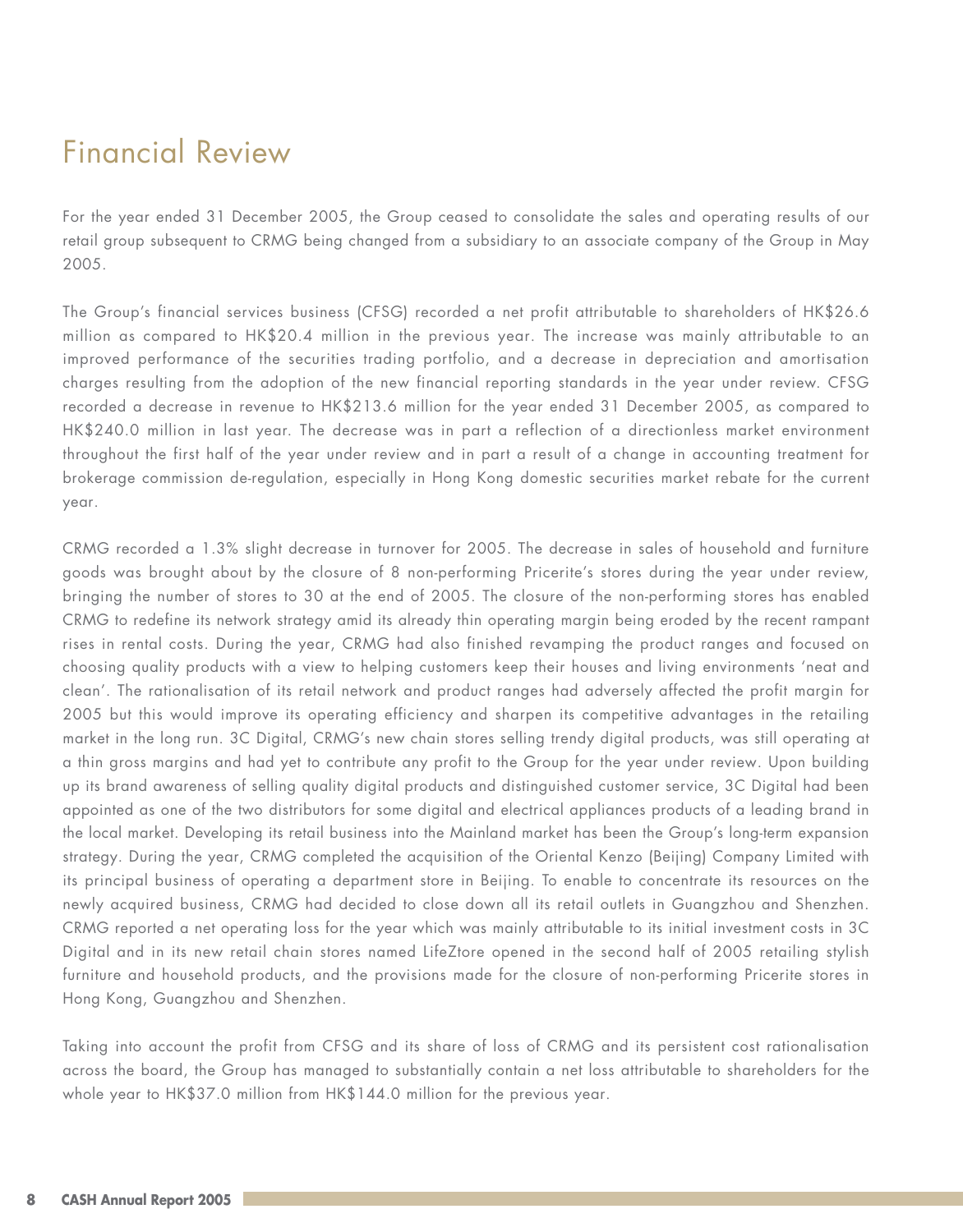# Financial Review

For the year ended 31 December 2005, the Group ceased to consolidate the sales and operating results of our retail group subsequent to CRMG being changed from a subsidiary to an associate company of the Group in May 2005.

The Group's financial services business (CFSG) recorded a net profit attributable to shareholders of HK$26.6 million as compared to HK$20.4 million in the previous year. The increase was mainly attributable to an improved performance of the securities trading portfolio, and a decrease in depreciation and amortisation charges resulting from the adoption of the new financial reporting standards in the year under review. CFSG recorded a decrease in revenue to HK$213.6 million for the year ended 31 December 2005, as compared to HK$240.0 million in last year. The decrease was in part a reflection of a directionless market environment throughout the first half of the year under review and in part a result of a change in accounting treatment for brokerage commission de-regulation, especially in Hong Kong domestic securities market rebate for the current year.

CRMG recorded a 1.3% slight decrease in turnover for 2005. The decrease in sales of household and furniture goods was brought about by the closure of 8 non-performing Pricerite's stores during the year under review, bringing the number of stores to 30 at the end of 2005. The closure of the non-performing stores has enabled CRMG to redefine its network strategy amid its already thin operating margin being eroded by the recent rampant rises in rental costs. During the year, CRMG had also finished revamping the product ranges and focused on choosing quality products with a view to helping customers keep their houses and living environments 'neat and clean'. The rationalisation of its retail network and product ranges had adversely affected the profit margin for 2005 but this would improve its operating efficiency and sharpen its competitive advantages in the retailing market in the long run. 3C Digital, CRMG's new chain stores selling trendy digital products, was still operating at a thin gross margins and had yet to contribute any profit to the Group for the year under review. Upon building up its brand awareness of selling quality digital products and distinguished customer service, 3C Digital had been appointed as one of the two distributors for some digital and electrical appliances products of a leading brand in the local market. Developing its retail business into the Mainland market has been the Group's long-term expansion strategy. During the year, CRMG completed the acquisition of the Oriental Kenzo (Beijing) Company Limited with its principal business of operating a department store in Beijing. To enable to concentrate its resources on the newly acquired business, CRMG had decided to close down all its retail outlets in Guangzhou and Shenzhen. CRMG reported a net operating loss for the year which was mainly attributable to its initial investment costs in 3C Digital and in its new retail chain stores named LifeZtore opened in the second half of 2005 retailing stylish furniture and household products, and the provisions made for the closure of non-performing Pricerite stores in Hong Kong, Guangzhou and Shenzhen.

Taking into account the profit from CFSG and its share of loss of CRMG and its persistent cost rationalisation across the board, the Group has managed to substantially contain a net loss attributable to shareholders for the whole year to HK$37.0 million from HK$144.0 million for the previous year.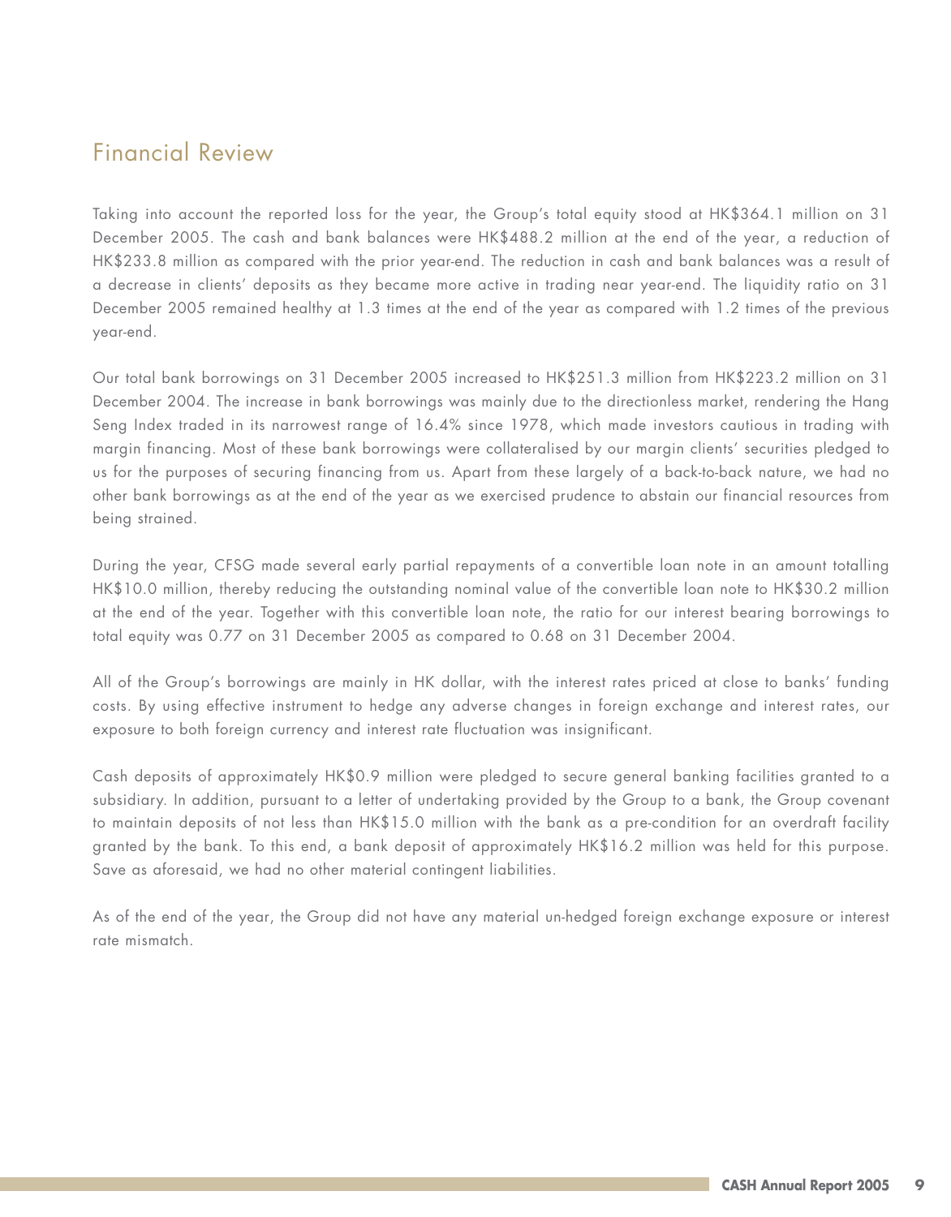## Financial Review

Taking into account the reported loss for the year, the Group's total equity stood at HK$364.1 million on 31 December 2005. The cash and bank balances were HK$488.2 million at the end of the year, a reduction of HK$233.8 million as compared with the prior year-end. The reduction in cash and bank balances was a result of a decrease in clients' deposits as they became more active in trading near year-end. The liquidity ratio on 31 December 2005 remained healthy at 1.3 times at the end of the year as compared with 1.2 times of the previous year-end.

Our total bank borrowings on 31 December 2005 increased to HK$251.3 million from HK$223.2 million on 31 December 2004. The increase in bank borrowings was mainly due to the directionless market, rendering the Hang Seng Index traded in its narrowest range of 16.4% since 1978, which made investors cautious in trading with margin financing. Most of these bank borrowings were collateralised by our margin clients' securities pledged to us for the purposes of securing financing from us. Apart from these largely of a back-to-back nature, we had no other bank borrowings as at the end of the year as we exercised prudence to abstain our financial resources from being strained.

During the year, CFSG made several early partial repayments of a convertible loan note in an amount totalling HK$10.0 million, thereby reducing the outstanding nominal value of the convertible loan note to HK$30.2 million at the end of the year. Together with this convertible loan note, the ratio for our interest bearing borrowings to total equity was 0.77 on 31 December 2005 as compared to 0.68 on 31 December 2004.

All of the Group's borrowings are mainly in HK dollar, with the interest rates priced at close to banks' funding costs. By using effective instrument to hedge any adverse changes in foreign exchange and interest rates, our exposure to both foreign currency and interest rate fluctuation was insignificant.

Cash deposits of approximately HK$0.9 million were pledged to secure general banking facilities granted to a subsidiary. In addition, pursuant to a letter of undertaking provided by the Group to a bank, the Group covenant to maintain deposits of not less than HK$15.0 million with the bank as a pre-condition for an overdraft facility granted by the bank. To this end, a bank deposit of approximately HK$16.2 million was held for this purpose. Save as aforesaid, we had no other material contingent liabilities.

As of the end of the year, the Group did not have any material un-hedged foreign exchange exposure or interest rate mismatch.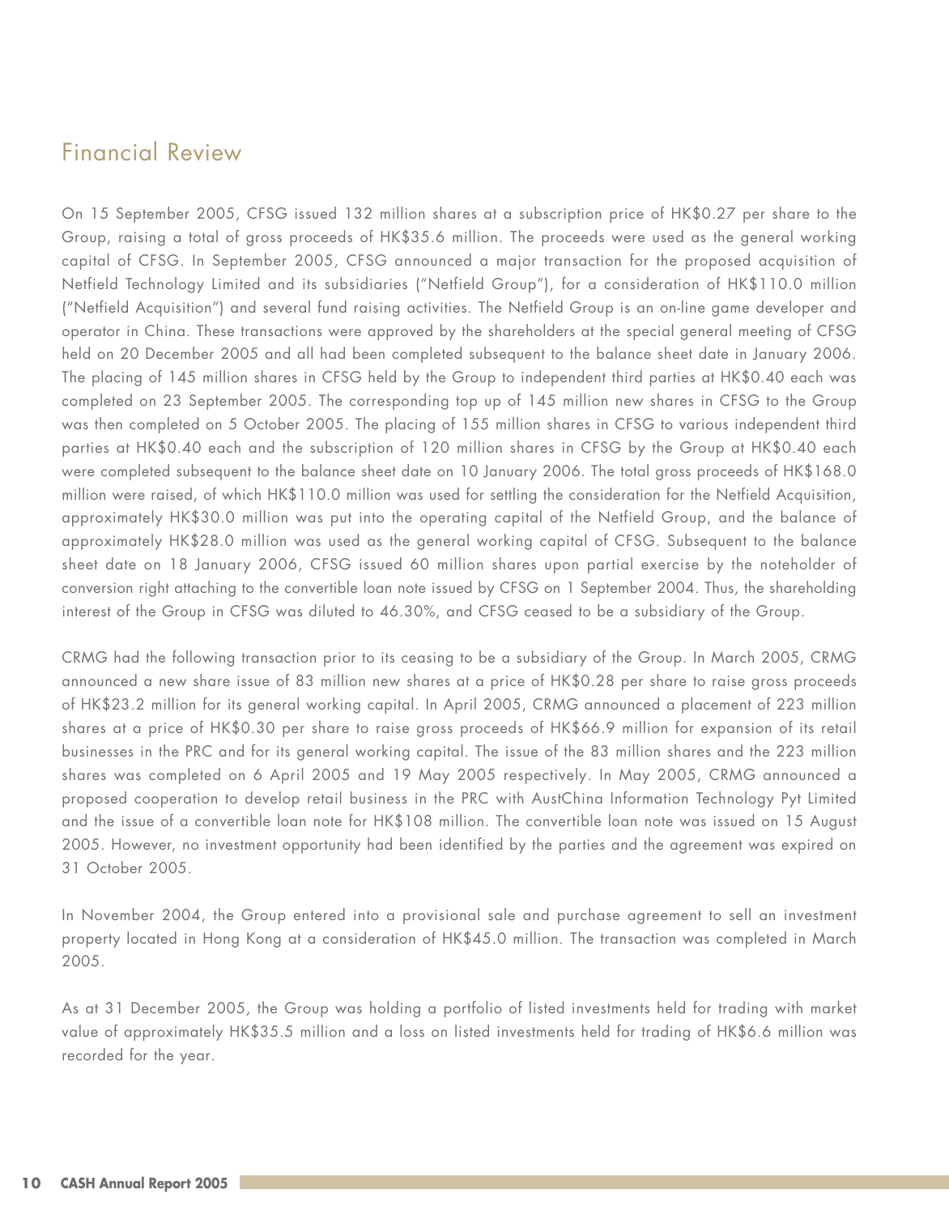## Financial Review

On 15 September 2005, CFSG issued 132 million shares at a subscription price of HK$0.27 per share to the Group, raising a total of gross proceeds of HK$35.6 million. The proceeds were used as the general working capital of CFSG. In September 2005, CFSG announced a major transaction for the proposed acquisition of Netfield Technology Limited and its subsidiaries ("Netfield Group"), for a consideration of HK$110.0 million ("Netfield Acquisition") and several fund raising activities. The Netfield Group is an on-line game developer and operator in China. These transactions were approved by the shareholders at the special general meeting of CFSG held on 20 December 2005 and all had been completed subsequent to the balance sheet date in January 2006. The placing of 145 million shares in CFSG held by the Group to independent third parties at HK$0.40 each was completed on 23 September 2005. The corresponding top up of 145 million new shares in CFSG to the Group was then completed on 5 October 2005. The placing of 155 million shares in CFSG to various independent third parties at HK$0.40 each and the subscription of 120 million shares in CFSG by the Group at HK$0.40 each were completed subsequent to the balance sheet date on 10 January 2006. The total gross proceeds of HK$168.0 million were raised, of which HK$110.0 million was used for settling the consideration for the Netfield Acquisition, approximately HK$30.0 million was put into the operating capital of the Netfield Group, and the balance of approximately HK$28.0 million was used as the general working capital of CFSG. Subsequent to the balance sheet date on 18 January 2006, CFSG issued 60 million shares upon partial exercise by the noteholder of conversion right attaching to the convertible loan note issued by CFSG on 1 September 2004. Thus, the shareholding interest of the Group in CFSG was diluted to 46.30%, and CFSG ceased to be a subsidiary of the Group.

CRMG had the following transaction prior to its ceasing to be a subsidiary of the Group. In March 2005, CRMG announced a new share issue of 83 million new shares at a price of HK$0.28 per share to raise gross proceeds of HK$23.2 million for its general working capital. In April 2005, CRMG announced a placement of 223 million shares at a price of HK$0.30 per share to raise gross proceeds of HK$66.9 million for expansion of its retail businesses in the PRC and for its general working capital. The issue of the 83 million shares and the 223 million shares was completed on 6 April 2005 and 19 May 2005 respectively. In May 2005, CRMG announced a proposed cooperation to develop retail business in the PRC with AustChina Information Technology Pyt Limited and the issue of a convertible loan note for HK$108 million. The convertible loan note was issued on 15 August 2005. However, no investment opportunity had been identified by the parties and the agreement was expired on 31 October 2005.

In November 2004, the Group entered into a provisional sale and purchase agreement to sell an investment property located in Hong Kong at a consideration of HK$45.0 million. The transaction was completed in March 2005.

As at 31 December 2005, the Group was holding a portfolio of listed investments held for trading with market value of approximately HK$35.5 million and a loss on listed investments held for trading of HK$6.6 million was recorded for the year.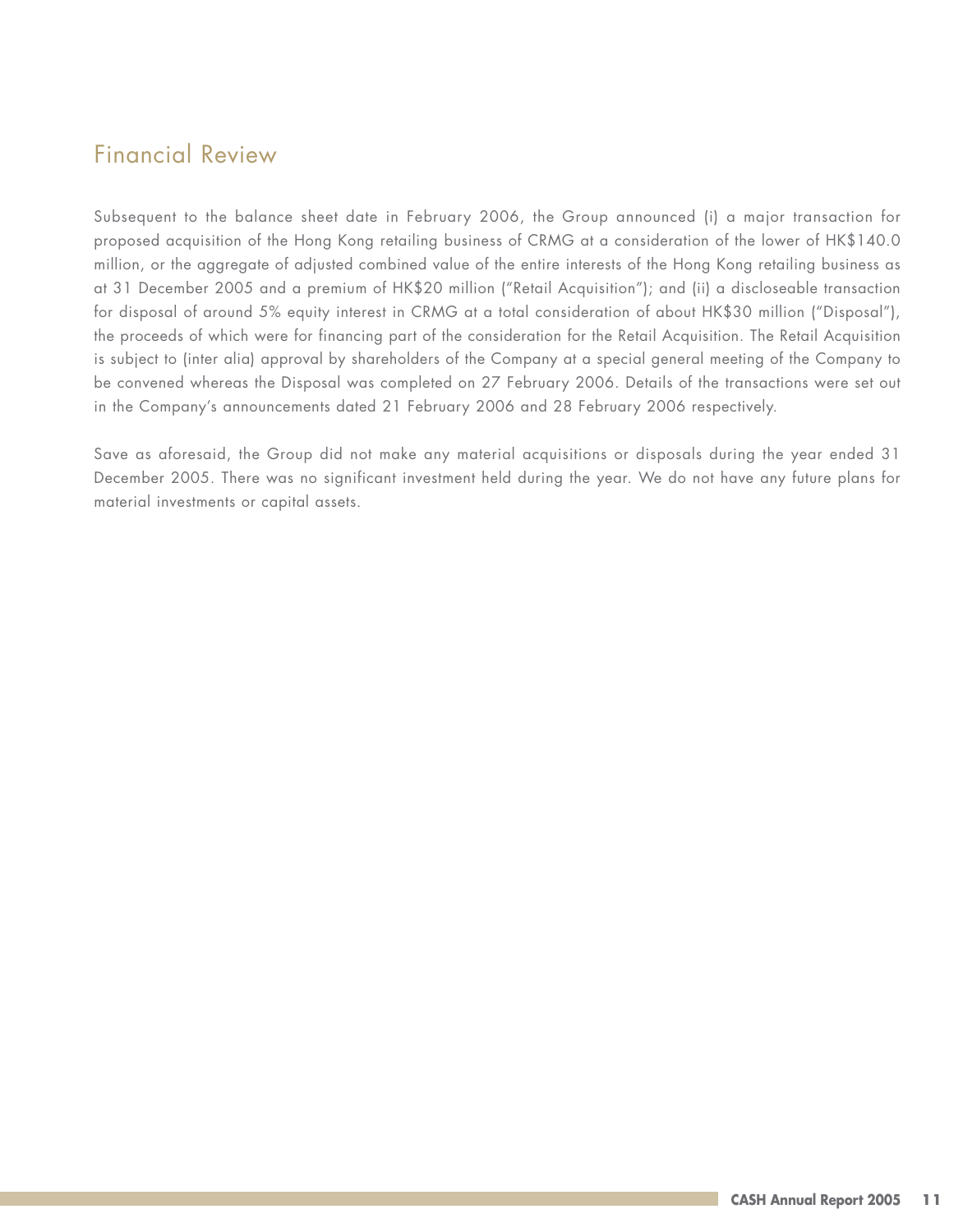## Financial Review

Subsequent to the balance sheet date in February 2006, the Group announced (i) a major transaction for proposed acquisition of the Hong Kong retailing business of CRMG at a consideration of the lower of HK$140.0 million, or the aggregate of adjusted combined value of the entire interests of the Hong Kong retailing business as at 31 December 2005 and a premium of HK$20 million ("Retail Acquisition"); and (ii) a discloseable transaction for disposal of around 5% equity interest in CRMG at a total consideration of about HK$30 million ("Disposal"), the proceeds of which were for financing part of the consideration for the Retail Acquisition. The Retail Acquisition is subject to (inter alia) approval by shareholders of the Company at a special general meeting of the Company to be convened whereas the Disposal was completed on 27 February 2006. Details of the transactions were set out in the Company's announcements dated 21 February 2006 and 28 February 2006 respectively.

Save as aforesaid, the Group did not make any material acquisitions or disposals during the year ended 31 December 2005. There was no significant investment held during the year. We do not have any future plans for material investments or capital assets.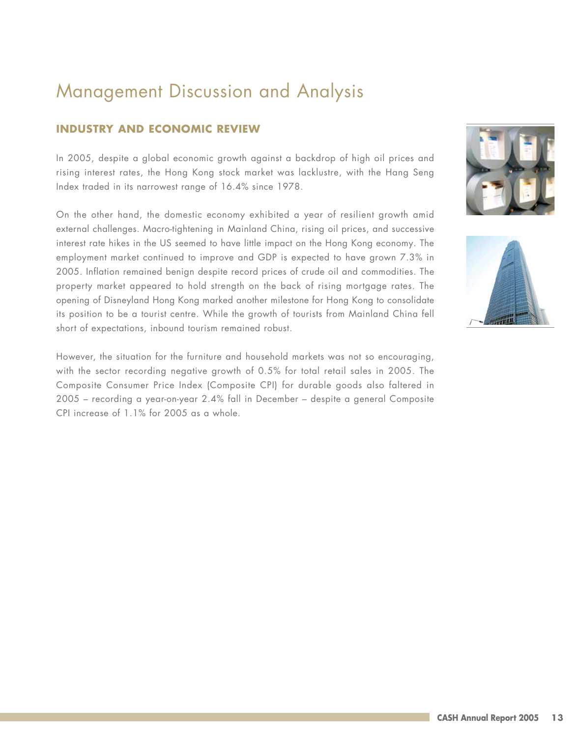# Management Discussion and Analysis

## INDUSTRY AND ECONOMIC REVIEW

In 2005, despite a global economic growth against a backdrop of high oil prices and rising interest rates, the Hong Kong stock market was lacklustre, with the Hang Seng Index traded in its narrowest range of 16.4% since 1978.

On the other hand, the domestic economy exhibited a year of resilient growth amid external challenges. Macro-tightening in Mainland China, rising oil prices, and successive interest rate hikes in the US seemed to have little impact on the Hong Kong economy. The employment market continued to improve and GDP is expected to have grown 7.3% in 2005. Inflation remained benign despite record prices of crude oil and commodities. The property market appeared to hold strength on the back of rising mortgage rates. The opening of Disneyland Hong Kong marked another milestone for Hong Kong to consolidate its position to be a tourist centre. While the growth of tourists from Mainland China fell short of expectations, inbound tourism remained robust.

However, the situation for the furniture and household markets was not so encouraging, with the sector recording negative growth of 0.5% for total retail sales in 2005. The Composite Consumer Price Index (Composite CPI) for durable goods also faltered in 2005 – recording a year-on-year 2.4% fall in December – despite a general Composite CPI increase of 1.1% for 2005 as a whole.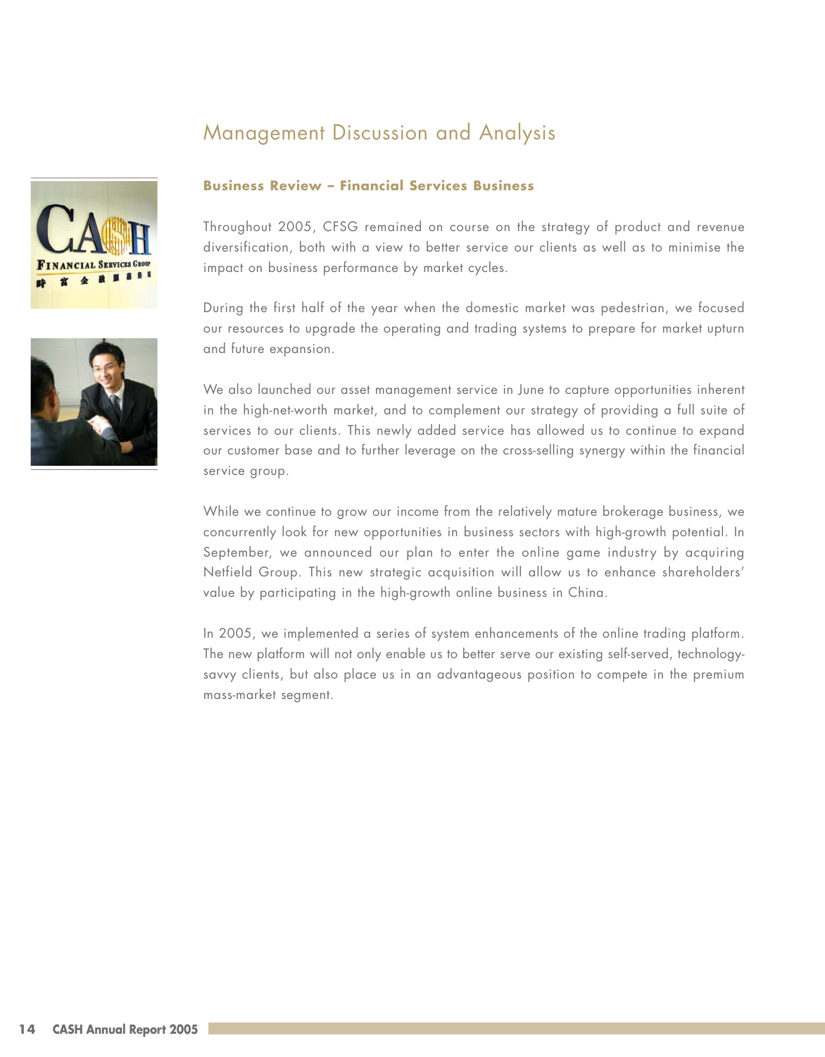# Management Discussion and Analysis

## Business Review – Financial Services Business

Throughout 2005, CFSG remained on course on the strategy of product and revenue diversification, both with a view to better service our clients as well as to minimise the impact on business performance by market cycles.

During the first half of the year when the domestic market was pedestrian, we focused our resources to upgrade the operating and trading systems to prepare for market upturn and future expansion.

We also launched our asset management service in June to capture opportunities inherent in the high-net-worth market, and to complement our strategy of providing a full suite of services to our clients. This newly added service has allowed us to continue to expand our customer base and to further leverage on the cross-selling synergy within the financial service group.

While we continue to grow our income from the relatively mature brokerage business, we concurrently look for new opportunities in business sectors with high-growth potential. In September, we announced our plan to enter the online game industry by acquiring Netfield Group. This new strategic acquisition will allow us to enhance shareholders' value by participating in the high-growth online business in China.

In 2005, we implemented a series of system enhancements of the online trading platform. The new platform will not only enable us to better serve our existing self-served, technology-savvy clients, but also place us in an advantageous position to compete in the premium mass-market segment.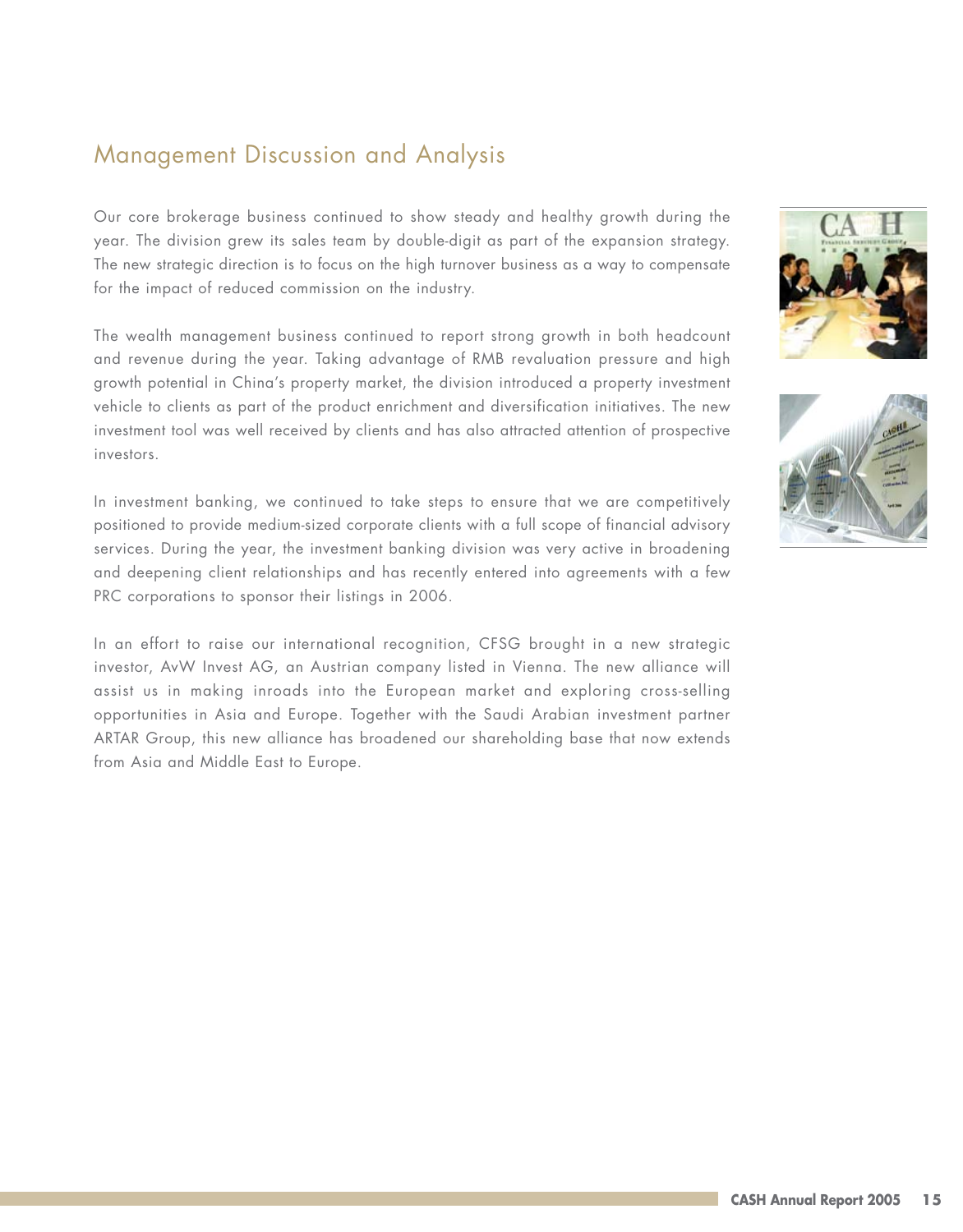# Management Discussion and Analysis

Our core brokerage business continued to show steady and healthy growth during the year. The division grew its sales team by double-digit as part of the expansion strategy. The new strategic direction is to focus on the high turnover business as a way to compensate for the impact of reduced commission on the industry.

The wealth management business continued to report strong growth in both headcount and revenue during the year. Taking advantage of RMB revaluation pressure and high growth potential in China's property market, the division introduced a property investment vehicle to clients as part of the product enrichment and diversification initiatives. The new investment tool was well received by clients and has also attracted attention of prospective investors.

In investment banking, we continued to take steps to ensure that we are competitively positioned to provide medium-sized corporate clients with a full scope of financial advisory services. During the year, the investment banking division was very active in broadening and deepening client relationships and has recently entered into agreements with a few PRC corporations to sponsor their listings in 2006.

In an effort to raise our international recognition, CFSG brought in a new strategic investor, AvW Invest AG, an Austrian company listed in Vienna. The new alliance will assist us in making inroads into the European market and exploring cross-selling opportunities in Asia and Europe. Together with the Saudi Arabian investment partner ARTAR Group, this new alliance has broadened our shareholding base that now extends from Asia and Middle East to Europe.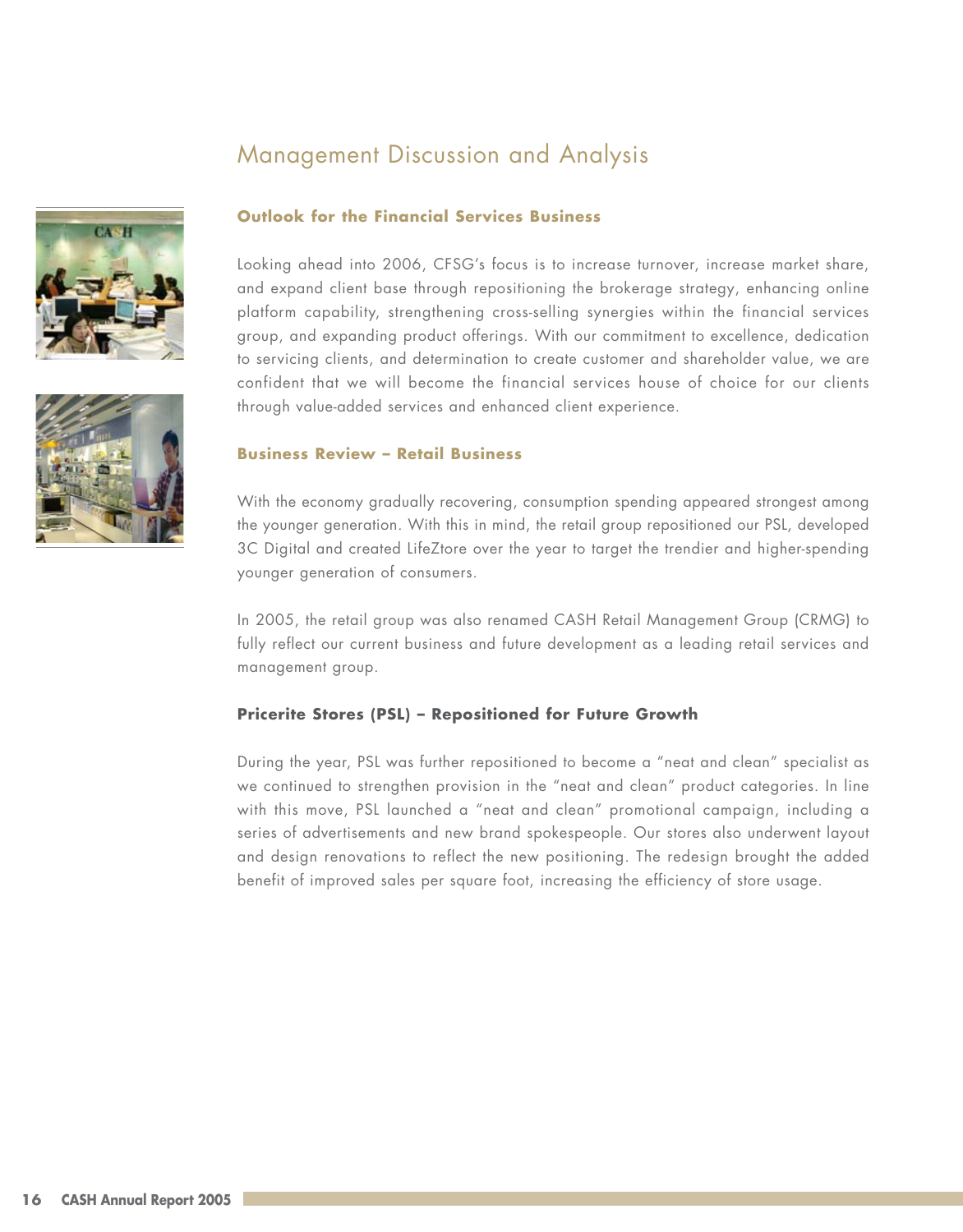# Management Discussion and Analysis

## Outlook for the Financial Services Business

Looking ahead into 2006, CFSG's focus is to increase turnover, increase market share, and expand client base through repositioning the brokerage strategy, enhancing online platform capability, strengthening cross-selling synergies within the financial services group, and expanding product offerings. With our commitment to excellence, dedication to servicing clients, and determination to create customer and shareholder value, we are confident that we will become the financial services house of choice for our clients through value-added services and enhanced client experience.

## Business Review – Retail Business

With the economy gradually recovering, consumption spending appeared strongest among the younger generation. With this in mind, the retail group repositioned our PSL, developed 3C Digital and created LifeZtore over the year to target the trendier and higher-spending younger generation of consumers.

In 2005, the retail group was also renamed CASH Retail Management Group (CRMG) to fully reflect our current business and future development as a leading retail services and management group.

### Pricerite Stores (PSL) – Repositioned for Future Growth

During the year, PSL was further repositioned to become a "neat and clean" specialist as we continued to strengthen provision in the "neat and clean" product categories. In line with this move, PSL launched a "neat and clean" promotional campaign, including a series of advertisements and new brand spokespeople. Our stores also underwent layout and design renovations to reflect the new positioning. The redesign brought the added benefit of improved sales per square foot, increasing the efficiency of store usage.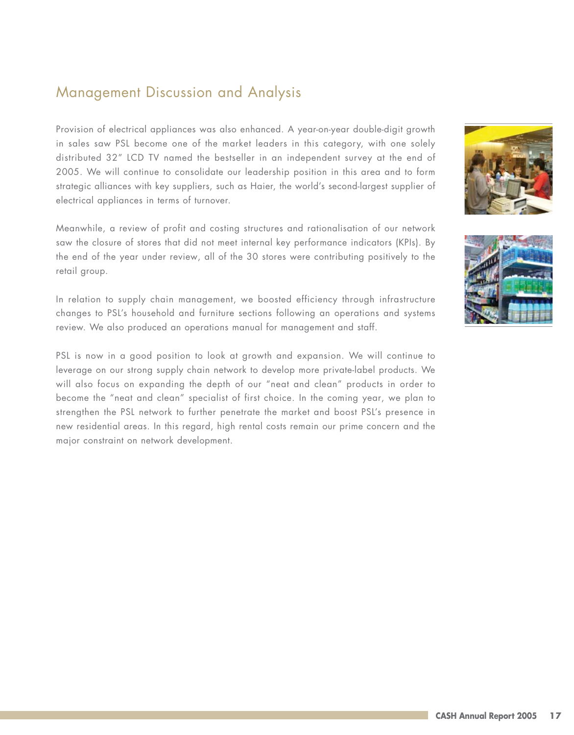# Management Discussion and Analysis

Provision of electrical appliances was also enhanced. A year-on-year double-digit growth in sales saw PSL become one of the market leaders in this category, with one solely distributed 32" LCD TV named the bestseller in an independent survey at the end of 2005. We will continue to consolidate our leadership position in this area and to form strategic alliances with key suppliers, such as Haier, the world's second-largest supplier of electrical appliances in terms of turnover.

Meanwhile, a review of profit and costing structures and rationalisation of our network saw the closure of stores that did not meet internal key performance indicators (KPIs). By the end of the year under review, all of the 30 stores were contributing positively to the retail group.

In relation to supply chain management, we boosted efficiency through infrastructure changes to PSL's household and furniture sections following an operations and systems review. We also produced an operations manual for management and staff.

PSL is now in a good position to look at growth and expansion. We will continue to leverage on our strong supply chain network to develop more private-label products. We will also focus on expanding the depth of our "neat and clean" products in order to become the "neat and clean" specialist of first choice. In the coming year, we plan to strengthen the PSL network to further penetrate the market and boost PSL's presence in new residential areas. In this regard, high rental costs remain our prime concern and the major constraint on network development.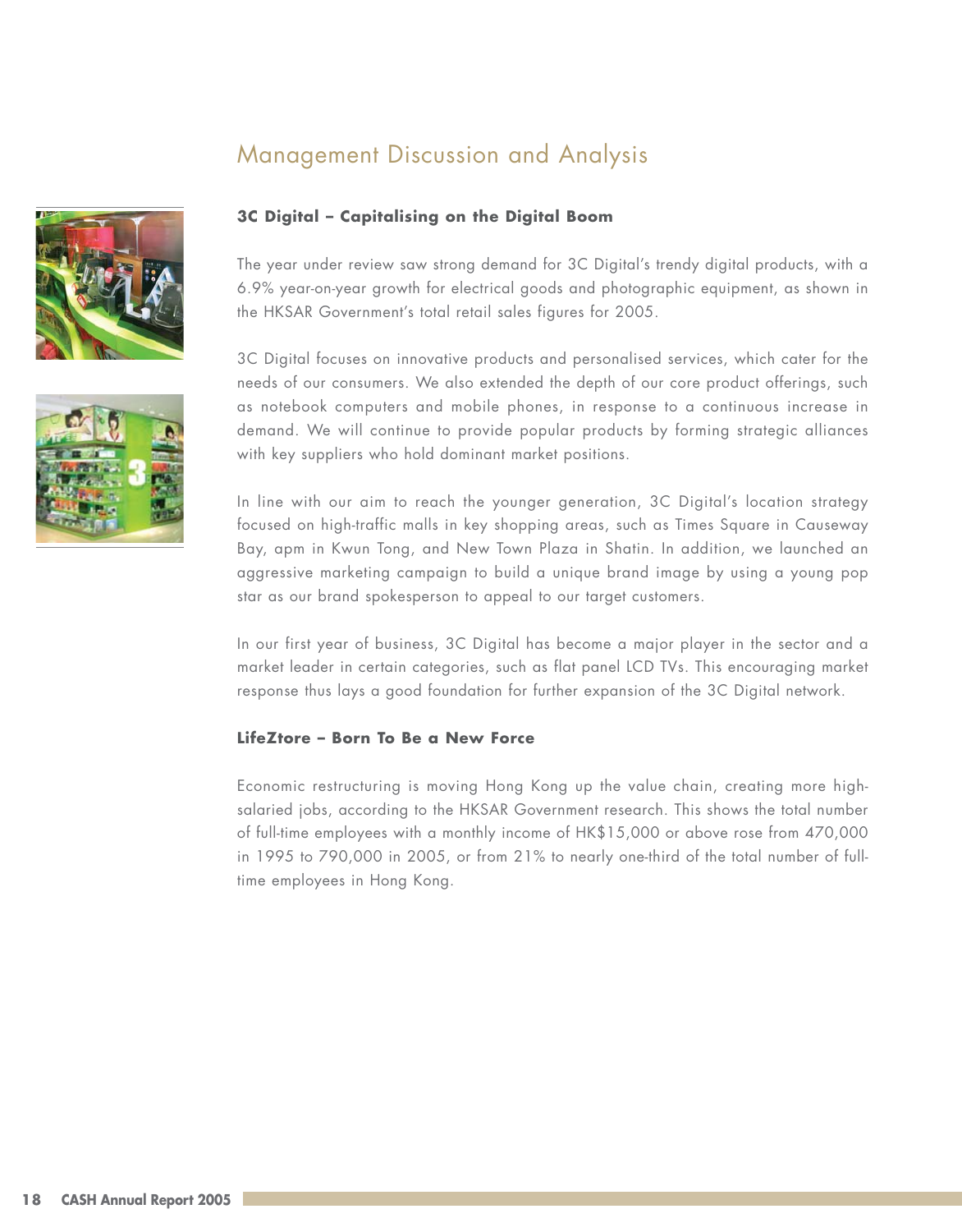# Management Discussion and Analysis

### 3C Digital – Capitalising on the Digital Boom

The year under review saw strong demand for 3C Digital's trendy digital products, with a 6.9% year-on-year growth for electrical goods and photographic equipment, as shown in the HKSAR Government's total retail sales figures for 2005.

3C Digital focuses on innovative products and personalised services, which cater for the needs of our consumers. We also extended the depth of our core product offerings, such as notebook computers and mobile phones, in response to a continuous increase in demand. We will continue to provide popular products by forming strategic alliances with key suppliers who hold dominant market positions.

In line with our aim to reach the younger generation, 3C Digital's location strategy focused on high-traffic malls in key shopping areas, such as Times Square in Causeway Bay, apm in Kwun Tong, and New Town Plaza in Shatin. In addition, we launched an aggressive marketing campaign to build a unique brand image by using a young pop star as our brand spokesperson to appeal to our target customers.

In our first year of business, 3C Digital has become a major player in the sector and a market leader in certain categories, such as flat panel LCD TVs. This encouraging market response thus lays a good foundation for further expansion of the 3C Digital network.

### LifeZtore – Born To Be a New Force

Economic restructuring is moving Hong Kong up the value chain, creating more high-salaried jobs, according to the HKSAR Government research. This shows the total number of full-time employees with a monthly income of HK$15,000 or above rose from 470,000 in 1995 to 790,000 in 2005, or from 21% to nearly one-third of the total number of full-time employees in Hong Kong.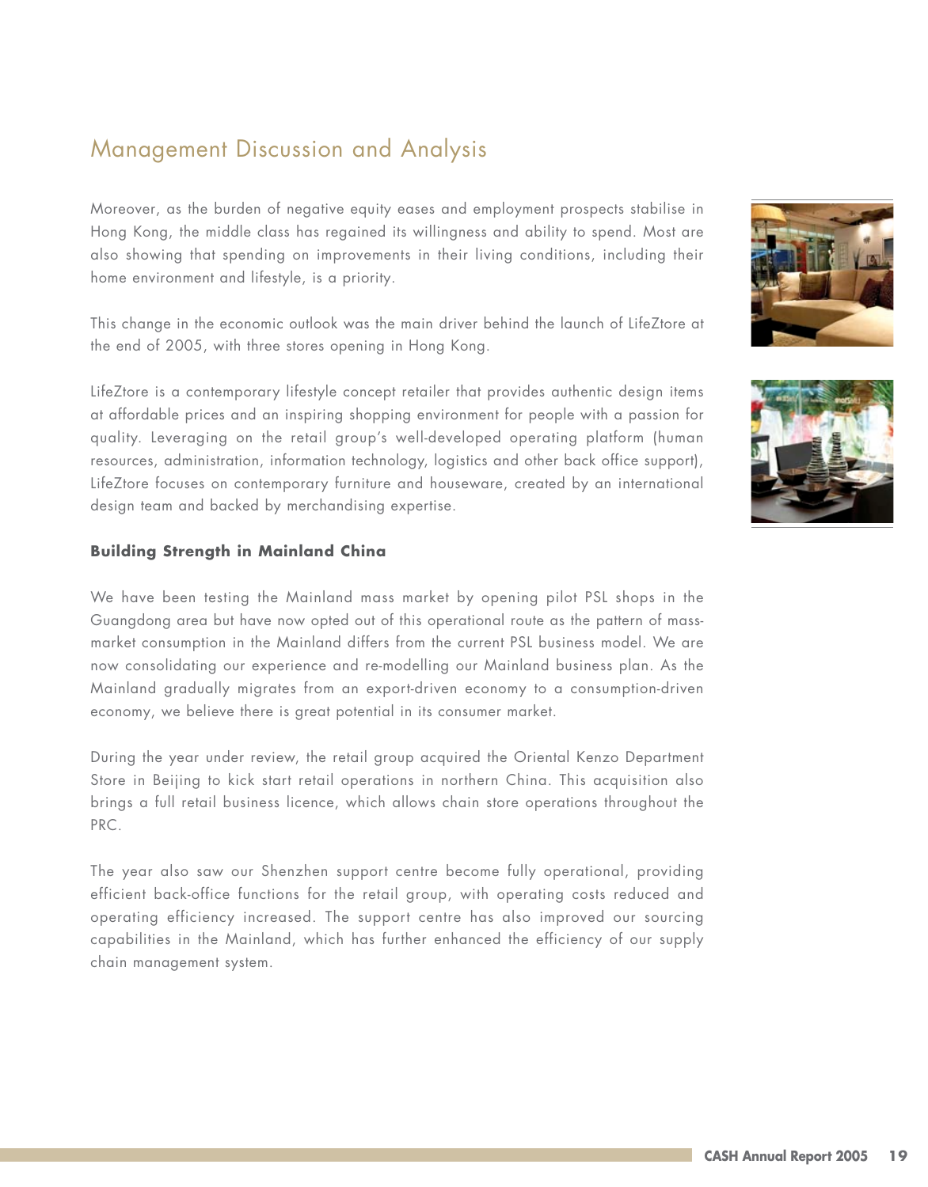# Management Discussion and Analysis

Moreover, as the burden of negative equity eases and employment prospects stabilise in Hong Kong, the middle class has regained its willingness and ability to spend. Most are also showing that spending on improvements in their living conditions, including their home environment and lifestyle, is a priority.

This change in the economic outlook was the main driver behind the launch of LifeZtore at the end of 2005, with three stores opening in Hong Kong.

LifeZtore is a contemporary lifestyle concept retailer that provides authentic design items at affordable prices and an inspiring shopping environment for people with a passion for quality. Leveraging on the retail group's well-developed operating platform (human resources, administration, information technology, logistics and other back office support), LifeZtore focuses on contemporary furniture and houseware, created by an international design team and backed by merchandising expertise.

**Building Strength in Mainland China**

We have been testing the Mainland mass market by opening pilot PSL shops in the Guangdong area but have now opted out of this operational route as the pattern of mass-market consumption in the Mainland differs from the current PSL business model. We are now consolidating our experience and re-modelling our Mainland business plan. As the Mainland gradually migrates from an export-driven economy to a consumption-driven economy, we believe there is great potential in its consumer market.

During the year under review, the retail group acquired the Oriental Kenzo Department Store in Beijing to kick start retail operations in northern China. This acquisition also brings a full retail business licence, which allows chain store operations throughout the PRC.

The year also saw our Shenzhen support centre become fully operational, providing efficient back-office functions for the retail group, with operating costs reduced and operating efficiency increased. The support centre has also improved our sourcing capabilities in the Mainland, which has further enhanced the efficiency of our supply chain management system.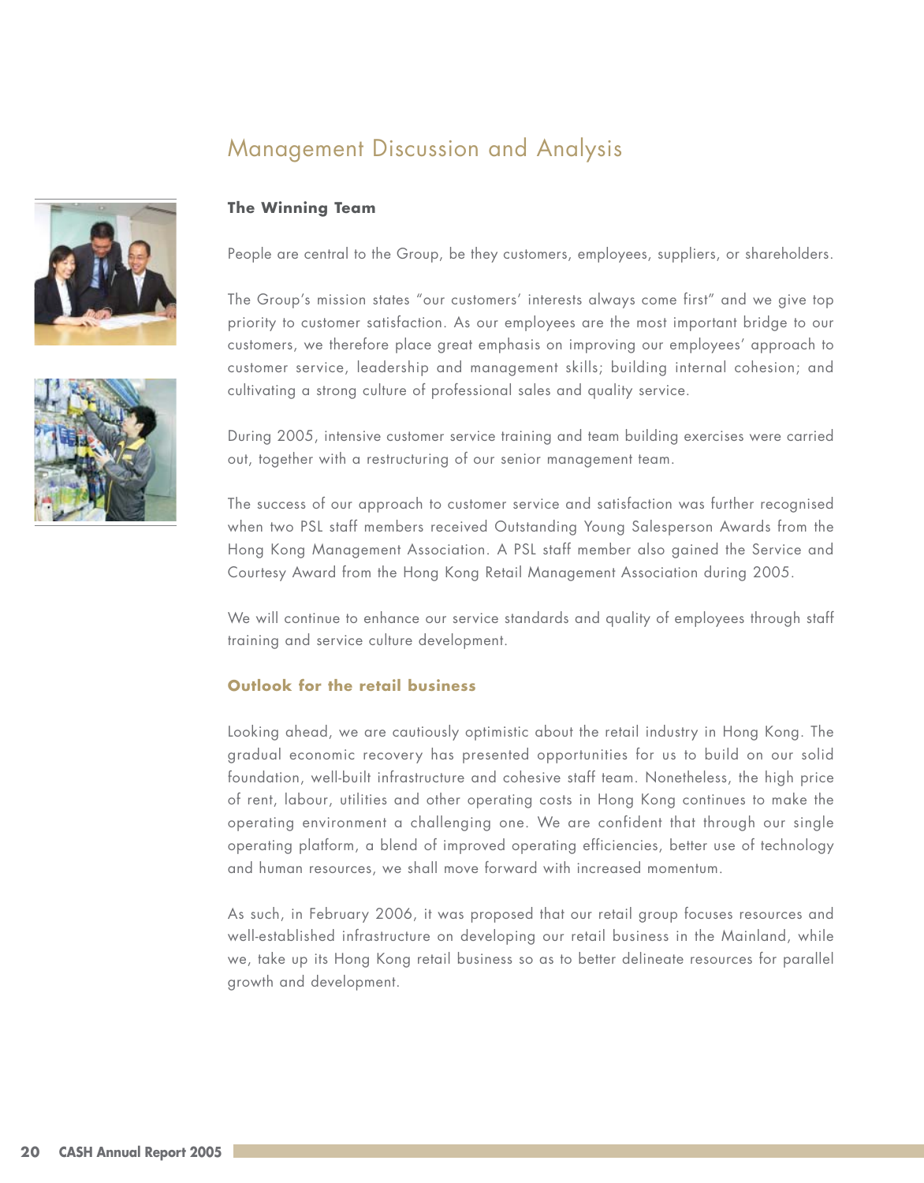# Management Discussion and Analysis

### The Winning Team

People are central to the Group, be they customers, employees, suppliers, or shareholders.

The Group's mission states "our customers' interests always come first" and we give top priority to customer satisfaction. As our employees are the most important bridge to our customers, we therefore place great emphasis on improving our employees' approach to customer service, leadership and management skills; building internal cohesion; and cultivating a strong culture of professional sales and quality service.

During 2005, intensive customer service training and team building exercises were carried out, together with a restructuring of our senior management team.

The success of our approach to customer service and satisfaction was further recognised when two PSL staff members received Outstanding Young Salesperson Awards from the Hong Kong Management Association. A PSL staff member also gained the Service and Courtesy Award from the Hong Kong Retail Management Association during 2005.

We will continue to enhance our service standards and quality of employees through staff training and service culture development.

### Outlook for the retail business

Looking ahead, we are cautiously optimistic about the retail industry in Hong Kong. The gradual economic recovery has presented opportunities for us to build on our solid foundation, well-built infrastructure and cohesive staff team. Nonetheless, the high price of rent, labour, utilities and other operating costs in Hong Kong continues to make the operating environment a challenging one. We are confident that through our single operating platform, a blend of improved operating efficiencies, better use of technology and human resources, we shall move forward with increased momentum.

As such, in February 2006, it was proposed that our retail group focuses resources and well-established infrastructure on developing our retail business in the Mainland, while we, take up its Hong Kong retail business so as to better delineate resources for parallel growth and development.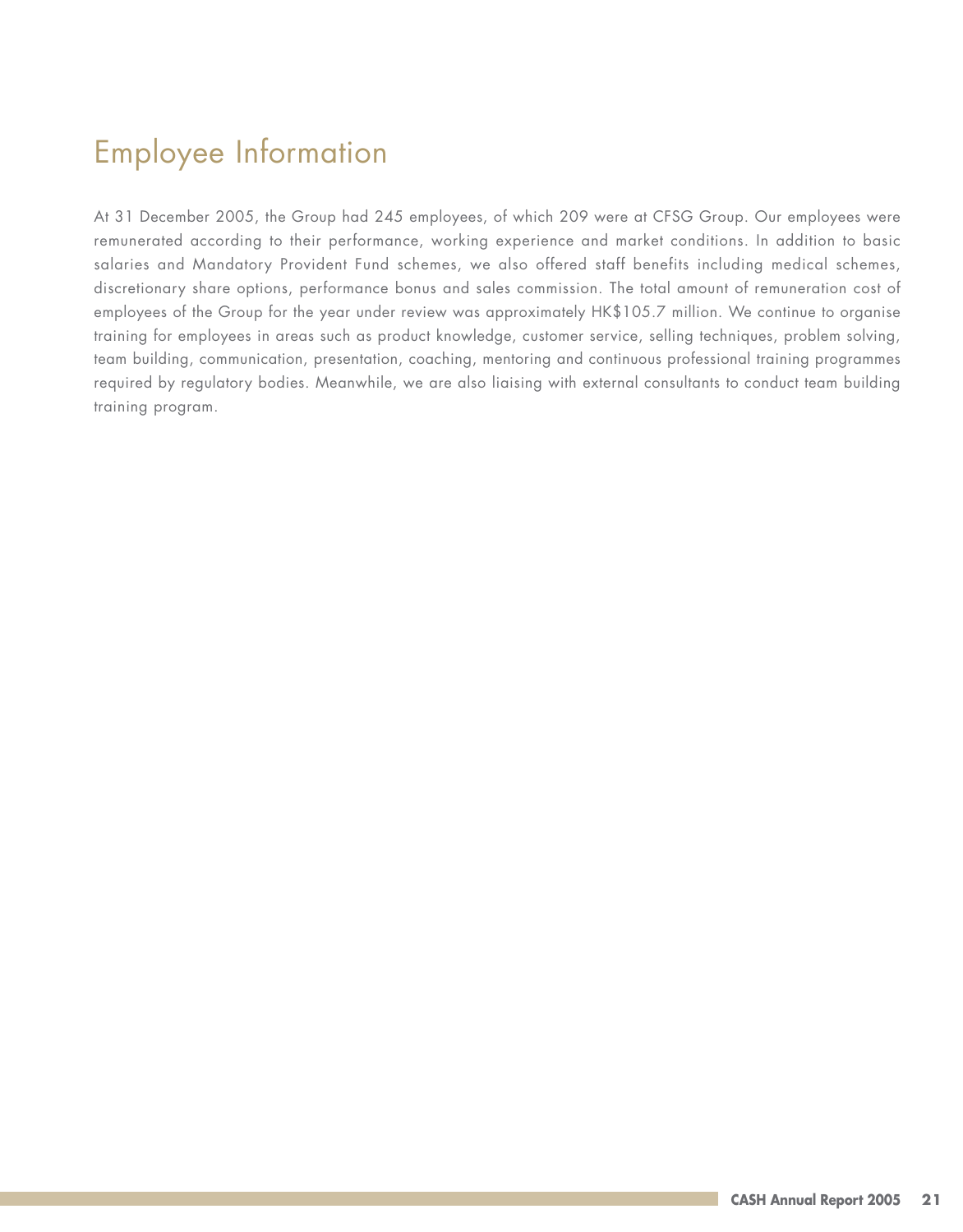# Employee Information

At 31 December 2005, the Group had 245 employees, of which 209 were at CFSG Group. Our employees were remunerated according to their performance, working experience and market conditions. In addition to basic salaries and Mandatory Provident Fund schemes, we also offered staff benefits including medical schemes, discretionary share options, performance bonus and sales commission. The total amount of remuneration cost of employees of the Group for the year under review was approximately HK$105.7 million. We continue to organise training for employees in areas such as product knowledge, customer service, selling techniques, problem solving, team building, communication, presentation, coaching, mentoring and continuous professional training programmes required by regulatory bodies. Meanwhile, we are also liaising with external consultants to conduct team building training program.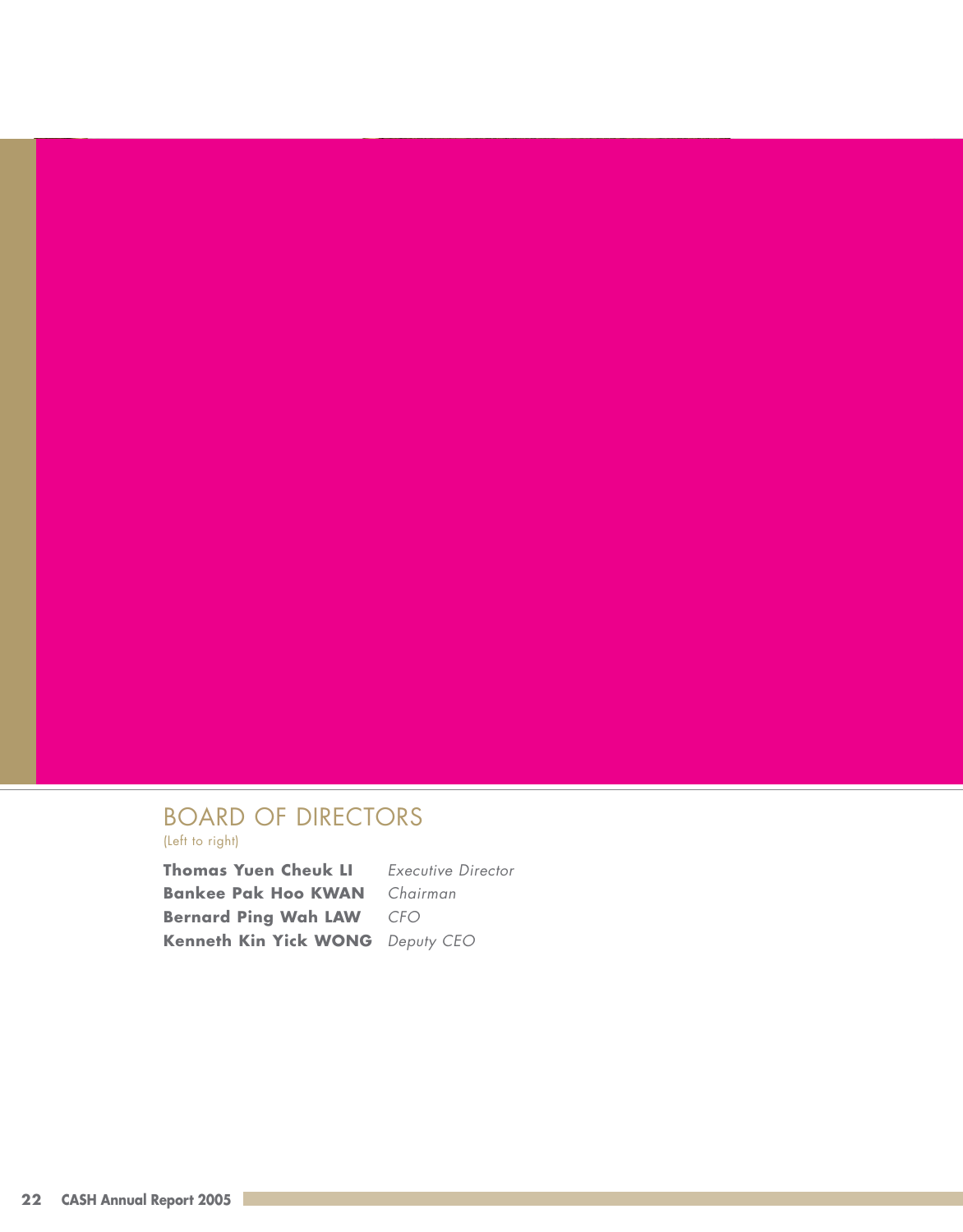## BOARD OF DIRECTORS

(Left to right)

| | |
|---|---|
| **Thomas Yuen Cheuk LI** | *Executive Director* |
| **Bankee Pak Hoo KWAN** | *Chairman* |
| **Bernard Ping Wah LAW** | *CFO* |
| **Kenneth Kin Yick WONG** | *Deputy CEO* |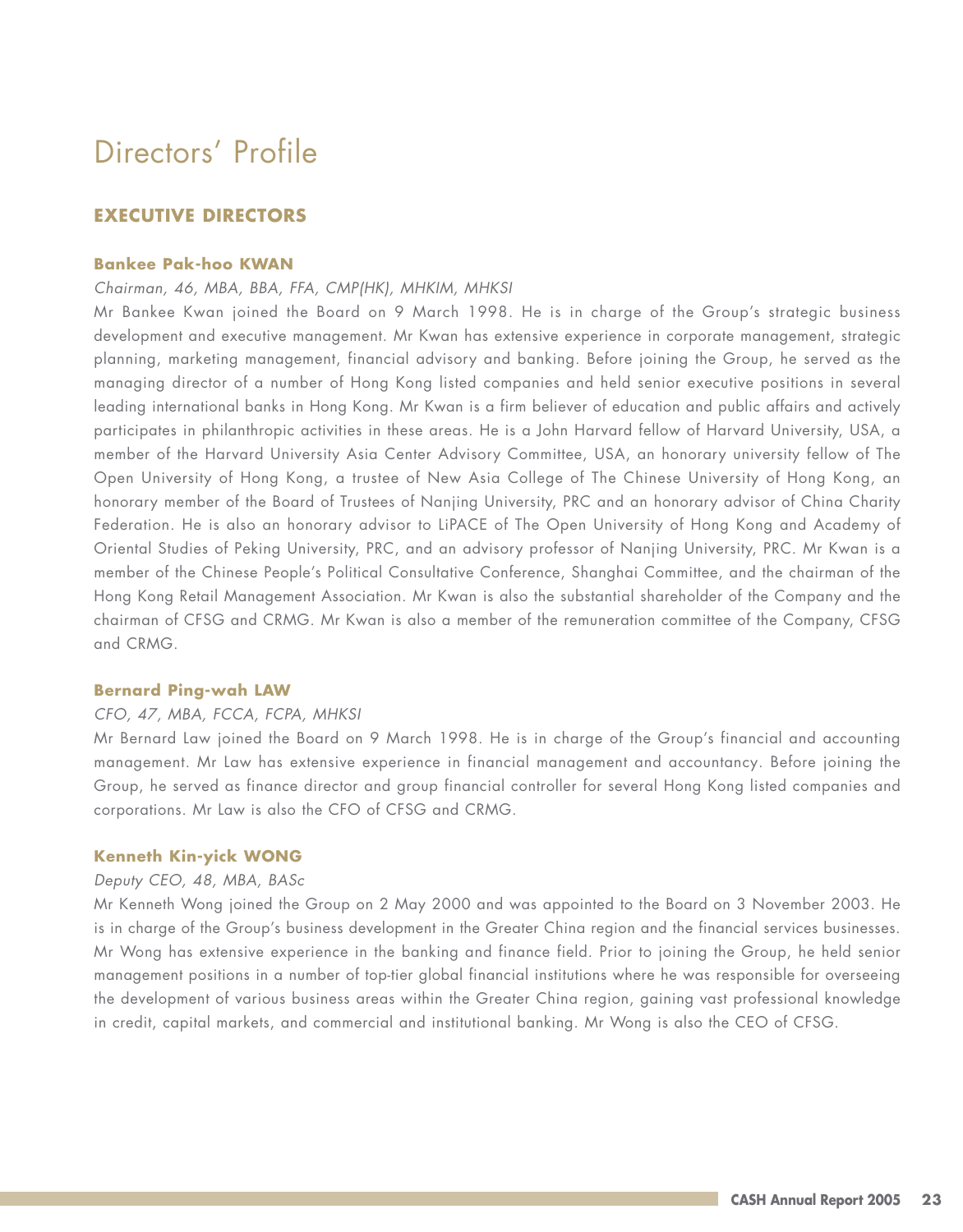# Directors' Profile

## EXECUTIVE DIRECTORS

### Bankee Pak-hoo KWAN

*Chairman, 46, MBA, BBA, FFA, CMP(HK), MHKIM, MHKSI*

Mr Bankee Kwan joined the Board on 9 March 1998. He is in charge of the Group's strategic business development and executive management. Mr Kwan has extensive experience in corporate management, strategic planning, marketing management, financial advisory and banking. Before joining the Group, he served as the managing director of a number of Hong Kong listed companies and held senior executive positions in several leading international banks in Hong Kong. Mr Kwan is a firm believer of education and public affairs and actively participates in philanthropic activities in these areas. He is a John Harvard fellow of Harvard University, USA, a member of the Harvard University Asia Center Advisory Committee, USA, an honorary university fellow of The Open University of Hong Kong, a trustee of New Asia College of The Chinese University of Hong Kong, an honorary member of the Board of Trustees of Nanjing University, PRC and an honorary advisor of China Charity Federation. He is also an honorary advisor to LiPACE of The Open University of Hong Kong and Academy of Oriental Studies of Peking University, PRC, and an advisory professor of Nanjing University, PRC. Mr Kwan is a member of the Chinese People's Political Consultative Conference, Shanghai Committee, and the chairman of the Hong Kong Retail Management Association. Mr Kwan is also the substantial shareholder of the Company and the chairman of CFSG and CRMG. Mr Kwan is also a member of the remuneration committee of the Company, CFSG and CRMG.

### Bernard Ping-wah LAW

*CFO, 47, MBA, FCCA, FCPA, MHKSI*

Mr Bernard Law joined the Board on 9 March 1998. He is in charge of the Group's financial and accounting management. Mr Law has extensive experience in financial management and accountancy. Before joining the Group, he served as finance director and group financial controller for several Hong Kong listed companies and corporations. Mr Law is also the CFO of CFSG and CRMG.

### Kenneth Kin-yick WONG

*Deputy CEO, 48, MBA, BASc*

Mr Kenneth Wong joined the Group on 2 May 2000 and was appointed to the Board on 3 November 2003. He is in charge of the Group's business development in the Greater China region and the financial services businesses. Mr Wong has extensive experience in the banking and finance field. Prior to joining the Group, he held senior management positions in a number of top-tier global financial institutions where he was responsible for overseeing the development of various business areas within the Greater China region, gaining vast professional knowledge in credit, capital markets, and commercial and institutional banking. Mr Wong is also the CEO of CFSG.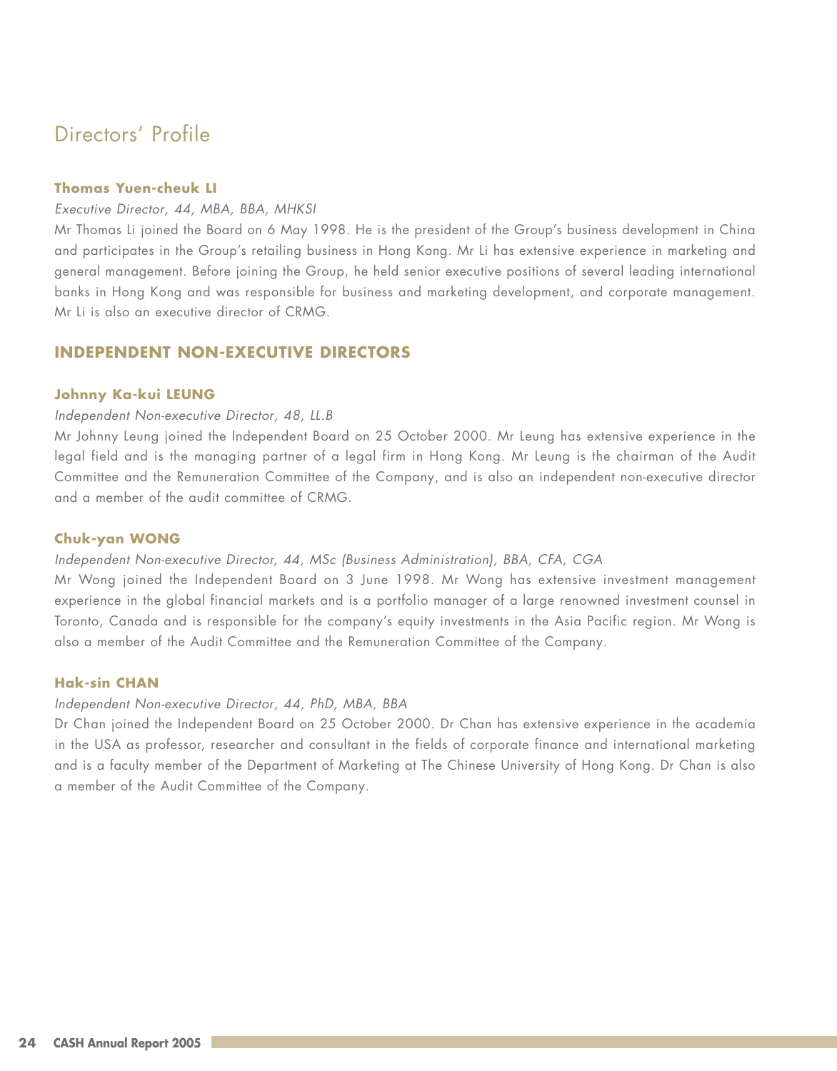# Directors' Profile

### Thomas Yuen-cheuk LI

*Executive Director, 44, MBA, BBA, MHKSI*

Mr Thomas Li joined the Board on 6 May 1998. He is the president of the Group's business development in China and participates in the Group's retailing business in Hong Kong. Mr Li has extensive experience in marketing and general management. Before joining the Group, he held senior executive positions of several leading international banks in Hong Kong and was responsible for business and marketing development, and corporate management. Mr Li is also an executive director of CRMG.

## INDEPENDENT NON-EXECUTIVE DIRECTORS

### Johnny Ka-kui LEUNG

*Independent Non-executive Director, 48, LL.B*

Mr Johnny Leung joined the Independent Board on 25 October 2000. Mr Leung has extensive experience in the legal field and is the managing partner of a legal firm in Hong Kong. Mr Leung is the chairman of the Audit Committee and the Remuneration Committee of the Company, and is also an independent non-executive director and a member of the audit committee of CRMG.

### Chuk-yan WONG

*Independent Non-executive Director, 44, MSc (Business Administration), BBA, CFA, CGA*

Mr Wong joined the Independent Board on 3 June 1998. Mr Wong has extensive investment management experience in the global financial markets and is a portfolio manager of a large renowned investment counsel in Toronto, Canada and is responsible for the company's equity investments in the Asia Pacific region. Mr Wong is also a member of the Audit Committee and the Remuneration Committee of the Company.

### Hak-sin CHAN

*Independent Non-executive Director, 44, PhD, MBA, BBA*

Dr Chan joined the Independent Board on 25 October 2000. Dr Chan has extensive experience in the academia in the USA as professor, researcher and consultant in the fields of corporate finance and international marketing and is a faculty member of the Department of Marketing at The Chinese University of Hong Kong. Dr Chan is also a member of the Audit Committee of the Company.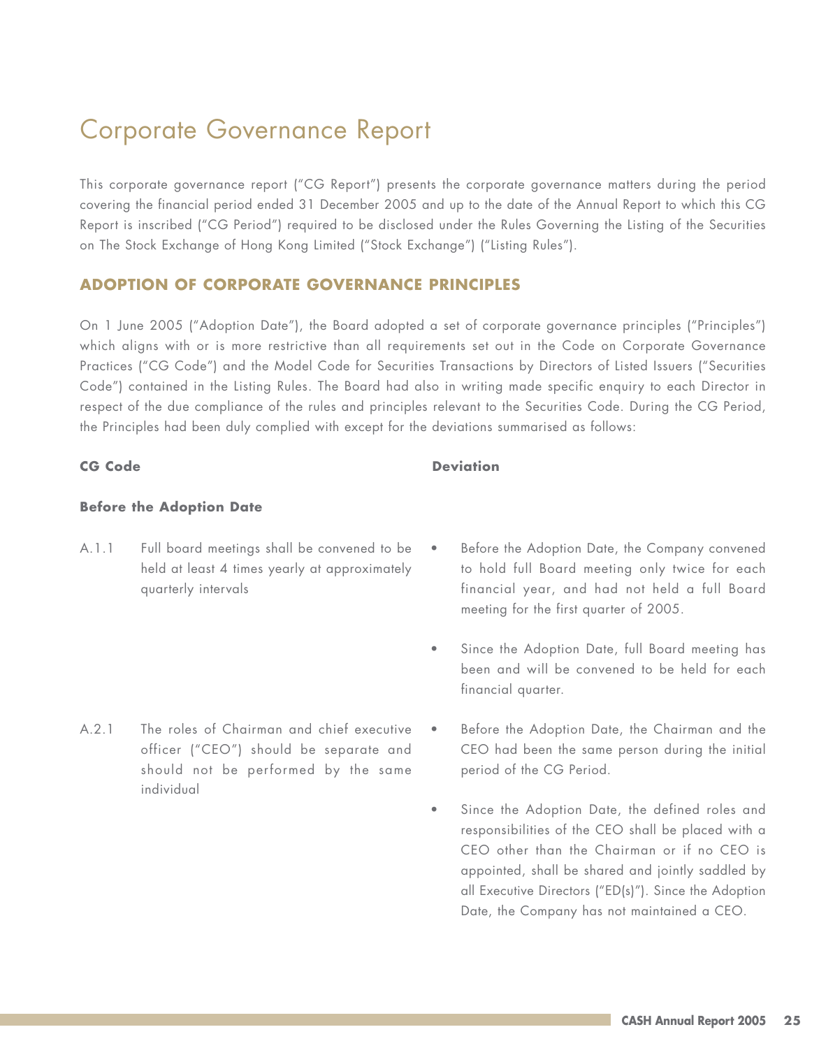# Corporate Governance Report

This corporate governance report ("CG Report") presents the corporate governance matters during the period covering the financial period ended 31 December 2005 and up to the date of the Annual Report to which this CG Report is inscribed ("CG Period") required to be disclosed under the Rules Governing the Listing of the Securities on The Stock Exchange of Hong Kong Limited ("Stock Exchange") ("Listing Rules").

## ADOPTION OF CORPORATE GOVERNANCE PRINCIPLES

On 1 June 2005 ("Adoption Date"), the Board adopted a set of corporate governance principles ("Principles") which aligns with or is more restrictive than all requirements set out in the Code on Corporate Governance Practices ("CG Code") and the Model Code for Securities Transactions by Directors of Listed Issuers ("Securities Code") contained in the Listing Rules. The Board had also in writing made specific enquiry to each Director in respect of the due compliance of the rules and principles relevant to the Securities Code. During the CG Period, the Principles had been duly complied with except for the deviations summarised as follows:

| CG Code | Deviation |
|---|---|
| **Before the Adoption Date** | |
| A.1.1 Full board meetings shall be convened to be held at least 4 times yearly at approximately quarterly intervals | • Before the Adoption Date, the Company convened to hold full Board meeting only twice for each financial year, and had not held a full Board meeting for the first quarter of 2005.<br>• Since the Adoption Date, full Board meeting has been and will be convened to be held for each financial quarter. |
| A.2.1 The roles of Chairman and chief executive officer ("CEO") should be separate and should not be performed by the same individual | • Before the Adoption Date, the Chairman and the CEO had been the same person during the initial period of the CG Period.<br>• Since the Adoption Date, the defined roles and responsibilities of the CEO shall be placed with a CEO other than the Chairman or if no CEO is appointed, shall be shared and jointly saddled by all Executive Directors ("ED(s)"). Since the Adoption Date, the Company has not maintained a CEO. |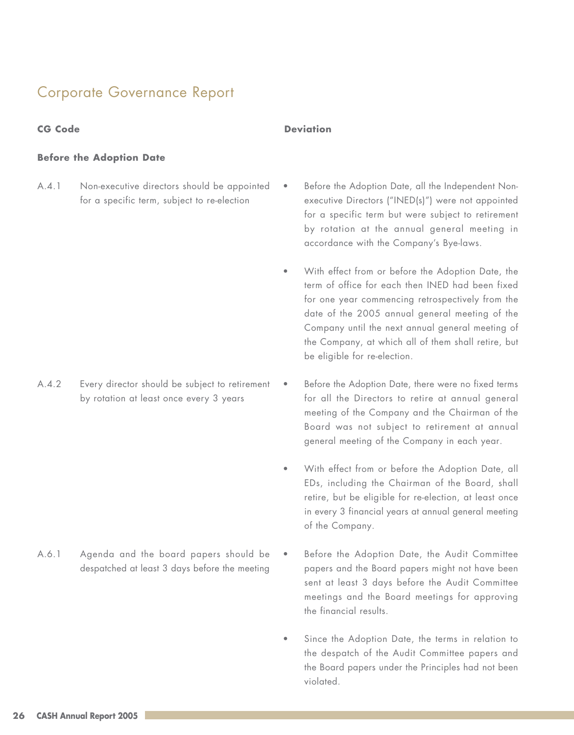# Corporate Governance Report

| CG Code | | Deviation |
|---|---|---|
| **Before the Adoption Date** | | |
| A.4.1 | Non-executive directors should be appointed for a specific term, subject to re-election | • Before the Adoption Date, all the Independent Non-executive Directors ("INED(s)") were not appointed for a specific term but were subject to retirement by rotation at the annual general meeting in accordance with the Company's Bye-laws.<br><br>• With effect from or before the Adoption Date, the term of office for each then INED had been fixed for one year commencing retrospectively from the date of the 2005 annual general meeting of the Company until the next annual general meeting of the Company, at which all of them shall retire, but be eligible for re-election. |
| A.4.2 | Every director should be subject to retirement by rotation at least once every 3 years | • Before the Adoption Date, there were no fixed terms for all the Directors to retire at annual general meeting of the Company and the Chairman of the Board was not subject to retirement at annual general meeting of the Company in each year.<br><br>• With effect from or before the Adoption Date, all EDs, including the Chairman of the Board, shall retire, but be eligible for re-election, at least once in every 3 financial years at annual general meeting of the Company. |
| A.6.1 | Agenda and the board papers should be despatched at least 3 days before the meeting | • Before the Adoption Date, the Audit Committee papers and the Board papers might not have been sent at least 3 days before the Audit Committee meetings and the Board meetings for approving the financial results.<br><br>• Since the Adoption Date, the terms in relation to the despatch of the Audit Committee papers and the Board papers under the Principles had not been violated. |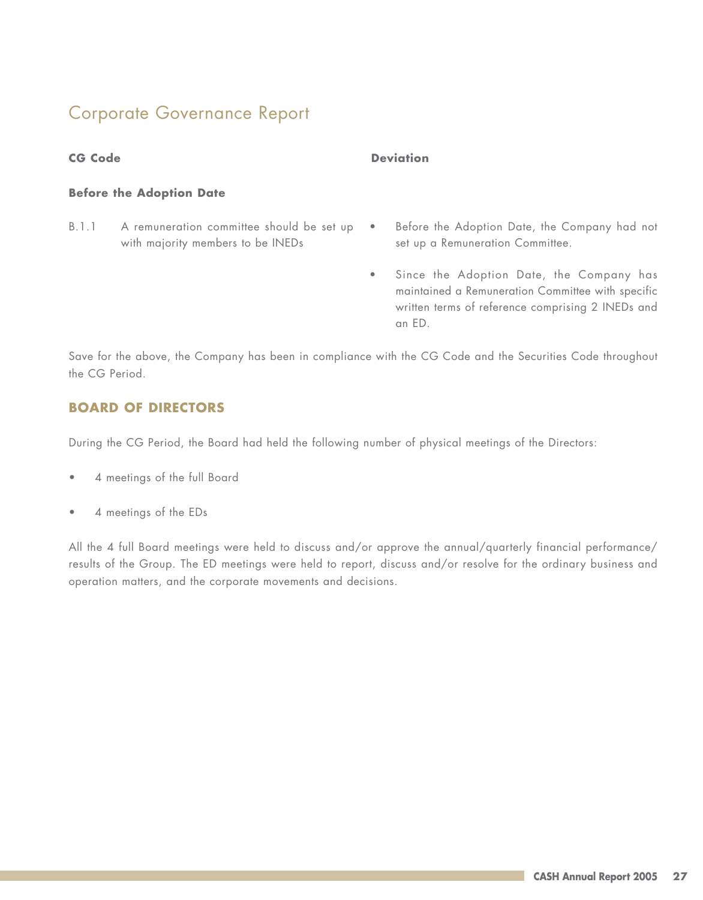# Corporate Governance Report

| CG Code | Deviation |
|---|---|
| **Before the Adoption Date** | |
| B.1.1 A remuneration committee should be set up with majority members to be INEDs | • Before the Adoption Date, the Company had not set up a Remuneration Committee.<br>• Since the Adoption Date, the Company has maintained a Remuneration Committee with specific written terms of reference comprising 2 INEDs and an ED. |

Save for the above, the Company has been in compliance with the CG Code and the Securities Code throughout the CG Period.

## BOARD OF DIRECTORS

During the CG Period, the Board had held the following number of physical meetings of the Directors:

- 4 meetings of the full Board
- 4 meetings of the EDs

All the 4 full Board meetings were held to discuss and/or approve the annual/quarterly financial performance/ results of the Group. The ED meetings were held to report, discuss and/or resolve for the ordinary business and operation matters, and the corporate movements and decisions.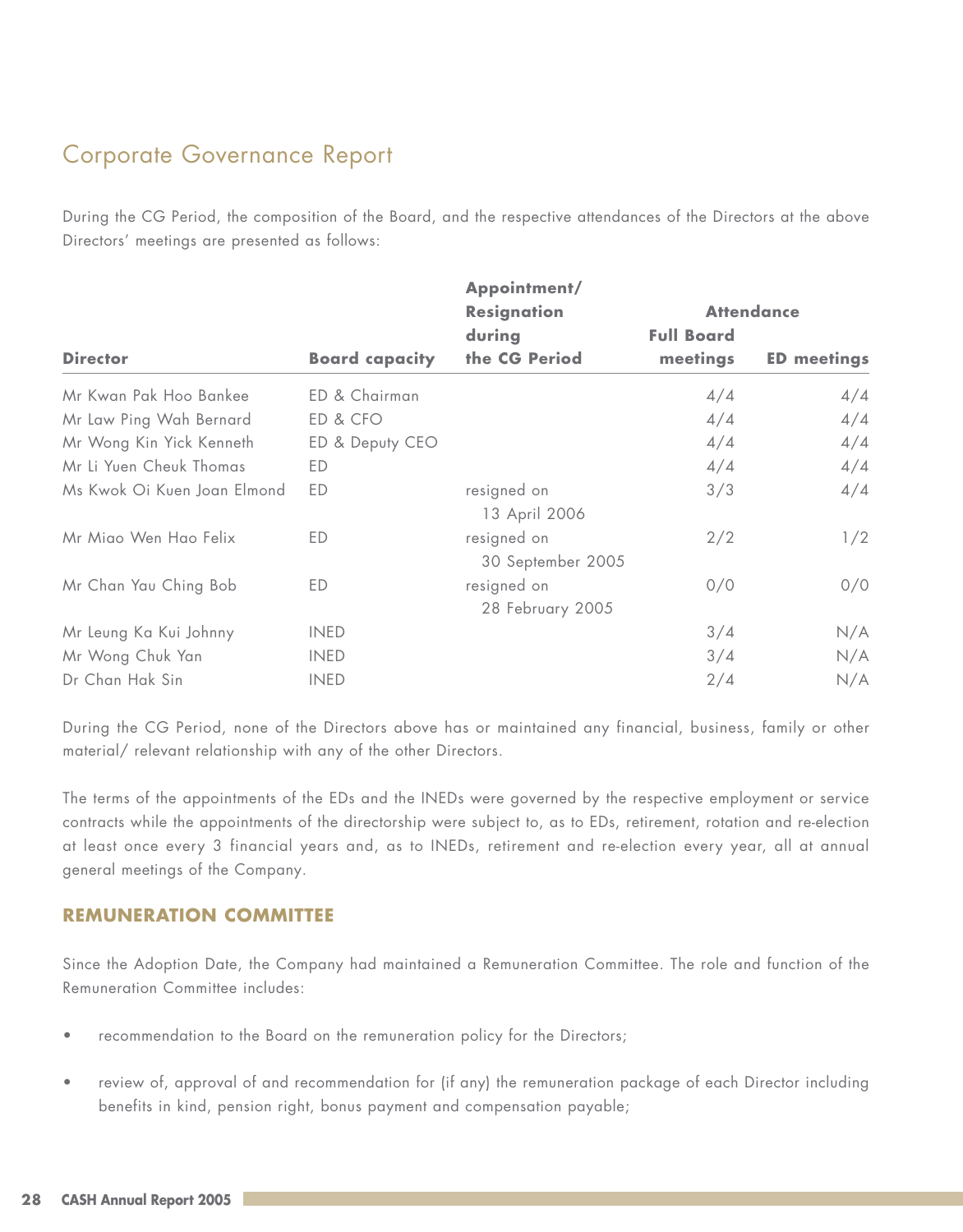# Corporate Governance Report

During the CG Period, the composition of the Board, and the respective attendances of the Directors at the above Directors' meetings are presented as follows:

| Director | Board capacity | Appointment/ Resignation during the CG Period | Attendance | |
|---|---|---|---|---|
| | | | Full Board meetings | ED meetings |
| Mr Kwan Pak Hoo Bankee | ED & Chairman | | 4/4 | 4/4 |
| Mr Law Ping Wah Bernard | ED & CFO | | 4/4 | 4/4 |
| Mr Wong Kin Yick Kenneth | ED & Deputy CEO | | 4/4 | 4/4 |
| Mr Li Yuen Cheuk Thomas | ED | | 4/4 | 4/4 |
| Ms Kwok Oi Kuen Joan Elmond | ED | resigned on 13 April 2006 | 3/3 | 4/4 |
| Mr Miao Wen Hao Felix | ED | resigned on 30 September 2005 | 2/2 | 1/2 |
| Mr Chan Yau Ching Bob | ED | resigned on 28 February 2005 | 0/0 | 0/0 |
| Mr Leung Ka Kui Johnny | INED | | 3/4 | N/A |
| Mr Wong Chuk Yan | INED | | 3/4 | N/A |
| Dr Chan Hak Sin | INED | | 2/4 | N/A |

During the CG Period, none of the Directors above has or maintained any financial, business, family or other material/ relevant relationship with any of the other Directors.

The terms of the appointments of the EDs and the INEDs were governed by the respective employment or service contracts while the appointments of the directorship were subject to, as to EDs, retirement, rotation and re-election at least once every 3 financial years and, as to INEDs, retirement and re-election every year, all at annual general meetings of the Company.

## REMUNERATION COMMITTEE

Since the Adoption Date, the Company had maintained a Remuneration Committee. The role and function of the Remuneration Committee includes:

- recommendation to the Board on the remuneration policy for the Directors;
- review of, approval of and recommendation for (if any) the remuneration package of each Director including benefits in kind, pension right, bonus payment and compensation payable;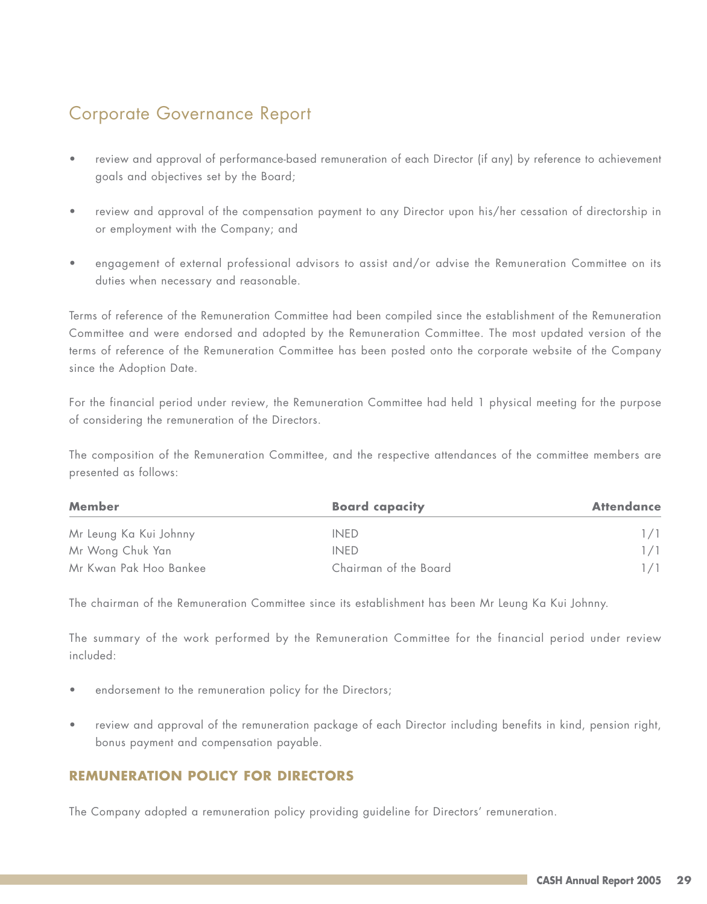# Corporate Governance Report

- review and approval of performance-based remuneration of each Director (if any) by reference to achievement goals and objectives set by the Board;
- review and approval of the compensation payment to any Director upon his/her cessation of directorship in or employment with the Company; and
- engagement of external professional advisors to assist and/or advise the Remuneration Committee on its duties when necessary and reasonable.

Terms of reference of the Remuneration Committee had been compiled since the establishment of the Remuneration Committee and were endorsed and adopted by the Remuneration Committee. The most updated version of the terms of reference of the Remuneration Committee has been posted onto the corporate website of the Company since the Adoption Date.

For the financial period under review, the Remuneration Committee had held 1 physical meeting for the purpose of considering the remuneration of the Directors.

The composition of the Remuneration Committee, and the respective attendances of the committee members are presented as follows:

| Member | Board capacity | Attendance |
|---|---|---|
| Mr Leung Ka Kui Johnny | INED | 1/1 |
| Mr Wong Chuk Yan | INED | 1/1 |
| Mr Kwan Pak Hoo Bankee | Chairman of the Board | 1/1 |

The chairman of the Remuneration Committee since its establishment has been Mr Leung Ka Kui Johnny.

The summary of the work performed by the Remuneration Committee for the financial period under review included:

- endorsement to the remuneration policy for the Directors;
- review and approval of the remuneration package of each Director including benefits in kind, pension right, bonus payment and compensation payable.

## REMUNERATION POLICY FOR DIRECTORS

The Company adopted a remuneration policy providing guideline for Directors' remuneration.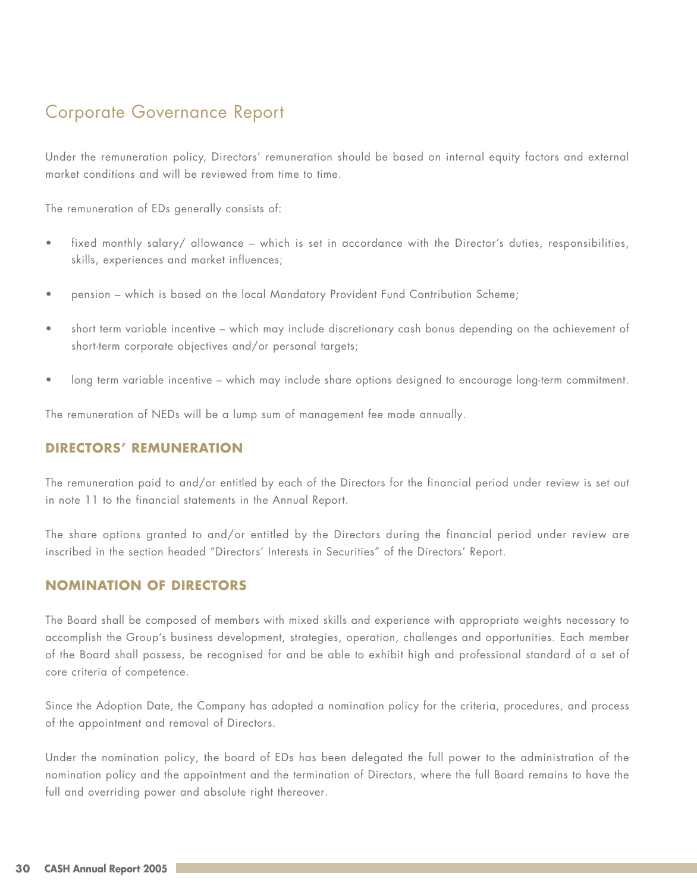# Corporate Governance Report

Under the remuneration policy, Directors' remuneration should be based on internal equity factors and external market conditions and will be reviewed from time to time.

The remuneration of EDs generally consists of:

- fixed monthly salary/ allowance – which is set in accordance with the Director's duties, responsibilities, skills, experiences and market influences;
- pension – which is based on the local Mandatory Provident Fund Contribution Scheme;
- short term variable incentive – which may include discretionary cash bonus depending on the achievement of short-term corporate objectives and/or personal targets;
- long term variable incentive – which may include share options designed to encourage long-term commitment.

The remuneration of NEDs will be a lump sum of management fee made annually.

## DIRECTORS' REMUNERATION

The remuneration paid to and/or entitled by each of the Directors for the financial period under review is set out in note 11 to the financial statements in the Annual Report.

The share options granted to and/or entitled by the Directors during the financial period under review are inscribed in the section headed "Directors' Interests in Securities" of the Directors' Report.

## NOMINATION OF DIRECTORS

The Board shall be composed of members with mixed skills and experience with appropriate weights necessary to accomplish the Group's business development, strategies, operation, challenges and opportunities. Each member of the Board shall possess, be recognised for and be able to exhibit high and professional standard of a set of core criteria of competence.

Since the Adoption Date, the Company has adopted a nomination policy for the criteria, procedures, and process of the appointment and removal of Directors.

Under the nomination policy, the board of EDs has been delegated the full power to the administration of the nomination policy and the appointment and the termination of Directors, where the full Board remains to have the full and overriding power and absolute right thereover.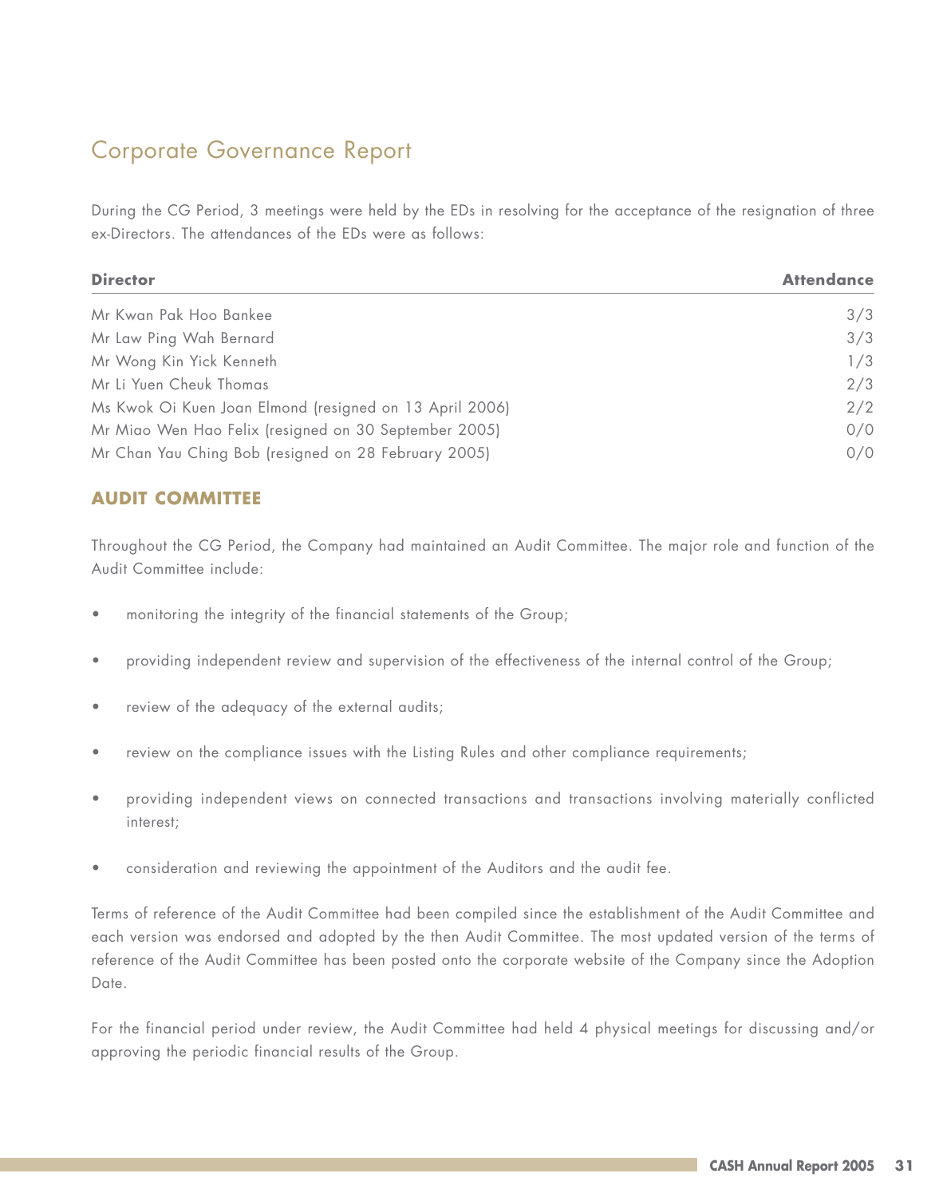# Corporate Governance Report

During the CG Period, 3 meetings were held by the EDs in resolving for the acceptance of the resignation of three ex-Directors. The attendances of the EDs were as follows:

| Director | Attendance |
|---|---|
| Mr Kwan Pak Hoo Bankee | 3/3 |
| Mr Law Ping Wah Bernard | 3/3 |
| Mr Wong Kin Yick Kenneth | 1/3 |
| Mr Li Yuen Cheuk Thomas | 2/3 |
| Ms Kwok Oi Kuen Joan Elmond (resigned on 13 April 2006) | 2/2 |
| Mr Miao Wen Hao Felix (resigned on 30 September 2005) | 0/0 |
| Mr Chan Yau Ching Bob (resigned on 28 February 2005) | 0/0 |

## AUDIT COMMITTEE

Throughout the CG Period, the Company had maintained an Audit Committee. The major role and function of the Audit Committee include:

- monitoring the integrity of the financial statements of the Group;
- providing independent review and supervision of the effectiveness of the internal control of the Group;
- review of the adequacy of the external audits;
- review on the compliance issues with the Listing Rules and other compliance requirements;
- providing independent views on connected transactions and transactions involving materially conflicted interest;
- consideration and reviewing the appointment of the Auditors and the audit fee.

Terms of reference of the Audit Committee had been compiled since the establishment of the Audit Committee and each version was endorsed and adopted by the then Audit Committee. The most updated version of the terms of reference of the Audit Committee has been posted onto the corporate website of the Company since the Adoption Date.

For the financial period under review, the Audit Committee had held 4 physical meetings for discussing and/or approving the periodic financial results of the Group.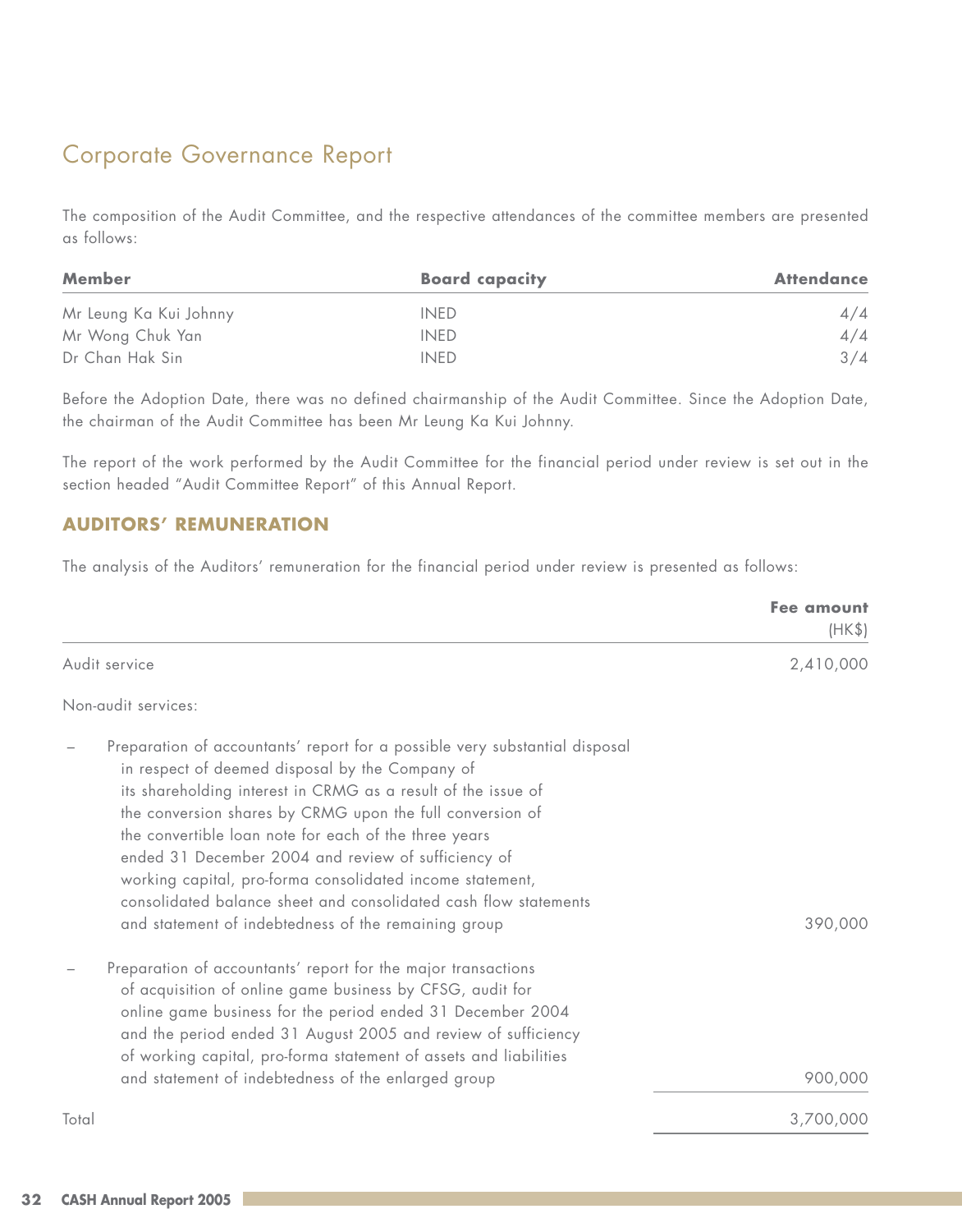# Corporate Governance Report

The composition of the Audit Committee, and the respective attendances of the committee members are presented as follows:

| Member | Board capacity | Attendance |
| --- | --- | --- |
| Mr Leung Ka Kui Johnny | INED | 4/4 |
| Mr Wong Chuk Yan | INED | 4/4 |
| Dr Chan Hak Sin | INED | 3/4 |

Before the Adoption Date, there was no defined chairmanship of the Audit Committee. Since the Adoption Date, the chairman of the Audit Committee has been Mr Leung Ka Kui Johnny.

The report of the work performed by the Audit Committee for the financial period under review is set out in the section headed "Audit Committee Report" of this Annual Report.

## AUDITORS' REMUNERATION

The analysis of the Auditors' remuneration for the financial period under review is presented as follows:

| | Fee amount (HK$) |
| --- | --- |
| Audit service | 2,410,000 |
| Non-audit services: | |
| – Preparation of accountants' report for a possible very substantial disposal in respect of deemed disposal by the Company of its shareholding interest in CRMG as a result of the issue of the conversion shares by CRMG upon the full conversion of the convertible loan note for each of the three years ended 31 December 2004 and review of sufficiency of working capital, pro-forma consolidated income statement, consolidated balance sheet and consolidated cash flow statements and statement of indebtedness of the remaining group | 390,000 |
| – Preparation of accountants' report for the major transactions of acquisition of online game business by CFSG, audit for online game business for the period ended 31 December 2004 and the period ended 31 August 2005 and review of sufficiency of working capital, pro-forma statement of assets and liabilities and statement of indebtedness of the enlarged group | 900,000 |
| Total | 3,700,000 |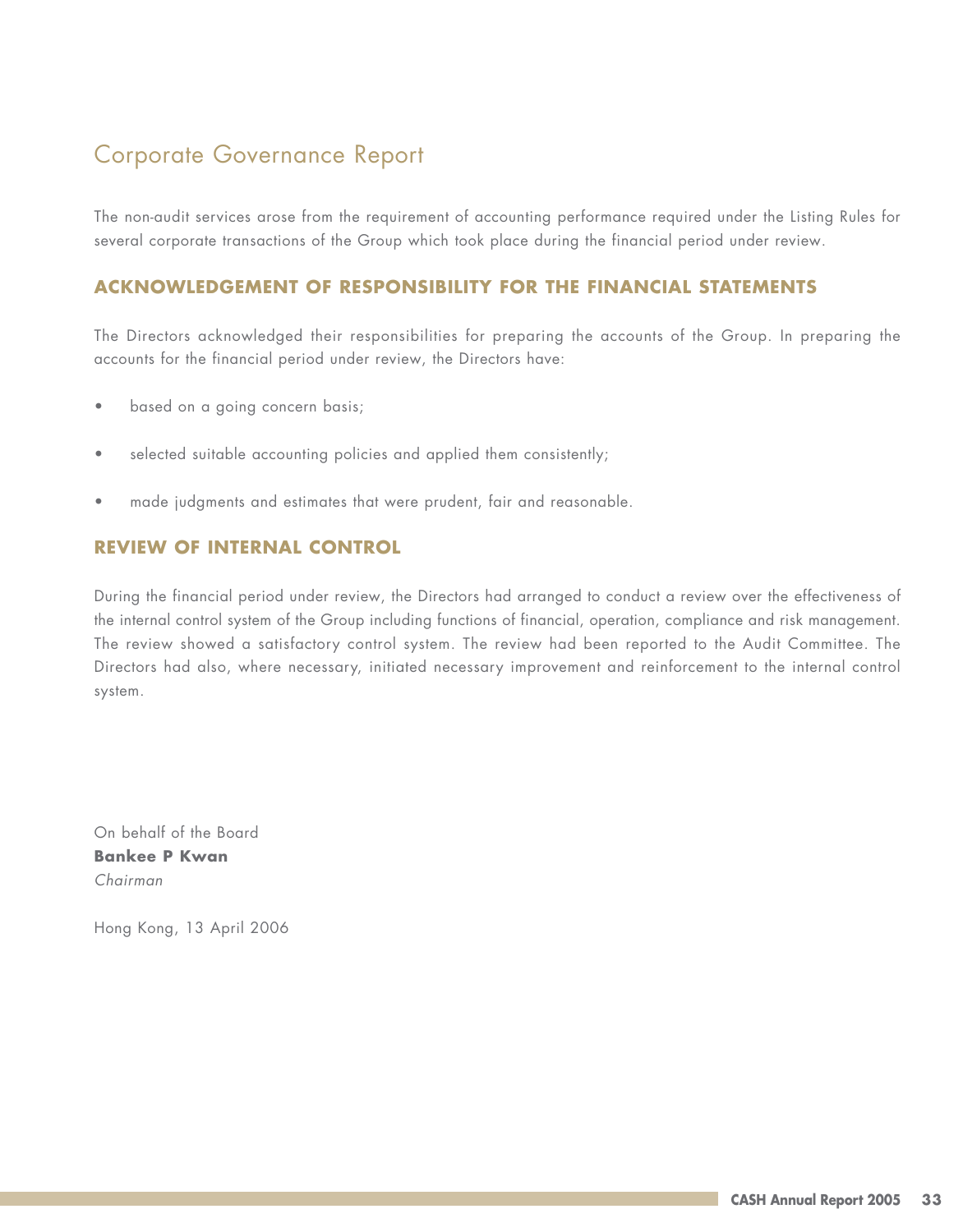# Corporate Governance Report

The non-audit services arose from the requirement of accounting performance required under the Listing Rules for several corporate transactions of the Group which took place during the financial period under review.

## ACKNOWLEDGEMENT OF RESPONSIBILITY FOR THE FINANCIAL STATEMENTS

The Directors acknowledged their responsibilities for preparing the accounts of the Group. In preparing the accounts for the financial period under review, the Directors have:

- based on a going concern basis;
- selected suitable accounting policies and applied them consistently;
- made judgments and estimates that were prudent, fair and reasonable.

## REVIEW OF INTERNAL CONTROL

During the financial period under review, the Directors had arranged to conduct a review over the effectiveness of the internal control system of the Group including functions of financial, operation, compliance and risk management. The review showed a satisfactory control system. The review had been reported to the Audit Committee. The Directors had also, where necessary, initiated necessary improvement and reinforcement to the internal control system.

On behalf of the Board
**Bankee P Kwan**
*Chairman*

Hong Kong, 13 April 2006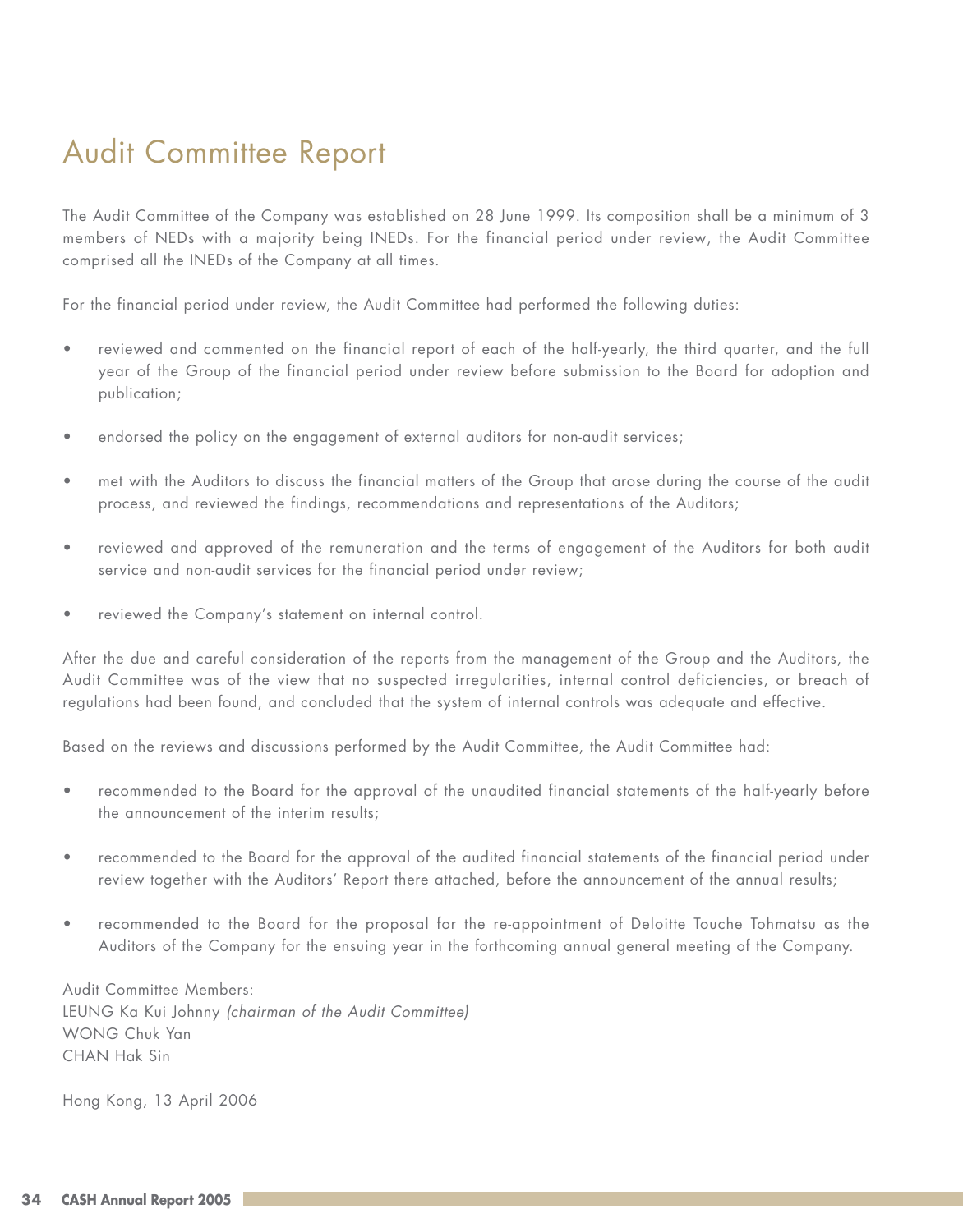# Audit Committee Report

The Audit Committee of the Company was established on 28 June 1999. Its composition shall be a minimum of 3 members of NEDs with a majority being INEDs. For the financial period under review, the Audit Committee comprised all the INEDs of the Company at all times.

For the financial period under review, the Audit Committee had performed the following duties:

- reviewed and commented on the financial report of each of the half-yearly, the third quarter, and the full year of the Group of the financial period under review before submission to the Board for adoption and publication;
- endorsed the policy on the engagement of external auditors for non-audit services;
- met with the Auditors to discuss the financial matters of the Group that arose during the course of the audit process, and reviewed the findings, recommendations and representations of the Auditors;
- reviewed and approved of the remuneration and the terms of engagement of the Auditors for both audit service and non-audit services for the financial period under review;
- reviewed the Company's statement on internal control.

After the due and careful consideration of the reports from the management of the Group and the Auditors, the Audit Committee was of the view that no suspected irregularities, internal control deficiencies, or breach of regulations had been found, and concluded that the system of internal controls was adequate and effective.

Based on the reviews and discussions performed by the Audit Committee, the Audit Committee had:

- recommended to the Board for the approval of the unaudited financial statements of the half-yearly before the announcement of the interim results;
- recommended to the Board for the approval of the audited financial statements of the financial period under review together with the Auditors' Report there attached, before the announcement of the annual results;
- recommended to the Board for the proposal for the re-appointment of Deloitte Touche Tohmatsu as the Auditors of the Company for the ensuing year in the forthcoming annual general meeting of the Company.

Audit Committee Members:
LEUNG Ka Kui Johnny *(chairman of the Audit Committee)*
WONG Chuk Yan
CHAN Hak Sin

Hong Kong, 13 April 2006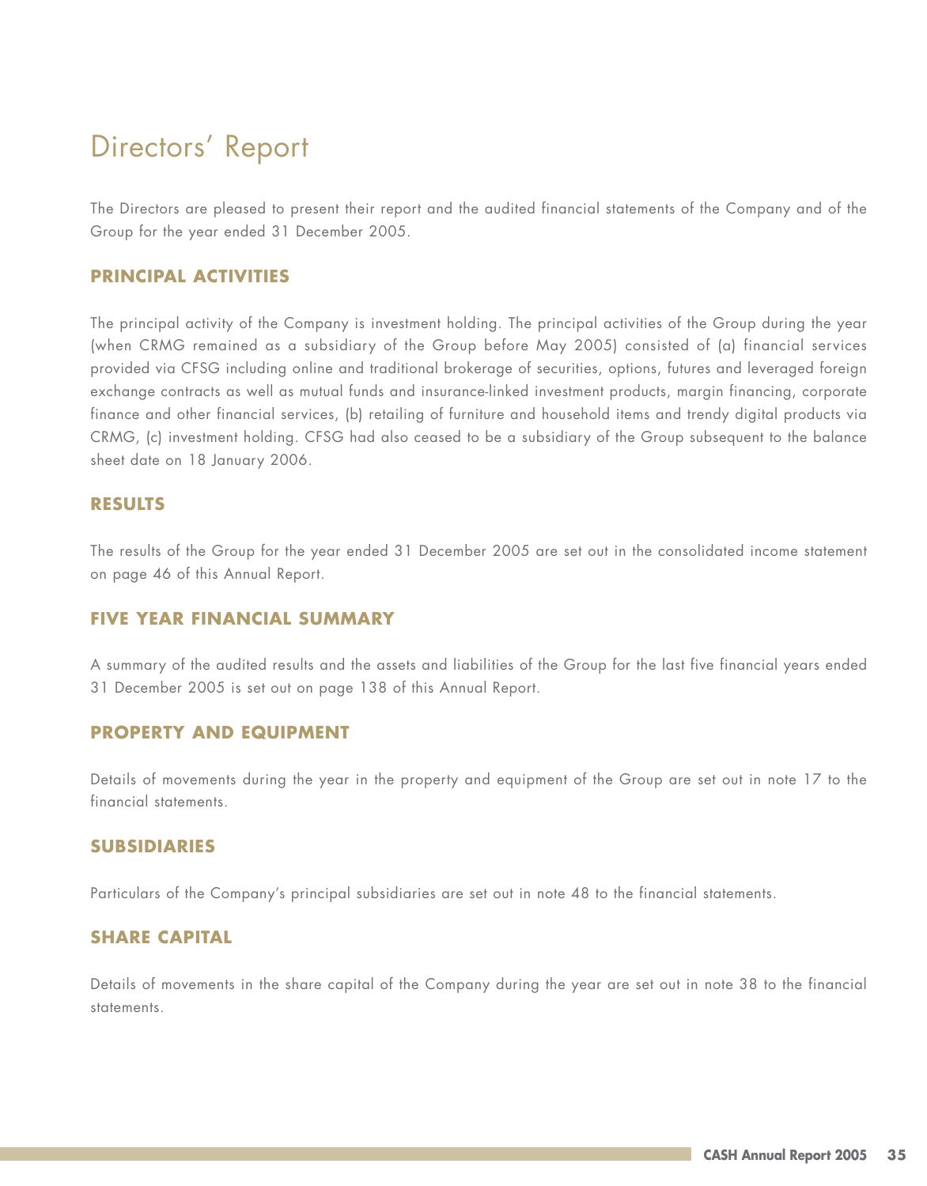# Directors' Report

The Directors are pleased to present their report and the audited financial statements of the Company and of the Group for the year ended 31 December 2005.

## PRINCIPAL ACTIVITIES

The principal activity of the Company is investment holding. The principal activities of the Group during the year (when CRMG remained as a subsidiary of the Group before May 2005) consisted of (a) financial services provided via CFSG including online and traditional brokerage of securities, options, futures and leveraged foreign exchange contracts as well as mutual funds and insurance-linked investment products, margin financing, corporate finance and other financial services, (b) retailing of furniture and household items and trendy digital products via CRMG, (c) investment holding. CFSG had also ceased to be a subsidiary of the Group subsequent to the balance sheet date on 18 January 2006.

## RESULTS

The results of the Group for the year ended 31 December 2005 are set out in the consolidated income statement on page 46 of this Annual Report.

## FIVE YEAR FINANCIAL SUMMARY

A summary of the audited results and the assets and liabilities of the Group for the last five financial years ended 31 December 2005 is set out on page 138 of this Annual Report.

## PROPERTY AND EQUIPMENT

Details of movements during the year in the property and equipment of the Group are set out in note 17 to the financial statements.

## SUBSIDIARIES

Particulars of the Company's principal subsidiaries are set out in note 48 to the financial statements.

## SHARE CAPITAL

Details of movements in the share capital of the Company during the year are set out in note 38 to the financial statements.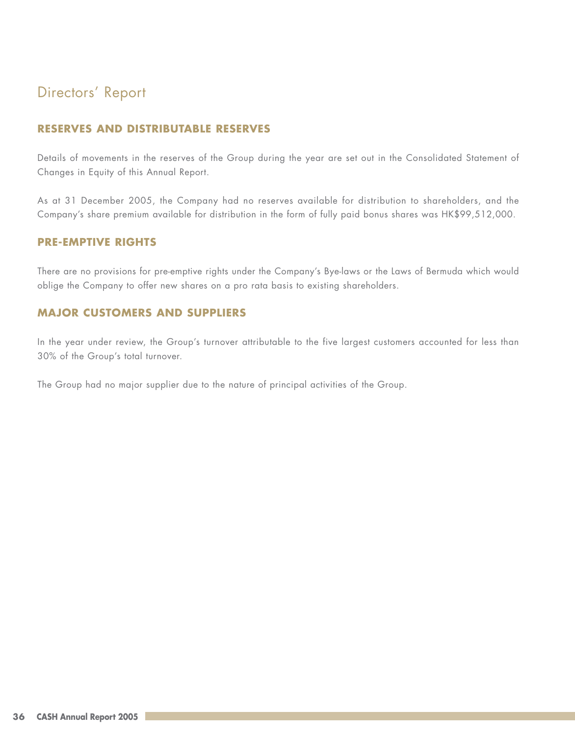# Directors' Report

## RESERVES AND DISTRIBUTABLE RESERVES

Details of movements in the reserves of the Group during the year are set out in the Consolidated Statement of Changes in Equity of this Annual Report.

As at 31 December 2005, the Company had no reserves available for distribution to shareholders, and the Company's share premium available for distribution in the form of fully paid bonus shares was HK$99,512,000.

## PRE-EMPTIVE RIGHTS

There are no provisions for pre-emptive rights under the Company's Bye-laws or the Laws of Bermuda which would oblige the Company to offer new shares on a pro rata basis to existing shareholders.

## MAJOR CUSTOMERS AND SUPPLIERS

In the year under review, the Group's turnover attributable to the five largest customers accounted for less than 30% of the Group's total turnover.

The Group had no major supplier due to the nature of principal activities of the Group.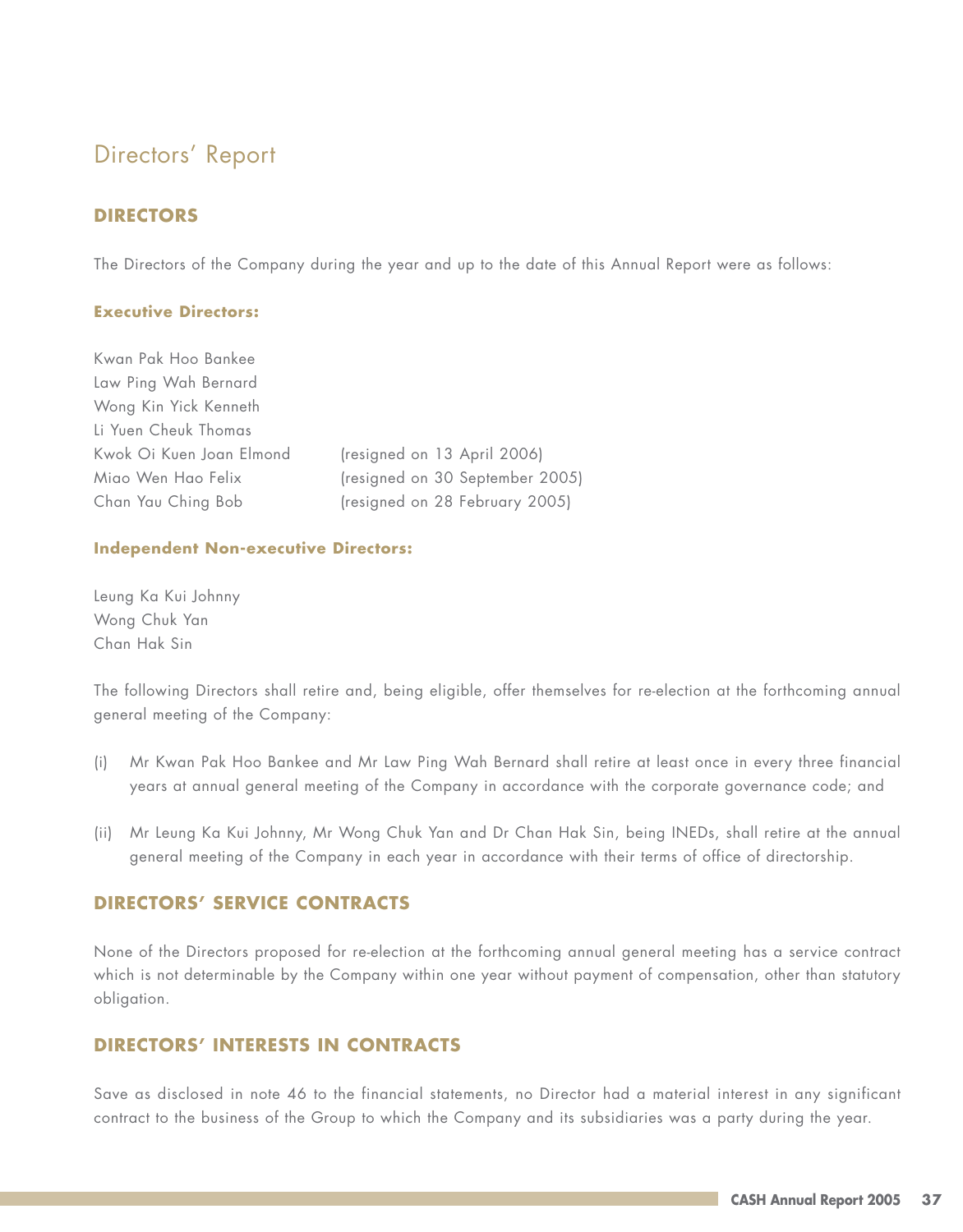# Directors' Report

## DIRECTORS

The Directors of the Company during the year and up to the date of this Annual Report were as follows:

### Executive Directors:

Kwan Pak Hoo Bankee
Law Ping Wah Bernard
Wong Kin Yick Kenneth
Li Yuen Cheuk Thomas
Kwok Oi Kuen Joan Elmond (resigned on 13 April 2006)
Miao Wen Hao Felix (resigned on 30 September 2005)
Chan Yau Ching Bob (resigned on 28 February 2005)

### Independent Non-executive Directors:

Leung Ka Kui Johnny
Wong Chuk Yan
Chan Hak Sin

The following Directors shall retire and, being eligible, offer themselves for re-election at the forthcoming annual general meeting of the Company:

(i) Mr Kwan Pak Hoo Bankee and Mr Law Ping Wah Bernard shall retire at least once in every three financial years at annual general meeting of the Company in accordance with the corporate governance code; and

(ii) Mr Leung Ka Kui Johnny, Mr Wong Chuk Yan and Dr Chan Hak Sin, being INEDs, shall retire at the annual general meeting of the Company in each year in accordance with their terms of office of directorship.

## DIRECTORS' SERVICE CONTRACTS

None of the Directors proposed for re-election at the forthcoming annual general meeting has a service contract which is not determinable by the Company within one year without payment of compensation, other than statutory obligation.

## DIRECTORS' INTERESTS IN CONTRACTS

Save as disclosed in note 46 to the financial statements, no Director had a material interest in any significant contract to the business of the Group to which the Company and its subsidiaries was a party during the year.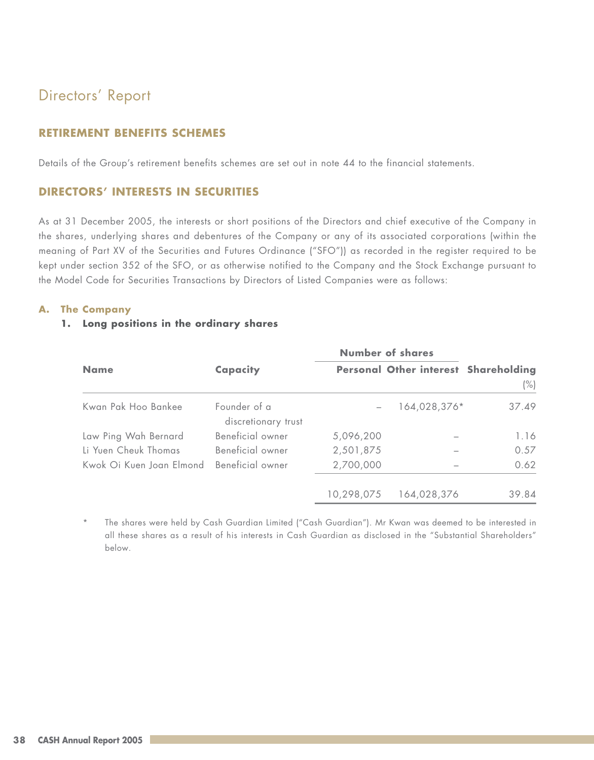# Directors' Report

## RETIREMENT BENEFITS SCHEMES

Details of the Group's retirement benefits schemes are set out in note 44 to the financial statements.

## DIRECTORS' INTERESTS IN SECURITIES

As at 31 December 2005, the interests or short positions of the Directors and chief executive of the Company in the shares, underlying shares and debentures of the Company or any of its associated corporations (within the meaning of Part XV of the Securities and Futures Ordinance ("SFO")) as recorded in the register required to be kept under section 352 of the SFO, or as otherwise notified to the Company and the Stock Exchange pursuant to the Model Code for Securities Transactions by Directors of Listed Companies were as follows:

### A. The Company

#### 1. Long positions in the ordinary shares

| Name | Capacity | Number of shares | | Shareholding |
|---|---|---|---|---|
| | | Personal | Other interest | (%) |
| Kwan Pak Hoo Bankee | Founder of a discretionary trust | – | 164,028,376* | 37.49 |
| Law Ping Wah Bernard | Beneficial owner | 5,096,200 | – | 1.16 |
| Li Yuen Cheuk Thomas | Beneficial owner | 2,501,875 | – | 0.57 |
| Kwok Oi Kuen Joan Elmond | Beneficial owner | 2,700,000 | – | 0.62 |
| | | 10,298,075 | 164,028,376 | 39.84 |

\* The shares were held by Cash Guardian Limited ("Cash Guardian"). Mr Kwan was deemed to be interested in all these shares as a result of his interests in Cash Guardian as disclosed in the "Substantial Shareholders" below.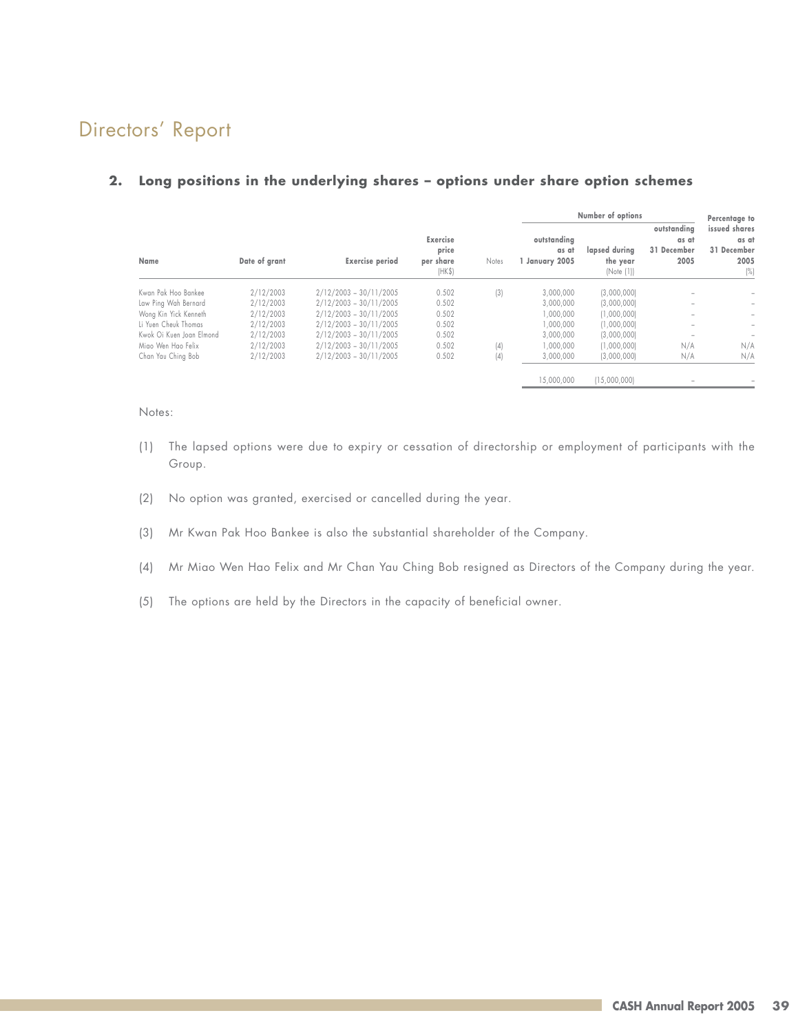## 2. Long positions in the underlying shares – options under share option schemes

| Name | Date of grant | Exercise period | Exercise price per share (HK$) | Notes | Number of options outstanding as at 1 January 2005 | lapsed during the year (Note (1)) | outstanding as at 31 December 2005 | Percentage to issued shares as at 31 December 2005 (%) |
|---|---|---|---|---|---|---|---|---|
| Kwan Pak Hoo Bankee | 2/12/2003 | 2/12/2003 – 30/11/2005 | 0.502 | (3) | 3,000,000 | (3,000,000) | – | – |
| Law Ping Wah Bernard | 2/12/2003 | 2/12/2003 – 30/11/2005 | 0.502 | | 3,000,000 | (3,000,000) | – | – |
| Wong Kin Yick Kenneth | 2/12/2003 | 2/12/2003 – 30/11/2005 | 0.502 | | 1,000,000 | (1,000,000) | – | – |
| Li Yuen Cheuk Thomas | 2/12/2003 | 2/12/2003 – 30/11/2005 | 0.502 | | 1,000,000 | (1,000,000) | – | – |
| Kwok Oi Kuen Joan Elmond | 2/12/2003 | 2/12/2003 – 30/11/2005 | 0.502 | | 3,000,000 | (3,000,000) | – | – |
| Miao Wen Hao Felix | 2/12/2003 | 2/12/2003 – 30/11/2005 | 0.502 | (4) | 1,000,000 | (1,000,000) | N/A | N/A |
| Chan Yau Ching Bob | 2/12/2003 | 2/12/2003 – 30/11/2005 | 0.502 | (4) | 3,000,000 | (3,000,000) | N/A | N/A |
| | | | | | 15,000,000 | (15,000,000) | – | – |

Notes:

(1) The lapsed options were due to expiry or cessation of directorship or employment of participants with the Group.

(2) No option was granted, exercised or cancelled during the year.

(3) Mr Kwan Pak Hoo Bankee is also the substantial shareholder of the Company.

(4) Mr Miao Wen Hao Felix and Mr Chan Yau Ching Bob resigned as Directors of the Company during the year.

(5) The options are held by the Directors in the capacity of beneficial owner.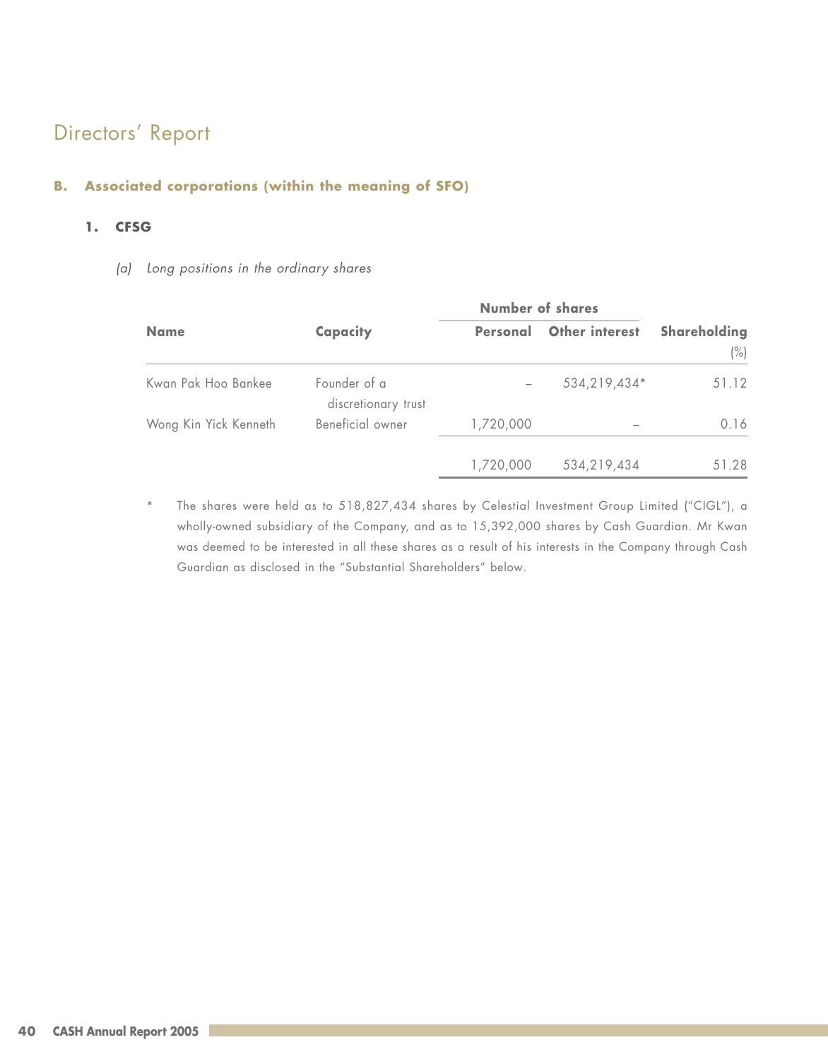# Directors' Report

## B. Associated corporations (within the meaning of SFO)

### 1. CFSG

*(a) Long positions in the ordinary shares*

| Name | Capacity | Number of shares | | Shareholding |
|---|---|---|---|---|
| | | Personal | Other interest | (%) |
| Kwan Pak Hoo Bankee | Founder of a discretionary trust | – | 534,219,434* | 51.12 |
| Wong Kin Yick Kenneth | Beneficial owner | 1,720,000 | – | 0.16 |
| | | 1,720,000 | 534,219,434 | 51.28 |

\* The shares were held as to 518,827,434 shares by Celestial Investment Group Limited ("CIGL"), a wholly-owned subsidiary of the Company, and as to 15,392,000 shares by Cash Guardian. Mr Kwan was deemed to be interested in all these shares as a result of his interests in the Company through Cash Guardian as disclosed in the "Substantial Shareholders" below.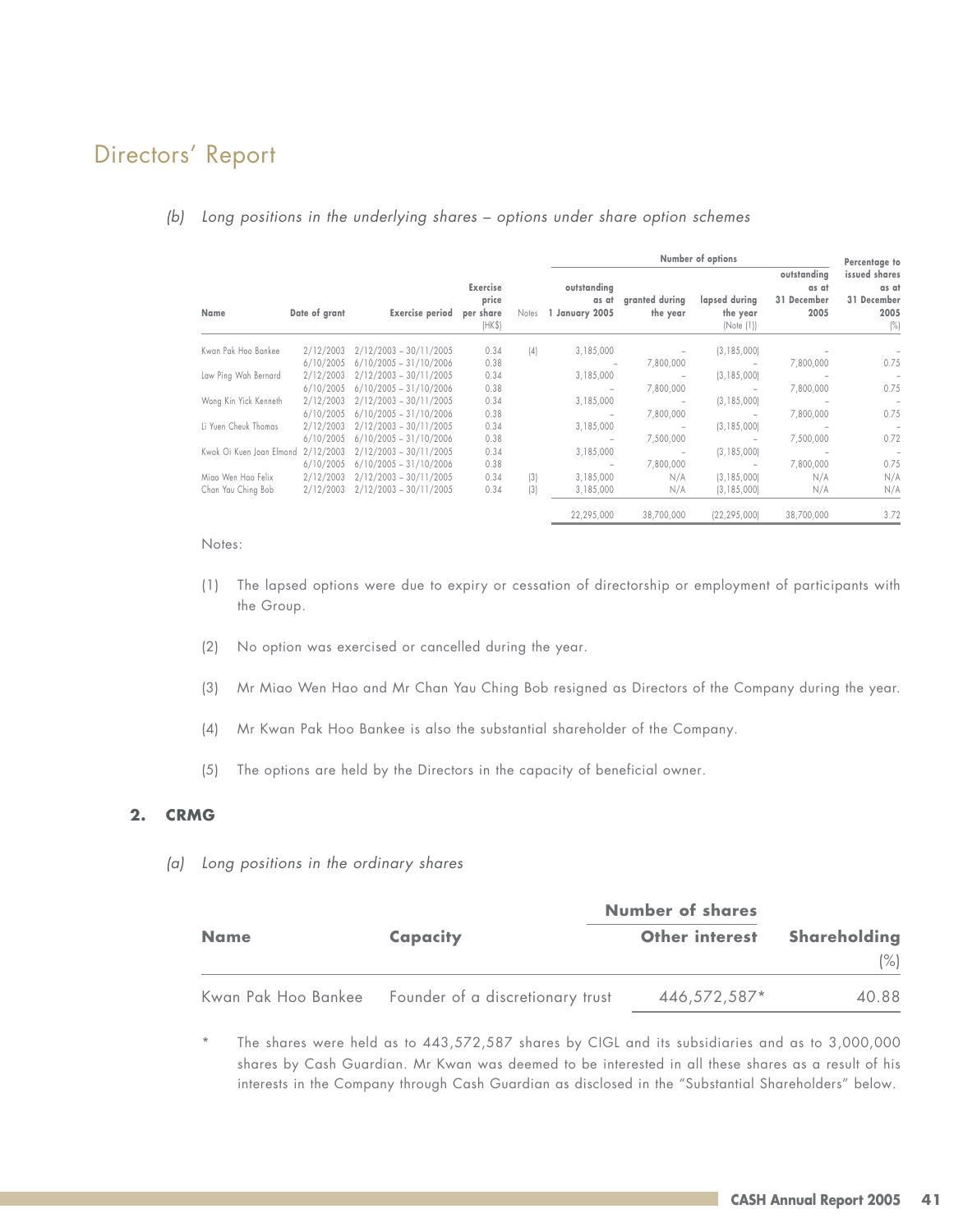# Directors' Report

*(b) Long positions in the underlying shares – options under share option schemes*

| Name | Date of grant | Exercise period | Exercise price per share (HK$) | Notes | Number of options: outstanding as at 1 January 2005 | granted during the year | lapsed during the year (Note (1)) | outstanding as at 31 December 2005 | Percentage to issued shares as at 31 December 2005 (%) |
|---|---|---|---|---|---|---|---|---|---|
| Kwan Pak Hoo Bankee | 2/12/2003 | 2/12/2003 – 30/11/2005 | 0.34 | (4) | 3,185,000 | – | (3,185,000) | – | – |
| | 6/10/2005 | 6/10/2005 – 31/10/2006 | 0.38 | | – | 7,800,000 | – | 7,800,000 | 0.75 |
| Law Ping Wah Bernard | 2/12/2003 | 2/12/2003 – 30/11/2005 | 0.34 | | 3,185,000 | – | (3,185,000) | – | – |
| | 6/10/2005 | 6/10/2005 – 31/10/2006 | 0.38 | | – | 7,800,000 | – | 7,800,000 | 0.75 |
| Wong Kin Yick Kenneth | 2/12/2003 | 2/12/2003 – 30/11/2005 | 0.34 | | 3,185,000 | – | (3,185,000) | – | – |
| | 6/10/2005 | 6/10/2005 – 31/10/2006 | 0.38 | | – | 7,800,000 | – | 7,800,000 | 0.75 |
| Li Yuen Cheuk Thomas | 2/12/2003 | 2/12/2003 – 30/11/2005 | 0.34 | | 3,185,000 | – | (3,185,000) | – | – |
| | 6/10/2005 | 6/10/2005 – 31/10/2006 | 0.38 | | – | 7,500,000 | – | 7,500,000 | 0.72 |
| Kwok Oi Kuen Joan Elmond | 2/12/2003 | 2/12/2003 – 30/11/2005 | 0.34 | | 3,185,000 | – | (3,185,000) | – | – |
| | 6/10/2005 | 6/10/2005 – 31/10/2006 | 0.38 | | – | 7,800,000 | – | 7,800,000 | 0.75 |
| Miao Wen Hao Felix | 2/12/2003 | 2/12/2003 – 30/11/2005 | 0.34 | (3) | 3,185,000 | N/A | (3,185,000) | N/A | N/A |
| Chan Yau Ching Bob | 2/12/2003 | 2/12/2003 – 30/11/2005 | 0.34 | (3) | 3,185,000 | N/A | (3,185,000) | N/A | N/A |
| | | | | | 22,295,000 | 38,700,000 | (22,295,000) | 38,700,000 | 3.72 |

Notes:

(1) The lapsed options were due to expiry or cessation of directorship or employment of participants with the Group.

(2) No option was exercised or cancelled during the year.

(3) Mr Miao Wen Hao and Mr Chan Yau Ching Bob resigned as Directors of the Company during the year.

(4) Mr Kwan Pak Hoo Bankee is also the substantial shareholder of the Company.

(5) The options are held by the Directors in the capacity of beneficial owner.

## 2. CRMG

*(a) Long positions in the ordinary shares*

| Name | Capacity | Number of shares: Other interest | Shareholding (%) |
|---|---|---|---|
| Kwan Pak Hoo Bankee | Founder of a discretionary trust | 446,572,587* | 40.88 |

\* The shares were held as to 443,572,587 shares by CIGL and its subsidiaries and as to 3,000,000 shares by Cash Guardian. Mr Kwan was deemed to be interested in all these shares as a result of his interests in the Company through Cash Guardian as disclosed in the "Substantial Shareholders" below.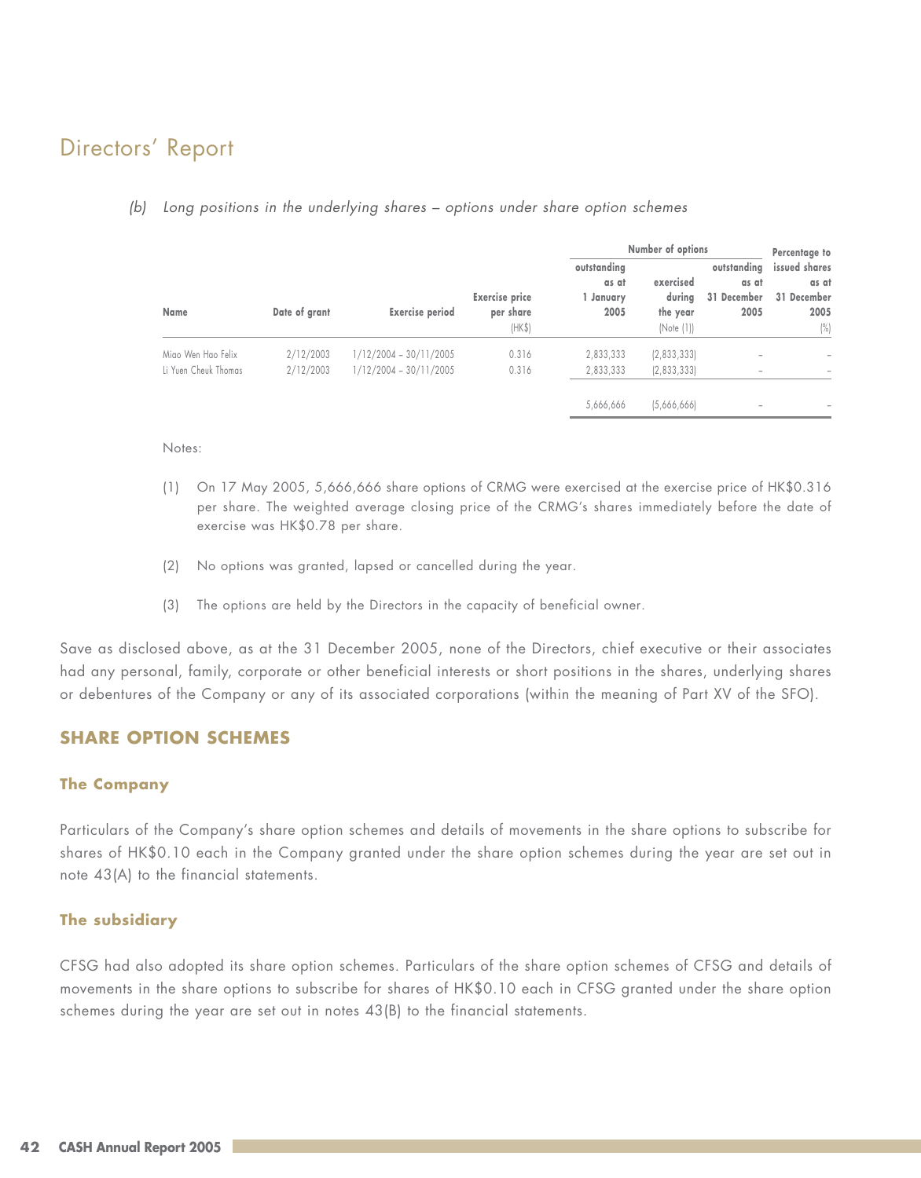# Directors' Report

*(b) Long positions in the underlying shares – options under share option schemes*

| Name | Date of grant | Exercise period | Exercise price per share (HK$) | Number of options outstanding as at 1 January 2005 | exercised during the year (Note (1)) | outstanding as at 31 December 2005 | Percentage to issued shares as at 31 December 2005 (%) |
|---|---|---|---|---|---|---|---|
| Miao Wen Hao Felix | 2/12/2003 | 1/12/2004 – 30/11/2005 | 0.316 | 2,833,333 | (2,833,333) | – | – |
| Li Yuen Cheuk Thomas | 2/12/2003 | 1/12/2004 – 30/11/2005 | 0.316 | 2,833,333 | (2,833,333) | – | – |
| | | | | 5,666,666 | (5,666,666) | – | – |

Notes:

(1) On 17 May 2005, 5,666,666 share options of CRMG were exercised at the exercise price of HK$0.316 per share. The weighted average closing price of the CRMG's shares immediately before the date of exercise was HK$0.78 per share.

(2) No options was granted, lapsed or cancelled during the year.

(3) The options are held by the Directors in the capacity of beneficial owner.

Save as disclosed above, as at the 31 December 2005, none of the Directors, chief executive or their associates had any personal, family, corporate or other beneficial interests or short positions in the shares, underlying shares or debentures of the Company or any of its associated corporations (within the meaning of Part XV of the SFO).

## SHARE OPTION SCHEMES

### The Company

Particulars of the Company's share option schemes and details of movements in the share options to subscribe for shares of HK$0.10 each in the Company granted under the share option schemes during the year are set out in note 43(A) to the financial statements.

### The subsidiary

CFSG had also adopted its share option schemes. Particulars of the share option schemes of CFSG and details of movements in the share options to subscribe for shares of HK$0.10 each in CFSG granted under the share option schemes during the year are set out in notes 43(B) to the financial statements.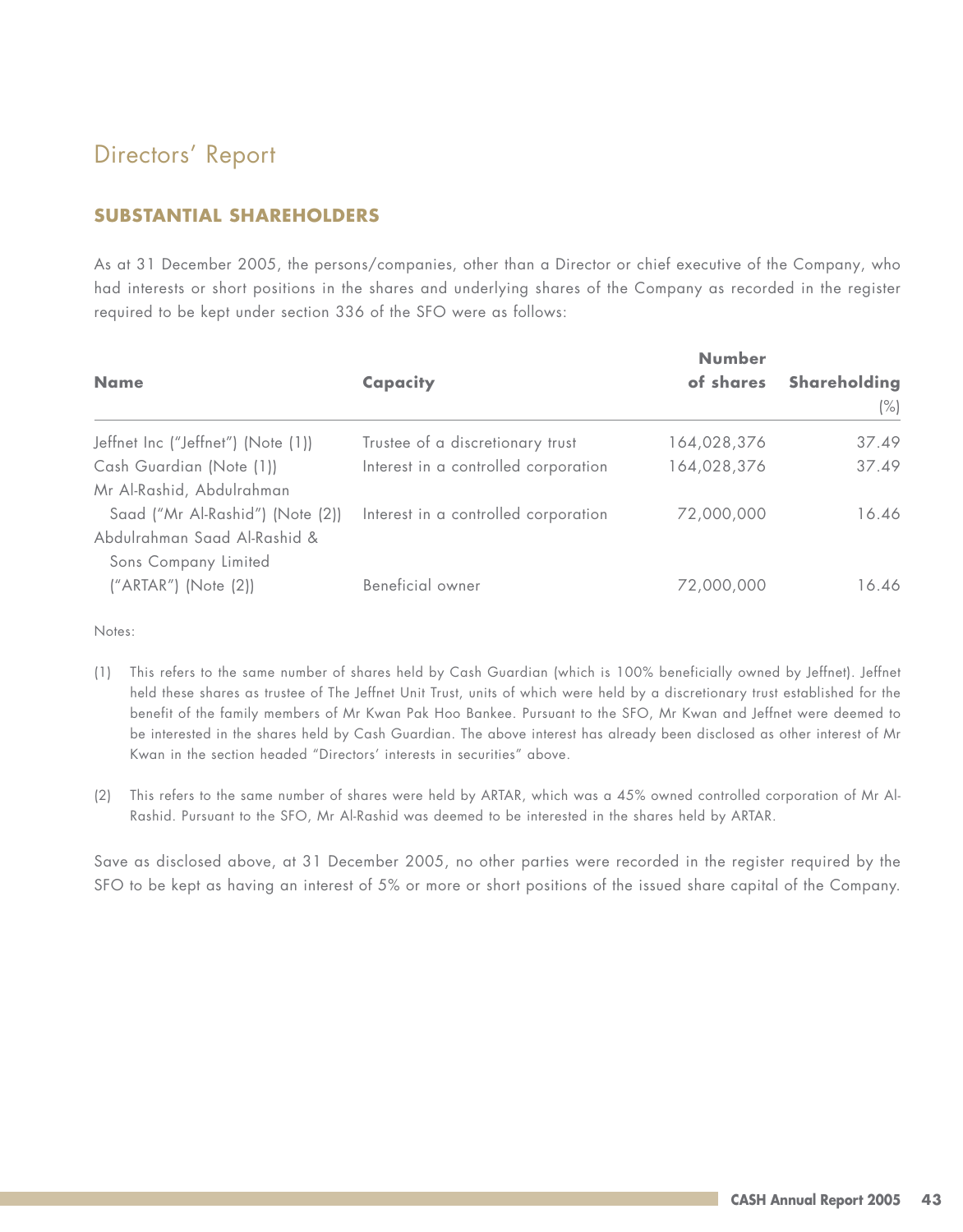# Directors' Report

## SUBSTANTIAL SHAREHOLDERS

As at 31 December 2005, the persons/companies, other than a Director or chief executive of the Company, who had interests or short positions in the shares and underlying shares of the Company as recorded in the register required to be kept under section 336 of the SFO were as follows:

| Name | Capacity | Number of shares | Shareholding (%) |
|---|---|---|---|
| Jeffnet Inc ("Jeffnet") (Note (1)) | Trustee of a discretionary trust | 164,028,376 | 37.49 |
| Cash Guardian (Note (1)) | Interest in a controlled corporation | 164,028,376 | 37.49 |
| Mr Al-Rashid, Abdulrahman Saad ("Mr Al-Rashid") (Note (2)) | Interest in a controlled corporation | 72,000,000 | 16.46 |
| Abdulrahman Saad Al-Rashid & Sons Company Limited ("ARTAR") (Note (2)) | Beneficial owner | 72,000,000 | 16.46 |

Notes:

(1) This refers to the same number of shares held by Cash Guardian (which is 100% beneficially owned by Jeffnet). Jeffnet held these shares as trustee of The Jeffnet Unit Trust, units of which were held by a discretionary trust established for the benefit of the family members of Mr Kwan Pak Hoo Bankee. Pursuant to the SFO, Mr Kwan and Jeffnet were deemed to be interested in the shares held by Cash Guardian. The above interest has already been disclosed as other interest of Mr Kwan in the section headed "Directors' interests in securities" above.

(2) This refers to the same number of shares were held by ARTAR, which was a 45% owned controlled corporation of Mr Al-Rashid. Pursuant to the SFO, Mr Al-Rashid was deemed to be interested in the shares held by ARTAR.

Save as disclosed above, at 31 December 2005, no other parties were recorded in the register required by the SFO to be kept as having an interest of 5% or more or short positions of the issued share capital of the Company.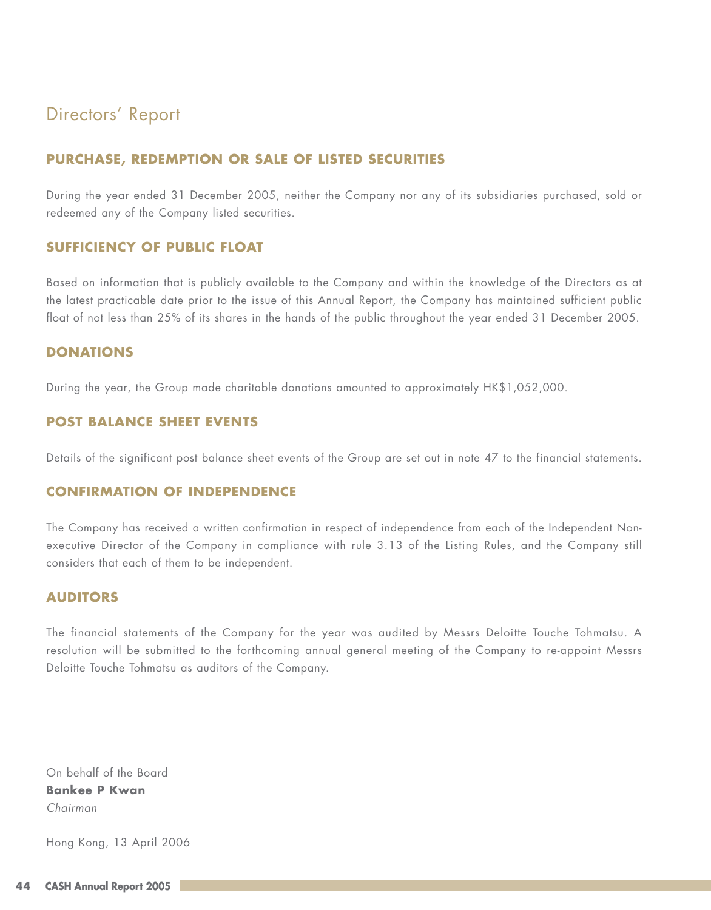# Directors' Report

## PURCHASE, REDEMPTION OR SALE OF LISTED SECURITIES

During the year ended 31 December 2005, neither the Company nor any of its subsidiaries purchased, sold or redeemed any of the Company listed securities.

## SUFFICIENCY OF PUBLIC FLOAT

Based on information that is publicly available to the Company and within the knowledge of the Directors as at the latest practicable date prior to the issue of this Annual Report, the Company has maintained sufficient public float of not less than 25% of its shares in the hands of the public throughout the year ended 31 December 2005.

## DONATIONS

During the year, the Group made charitable donations amounted to approximately HK$1,052,000.

## POST BALANCE SHEET EVENTS

Details of the significant post balance sheet events of the Group are set out in note 47 to the financial statements.

## CONFIRMATION OF INDEPENDENCE

The Company has received a written confirmation in respect of independence from each of the Independent Non-executive Director of the Company in compliance with rule 3.13 of the Listing Rules, and the Company still considers that each of them to be independent.

## AUDITORS

The financial statements of the Company for the year was audited by Messrs Deloitte Touche Tohmatsu. A resolution will be submitted to the forthcoming annual general meeting of the Company to re-appoint Messrs Deloitte Touche Tohmatsu as auditors of the Company.

On behalf of the Board
**Bankee P Kwan**
*Chairman*

Hong Kong, 13 April 2006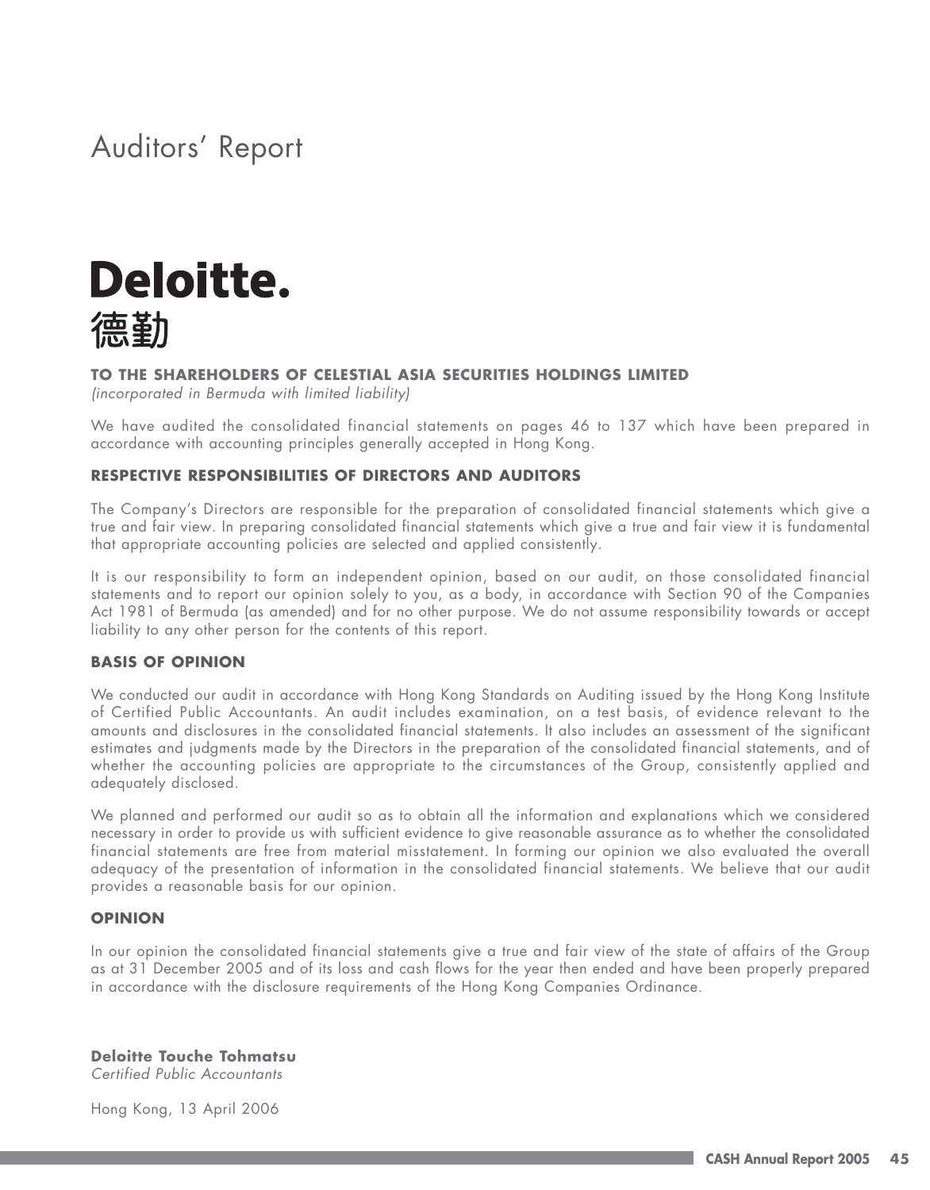# Auditors' Report

**Deloitte.**
**德勤**

**TO THE SHAREHOLDERS OF CELESTIAL ASIA SECURITIES HOLDINGS LIMITED**
*(incorporated in Bermuda with limited liability)*

We have audited the consolidated financial statements on pages 46 to 137 which have been prepared in accordance with accounting principles generally accepted in Hong Kong.

## RESPECTIVE RESPONSIBILITIES OF DIRECTORS AND AUDITORS

The Company's Directors are responsible for the preparation of consolidated financial statements which give a true and fair view. In preparing consolidated financial statements which give a true and fair view it is fundamental that appropriate accounting policies are selected and applied consistently.

It is our responsibility to form an independent opinion, based on our audit, on those consolidated financial statements and to report our opinion solely to you, as a body, in accordance with Section 90 of the Companies Act 1981 of Bermuda (as amended) and for no other purpose. We do not assume responsibility towards or accept liability to any other person for the contents of this report.

## BASIS OF OPINION

We conducted our audit in accordance with Hong Kong Standards on Auditing issued by the Hong Kong Institute of Certified Public Accountants. An audit includes examination, on a test basis, of evidence relevant to the amounts and disclosures in the consolidated financial statements. It also includes an assessment of the significant estimates and judgments made by the Directors in the preparation of the consolidated financial statements, and of whether the accounting policies are appropriate to the circumstances of the Group, consistently applied and adequately disclosed.

We planned and performed our audit so as to obtain all the information and explanations which we considered necessary in order to provide us with sufficient evidence to give reasonable assurance as to whether the consolidated financial statements are free from material misstatement. In forming our opinion we also evaluated the overall adequacy of the presentation of information in the consolidated financial statements. We believe that our audit provides a reasonable basis for our opinion.

## OPINION

In our opinion the consolidated financial statements give a true and fair view of the state of affairs of the Group as at 31 December 2005 and of its loss and cash flows for the year then ended and have been properly prepared in accordance with the disclosure requirements of the Hong Kong Companies Ordinance.

**Deloitte Touche Tohmatsu**
*Certified Public Accountants*

Hong Kong, 13 April 2006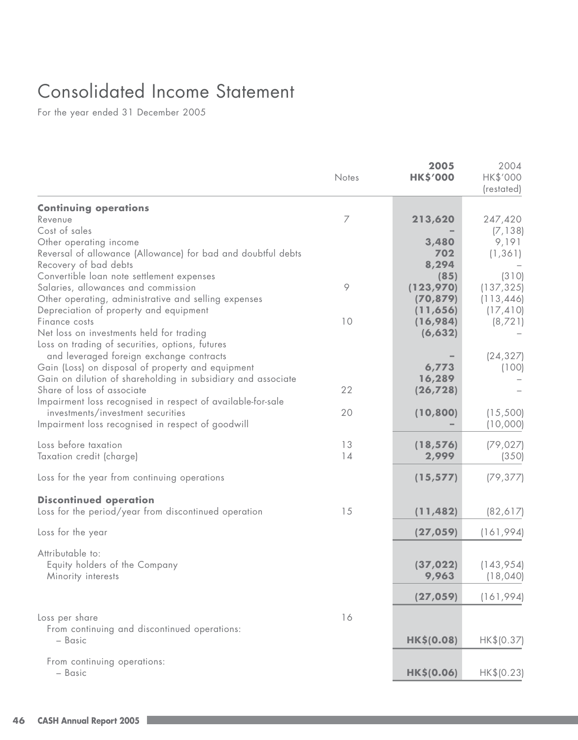# Consolidated Income Statement

For the year ended 31 December 2005

| | Notes | 2005 HK$'000 | 2004 HK$'000 (restated) |
|---|---|---|---|
| **Continuing operations** | | | |
| Revenue | 7 | **213,620** | 247,420 |
| Cost of sales | | **–** | (7,138) |
| Other operating income | | **3,480** | 9,191 |
| Reversal of allowance (Allowance) for bad and doubtful debts | | **702** | (1,361) |
| Recovery of bad debts | | **8,294** | – |
| Convertible loan note settlement expenses | | **(85)** | (310) |
| Salaries, allowances and commission | 9 | **(123,970)** | (137,325) |
| Other operating, administrative and selling expenses | | **(70,879)** | (113,446) |
| Depreciation of property and equipment | | **(11,656)** | (17,410) |
| Finance costs | 10 | **(16,984)** | (8,721) |
| Net loss on investments held for trading | | **(6,632)** | – |
| Loss on trading of securities, options, futures and leveraged foreign exchange contracts | | **–** | (24,327) |
| Gain (Loss) on disposal of property and equipment | | **6,773** | (100) |
| Gain on dilution of shareholding in subsidiary and associate | | **16,289** | – |
| Share of loss of associate | 22 | **(26,728)** | – |
| Impairment loss recognised in respect of available-for-sale investments/investment securities | 20 | **(10,800)** | (15,500) |
| Impairment loss recognised in respect of goodwill | | **–** | (10,000) |
| Loss before taxation | 13 | **(18,576)** | (79,027) |
| Taxation credit (charge) | 14 | **2,999** | (350) |
| Loss for the year from continuing operations | | **(15,577)** | (79,377) |
| **Discontinued operation** | | | |
| Loss for the period/year from discontinued operation | 15 | **(11,482)** | (82,617) |
| Loss for the year | | **(27,059)** | (161,994) |
| Attributable to: | | | |
| Equity holders of the Company | | **(37,022)** | (143,954) |
| Minority interests | | **9,963** | (18,040) |
| | | **(27,059)** | (161,994) |
| Loss per share | 16 | | |
| From continuing and discontinued operations: | | | |
| – Basic | | **HK$(0.08)** | HK$(0.37) |
| From continuing operations: | | | |
| – Basic | | **HK$(0.06)** | HK$(0.23) |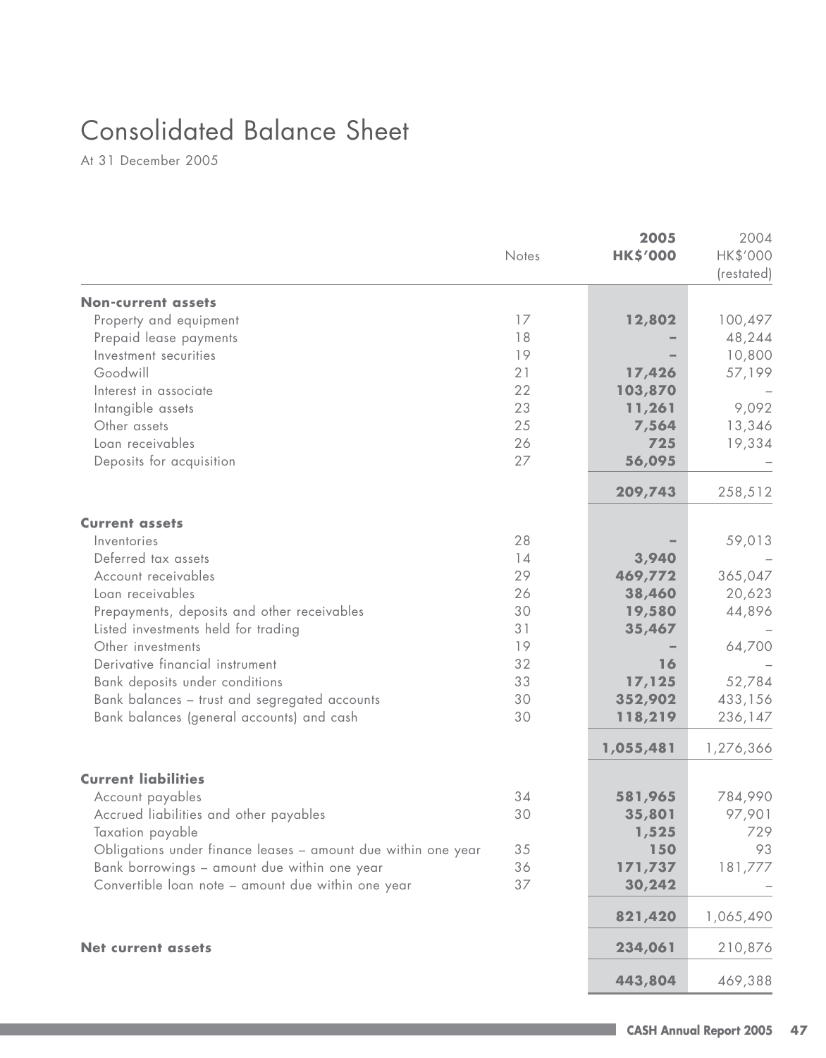# Consolidated Balance Sheet

At 31 December 2005

| | Notes | 2005 HK$'000 | 2004 HK$'000 (restated) |
|---|---|---|---|
| **Non-current assets** | | | |
| Property and equipment | 17 | **12,802** | 100,497 |
| Prepaid lease payments | 18 | **–** | 48,244 |
| Investment securities | 19 | **–** | 10,800 |
| Goodwill | 21 | **17,426** | 57,199 |
| Interest in associate | 22 | **103,870** | – |
| Intangible assets | 23 | **11,261** | 9,092 |
| Other assets | 25 | **7,564** | 13,346 |
| Loan receivables | 26 | **725** | 19,334 |
| Deposits for acquisition | 27 | **56,095** | – |
| | | **209,743** | 258,512 |
| **Current assets** | | | |
| Inventories | 28 | **–** | 59,013 |
| Deferred tax assets | 14 | **3,940** | – |
| Account receivables | 29 | **469,772** | 365,047 |
| Loan receivables | 26 | **38,460** | 20,623 |
| Prepayments, deposits and other receivables | 30 | **19,580** | 44,896 |
| Listed investments held for trading | 31 | **35,467** | – |
| Other investments | 19 | **–** | 64,700 |
| Derivative financial instrument | 32 | **16** | – |
| Bank deposits under conditions | 33 | **17,125** | 52,784 |
| Bank balances – trust and segregated accounts | 30 | **352,902** | 433,156 |
| Bank balances (general accounts) and cash | 30 | **118,219** | 236,147 |
| | | **1,055,481** | 1,276,366 |
| **Current liabilities** | | | |
| Account payables | 34 | **581,965** | 784,990 |
| Accrued liabilities and other payables | 30 | **35,801** | 97,901 |
| Taxation payable | | **1,525** | 729 |
| Obligations under finance leases – amount due within one year | 35 | **150** | 93 |
| Bank borrowings – amount due within one year | 36 | **171,737** | 181,777 |
| Convertible loan note – amount due within one year | 37 | **30,242** | – |
| | | **821,420** | 1,065,490 |
| **Net current assets** | | **234,061** | 210,876 |
| | | **443,804** | 469,388 |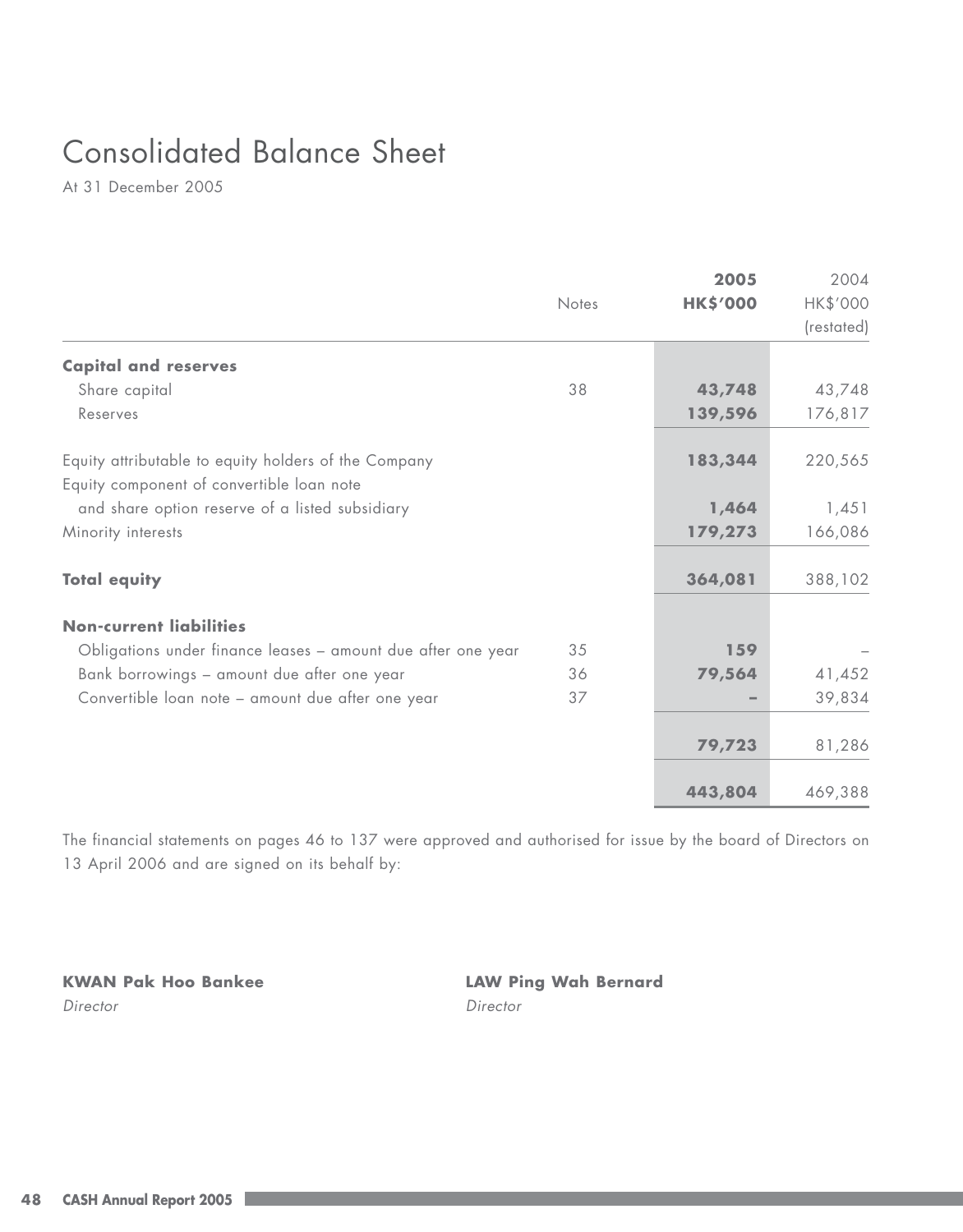# Consolidated Balance Sheet

At 31 December 2005

| | Notes | 2005 HK$'000 | 2004 HK$'000 (restated) |
|---|---|---|---|
| **Capital and reserves** | | | |
| Share capital | 38 | **43,748** | 43,748 |
| Reserves | | **139,596** | 176,817 |
| Equity attributable to equity holders of the Company | | **183,344** | 220,565 |
| Equity component of convertible loan note and share option reserve of a listed subsidiary | | **1,464** | 1,451 |
| Minority interests | | **179,273** | 166,086 |
| **Total equity** | | **364,081** | 388,102 |
| **Non-current liabilities** | | | |
| Obligations under finance leases – amount due after one year | 35 | **159** | – |
| Bank borrowings – amount due after one year | 36 | **79,564** | 41,452 |
| Convertible loan note – amount due after one year | 37 | **–** | 39,834 |
| | | **79,723** | 81,286 |
| | | **443,804** | 469,388 |

The financial statements on pages 46 to 137 were approved and authorised for issue by the board of Directors on 13 April 2006 and are signed on its behalf by:

**KWAN Pak Hoo Bankee**
*Director*

**LAW Ping Wah Bernard**
*Director*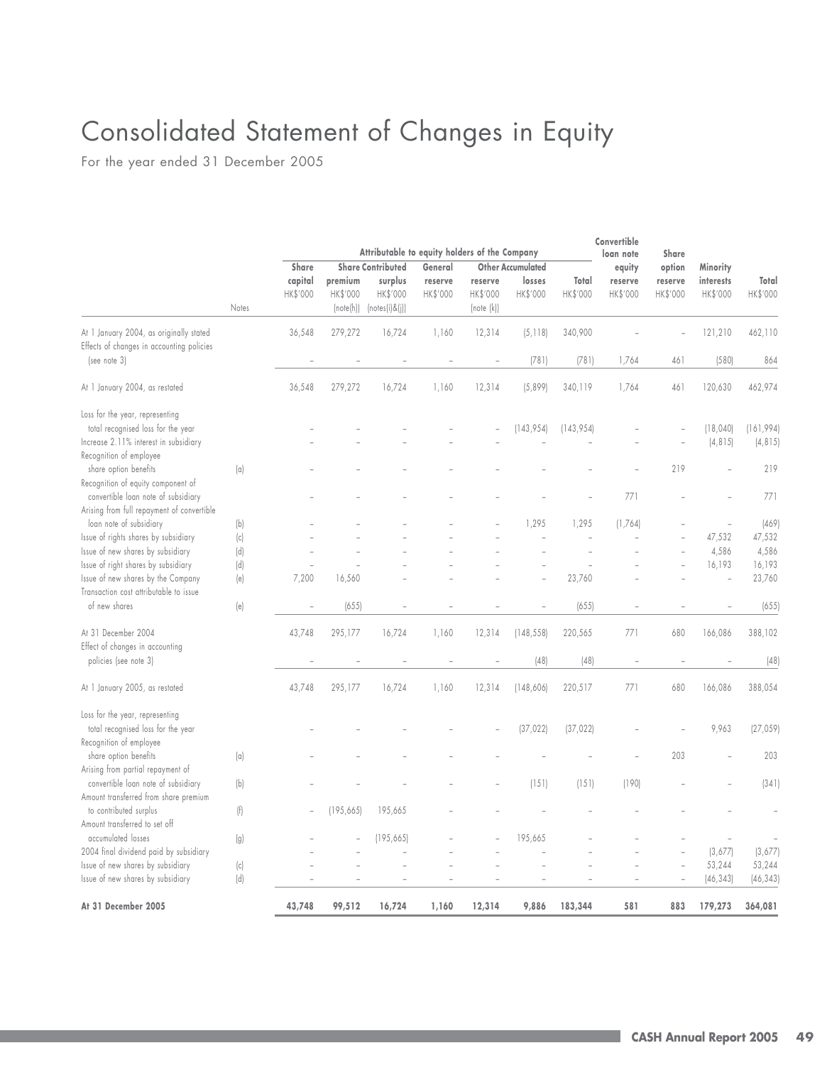# Consolidated Statement of Changes in Equity

For the year ended 31 December 2005

| | Notes | Attributable to equity holders of the Company | | | | | | | Convertible loan note equity reserve | Share option reserve | Minority interests | Total |
|---|---|---|---|---|---|---|---|---|---|---|---|---|
| | | Share capital | Share premium | Contributed surplus | General reserve | Other reserve | Accumulated losses | Total | | | | |
| | | HK$'000 | HK$'000 | HK$'000 | HK$'000 | HK$'000 | HK$'000 | HK$'000 | HK$'000 | HK$'000 | HK$'000 | HK$'000 |
| | | | (note(h)) | (notes(i)&(j)) | | (note (k)) | | | | | | |
| At 1 January 2004, as originally stated | | 36,548 | 279,272 | 16,724 | 1,160 | 12,314 | (5,118) | 340,900 | – | – | 121,210 | 462,110 |
| Effects of changes in accounting policies (see note 3) | | – | – | – | – | – | (781) | (781) | 1,764 | 461 | (580) | 864 |
| At 1 January 2004, as restated | | 36,548 | 279,272 | 16,724 | 1,160 | 12,314 | (5,899) | 340,119 | 1,764 | 461 | 120,630 | 462,974 |
| Loss for the year, representing total recognised loss for the year | | – | – | – | – | – | (143,954) | (143,954) | – | – | (18,040) | (161,994) |
| Increase 2.11% interest in subsidiary | | – | – | – | – | – | – | – | – | – | (4,815) | (4,815) |
| Recognition of employee share option benefits | (a) | – | – | – | – | – | – | – | – | 219 | – | 219 |
| Recognition of equity component of convertible loan note of subsidiary | | – | – | – | – | – | – | – | 771 | – | – | 771 |
| Arising from full repayment of convertible loan note of subsidiary | (b) | – | – | – | – | – | 1,295 | 1,295 | (1,764) | – | – | (469) |
| Issue of rights shares by subsidiary | (c) | – | – | – | – | – | – | – | – | – | 47,532 | 47,532 |
| Issue of new shares by subsidiary | (d) | – | – | – | – | – | – | – | – | – | 4,586 | 4,586 |
| Issue of right shares by subsidiary | (d) | – | – | – | – | – | – | – | – | – | 16,193 | 16,193 |
| Issue of new shares by the Company | (e) | 7,200 | 16,560 | – | – | – | – | 23,760 | – | – | – | 23,760 |
| Transaction cost attributable to issue of new shares | (e) | – | (655) | – | – | – | – | (655) | – | – | – | (655) |
| At 31 December 2004 | | 43,748 | 295,177 | 16,724 | 1,160 | 12,314 | (148,558) | 220,565 | 771 | 680 | 166,086 | 388,102 |
| Effect of changes in accounting policies (see note 3) | | – | – | – | – | – | (48) | (48) | – | – | – | (48) |
| At 1 January 2005, as restated | | 43,748 | 295,177 | 16,724 | 1,160 | 12,314 | (148,606) | 220,517 | 771 | 680 | 166,086 | 388,054 |
| Loss for the year, representing total recognised loss for the year | | – | – | – | – | – | (37,022) | (37,022) | – | – | 9,963 | (27,059) |
| Recognition of employee share option benefits | (a) | – | – | – | – | – | – | – | – | 203 | – | 203 |
| Arising from partial repayment of convertible loan note of subsidiary | (b) | – | – | – | – | – | (151) | (151) | (190) | – | – | (341) |
| Amount transferred from share premium to contributed surplus | (f) | – | (195,665) | 195,665 | – | – | – | – | – | – | – | – |
| Amount transferred to set off accumulated losses | (g) | – | – | (195,665) | – | – | 195,665 | – | – | – | – | – |
| 2004 final dividend paid by subsidiary | | – | – | – | – | – | – | – | – | – | (3,677) | (3,677) |
| Issue of new shares by subsidiary | (c) | – | – | – | – | – | – | – | – | – | 53,244 | 53,244 |
| Issue of new shares by subsidiary | (d) | – | – | – | – | – | – | – | – | – | (46,343) | (46,343) |
| **At 31 December 2005** | | **43,748** | **99,512** | **16,724** | **1,160** | **12,314** | **9,886** | **183,344** | **581** | **883** | **179,273** | **364,081** |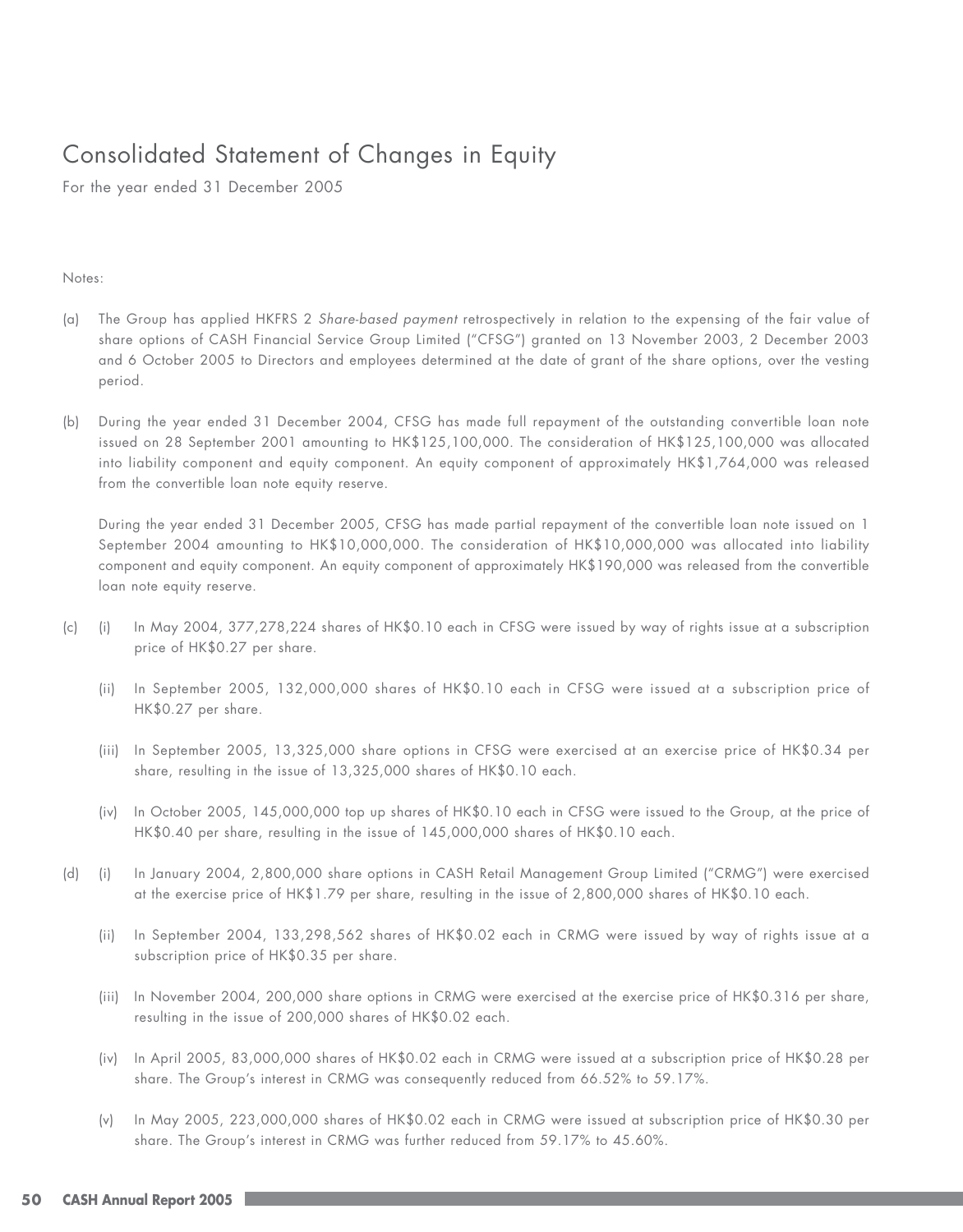# Consolidated Statement of Changes in Equity

For the year ended 31 December 2005

Notes:

(a) The Group has applied HKFRS 2 *Share-based payment* retrospectively in relation to the expensing of the fair value of share options of CASH Financial Service Group Limited ("CFSG") granted on 13 November 2003, 2 December 2003 and 6 October 2005 to Directors and employees determined at the date of grant of the share options, over the vesting period.

(b) During the year ended 31 December 2004, CFSG has made full repayment of the outstanding convertible loan note issued on 28 September 2001 amounting to HK$125,100,000. The consideration of HK$125,100,000 was allocated into liability component and equity component. An equity component of approximately HK$1,764,000 was released from the convertible loan note equity reserve.

During the year ended 31 December 2005, CFSG has made partial repayment of the convertible loan note issued on 1 September 2004 amounting to HK$10,000,000. The consideration of HK$10,000,000 was allocated into liability component and equity component. An equity component of approximately HK$190,000 was released from the convertible loan note equity reserve.

(c) (i) In May 2004, 377,278,224 shares of HK$0.10 each in CFSG were issued by way of rights issue at a subscription price of HK$0.27 per share.

(ii) In September 2005, 132,000,000 shares of HK$0.10 each in CFSG were issued at a subscription price of HK$0.27 per share.

(iii) In September 2005, 13,325,000 share options in CFSG were exercised at an exercise price of HK$0.34 per share, resulting in the issue of 13,325,000 shares of HK$0.10 each.

(iv) In October 2005, 145,000,000 top up shares of HK$0.10 each in CFSG were issued to the Group, at the price of HK$0.40 per share, resulting in the issue of 145,000,000 shares of HK$0.10 each.

(d) (i) In January 2004, 2,800,000 share options in CASH Retail Management Group Limited ("CRMG") were exercised at the exercise price of HK$1.79 per share, resulting in the issue of 2,800,000 shares of HK$0.10 each.

(ii) In September 2004, 133,298,562 shares of HK$0.02 each in CRMG were issued by way of rights issue at a subscription price of HK$0.35 per share.

(iii) In November 2004, 200,000 share options in CRMG were exercised at the exercise price of HK$0.316 per share, resulting in the issue of 200,000 shares of HK$0.02 each.

(iv) In April 2005, 83,000,000 shares of HK$0.02 each in CRMG were issued at a subscription price of HK$0.28 per share. The Group's interest in CRMG was consequently reduced from 66.52% to 59.17%.

(v) In May 2005, 223,000,000 shares of HK$0.02 each in CRMG were issued at subscription price of HK$0.30 per share. The Group's interest in CRMG was further reduced from 59.17% to 45.60%.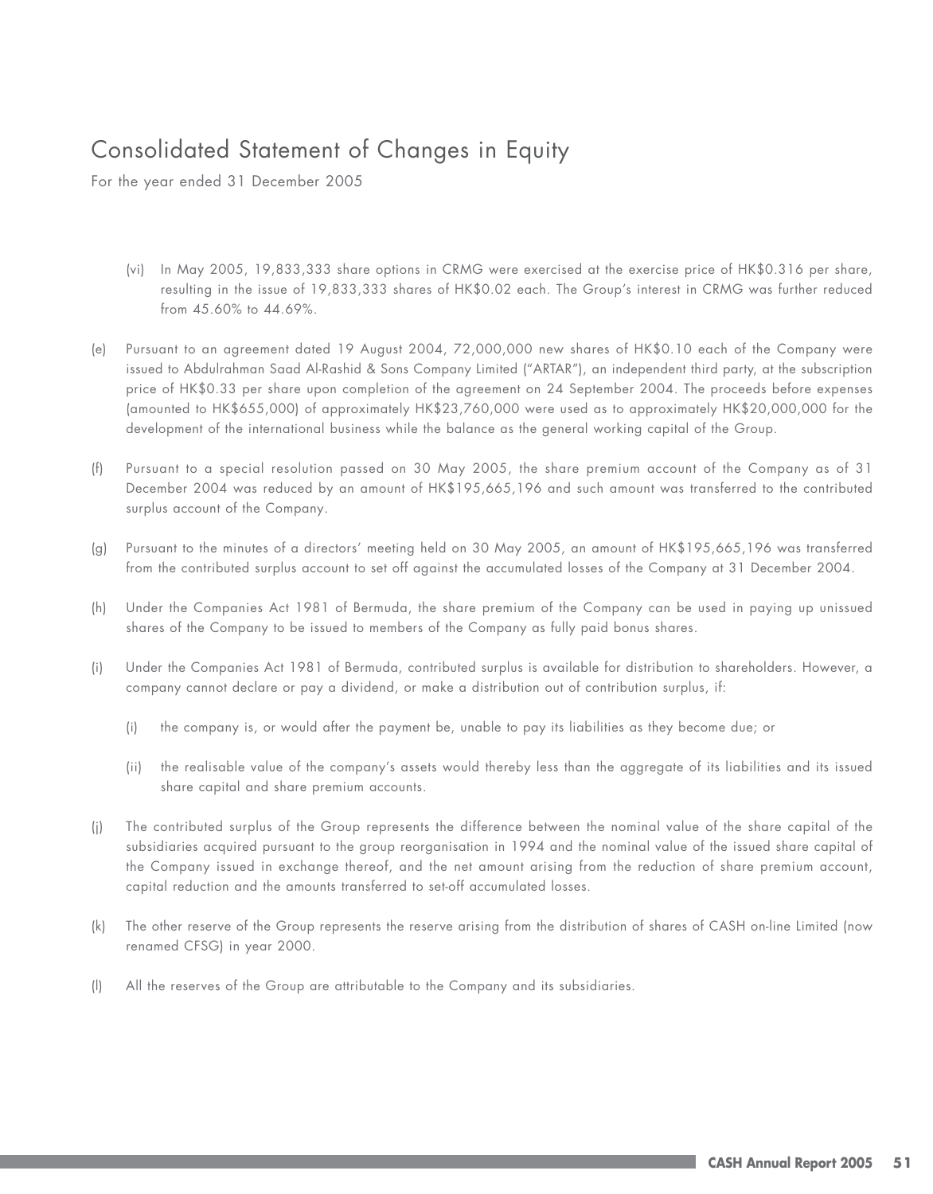# Consolidated Statement of Changes in Equity

For the year ended 31 December 2005

(vi) In May 2005, 19,833,333 share options in CRMG were exercised at the exercise price of HK$0.316 per share, resulting in the issue of 19,833,333 shares of HK$0.02 each. The Group's interest in CRMG was further reduced from 45.60% to 44.69%.

(e) Pursuant to an agreement dated 19 August 2004, 72,000,000 new shares of HK$0.10 each of the Company were issued to Abdulrahman Saad Al-Rashid & Sons Company Limited ("ARTAR"), an independent third party, at the subscription price of HK$0.33 per share upon completion of the agreement on 24 September 2004. The proceeds before expenses (amounted to HK$655,000) of approximately HK$23,760,000 were used as to approximately HK$20,000,000 for the development of the international business while the balance as the general working capital of the Group.

(f) Pursuant to a special resolution passed on 30 May 2005, the share premium account of the Company as of 31 December 2004 was reduced by an amount of HK$195,665,196 and such amount was transferred to the contributed surplus account of the Company.

(g) Pursuant to the minutes of a directors' meeting held on 30 May 2005, an amount of HK$195,665,196 was transferred from the contributed surplus account to set off against the accumulated losses of the Company at 31 December 2004.

(h) Under the Companies Act 1981 of Bermuda, the share premium of the Company can be used in paying up unissued shares of the Company to be issued to members of the Company as fully paid bonus shares.

(i) Under the Companies Act 1981 of Bermuda, contributed surplus is available for distribution to shareholders. However, a company cannot declare or pay a dividend, or make a distribution out of contribution surplus, if:

   (i) the company is, or would after the payment be, unable to pay its liabilities as they become due; or

   (ii) the realisable value of the company's assets would thereby less than the aggregate of its liabilities and its issued share capital and share premium accounts.

(j) The contributed surplus of the Group represents the difference between the nominal value of the share capital of the subsidiaries acquired pursuant to the group reorganisation in 1994 and the nominal value of the issued share capital of the Company issued in exchange thereof, and the net amount arising from the reduction of share premium account, capital reduction and the amounts transferred to set-off accumulated losses.

(k) The other reserve of the Group represents the reserve arising from the distribution of shares of CASH on-line Limited (now renamed CFSG) in year 2000.

(l) All the reserves of the Group are attributable to the Company and its subsidiaries.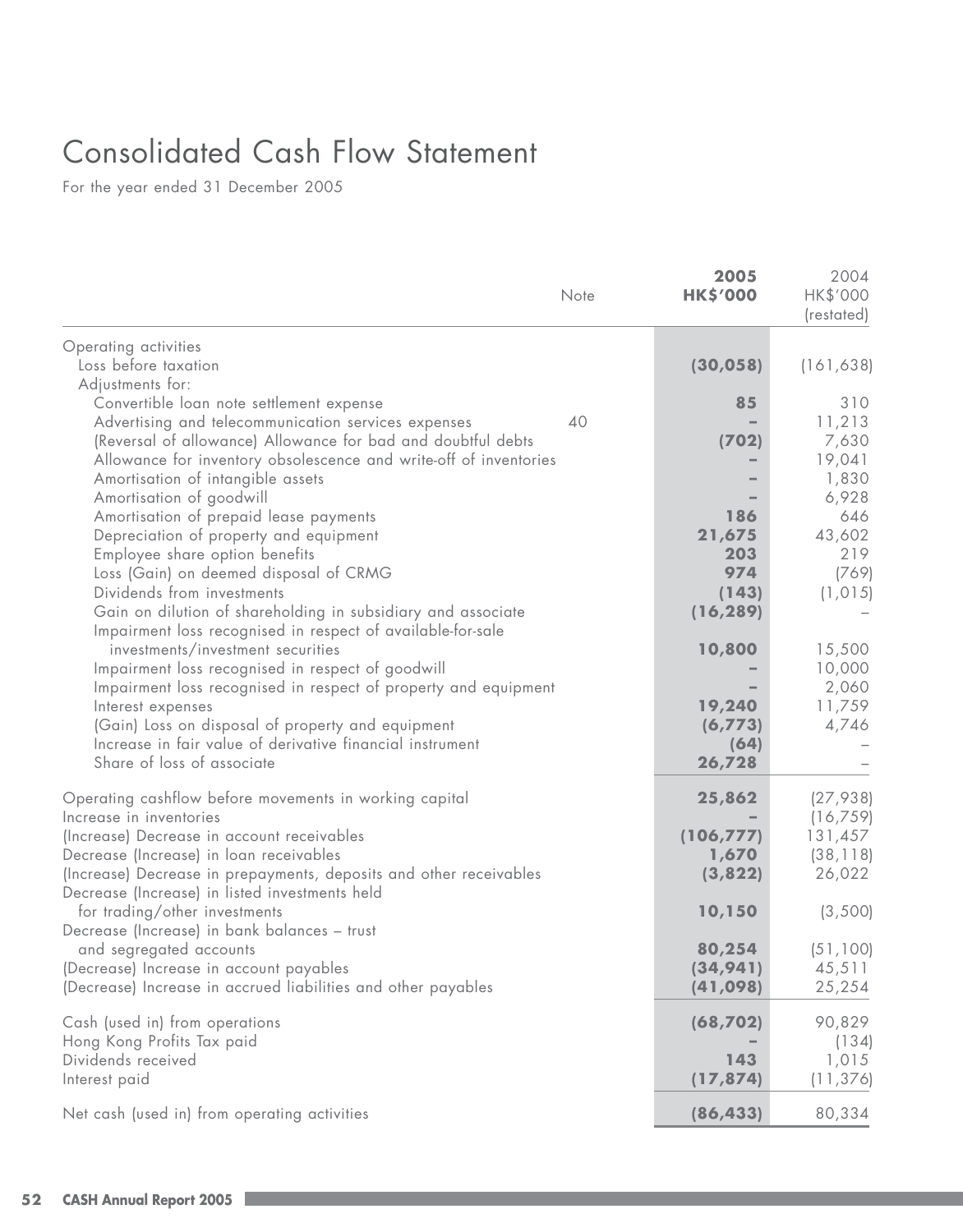# Consolidated Cash Flow Statement

For the year ended 31 December 2005

| | Note | 2005 HK$'000 | 2004 HK$'000 (restated) |
|---|---|---|---|
| Operating activities | | | |
| Loss before taxation | | **(30,058)** | (161,638) |
| Adjustments for: | | | |
| Convertible loan note settlement expense | | **85** | 310 |
| Advertising and telecommunication services expenses | 40 | **–** | 11,213 |
| (Reversal of allowance) Allowance for bad and doubtful debts | | **(702)** | 7,630 |
| Allowance for inventory obsolescence and write-off of inventories | | **–** | 19,041 |
| Amortisation of intangible assets | | **–** | 1,830 |
| Amortisation of goodwill | | **–** | 6,928 |
| Amortisation of prepaid lease payments | | **186** | 646 |
| Depreciation of property and equipment | | **21,675** | 43,602 |
| Employee share option benefits | | **203** | 219 |
| Loss (Gain) on deemed disposal of CRMG | | **974** | (769) |
| Dividends from investments | | **(143)** | (1,015) |
| Gain on dilution of shareholding in subsidiary and associate | | **(16,289)** | – |
| Impairment loss recognised in respect of available-for-sale investments/investment securities | | **10,800** | 15,500 |
| Impairment loss recognised in respect of goodwill | | **–** | 10,000 |
| Impairment loss recognised in respect of property and equipment | | **–** | 2,060 |
| Interest expenses | | **19,240** | 11,759 |
| (Gain) Loss on disposal of property and equipment | | **(6,773)** | 4,746 |
| Increase in fair value of derivative financial instrument | | **(64)** | – |
| Share of loss of associate | | **26,728** | – |
| Operating cashflow before movements in working capital | | **25,862** | (27,938) |
| Increase in inventories | | **–** | (16,759) |
| (Increase) Decrease in account receivables | | **(106,777)** | 131,457 |
| Decrease (Increase) in loan receivables | | **1,670** | (38,118) |
| (Increase) Decrease in prepayments, deposits and other receivables | | **(3,822)** | 26,022 |
| Decrease (Increase) in listed investments held for trading/other investments | | **10,150** | (3,500) |
| Decrease (Increase) in bank balances – trust and segregated accounts | | **80,254** | (51,100) |
| (Decrease) Increase in account payables | | **(34,941)** | 45,511 |
| (Decrease) Increase in accrued liabilities and other payables | | **(41,098)** | 25,254 |
| Cash (used in) from operations | | **(68,702)** | 90,829 |
| Hong Kong Profits Tax paid | | **–** | (134) |
| Dividends received | | **143** | 1,015 |
| Interest paid | | **(17,874)** | (11,376) |
| Net cash (used in) from operating activities | | **(86,433)** | 80,334 |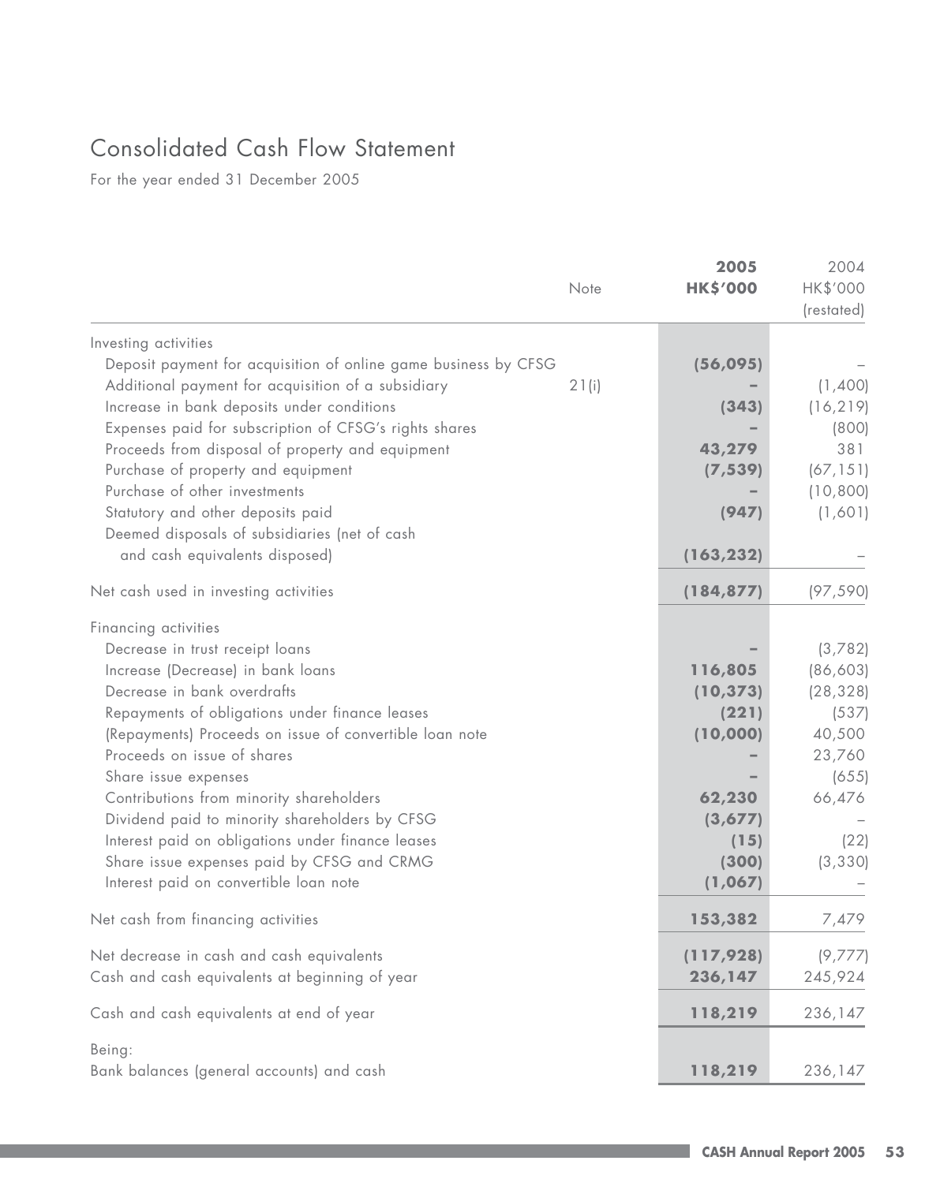# Consolidated Cash Flow Statement

For the year ended 31 December 2005

| | Note | 2005<br>HK$'000 | 2004<br>HK$'000<br>(restated) |
|---|---|---|---|
| Investing activities | | | |
| Deposit payment for acquisition of online game business by CFSG | | **(56,095)** | – |
| Additional payment for acquisition of a subsidiary | 21(i) | **–** | (1,400) |
| Increase in bank deposits under conditions | | **(343)** | (16,219) |
| Expenses paid for subscription of CFSG's rights shares | | **–** | (800) |
| Proceeds from disposal of property and equipment | | **43,279** | 381 |
| Purchase of property and equipment | | **(7,539)** | (67,151) |
| Purchase of other investments | | **–** | (10,800) |
| Statutory and other deposits paid | | **(947)** | (1,601) |
| Deemed disposals of subsidiaries (net of cash and cash equivalents disposed) | | **(163,232)** | – |
| Net cash used in investing activities | | **(184,877)** | (97,590) |
| Financing activities | | | |
| Decrease in trust receipt loans | | **–** | (3,782) |
| Increase (Decrease) in bank loans | | **116,805** | (86,603) |
| Decrease in bank overdrafts | | **(10,373)** | (28,328) |
| Repayments of obligations under finance leases | | **(221)** | (537) |
| (Repayments) Proceeds on issue of convertible loan note | | **(10,000)** | 40,500 |
| Proceeds on issue of shares | | **–** | 23,760 |
| Share issue expenses | | **–** | (655) |
| Contributions from minority shareholders | | **62,230** | 66,476 |
| Dividend paid to minority shareholders by CFSG | | **(3,677)** | – |
| Interest paid on obligations under finance leases | | **(15)** | (22) |
| Share issue expenses paid by CFSG and CRMG | | **(300)** | (3,330) |
| Interest paid on convertible loan note | | **(1,067)** | – |
| Net cash from financing activities | | **153,382** | 7,479 |
| Net decrease in cash and cash equivalents | | **(117,928)** | (9,777) |
| Cash and cash equivalents at beginning of year | | **236,147** | 245,924 |
| Cash and cash equivalents at end of year | | **118,219** | 236,147 |
| Being: | | | |
| Bank balances (general accounts) and cash | | **118,219** | 236,147 |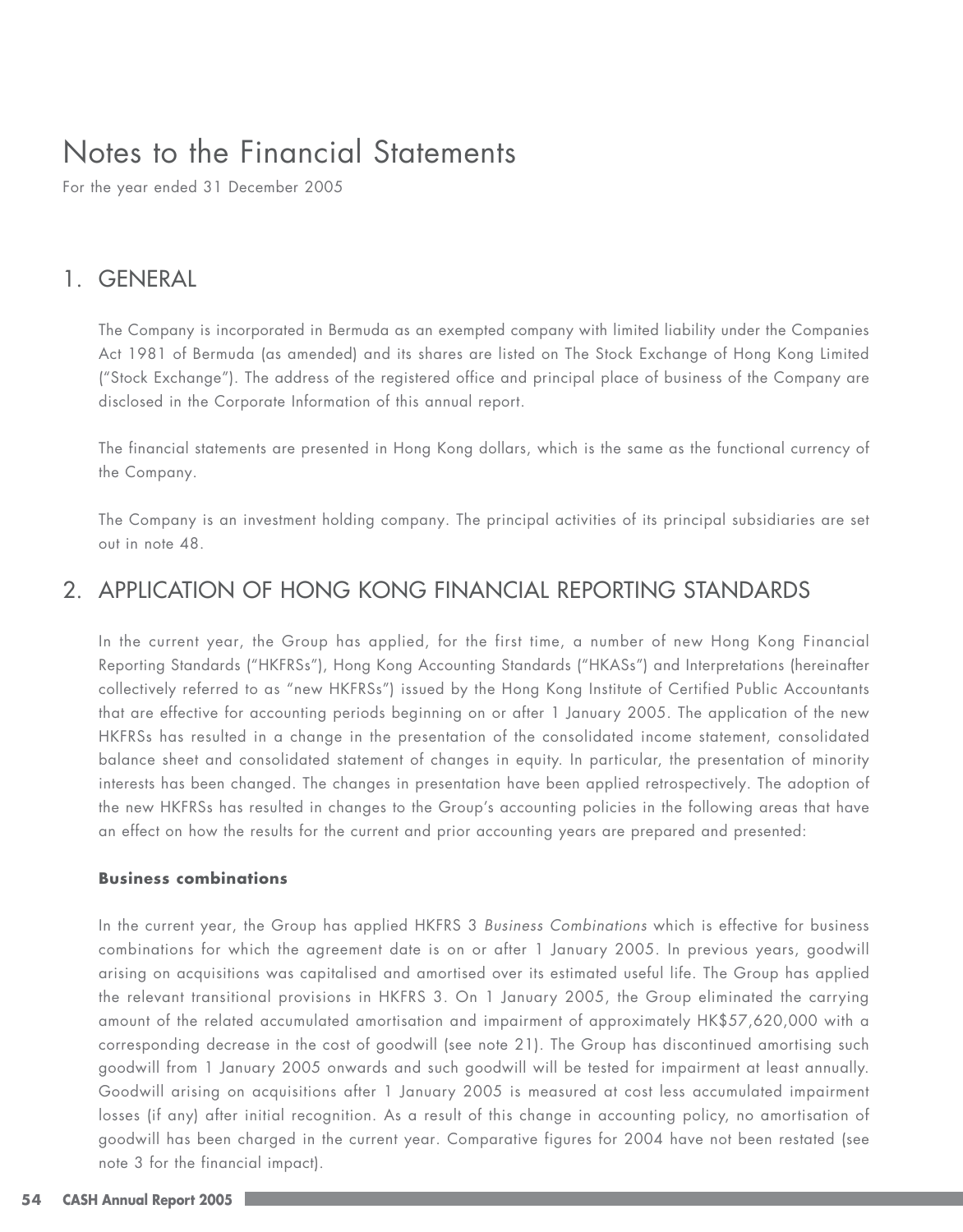# Notes to the Financial Statements

For the year ended 31 December 2005

## 1. GENERAL

The Company is incorporated in Bermuda as an exempted company with limited liability under the Companies Act 1981 of Bermuda (as amended) and its shares are listed on The Stock Exchange of Hong Kong Limited ("Stock Exchange"). The address of the registered office and principal place of business of the Company are disclosed in the Corporate Information of this annual report.

The financial statements are presented in Hong Kong dollars, which is the same as the functional currency of the Company.

The Company is an investment holding company. The principal activities of its principal subsidiaries are set out in note 48.

## 2. APPLICATION OF HONG KONG FINANCIAL REPORTING STANDARDS

In the current year, the Group has applied, for the first time, a number of new Hong Kong Financial Reporting Standards ("HKFRSs"), Hong Kong Accounting Standards ("HKASs") and Interpretations (hereinafter collectively referred to as "new HKFRSs") issued by the Hong Kong Institute of Certified Public Accountants that are effective for accounting periods beginning on or after 1 January 2005. The application of the new HKFRSs has resulted in a change in the presentation of the consolidated income statement, consolidated balance sheet and consolidated statement of changes in equity. In particular, the presentation of minority interests has been changed. The changes in presentation have been applied retrospectively. The adoption of the new HKFRSs has resulted in changes to the Group's accounting policies in the following areas that have an effect on how the results for the current and prior accounting years are prepared and presented:

**Business combinations**

In the current year, the Group has applied HKFRS 3 *Business Combinations* which is effective for business combinations for which the agreement date is on or after 1 January 2005. In previous years, goodwill arising on acquisitions was capitalised and amortised over its estimated useful life. The Group has applied the relevant transitional provisions in HKFRS 3. On 1 January 2005, the Group eliminated the carrying amount of the related accumulated amortisation and impairment of approximately HK$57,620,000 with a corresponding decrease in the cost of goodwill (see note 21). The Group has discontinued amortising such goodwill from 1 January 2005 onwards and such goodwill will be tested for impairment at least annually. Goodwill arising on acquisitions after 1 January 2005 is measured at cost less accumulated impairment losses (if any) after initial recognition. As a result of this change in accounting policy, no amortisation of goodwill has been charged in the current year. Comparative figures for 2004 have not been restated (see note 3 for the financial impact).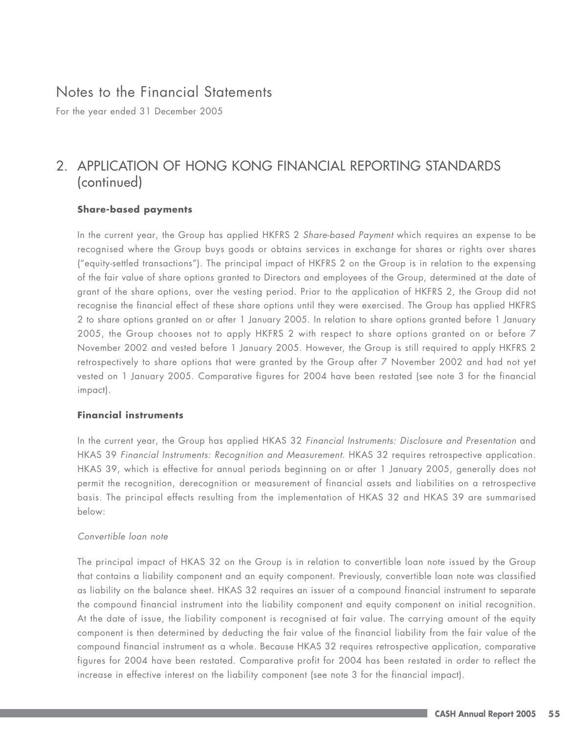# Notes to the Financial Statements

For the year ended 31 December 2005

## 2. APPLICATION OF HONG KONG FINANCIAL REPORTING STANDARDS (continued)

### Share-based payments

In the current year, the Group has applied HKFRS 2 *Share-based Payment* which requires an expense to be recognised where the Group buys goods or obtains services in exchange for shares or rights over shares ("equity-settled transactions"). The principal impact of HKFRS 2 on the Group is in relation to the expensing of the fair value of share options granted to Directors and employees of the Group, determined at the date of grant of the share options, over the vesting period. Prior to the application of HKFRS 2, the Group did not recognise the financial effect of these share options until they were exercised. The Group has applied HKFRS 2 to share options granted on or after 1 January 2005. In relation to share options granted before 1 January 2005, the Group chooses not to apply HKFRS 2 with respect to share options granted on or before 7 November 2002 and vested before 1 January 2005. However, the Group is still required to apply HKFRS 2 retrospectively to share options that were granted by the Group after 7 November 2002 and had not yet vested on 1 January 2005. Comparative figures for 2004 have been restated (see note 3 for the financial impact).

### Financial instruments

In the current year, the Group has applied HKAS 32 *Financial Instruments: Disclosure and Presentation* and HKAS 39 *Financial Instruments: Recognition and Measurement*. HKAS 32 requires retrospective application. HKAS 39, which is effective for annual periods beginning on or after 1 January 2005, generally does not permit the recognition, derecognition or measurement of financial assets and liabilities on a retrospective basis. The principal effects resulting from the implementation of HKAS 32 and HKAS 39 are summarised below:

*Convertible loan note*

The principal impact of HKAS 32 on the Group is in relation to convertible loan note issued by the Group that contains a liability component and an equity component. Previously, convertible loan note was classified as liability on the balance sheet. HKAS 32 requires an issuer of a compound financial instrument to separate the compound financial instrument into the liability component and equity component on initial recognition. At the date of issue, the liability component is recognised at fair value. The carrying amount of the equity component is then determined by deducting the fair value of the financial liability from the fair value of the compound financial instrument as a whole. Because HKAS 32 requires retrospective application, comparative figures for 2004 have been restated. Comparative profit for 2004 has been restated in order to reflect the increase in effective interest on the liability component (see note 3 for the financial impact).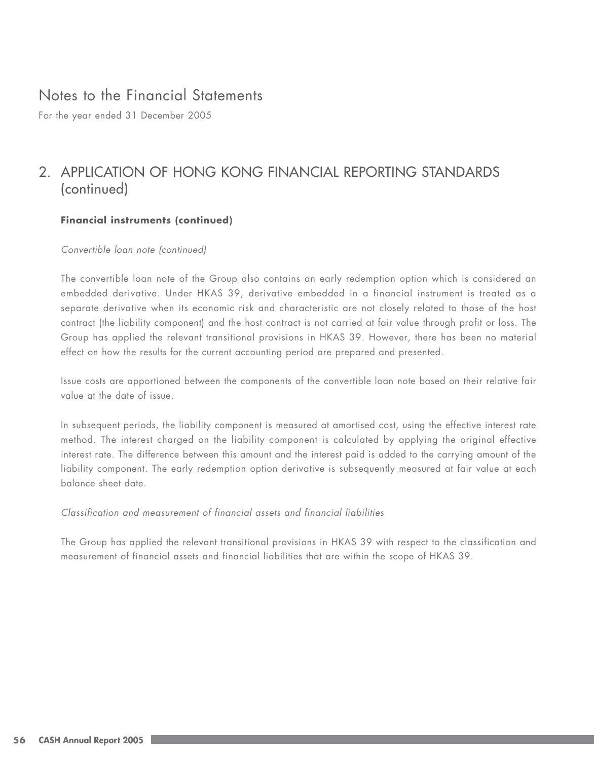# Notes to the Financial Statements

For the year ended 31 December 2005

## 2. APPLICATION OF HONG KONG FINANCIAL REPORTING STANDARDS (continued)

### Financial instruments (continued)

*Convertible loan note (continued)*

The convertible loan note of the Group also contains an early redemption option which is considered an embedded derivative. Under HKAS 39, derivative embedded in a financial instrument is treated as a separate derivative when its economic risk and characteristic are not closely related to those of the host contract (the liability component) and the host contract is not carried at fair value through profit or loss. The Group has applied the relevant transitional provisions in HKAS 39. However, there has been no material effect on how the results for the current accounting period are prepared and presented.

Issue costs are apportioned between the components of the convertible loan note based on their relative fair value at the date of issue.

In subsequent periods, the liability component is measured at amortised cost, using the effective interest rate method. The interest charged on the liability component is calculated by applying the original effective interest rate. The difference between this amount and the interest paid is added to the carrying amount of the liability component. The early redemption option derivative is subsequently measured at fair value at each balance sheet date.

*Classification and measurement of financial assets and financial liabilities*

The Group has applied the relevant transitional provisions in HKAS 39 with respect to the classification and measurement of financial assets and financial liabilities that are within the scope of HKAS 39.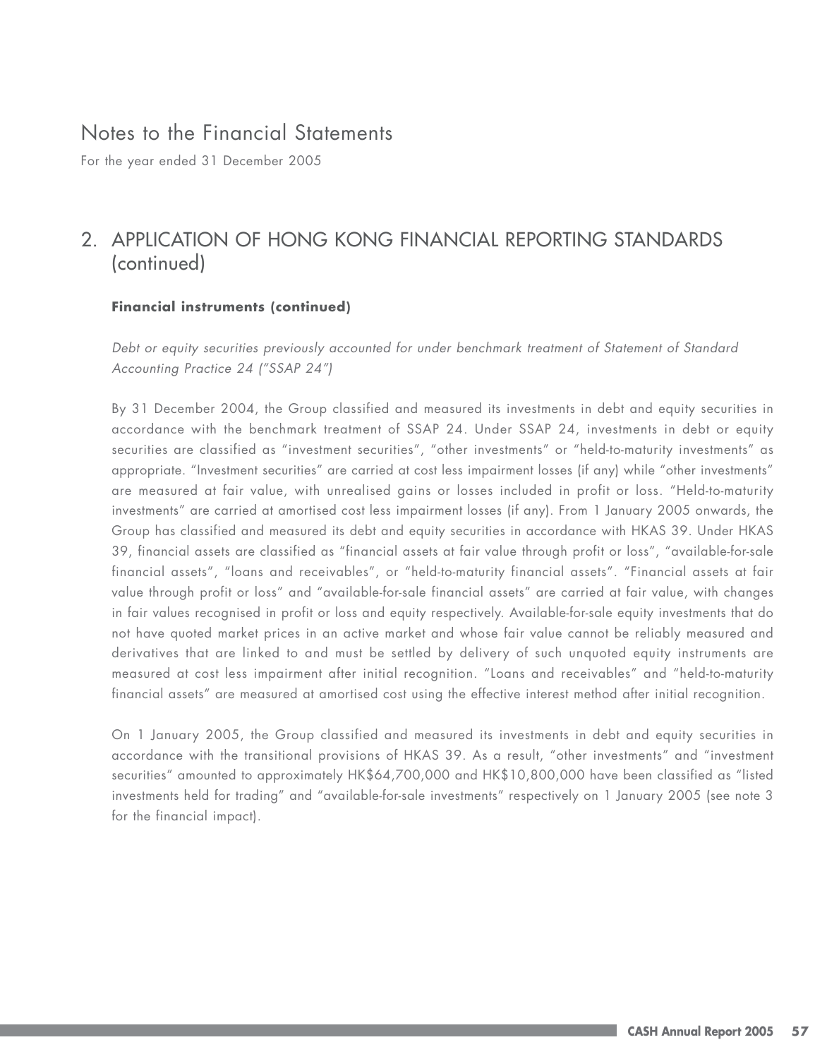# Notes to the Financial Statements

For the year ended 31 December 2005

## 2. APPLICATION OF HONG KONG FINANCIAL REPORTING STANDARDS (continued)

### Financial instruments (continued)

*Debt or equity securities previously accounted for under benchmark treatment of Statement of Standard Accounting Practice 24 ("SSAP 24")*

By 31 December 2004, the Group classified and measured its investments in debt and equity securities in accordance with the benchmark treatment of SSAP 24. Under SSAP 24, investments in debt or equity securities are classified as "investment securities", "other investments" or "held-to-maturity investments" as appropriate. "Investment securities" are carried at cost less impairment losses (if any) while "other investments" are measured at fair value, with unrealised gains or losses included in profit or loss. "Held-to-maturity investments" are carried at amortised cost less impairment losses (if any). From 1 January 2005 onwards, the Group has classified and measured its debt and equity securities in accordance with HKAS 39. Under HKAS 39, financial assets are classified as "financial assets at fair value through profit or loss", "available-for-sale financial assets", "loans and receivables", or "held-to-maturity financial assets". "Financial assets at fair value through profit or loss" and "available-for-sale financial assets" are carried at fair value, with changes in fair values recognised in profit or loss and equity respectively. Available-for-sale equity investments that do not have quoted market prices in an active market and whose fair value cannot be reliably measured and derivatives that are linked to and must be settled by delivery of such unquoted equity instruments are measured at cost less impairment after initial recognition. "Loans and receivables" and "held-to-maturity financial assets" are measured at amortised cost using the effective interest method after initial recognition.

On 1 January 2005, the Group classified and measured its investments in debt and equity securities in accordance with the transitional provisions of HKAS 39. As a result, "other investments" and "investment securities" amounted to approximately HK$64,700,000 and HK$10,800,000 have been classified as "listed investments held for trading" and "available-for-sale investments" respectively on 1 January 2005 (see note 3 for the financial impact).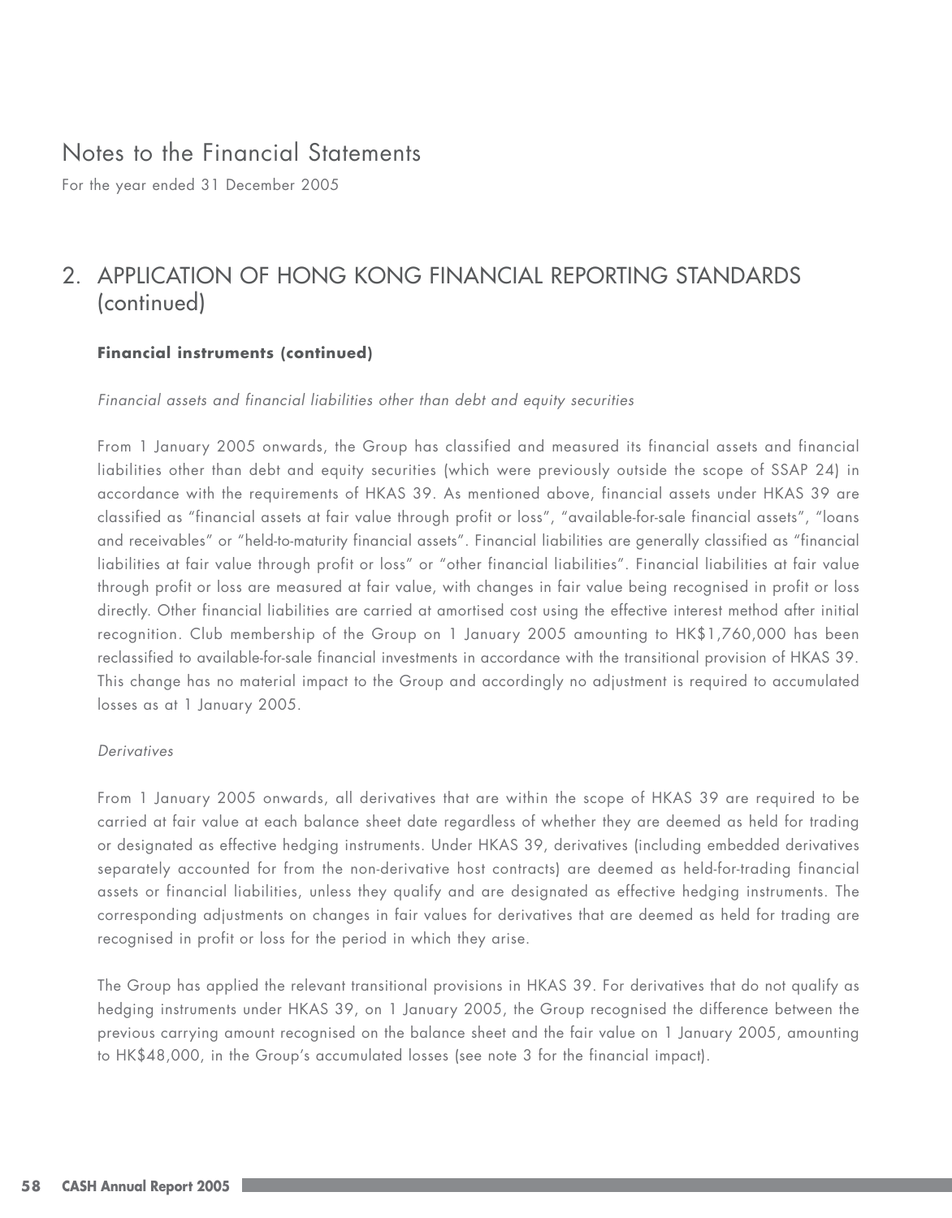# Notes to the Financial Statements

For the year ended 31 December 2005

## 2. APPLICATION OF HONG KONG FINANCIAL REPORTING STANDARDS (continued)

**Financial instruments (continued)**

*Financial assets and financial liabilities other than debt and equity securities*

From 1 January 2005 onwards, the Group has classified and measured its financial assets and financial liabilities other than debt and equity securities (which were previously outside the scope of SSAP 24) in accordance with the requirements of HKAS 39. As mentioned above, financial assets under HKAS 39 are classified as "financial assets at fair value through profit or loss", "available-for-sale financial assets", "loans and receivables" or "held-to-maturity financial assets". Financial liabilities are generally classified as "financial liabilities at fair value through profit or loss" or "other financial liabilities". Financial liabilities at fair value through profit or loss are measured at fair value, with changes in fair value being recognised in profit or loss directly. Other financial liabilities are carried at amortised cost using the effective interest method after initial recognition. Club membership of the Group on 1 January 2005 amounting to HK$1,760,000 has been reclassified to available-for-sale financial investments in accordance with the transitional provision of HKAS 39. This change has no material impact to the Group and accordingly no adjustment is required to accumulated losses as at 1 January 2005.

*Derivatives*

From 1 January 2005 onwards, all derivatives that are within the scope of HKAS 39 are required to be carried at fair value at each balance sheet date regardless of whether they are deemed as held for trading or designated as effective hedging instruments. Under HKAS 39, derivatives (including embedded derivatives separately accounted for from the non-derivative host contracts) are deemed as held-for-trading financial assets or financial liabilities, unless they qualify and are designated as effective hedging instruments. The corresponding adjustments on changes in fair values for derivatives that are deemed as held for trading are recognised in profit or loss for the period in which they arise.

The Group has applied the relevant transitional provisions in HKAS 39. For derivatives that do not qualify as hedging instruments under HKAS 39, on 1 January 2005, the Group recognised the difference between the previous carrying amount recognised on the balance sheet and the fair value on 1 January 2005, amounting to HK$48,000, in the Group's accumulated losses (see note 3 for the financial impact).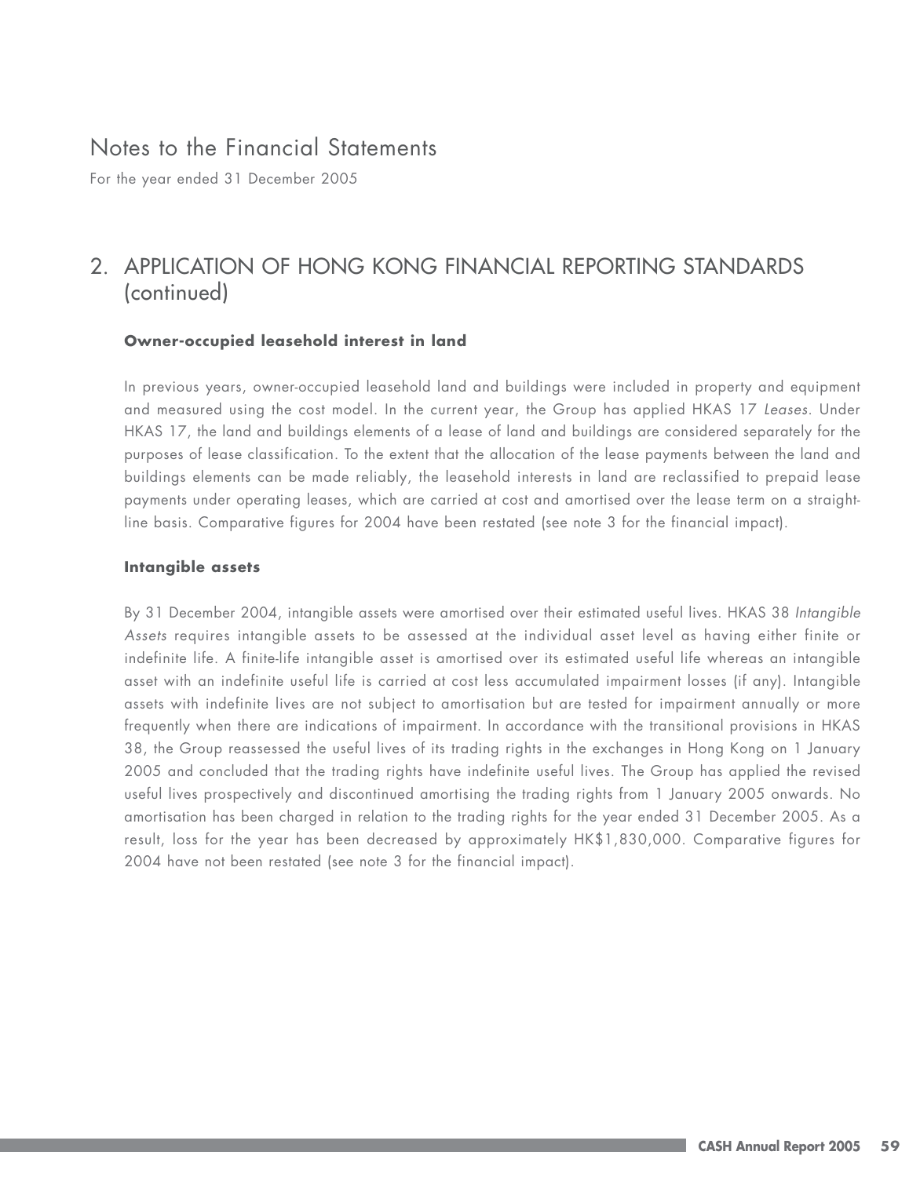# Notes to the Financial Statements

For the year ended 31 December 2005

## 2. APPLICATION OF HONG KONG FINANCIAL REPORTING STANDARDS (continued)

### Owner-occupied leasehold interest in land

In previous years, owner-occupied leasehold land and buildings were included in property and equipment and measured using the cost model. In the current year, the Group has applied HKAS 17 *Leases*. Under HKAS 17, the land and buildings elements of a lease of land and buildings are considered separately for the purposes of lease classification. To the extent that the allocation of the lease payments between the land and buildings elements can be made reliably, the leasehold interests in land are reclassified to prepaid lease payments under operating leases, which are carried at cost and amortised over the lease term on a straight-line basis. Comparative figures for 2004 have been restated (see note 3 for the financial impact).

### Intangible assets

By 31 December 2004, intangible assets were amortised over their estimated useful lives. HKAS 38 *Intangible Assets* requires intangible assets to be assessed at the individual asset level as having either finite or indefinite life. A finite-life intangible asset is amortised over its estimated useful life whereas an intangible asset with an indefinite useful life is carried at cost less accumulated impairment losses (if any). Intangible assets with indefinite lives are not subject to amortisation but are tested for impairment annually or more frequently when there are indications of impairment. In accordance with the transitional provisions in HKAS 38, the Group reassessed the useful lives of its trading rights in the exchanges in Hong Kong on 1 January 2005 and concluded that the trading rights have indefinite useful lives. The Group has applied the revised useful lives prospectively and discontinued amortising the trading rights from 1 January 2005 onwards. No amortisation has been charged in relation to the trading rights for the year ended 31 December 2005. As a result, loss for the year has been decreased by approximately HK$1,830,000. Comparative figures for 2004 have not been restated (see note 3 for the financial impact).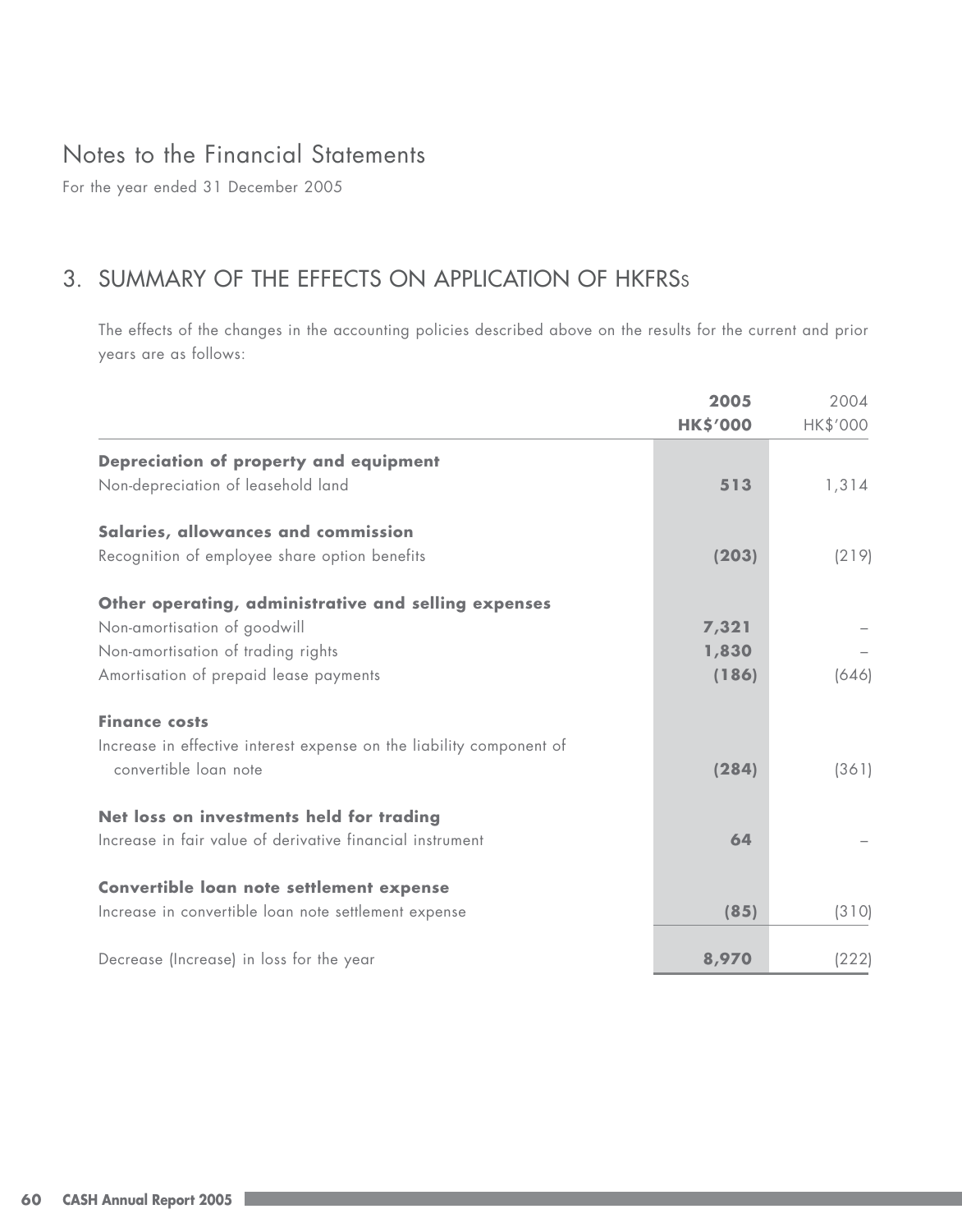# Notes to the Financial Statements

For the year ended 31 December 2005

## 3. SUMMARY OF THE EFFECTS ON APPLICATION OF HKFRSs

The effects of the changes in the accounting policies described above on the results for the current and prior years are as follows:

| | **2005** **HK$'000** | 2004 HK$'000 |
|---|---|---|
| **Depreciation of property and equipment** | | |
| Non-depreciation of leasehold land | **513** | 1,314 |
| **Salaries, allowances and commission** | | |
| Recognition of employee share option benefits | **(203)** | (219) |
| **Other operating, administrative and selling expenses** | | |
| Non-amortisation of goodwill | **7,321** | – |
| Non-amortisation of trading rights | **1,830** | – |
| Amortisation of prepaid lease payments | **(186)** | (646) |
| **Finance costs** | | |
| Increase in effective interest expense on the liability component of convertible loan note | **(284)** | (361) |
| **Net loss on investments held for trading** | | |
| Increase in fair value of derivative financial instrument | **64** | – |
| **Convertible loan note settlement expense** | | |
| Increase in convertible loan note settlement expense | **(85)** | (310) |
| Decrease (Increase) in loss for the year | **8,970** | (222) |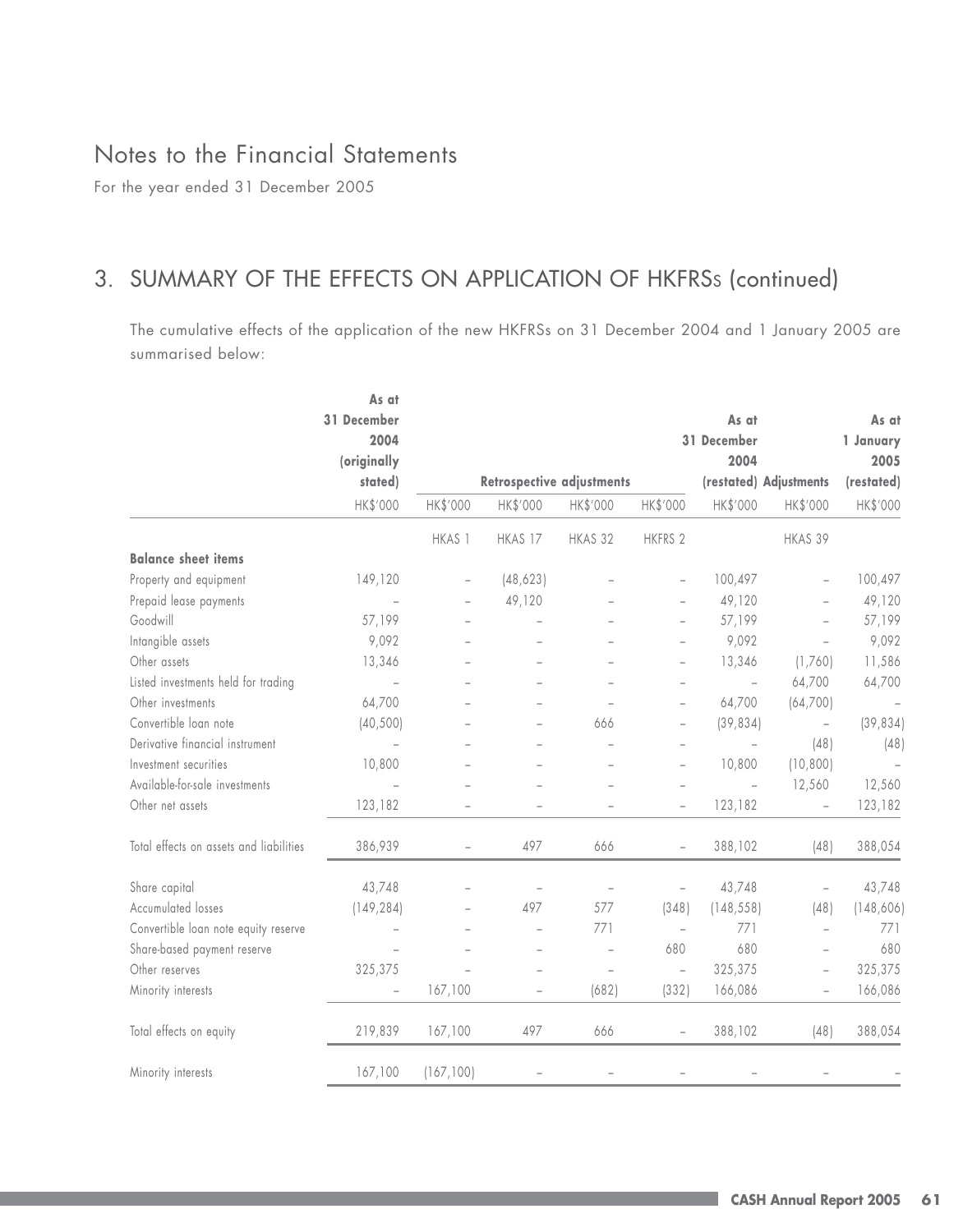# Notes to the Financial Statements

For the year ended 31 December 2005

## 3. SUMMARY OF THE EFFECTS ON APPLICATION OF HKFRSs (continued)

The cumulative effects of the application of the new HKFRSs on 31 December 2004 and 1 January 2005 are summarised below:

| | As at 31 December 2004 (originally stated) | Retrospective adjustments | | | | As at 31 December 2004 (restated) | Adjustments | As at 1 January 2005 (restated) |
|---|---|---|---|---|---|---|---|---|
| | HK$'000 | HK$'000 | HK$'000 | HK$'000 | HK$'000 | HK$'000 | HK$'000 | HK$'000 |
| | | HKAS 1 | HKAS 17 | HKAS 32 | HKFRS 2 | | HKAS 39 | |
| **Balance sheet items** | | | | | | | | |
| Property and equipment | 149,120 | – | (48,623) | – | – | 100,497 | – | 100,497 |
| Prepaid lease payments | – | – | 49,120 | – | – | 49,120 | – | 49,120 |
| Goodwill | 57,199 | – | – | – | – | 57,199 | – | 57,199 |
| Intangible assets | 9,092 | – | – | – | – | 9,092 | – | 9,092 |
| Other assets | 13,346 | – | – | – | – | 13,346 | (1,760) | 11,586 |
| Listed investments held for trading | – | – | – | – | – | – | 64,700 | 64,700 |
| Other investments | 64,700 | – | – | – | – | 64,700 | (64,700) | – |
| Convertible loan note | (40,500) | – | – | 666 | – | (39,834) | – | (39,834) |
| Derivative financial instrument | – | – | – | – | – | – | (48) | (48) |
| Investment securities | 10,800 | – | – | – | – | 10,800 | (10,800) | – |
| Available-for-sale investments | – | – | – | – | – | – | 12,560 | 12,560 |
| Other net assets | 123,182 | – | – | – | – | 123,182 | – | 123,182 |
| Total effects on assets and liabilities | 386,939 | – | 497 | 666 | – | 388,102 | (48) | 388,054 |
| Share capital | 43,748 | – | – | – | – | 43,748 | – | 43,748 |
| Accumulated losses | (149,284) | – | 497 | 577 | (348) | (148,558) | (48) | (148,606) |
| Convertible loan note equity reserve | – | – | – | 771 | – | 771 | – | 771 |
| Share-based payment reserve | – | – | – | – | 680 | 680 | – | 680 |
| Other reserves | 325,375 | – | – | – | – | 325,375 | – | 325,375 |
| Minority interests | – | 167,100 | – | (682) | (332) | 166,086 | – | 166,086 |
| Total effects on equity | 219,839 | 167,100 | 497 | 666 | – | 388,102 | (48) | 388,054 |
| Minority interests | 167,100 | (167,100) | – | – | – | – | – | – |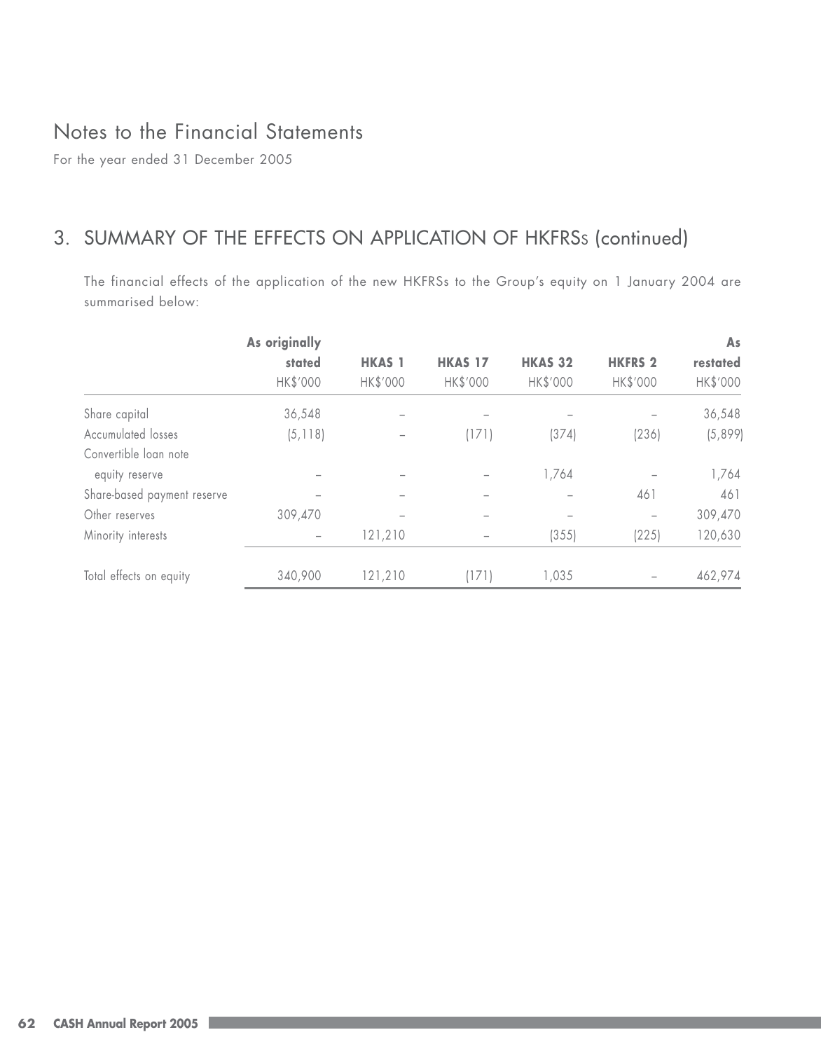# Notes to the Financial Statements

For the year ended 31 December 2005

## 3. SUMMARY OF THE EFFECTS ON APPLICATION OF HKFRSs (continued)

The financial effects of the application of the new HKFRSs to the Group's equity on 1 January 2004 are summarised below:

| | As originally stated | HKAS 1 | HKAS 17 | HKAS 32 | HKFRS 2 | As restated |
|---|---|---|---|---|---|---|
| | HK$'000 | HK$'000 | HK$'000 | HK$'000 | HK$'000 | HK$'000 |
| Share capital | 36,548 | – | – | – | – | 36,548 |
| Accumulated losses | (5,118) | – | (171) | (374) | (236) | (5,899) |
| Convertible loan note equity reserve | – | – | – | 1,764 | – | 1,764 |
| Share-based payment reserve | – | – | – | – | 461 | 461 |
| Other reserves | 309,470 | – | – | – | – | 309,470 |
| Minority interests | – | 121,210 | – | (355) | (225) | 120,630 |
| Total effects on equity | 340,900 | 121,210 | (171) | 1,035 | – | 462,974 |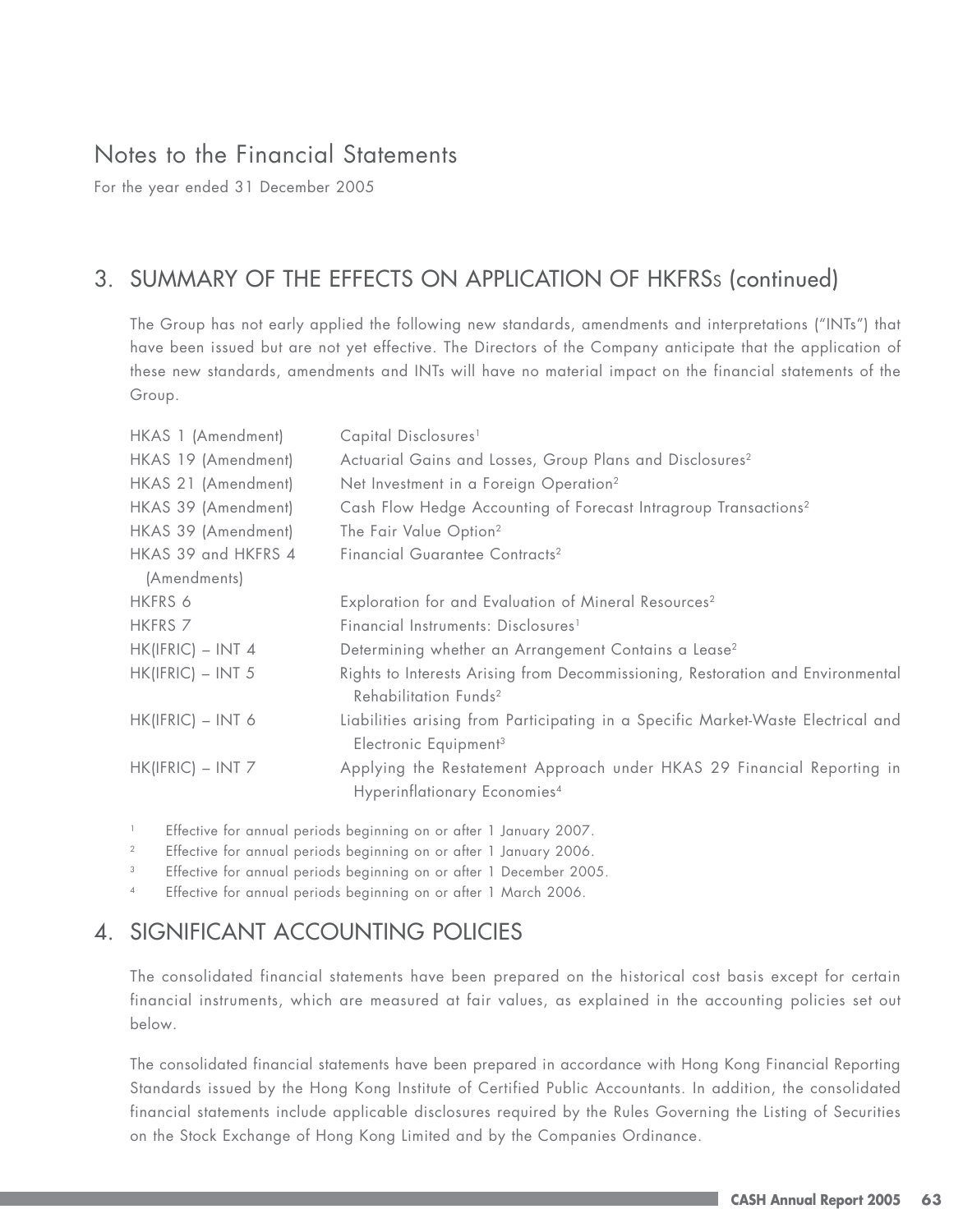# Notes to the Financial Statements

For the year ended 31 December 2005

## 3. SUMMARY OF THE EFFECTS ON APPLICATION OF HKFRSs (continued)

The Group has not early applied the following new standards, amendments and interpretations ("INTs") that have been issued but are not yet effective. The Directors of the Company anticipate that the application of these new standards, amendments and INTs will have no material impact on the financial statements of the Group.

| | |
|---|---|
| HKAS 1 (Amendment) | Capital Disclosures[1] |
| HKAS 19 (Amendment) | Actuarial Gains and Losses, Group Plans and Disclosures[2] |
| HKAS 21 (Amendment) | Net Investment in a Foreign Operation[2] |
| HKAS 39 (Amendment) | Cash Flow Hedge Accounting of Forecast Intragroup Transactions[2] |
| HKAS 39 (Amendment) | The Fair Value Option[2] |
| HKAS 39 and HKFRS 4 (Amendments) | Financial Guarantee Contracts[2] |
| HKFRS 6 | Exploration for and Evaluation of Mineral Resources[2] |
| HKFRS 7 | Financial Instruments: Disclosures[1] |
| HK(IFRIC) – INT 4 | Determining whether an Arrangement Contains a Lease[2] |
| HK(IFRIC) – INT 5 | Rights to Interests Arising from Decommissioning, Restoration and Environmental Rehabilitation Funds[2] |
| HK(IFRIC) – INT 6 | Liabilities arising from Participating in a Specific Market-Waste Electrical and Electronic Equipment[3] |
| HK(IFRIC) – INT 7 | Applying the Restatement Approach under HKAS 29 Financial Reporting in Hyperinflationary Economies[4] |

[1] Effective for annual periods beginning on or after 1 January 2007.

[2] Effective for annual periods beginning on or after 1 January 2006.

[3] Effective for annual periods beginning on or after 1 December 2005.

[4] Effective for annual periods beginning on or after 1 March 2006.

## 4. SIGNIFICANT ACCOUNTING POLICIES

The consolidated financial statements have been prepared on the historical cost basis except for certain financial instruments, which are measured at fair values, as explained in the accounting policies set out below.

The consolidated financial statements have been prepared in accordance with Hong Kong Financial Reporting Standards issued by the Hong Kong Institute of Certified Public Accountants. In addition, the consolidated financial statements include applicable disclosures required by the Rules Governing the Listing of Securities on the Stock Exchange of Hong Kong Limited and by the Companies Ordinance.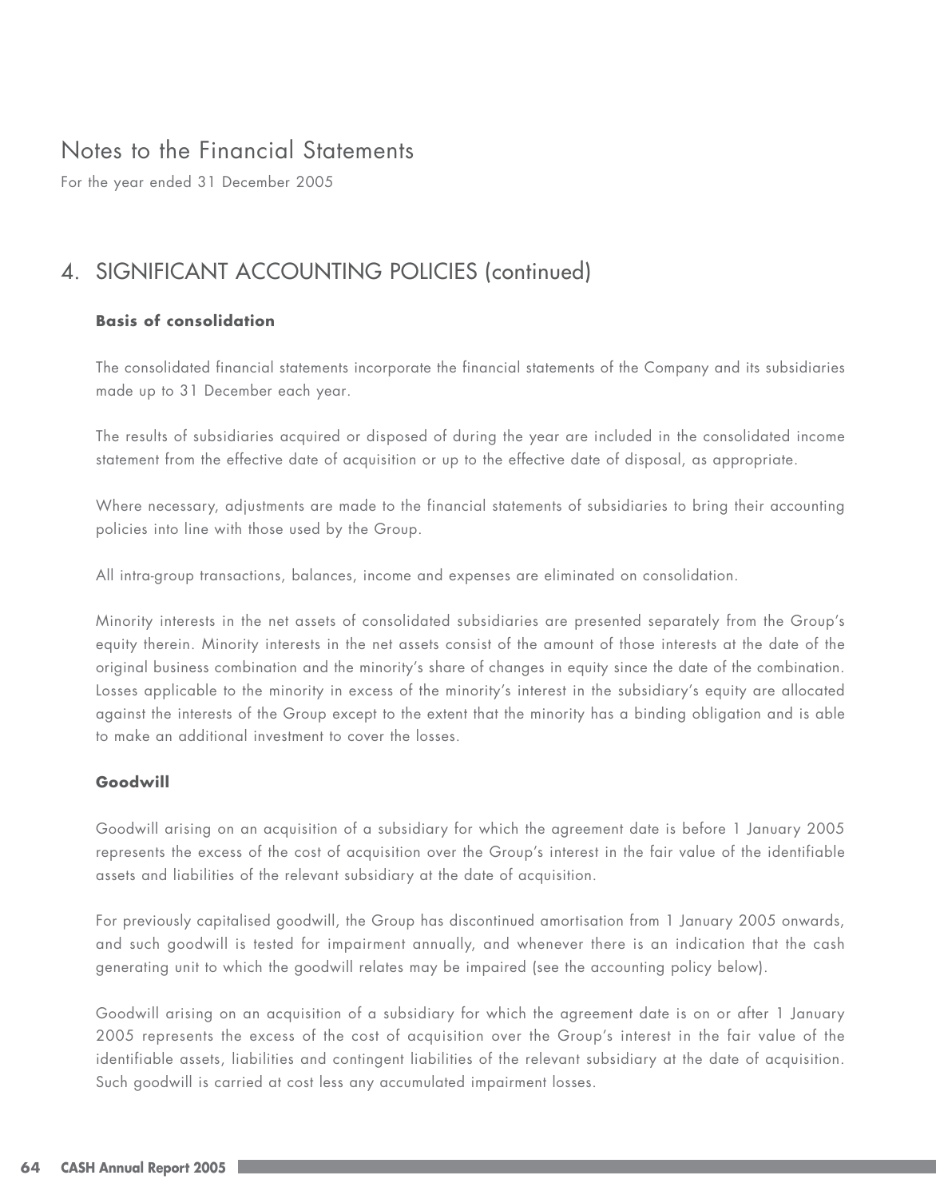# Notes to the Financial Statements

For the year ended 31 December 2005

## 4. SIGNIFICANT ACCOUNTING POLICIES (continued)

### Basis of consolidation

The consolidated financial statements incorporate the financial statements of the Company and its subsidiaries made up to 31 December each year.

The results of subsidiaries acquired or disposed of during the year are included in the consolidated income statement from the effective date of acquisition or up to the effective date of disposal, as appropriate.

Where necessary, adjustments are made to the financial statements of subsidiaries to bring their accounting policies into line with those used by the Group.

All intra-group transactions, balances, income and expenses are eliminated on consolidation.

Minority interests in the net assets of consolidated subsidiaries are presented separately from the Group's equity therein. Minority interests in the net assets consist of the amount of those interests at the date of the original business combination and the minority's share of changes in equity since the date of the combination. Losses applicable to the minority in excess of the minority's interest in the subsidiary's equity are allocated against the interests of the Group except to the extent that the minority has a binding obligation and is able to make an additional investment to cover the losses.

### Goodwill

Goodwill arising on an acquisition of a subsidiary for which the agreement date is before 1 January 2005 represents the excess of the cost of acquisition over the Group's interest in the fair value of the identifiable assets and liabilities of the relevant subsidiary at the date of acquisition.

For previously capitalised goodwill, the Group has discontinued amortisation from 1 January 2005 onwards, and such goodwill is tested for impairment annually, and whenever there is an indication that the cash generating unit to which the goodwill relates may be impaired (see the accounting policy below).

Goodwill arising on an acquisition of a subsidiary for which the agreement date is on or after 1 January 2005 represents the excess of the cost of acquisition over the Group's interest in the fair value of the identifiable assets, liabilities and contingent liabilities of the relevant subsidiary at the date of acquisition. Such goodwill is carried at cost less any accumulated impairment losses.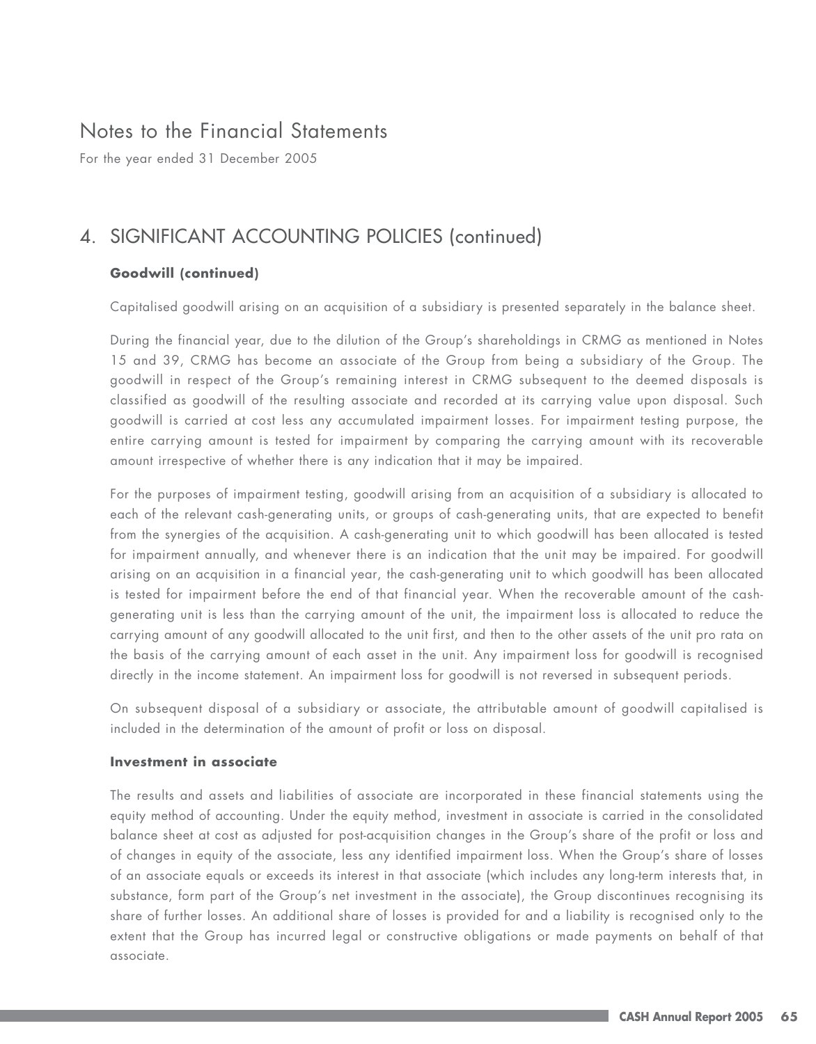# Notes to the Financial Statements

For the year ended 31 December 2005

## 4. SIGNIFICANT ACCOUNTING POLICIES (continued)

**Goodwill (continued)**

Capitalised goodwill arising on an acquisition of a subsidiary is presented separately in the balance sheet.

During the financial year, due to the dilution of the Group's shareholdings in CRMG as mentioned in Notes 15 and 39, CRMG has become an associate of the Group from being a subsidiary of the Group. The goodwill in respect of the Group's remaining interest in CRMG subsequent to the deemed disposals is classified as goodwill of the resulting associate and recorded at its carrying value upon disposal. Such goodwill is carried at cost less any accumulated impairment losses. For impairment testing purpose, the entire carrying amount is tested for impairment by comparing the carrying amount with its recoverable amount irrespective of whether there is any indication that it may be impaired.

For the purposes of impairment testing, goodwill arising from an acquisition of a subsidiary is allocated to each of the relevant cash-generating units, or groups of cash-generating units, that are expected to benefit from the synergies of the acquisition. A cash-generating unit to which goodwill has been allocated is tested for impairment annually, and whenever there is an indication that the unit may be impaired. For goodwill arising on an acquisition in a financial year, the cash-generating unit to which goodwill has been allocated is tested for impairment before the end of that financial year. When the recoverable amount of the cash-generating unit is less than the carrying amount of the unit, the impairment loss is allocated to reduce the carrying amount of any goodwill allocated to the unit first, and then to the other assets of the unit pro rata on the basis of the carrying amount of each asset in the unit. Any impairment loss for goodwill is recognised directly in the income statement. An impairment loss for goodwill is not reversed in subsequent periods.

On subsequent disposal of a subsidiary or associate, the attributable amount of goodwill capitalised is included in the determination of the amount of profit or loss on disposal.

**Investment in associate**

The results and assets and liabilities of associate are incorporated in these financial statements using the equity method of accounting. Under the equity method, investment in associate is carried in the consolidated balance sheet at cost as adjusted for post-acquisition changes in the Group's share of the profit or loss and of changes in equity of the associate, less any identified impairment loss. When the Group's share of losses of an associate equals or exceeds its interest in that associate (which includes any long-term interests that, in substance, form part of the Group's net investment in the associate), the Group discontinues recognising its share of further losses. An additional share of losses is provided for and a liability is recognised only to the extent that the Group has incurred legal or constructive obligations or made payments on behalf of that associate.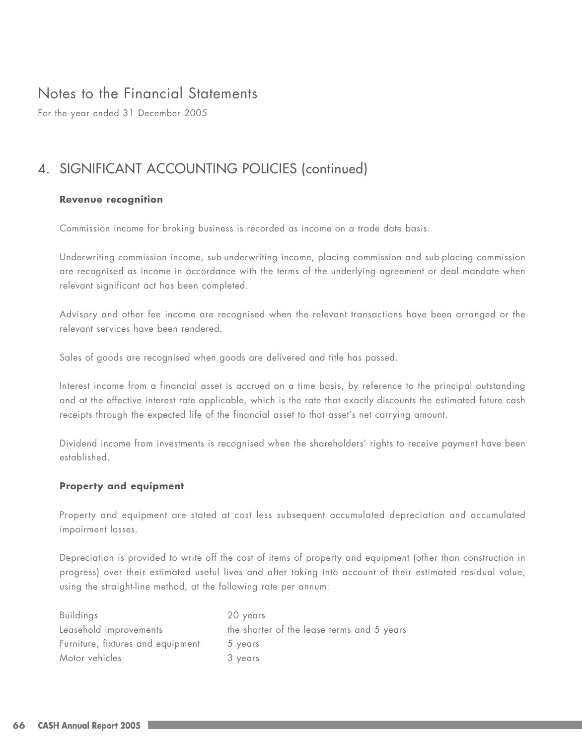# Notes to the Financial Statements

For the year ended 31 December 2005

## 4. SIGNIFICANT ACCOUNTING POLICIES (continued)

### Revenue recognition

Commission income for broking business is recorded as income on a trade date basis.

Underwriting commission income, sub-underwriting income, placing commission and sub-placing commission are recognised as income in accordance with the terms of the underlying agreement or deal mandate when relevant significant act has been completed.

Advisory and other fee income are recognised when the relevant transactions have been arranged or the relevant services have been rendered.

Sales of goods are recognised when goods are delivered and title has passed.

Interest income from a financial asset is accrued on a time basis, by reference to the principal outstanding and at the effective interest rate applicable, which is the rate that exactly discounts the estimated future cash receipts through the expected life of the financial asset to that asset's net carrying amount.

Dividend income from investments is recognised when the shareholders' rights to receive payment have been established.

### Property and equipment

Property and equipment are stated at cost less subsequent accumulated depreciation and accumulated impairment losses.

Depreciation is provided to write off the cost of items of property and equipment (other than construction in progress) over their estimated useful lives and after taking into account of their estimated residual value, using the straight-line method, at the following rate per annum:

| | |
|---|---|
| Buildings | 20 years |
| Leasehold improvements | the shorter of the lease terms and 5 years |
| Furniture, fixtures and equipment | 5 years |
| Motor vehicles | 3 years |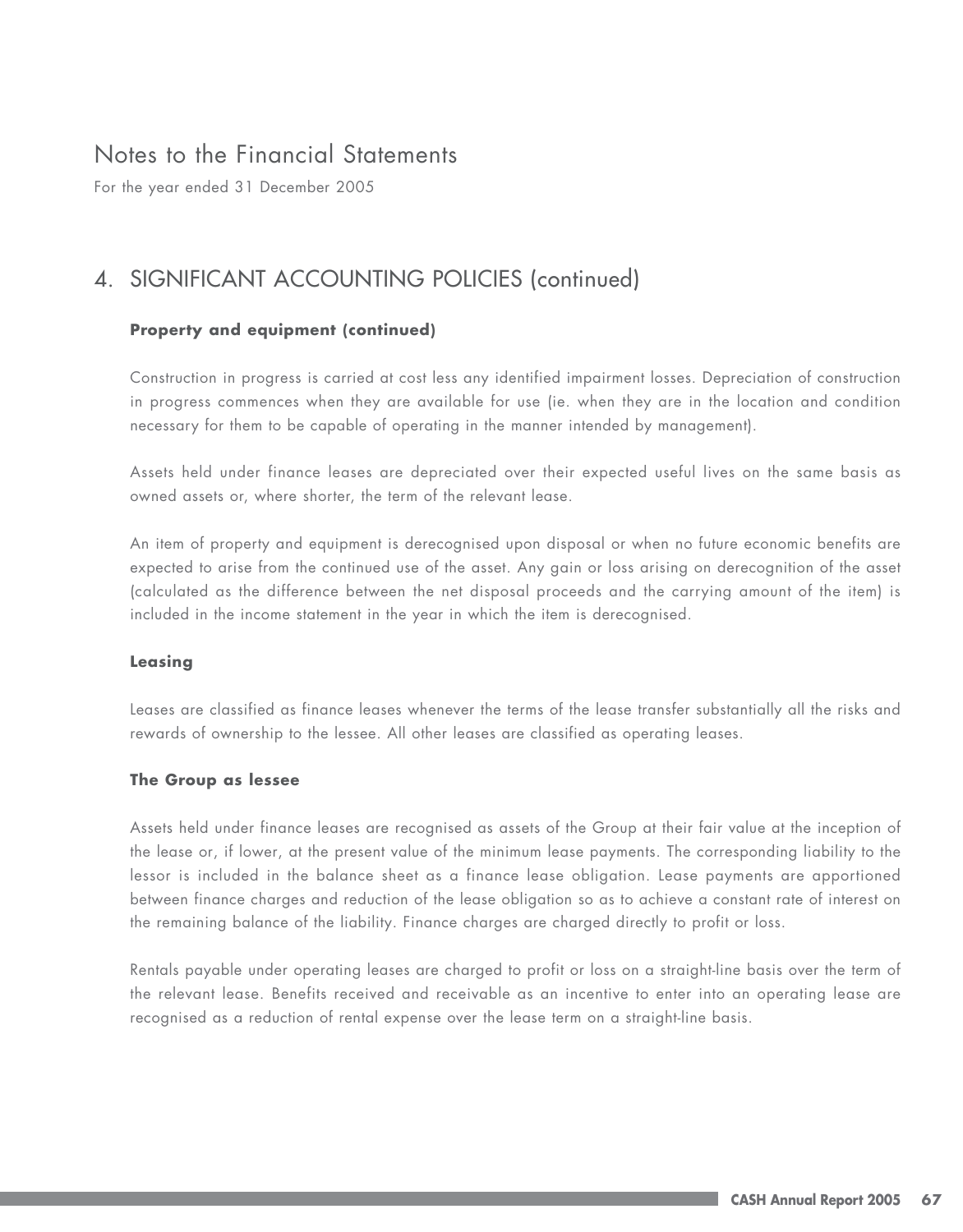# Notes to the Financial Statements

For the year ended 31 December 2005

## 4. SIGNIFICANT ACCOUNTING POLICIES (continued)

**Property and equipment (continued)**

Construction in progress is carried at cost less any identified impairment losses. Depreciation of construction in progress commences when they are available for use (ie. when they are in the location and condition necessary for them to be capable of operating in the manner intended by management).

Assets held under finance leases are depreciated over their expected useful lives on the same basis as owned assets or, where shorter, the term of the relevant lease.

An item of property and equipment is derecognised upon disposal or when no future economic benefits are expected to arise from the continued use of the asset. Any gain or loss arising on derecognition of the asset (calculated as the difference between the net disposal proceeds and the carrying amount of the item) is included in the income statement in the year in which the item is derecognised.

**Leasing**

Leases are classified as finance leases whenever the terms of the lease transfer substantially all the risks and rewards of ownership to the lessee. All other leases are classified as operating leases.

**The Group as lessee**

Assets held under finance leases are recognised as assets of the Group at their fair value at the inception of the lease or, if lower, at the present value of the minimum lease payments. The corresponding liability to the lessor is included in the balance sheet as a finance lease obligation. Lease payments are apportioned between finance charges and reduction of the lease obligation so as to achieve a constant rate of interest on the remaining balance of the liability. Finance charges are charged directly to profit or loss.

Rentals payable under operating leases are charged to profit or loss on a straight-line basis over the term of the relevant lease. Benefits received and receivable as an incentive to enter into an operating lease are recognised as a reduction of rental expense over the lease term on a straight-line basis.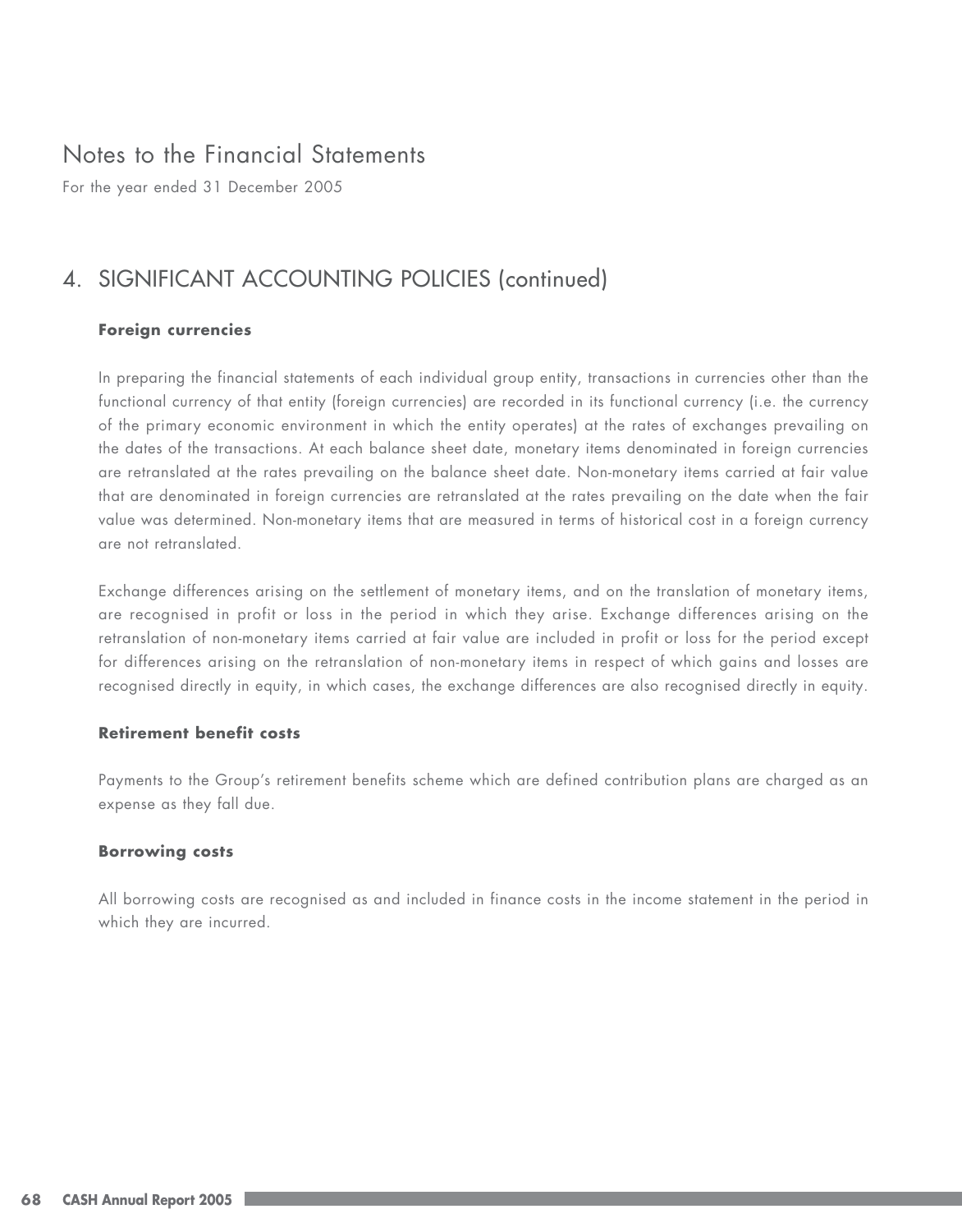# Notes to the Financial Statements

For the year ended 31 December 2005

## 4. SIGNIFICANT ACCOUNTING POLICIES (continued)

### Foreign currencies

In preparing the financial statements of each individual group entity, transactions in currencies other than the functional currency of that entity (foreign currencies) are recorded in its functional currency (i.e. the currency of the primary economic environment in which the entity operates) at the rates of exchanges prevailing on the dates of the transactions. At each balance sheet date, monetary items denominated in foreign currencies are retranslated at the rates prevailing on the balance sheet date. Non-monetary items carried at fair value that are denominated in foreign currencies are retranslated at the rates prevailing on the date when the fair value was determined. Non-monetary items that are measured in terms of historical cost in a foreign currency are not retranslated.

Exchange differences arising on the settlement of monetary items, and on the translation of monetary items, are recognised in profit or loss in the period in which they arise. Exchange differences arising on the retranslation of non-monetary items carried at fair value are included in profit or loss for the period except for differences arising on the retranslation of non-monetary items in respect of which gains and losses are recognised directly in equity, in which cases, the exchange differences are also recognised directly in equity.

### Retirement benefit costs

Payments to the Group's retirement benefits scheme which are defined contribution plans are charged as an expense as they fall due.

### Borrowing costs

All borrowing costs are recognised as and included in finance costs in the income statement in the period in which they are incurred.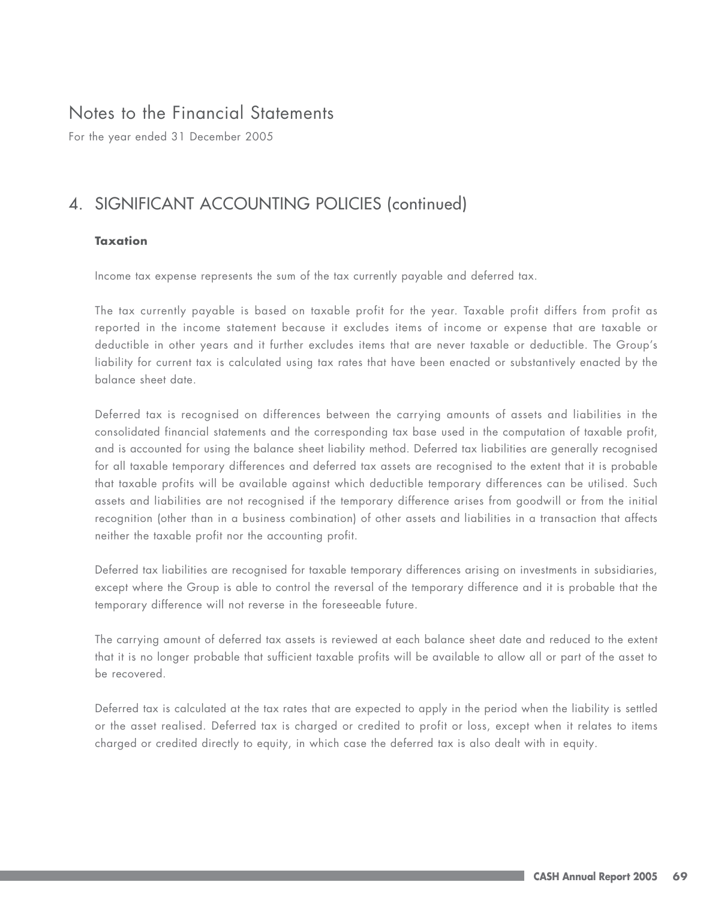# Notes to the Financial Statements

For the year ended 31 December 2005

## 4. SIGNIFICANT ACCOUNTING POLICIES (continued)

### Taxation

Income tax expense represents the sum of the tax currently payable and deferred tax.

The tax currently payable is based on taxable profit for the year. Taxable profit differs from profit as reported in the income statement because it excludes items of income or expense that are taxable or deductible in other years and it further excludes items that are never taxable or deductible. The Group's liability for current tax is calculated using tax rates that have been enacted or substantively enacted by the balance sheet date.

Deferred tax is recognised on differences between the carrying amounts of assets and liabilities in the consolidated financial statements and the corresponding tax base used in the computation of taxable profit, and is accounted for using the balance sheet liability method. Deferred tax liabilities are generally recognised for all taxable temporary differences and deferred tax assets are recognised to the extent that it is probable that taxable profits will be available against which deductible temporary differences can be utilised. Such assets and liabilities are not recognised if the temporary difference arises from goodwill or from the initial recognition (other than in a business combination) of other assets and liabilities in a transaction that affects neither the taxable profit nor the accounting profit.

Deferred tax liabilities are recognised for taxable temporary differences arising on investments in subsidiaries, except where the Group is able to control the reversal of the temporary difference and it is probable that the temporary difference will not reverse in the foreseeable future.

The carrying amount of deferred tax assets is reviewed at each balance sheet date and reduced to the extent that it is no longer probable that sufficient taxable profits will be available to allow all or part of the asset to be recovered.

Deferred tax is calculated at the tax rates that are expected to apply in the period when the liability is settled or the asset realised. Deferred tax is charged or credited to profit or loss, except when it relates to items charged or credited directly to equity, in which case the deferred tax is also dealt with in equity.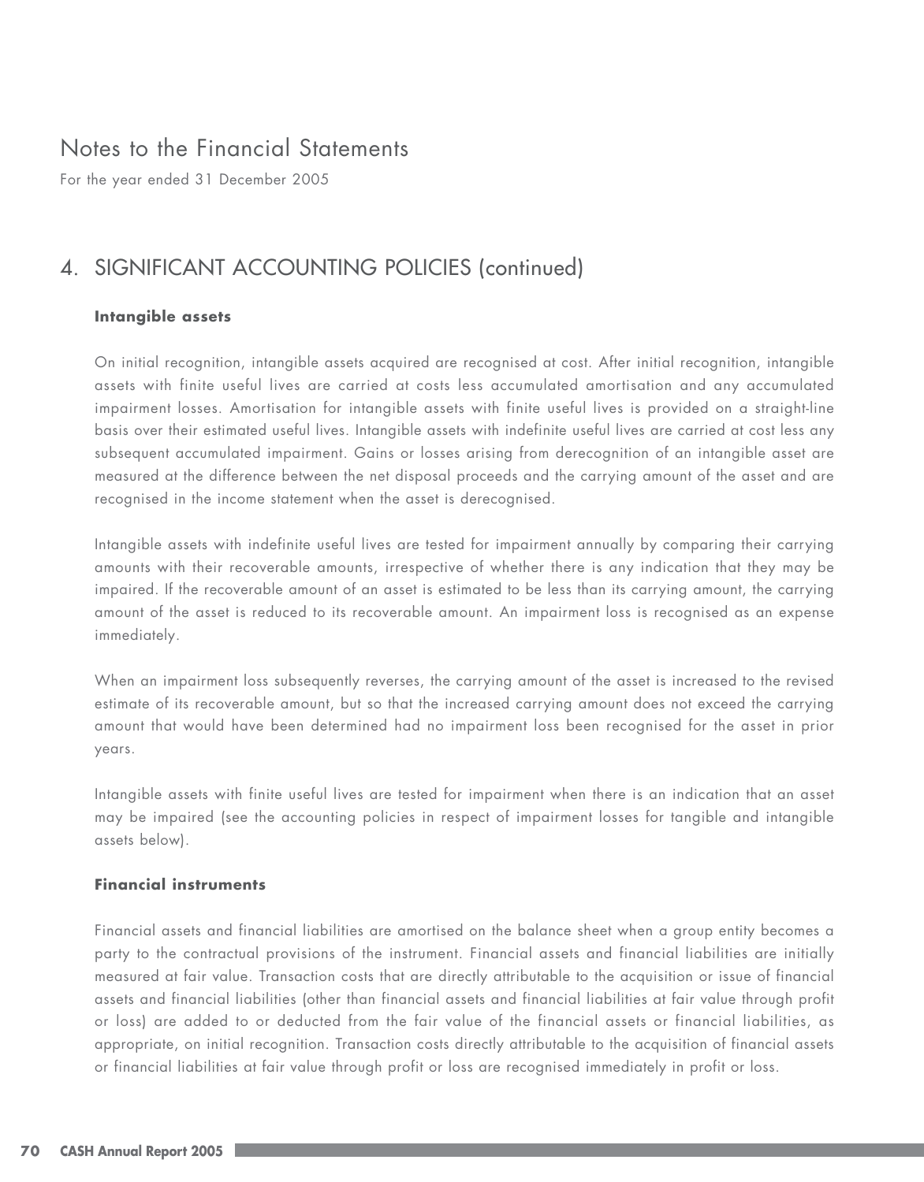# Notes to the Financial Statements

For the year ended 31 December 2005

## 4. SIGNIFICANT ACCOUNTING POLICIES (continued)

### Intangible assets

On initial recognition, intangible assets acquired are recognised at cost. After initial recognition, intangible assets with finite useful lives are carried at costs less accumulated amortisation and any accumulated impairment losses. Amortisation for intangible assets with finite useful lives is provided on a straight-line basis over their estimated useful lives. Intangible assets with indefinite useful lives are carried at cost less any subsequent accumulated impairment. Gains or losses arising from derecognition of an intangible asset are measured at the difference between the net disposal proceeds and the carrying amount of the asset and are recognised in the income statement when the asset is derecognised.

Intangible assets with indefinite useful lives are tested for impairment annually by comparing their carrying amounts with their recoverable amounts, irrespective of whether there is any indication that they may be impaired. If the recoverable amount of an asset is estimated to be less than its carrying amount, the carrying amount of the asset is reduced to its recoverable amount. An impairment loss is recognised as an expense immediately.

When an impairment loss subsequently reverses, the carrying amount of the asset is increased to the revised estimate of its recoverable amount, but so that the increased carrying amount does not exceed the carrying amount that would have been determined had no impairment loss been recognised for the asset in prior years.

Intangible assets with finite useful lives are tested for impairment when there is an indication that an asset may be impaired (see the accounting policies in respect of impairment losses for tangible and intangible assets below).

### Financial instruments

Financial assets and financial liabilities are amortised on the balance sheet when a group entity becomes a party to the contractual provisions of the instrument. Financial assets and financial liabilities are initially measured at fair value. Transaction costs that are directly attributable to the acquisition or issue of financial assets and financial liabilities (other than financial assets and financial liabilities at fair value through profit or loss) are added to or deducted from the fair value of the financial assets or financial liabilities, as appropriate, on initial recognition. Transaction costs directly attributable to the acquisition of financial assets or financial liabilities at fair value through profit or loss are recognised immediately in profit or loss.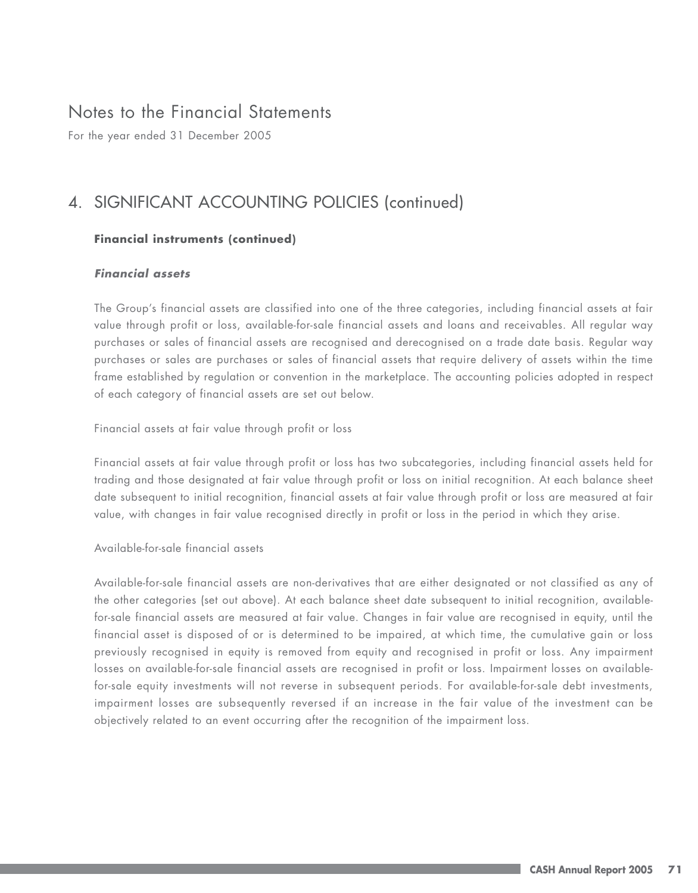# Notes to the Financial Statements

For the year ended 31 December 2005

## 4. SIGNIFICANT ACCOUNTING POLICIES (continued)

**Financial instruments (continued)**

***Financial assets***

The Group's financial assets are classified into one of the three categories, including financial assets at fair value through profit or loss, available-for-sale financial assets and loans and receivables. All regular way purchases or sales of financial assets are recognised and derecognised on a trade date basis. Regular way purchases or sales are purchases or sales of financial assets that require delivery of assets within the time frame established by regulation or convention in the marketplace. The accounting policies adopted in respect of each category of financial assets are set out below.

Financial assets at fair value through profit or loss

Financial assets at fair value through profit or loss has two subcategories, including financial assets held for trading and those designated at fair value through profit or loss on initial recognition. At each balance sheet date subsequent to initial recognition, financial assets at fair value through profit or loss are measured at fair value, with changes in fair value recognised directly in profit or loss in the period in which they arise.

Available-for-sale financial assets

Available-for-sale financial assets are non-derivatives that are either designated or not classified as any of the other categories (set out above). At each balance sheet date subsequent to initial recognition, available-for-sale financial assets are measured at fair value. Changes in fair value are recognised in equity, until the financial asset is disposed of or is determined to be impaired, at which time, the cumulative gain or loss previously recognised in equity is removed from equity and recognised in profit or loss. Any impairment losses on available-for-sale financial assets are recognised in profit or loss. Impairment losses on available-for-sale equity investments will not reverse in subsequent periods. For available-for-sale debt investments, impairment losses are subsequently reversed if an increase in the fair value of the investment can be objectively related to an event occurring after the recognition of the impairment loss.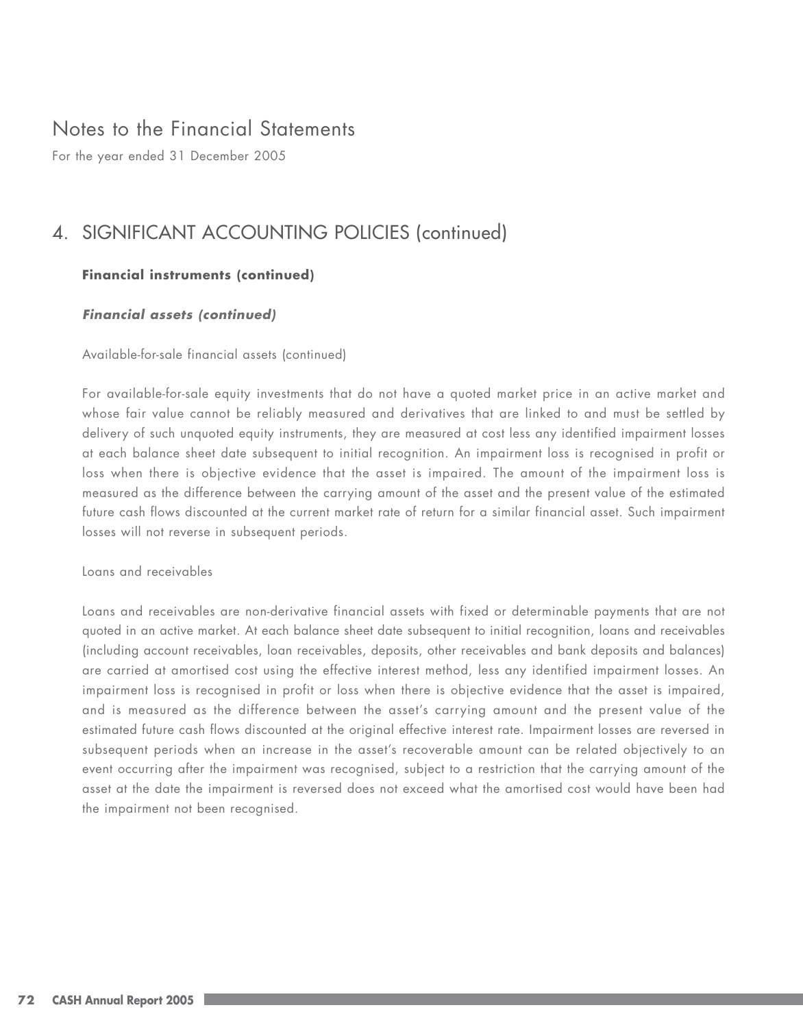# Notes to the Financial Statements

For the year ended 31 December 2005

## 4. SIGNIFICANT ACCOUNTING POLICIES (continued)

### Financial instruments (continued)

#### *Financial assets (continued)*

Available-for-sale financial assets (continued)

For available-for-sale equity investments that do not have a quoted market price in an active market and whose fair value cannot be reliably measured and derivatives that are linked to and must be settled by delivery of such unquoted equity instruments, they are measured at cost less any identified impairment losses at each balance sheet date subsequent to initial recognition. An impairment loss is recognised in profit or loss when there is objective evidence that the asset is impaired. The amount of the impairment loss is measured as the difference between the carrying amount of the asset and the present value of the estimated future cash flows discounted at the current market rate of return for a similar financial asset. Such impairment losses will not reverse in subsequent periods.

Loans and receivables

Loans and receivables are non-derivative financial assets with fixed or determinable payments that are not quoted in an active market. At each balance sheet date subsequent to initial recognition, loans and receivables (including account receivables, loan receivables, deposits, other receivables and bank deposits and balances) are carried at amortised cost using the effective interest method, less any identified impairment losses. An impairment loss is recognised in profit or loss when there is objective evidence that the asset is impaired, and is measured as the difference between the asset's carrying amount and the present value of the estimated future cash flows discounted at the original effective interest rate. Impairment losses are reversed in subsequent periods when an increase in the asset's recoverable amount can be related objectively to an event occurring after the impairment was recognised, subject to a restriction that the carrying amount of the asset at the date the impairment is reversed does not exceed what the amortised cost would have been had the impairment not been recognised.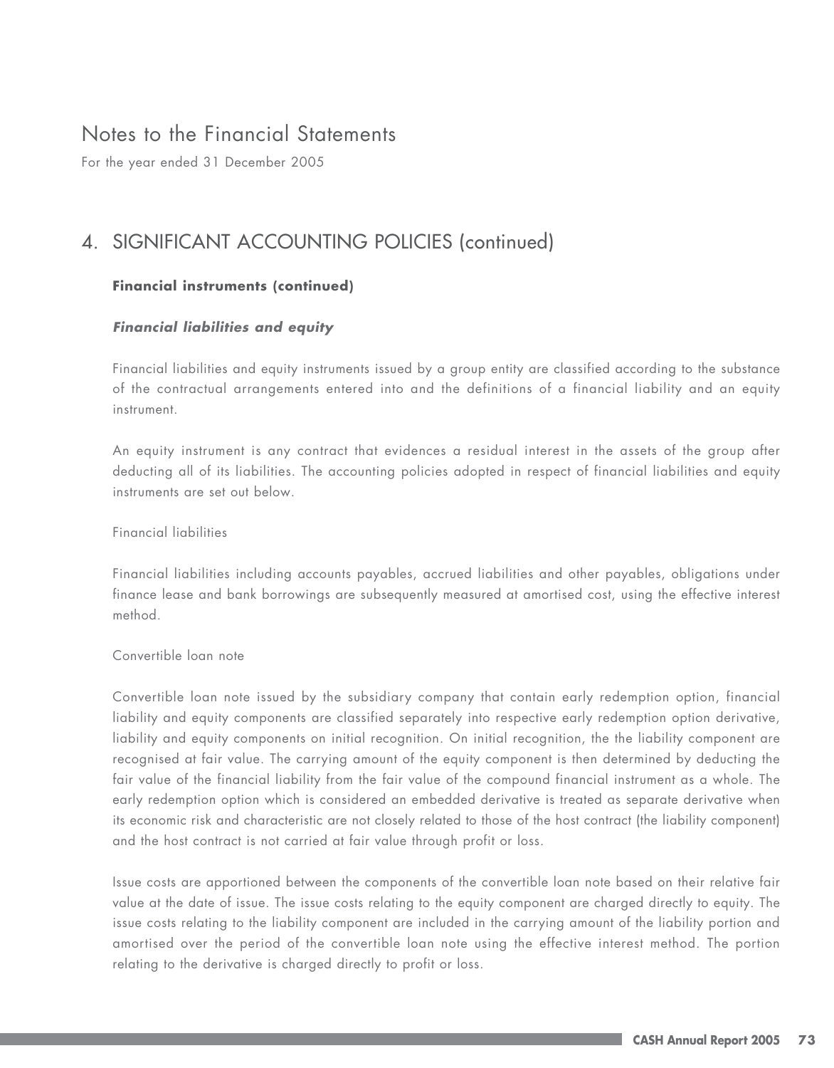# Notes to the Financial Statements

For the year ended 31 December 2005

## 4. SIGNIFICANT ACCOUNTING POLICIES (continued)

**Financial instruments (continued)**

***Financial liabilities and equity***

Financial liabilities and equity instruments issued by a group entity are classified according to the substance of the contractual arrangements entered into and the definitions of a financial liability and an equity instrument.

An equity instrument is any contract that evidences a residual interest in the assets of the group after deducting all of its liabilities. The accounting policies adopted in respect of financial liabilities and equity instruments are set out below.

Financial liabilities

Financial liabilities including accounts payables, accrued liabilities and other payables, obligations under finance lease and bank borrowings are subsequently measured at amortised cost, using the effective interest method.

Convertible loan note

Convertible loan note issued by the subsidiary company that contain early redemption option, financial liability and equity components are classified separately into respective early redemption option derivative, liability and equity components on initial recognition. On initial recognition, the the liability component are recognised at fair value. The carrying amount of the equity component is then determined by deducting the fair value of the financial liability from the fair value of the compound financial instrument as a whole. The early redemption option which is considered an embedded derivative is treated as separate derivative when its economic risk and characteristic are not closely related to those of the host contract (the liability component) and the host contract is not carried at fair value through profit or loss.

Issue costs are apportioned between the components of the convertible loan note based on their relative fair value at the date of issue. The issue costs relating to the equity component are charged directly to equity. The issue costs relating to the liability component are included in the carrying amount of the liability portion and amortised over the period of the convertible loan note using the effective interest method. The portion relating to the derivative is charged directly to profit or loss.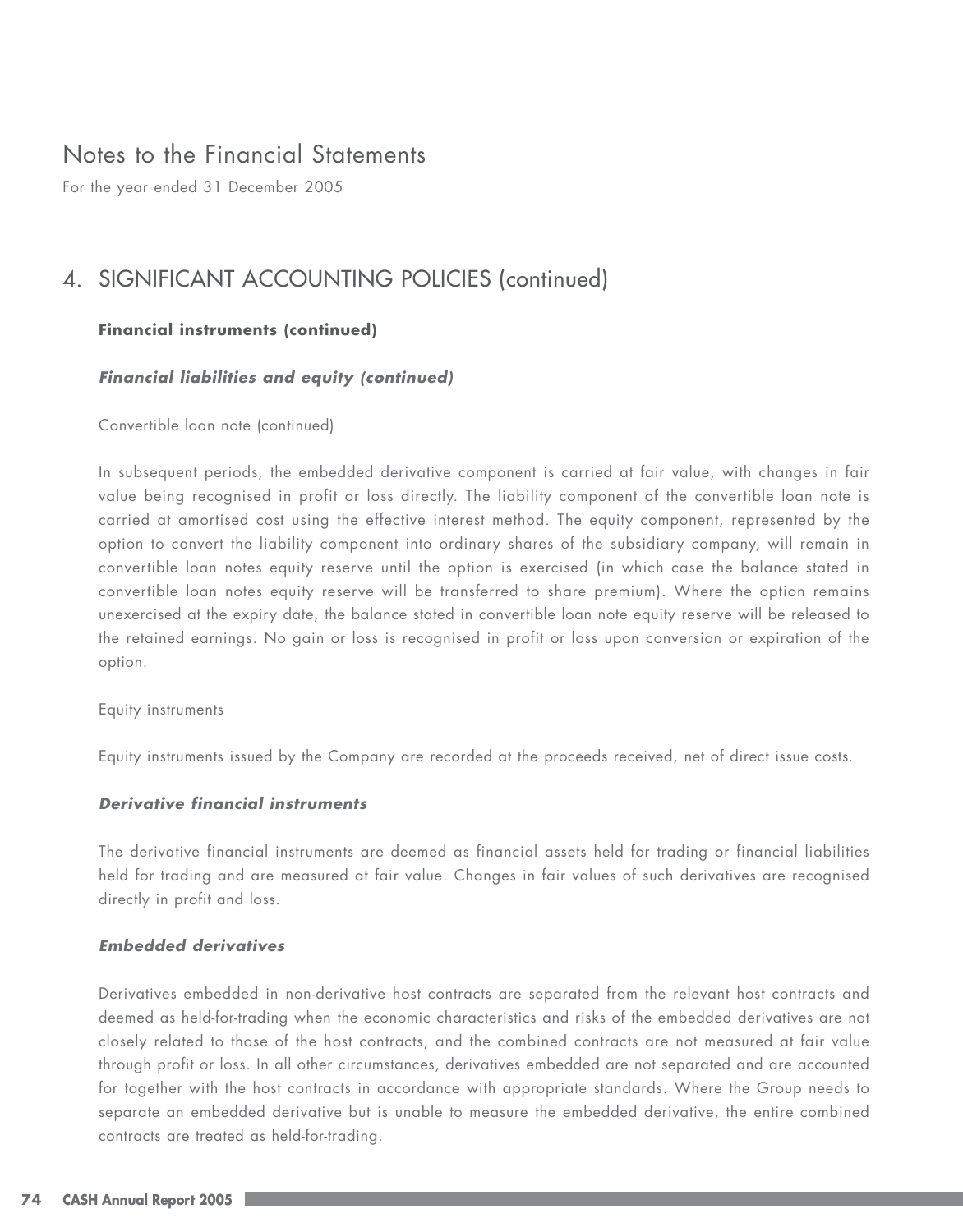# Notes to the Financial Statements

For the year ended 31 December 2005

## 4. SIGNIFICANT ACCOUNTING POLICIES (continued)

**Financial instruments (continued)**

***Financial liabilities and equity (continued)***

Convertible loan note (continued)

In subsequent periods, the embedded derivative component is carried at fair value, with changes in fair value being recognised in profit or loss directly. The liability component of the convertible loan note is carried at amortised cost using the effective interest method. The equity component, represented by the option to convert the liability component into ordinary shares of the subsidiary company, will remain in convertible loan notes equity reserve until the option is exercised (in which case the balance stated in convertible loan notes equity reserve will be transferred to share premium). Where the option remains unexercised at the expiry date, the balance stated in convertible loan note equity reserve will be released to the retained earnings. No gain or loss is recognised in profit or loss upon conversion or expiration of the option.

Equity instruments

Equity instruments issued by the Company are recorded at the proceeds received, net of direct issue costs.

***Derivative financial instruments***

The derivative financial instruments are deemed as financial assets held for trading or financial liabilities held for trading and are measured at fair value. Changes in fair values of such derivatives are recognised directly in profit and loss.

***Embedded derivatives***

Derivatives embedded in non-derivative host contracts are separated from the relevant host contracts and deemed as held-for-trading when the economic characteristics and risks of the embedded derivatives are not closely related to those of the host contracts, and the combined contracts are not measured at fair value through profit or loss. In all other circumstances, derivatives embedded are not separated and are accounted for together with the host contracts in accordance with appropriate standards. Where the Group needs to separate an embedded derivative but is unable to measure the embedded derivative, the entire combined contracts are treated as held-for-trading.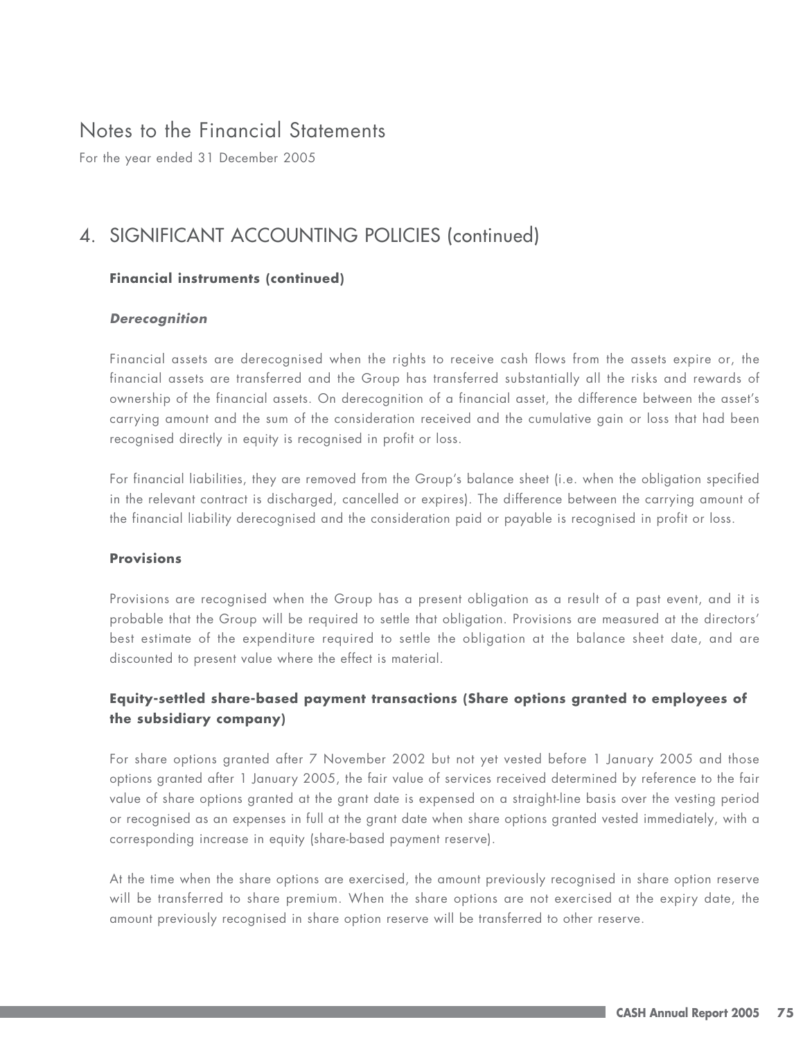# Notes to the Financial Statements

For the year ended 31 December 2005

## 4. SIGNIFICANT ACCOUNTING POLICIES (continued)

### Financial instruments (continued)

***Derecognition***

Financial assets are derecognised when the rights to receive cash flows from the assets expire or, the financial assets are transferred and the Group has transferred substantially all the risks and rewards of ownership of the financial assets. On derecognition of a financial asset, the difference between the asset's carrying amount and the sum of the consideration received and the cumulative gain or loss that had been recognised directly in equity is recognised in profit or loss.

For financial liabilities, they are removed from the Group's balance sheet (i.e. when the obligation specified in the relevant contract is discharged, cancelled or expires). The difference between the carrying amount of the financial liability derecognised and the consideration paid or payable is recognised in profit or loss.

### Provisions

Provisions are recognised when the Group has a present obligation as a result of a past event, and it is probable that the Group will be required to settle that obligation. Provisions are measured at the directors' best estimate of the expenditure required to settle the obligation at the balance sheet date, and are discounted to present value where the effect is material.

### Equity-settled share-based payment transactions (Share options granted to employees of the subsidiary company)

For share options granted after 7 November 2002 but not yet vested before 1 January 2005 and those options granted after 1 January 2005, the fair value of services received determined by reference to the fair value of share options granted at the grant date is expensed on a straight-line basis over the vesting period or recognised as an expenses in full at the grant date when share options granted vested immediately, with a corresponding increase in equity (share-based payment reserve).

At the time when the share options are exercised, the amount previously recognised in share option reserve will be transferred to share premium. When the share options are not exercised at the expiry date, the amount previously recognised in share option reserve will be transferred to other reserve.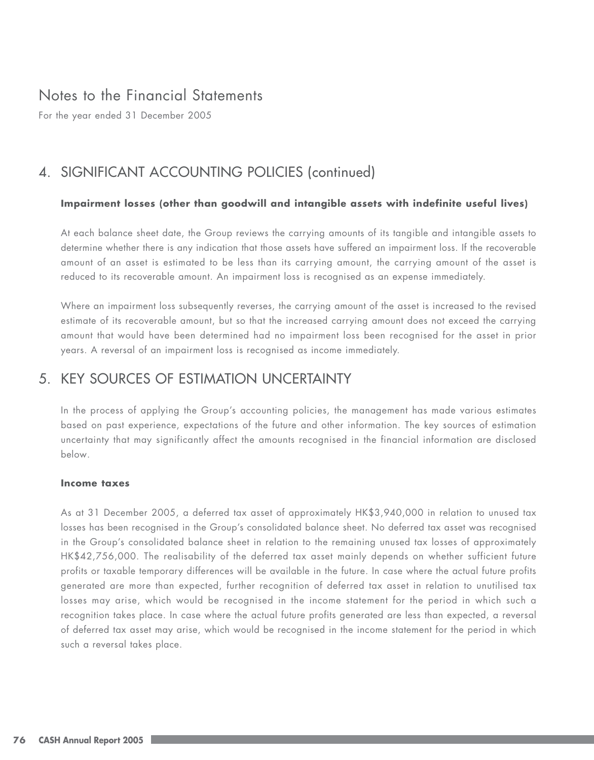# Notes to the Financial Statements

For the year ended 31 December 2005

## 4. SIGNIFICANT ACCOUNTING POLICIES (continued)

**Impairment losses (other than goodwill and intangible assets with indefinite useful lives)**

At each balance sheet date, the Group reviews the carrying amounts of its tangible and intangible assets to determine whether there is any indication that those assets have suffered an impairment loss. If the recoverable amount of an asset is estimated to be less than its carrying amount, the carrying amount of the asset is reduced to its recoverable amount. An impairment loss is recognised as an expense immediately.

Where an impairment loss subsequently reverses, the carrying amount of the asset is increased to the revised estimate of its recoverable amount, but so that the increased carrying amount does not exceed the carrying amount that would have been determined had no impairment loss been recognised for the asset in prior years. A reversal of an impairment loss is recognised as income immediately.

## 5. KEY SOURCES OF ESTIMATION UNCERTAINTY

In the process of applying the Group's accounting policies, the management has made various estimates based on past experience, expectations of the future and other information. The key sources of estimation uncertainty that may significantly affect the amounts recognised in the financial information are disclosed below.

**Income taxes**

As at 31 December 2005, a deferred tax asset of approximately HK$3,940,000 in relation to unused tax losses has been recognised in the Group's consolidated balance sheet. No deferred tax asset was recognised in the Group's consolidated balance sheet in relation to the remaining unused tax losses of approximately HK$42,756,000. The realisability of the deferred tax asset mainly depends on whether sufficient future profits or taxable temporary differences will be available in the future. In case where the actual future profits generated are more than expected, further recognition of deferred tax asset in relation to unutilised tax losses may arise, which would be recognised in the income statement for the period in which such a recognition takes place. In case where the actual future profits generated are less than expected, a reversal of deferred tax asset may arise, which would be recognised in the income statement for the period in which such a reversal takes place.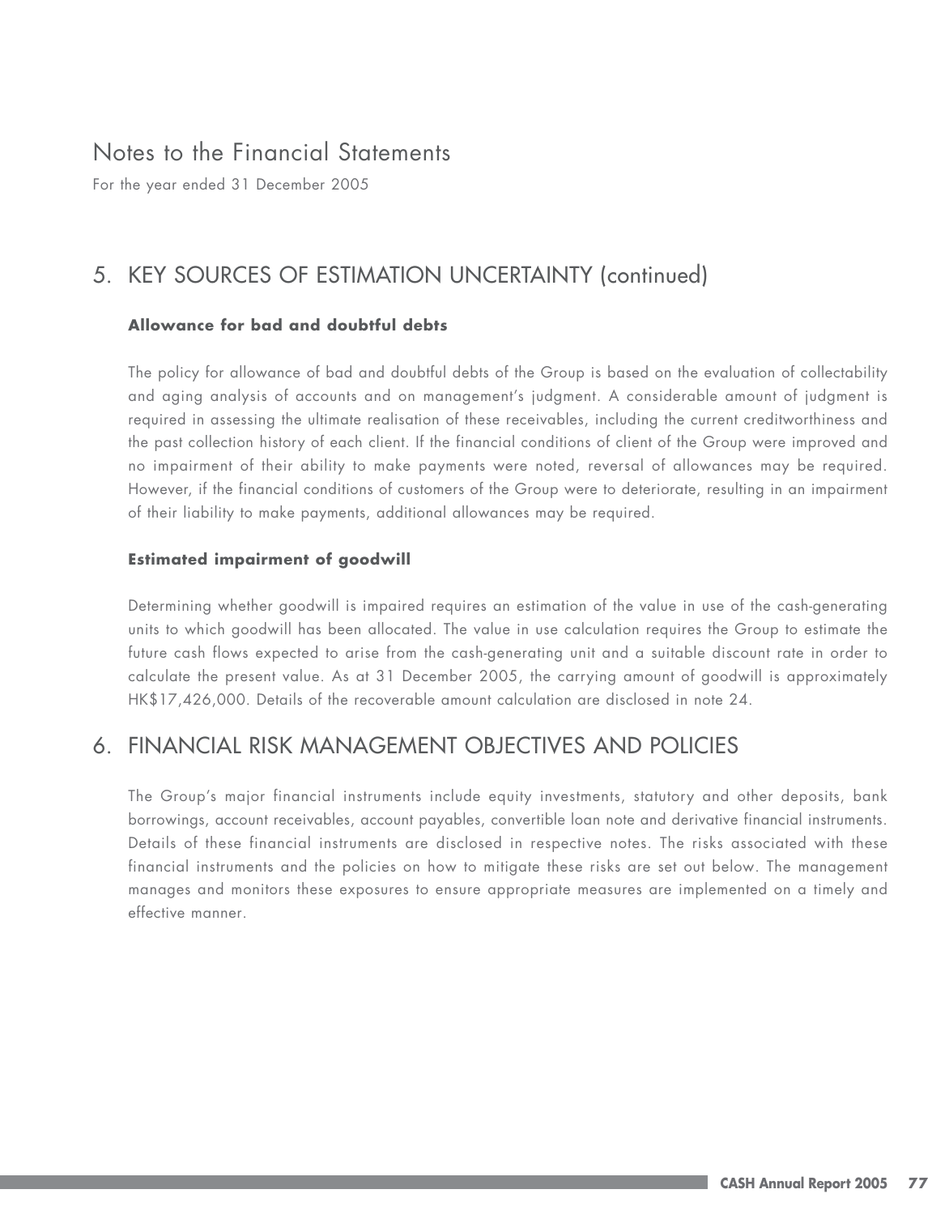# Notes to the Financial Statements

For the year ended 31 December 2005

## 5. KEY SOURCES OF ESTIMATION UNCERTAINTY (continued)

**Allowance for bad and doubtful debts**

The policy for allowance of bad and doubtful debts of the Group is based on the evaluation of collectability and aging analysis of accounts and on management's judgment. A considerable amount of judgment is required in assessing the ultimate realisation of these receivables, including the current creditworthiness and the past collection history of each client. If the financial conditions of client of the Group were improved and no impairment of their ability to make payments were noted, reversal of allowances may be required. However, if the financial conditions of customers of the Group were to deteriorate, resulting in an impairment of their liability to make payments, additional allowances may be required.

**Estimated impairment of goodwill**

Determining whether goodwill is impaired requires an estimation of the value in use of the cash-generating units to which goodwill has been allocated. The value in use calculation requires the Group to estimate the future cash flows expected to arise from the cash-generating unit and a suitable discount rate in order to calculate the present value. As at 31 December 2005, the carrying amount of goodwill is approximately HK$17,426,000. Details of the recoverable amount calculation are disclosed in note 24.

## 6. FINANCIAL RISK MANAGEMENT OBJECTIVES AND POLICIES

The Group's major financial instruments include equity investments, statutory and other deposits, bank borrowings, account receivables, account payables, convertible loan note and derivative financial instruments. Details of these financial instruments are disclosed in respective notes. The risks associated with these financial instruments and the policies on how to mitigate these risks are set out below. The management manages and monitors these exposures to ensure appropriate measures are implemented on a timely and effective manner.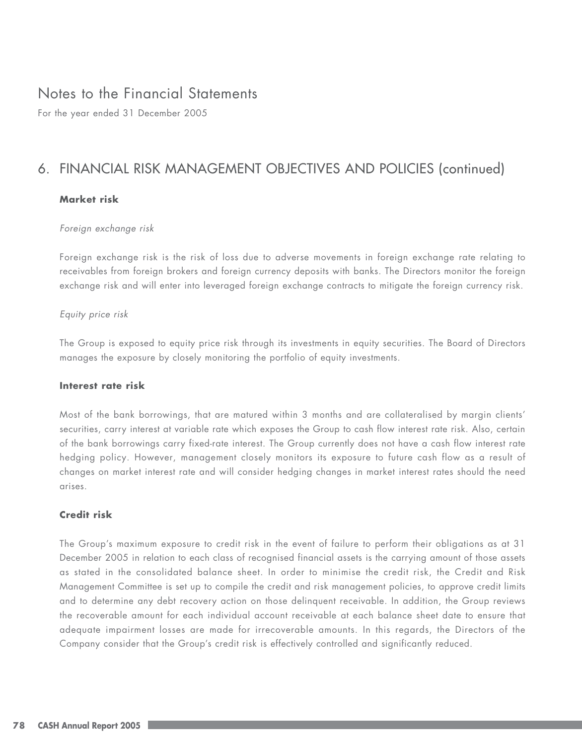# Notes to the Financial Statements

For the year ended 31 December 2005

## 6. FINANCIAL RISK MANAGEMENT OBJECTIVES AND POLICIES (continued)

### Market risk

*Foreign exchange risk*

Foreign exchange risk is the risk of loss due to adverse movements in foreign exchange rate relating to receivables from foreign brokers and foreign currency deposits with banks. The Directors monitor the foreign exchange risk and will enter into leveraged foreign exchange contracts to mitigate the foreign currency risk.

*Equity price risk*

The Group is exposed to equity price risk through its investments in equity securities. The Board of Directors manages the exposure by closely monitoring the portfolio of equity investments.

### Interest rate risk

Most of the bank borrowings, that are matured within 3 months and are collateralised by margin clients' securities, carry interest at variable rate which exposes the Group to cash flow interest rate risk. Also, certain of the bank borrowings carry fixed-rate interest. The Group currently does not have a cash flow interest rate hedging policy. However, management closely monitors its exposure to future cash flow as a result of changes on market interest rate and will consider hedging changes in market interest rates should the need arises.

### Credit risk

The Group's maximum exposure to credit risk in the event of failure to perform their obligations as at 31 December 2005 in relation to each class of recognised financial assets is the carrying amount of those assets as stated in the consolidated balance sheet. In order to minimise the credit risk, the Credit and Risk Management Committee is set up to compile the credit and risk management policies, to approve credit limits and to determine any debt recovery action on those delinquent receivable. In addition, the Group reviews the recoverable amount for each individual account receivable at each balance sheet date to ensure that adequate impairment losses are made for irrecoverable amounts. In this regards, the Directors of the Company consider that the Group's credit risk is effectively controlled and significantly reduced.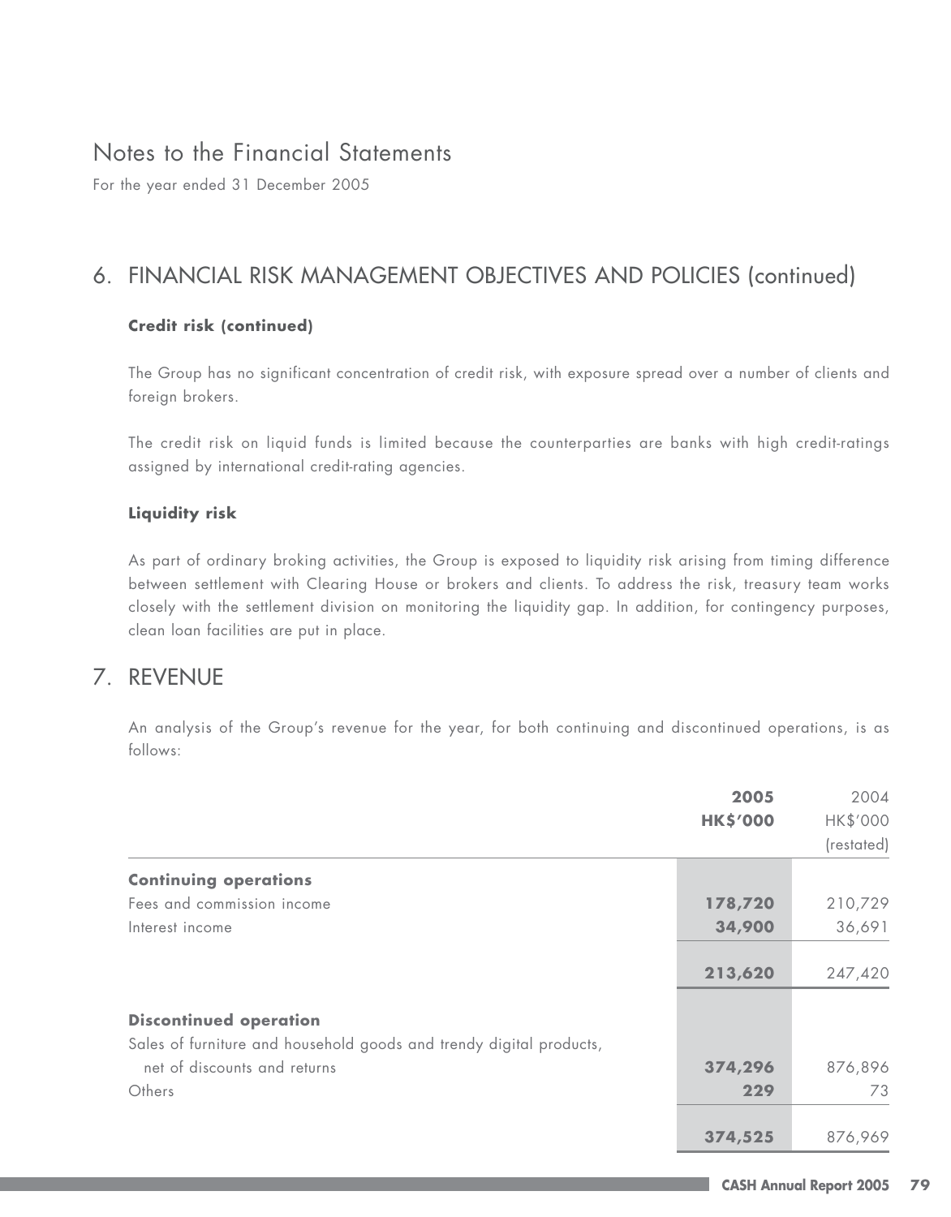# Notes to the Financial Statements

For the year ended 31 December 2005

## 6. FINANCIAL RISK MANAGEMENT OBJECTIVES AND POLICIES (continued)

**Credit risk (continued)**

The Group has no significant concentration of credit risk, with exposure spread over a number of clients and foreign brokers.

The credit risk on liquid funds is limited because the counterparties are banks with high credit-ratings assigned by international credit-rating agencies.

**Liquidity risk**

As part of ordinary broking activities, the Group is exposed to liquidity risk arising from timing difference between settlement with Clearing House or brokers and clients. To address the risk, treasury team works closely with the settlement division on monitoring the liquidity gap. In addition, for contingency purposes, clean loan facilities are put in place.

## 7. REVENUE

An analysis of the Group's revenue for the year, for both continuing and discontinued operations, is as follows:

| | **2005** | 2004 |
|---|---|---|
| | **HK$'000** | HK$'000 |
| | | (restated) |
| **Continuing operations** | | |
| Fees and commission income | **178,720** | 210,729 |
| Interest income | **34,900** | 36,691 |
| | **213,620** | 247,420 |
| **Discontinued operation** | | |
| Sales of furniture and household goods and trendy digital products, net of discounts and returns | **374,296** | 876,896 |
| Others | **229** | 73 |
| | **374,525** | 876,969 |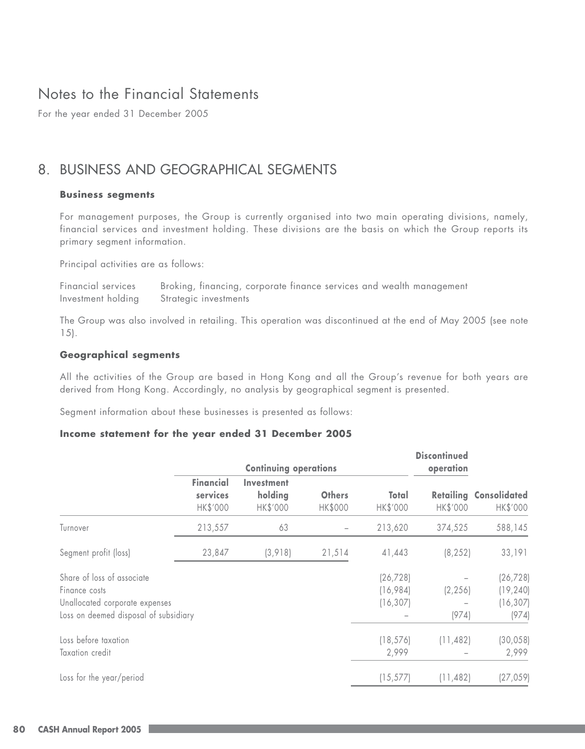# Notes to the Financial Statements

For the year ended 31 December 2005

## 8. BUSINESS AND GEOGRAPHICAL SEGMENTS

### Business segments

For management purposes, the Group is currently organised into two main operating divisions, namely, financial services and investment holding. These divisions are the basis on which the Group reports its primary segment information.

Principal activities are as follows:

Financial services — Broking, financing, corporate finance services and wealth management
Investment holding — Strategic investments

The Group was also involved in retailing. This operation was discontinued at the end of May 2005 (see note 15).

### Geographical segments

All the activities of the Group are based in Hong Kong and all the Group's revenue for both years are derived from Hong Kong. Accordingly, no analysis by geographical segment is presented.

Segment information about these businesses is presented as follows:

**Income statement for the year ended 31 December 2005**

| | Continuing operations | | | | Discontinued operation | |
|---|---|---|---|---|---|---|
| | Financial services HK$'000 | Investment holding HK$'000 | Others HK$000 | Total HK$'000 | Retailing HK$'000 | Consolidated HK$'000 |
| Turnover | 213,557 | 63 | – | 213,620 | 374,525 | 588,145 |
| Segment profit (loss) | 23,847 | (3,918) | 21,514 | 41,443 | (8,252) | 33,191 |
| Share of loss of associate | | | | (26,728) | – | (26,728) |
| Finance costs | | | | (16,984) | (2,256) | (19,240) |
| Unallocated corporate expenses | | | | (16,307) | – | (16,307) |
| Loss on deemed disposal of subsidiary | | | | – | (974) | (974) |
| Loss before taxation | | | | (18,576) | (11,482) | (30,058) |
| Taxation credit | | | | 2,999 | – | 2,999 |
| Loss for the year/period | | | | (15,577) | (11,482) | (27,059) |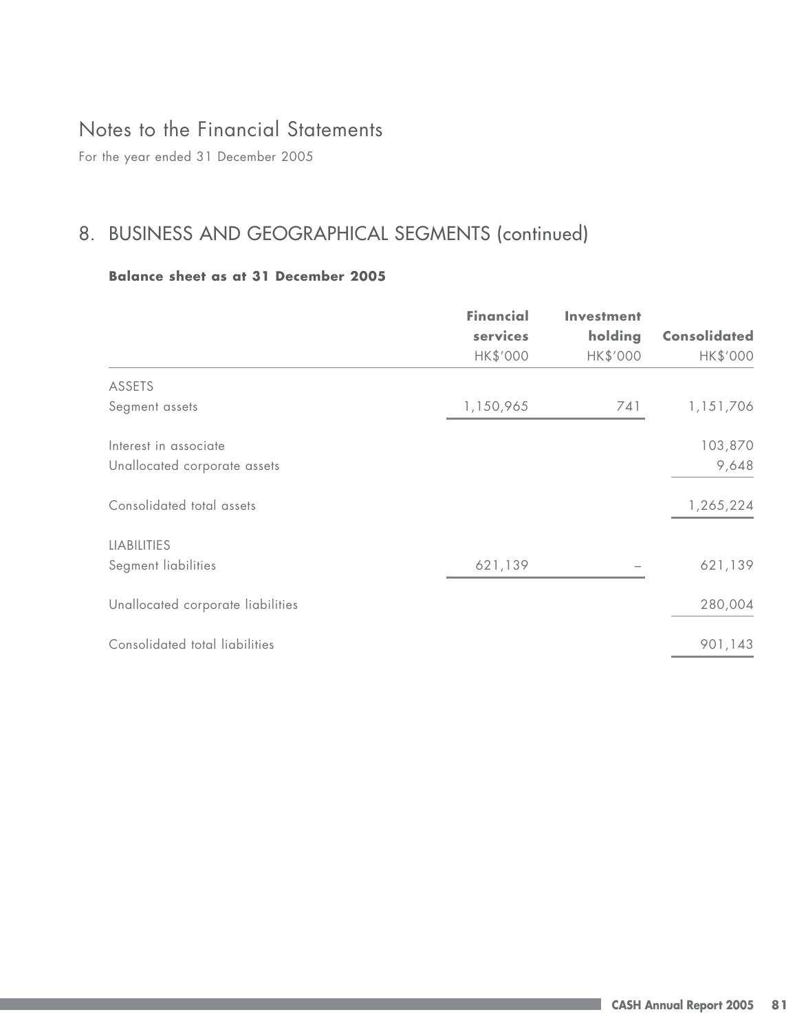# Notes to the Financial Statements

For the year ended 31 December 2005

## 8. BUSINESS AND GEOGRAPHICAL SEGMENTS (continued)

**Balance sheet as at 31 December 2005**

| | **Financial services** HK$'000 | **Investment holding** HK$'000 | **Consolidated** HK$'000 |
|---|---|---|---|
| ASSETS | | | |
| Segment assets | 1,150,965 | 741 | 1,151,706 |
| Interest in associate | | | 103,870 |
| Unallocated corporate assets | | | 9,648 |
| Consolidated total assets | | | 1,265,224 |
| LIABILITIES | | | |
| Segment liabilities | 621,139 | – | 621,139 |
| Unallocated corporate liabilities | | | 280,004 |
| Consolidated total liabilities | | | 901,143 |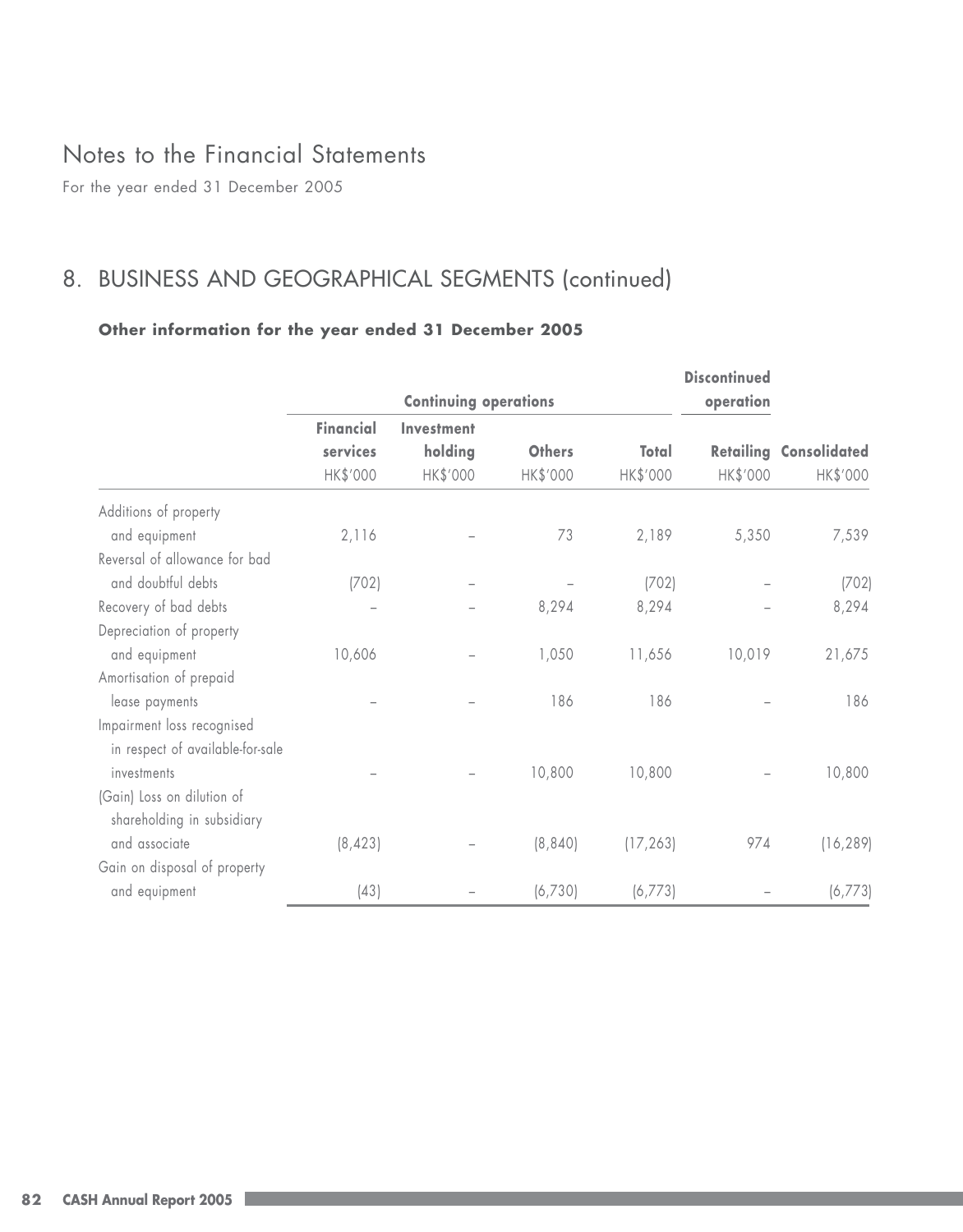# Notes to the Financial Statements

For the year ended 31 December 2005

## 8. BUSINESS AND GEOGRAPHICAL SEGMENTS (continued)

**Other information for the year ended 31 December 2005**

| | Continuing operations | | | | Discontinued operation | |
|---|---|---|---|---|---|---|
| | Financial services | Investment holding | Others | Total | Retailing | Consolidated |
| | HK$'000 | HK$'000 | HK$'000 | HK$'000 | HK$'000 | HK$'000 |
| Additions of property and equipment | 2,116 | – | 73 | 2,189 | 5,350 | 7,539 |
| Reversal of allowance for bad and doubtful debts | (702) | – | – | (702) | – | (702) |
| Recovery of bad debts | – | – | 8,294 | 8,294 | – | 8,294 |
| Depreciation of property and equipment | 10,606 | – | 1,050 | 11,656 | 10,019 | 21,675 |
| Amortisation of prepaid lease payments | – | – | 186 | 186 | – | 186 |
| Impairment loss recognised in respect of available-for-sale investments | – | – | 10,800 | 10,800 | – | 10,800 |
| (Gain) Loss on dilution of shareholding in subsidiary and associate | (8,423) | – | (8,840) | (17,263) | 974 | (16,289) |
| Gain on disposal of property and equipment | (43) | – | (6,730) | (6,773) | – | (6,773) |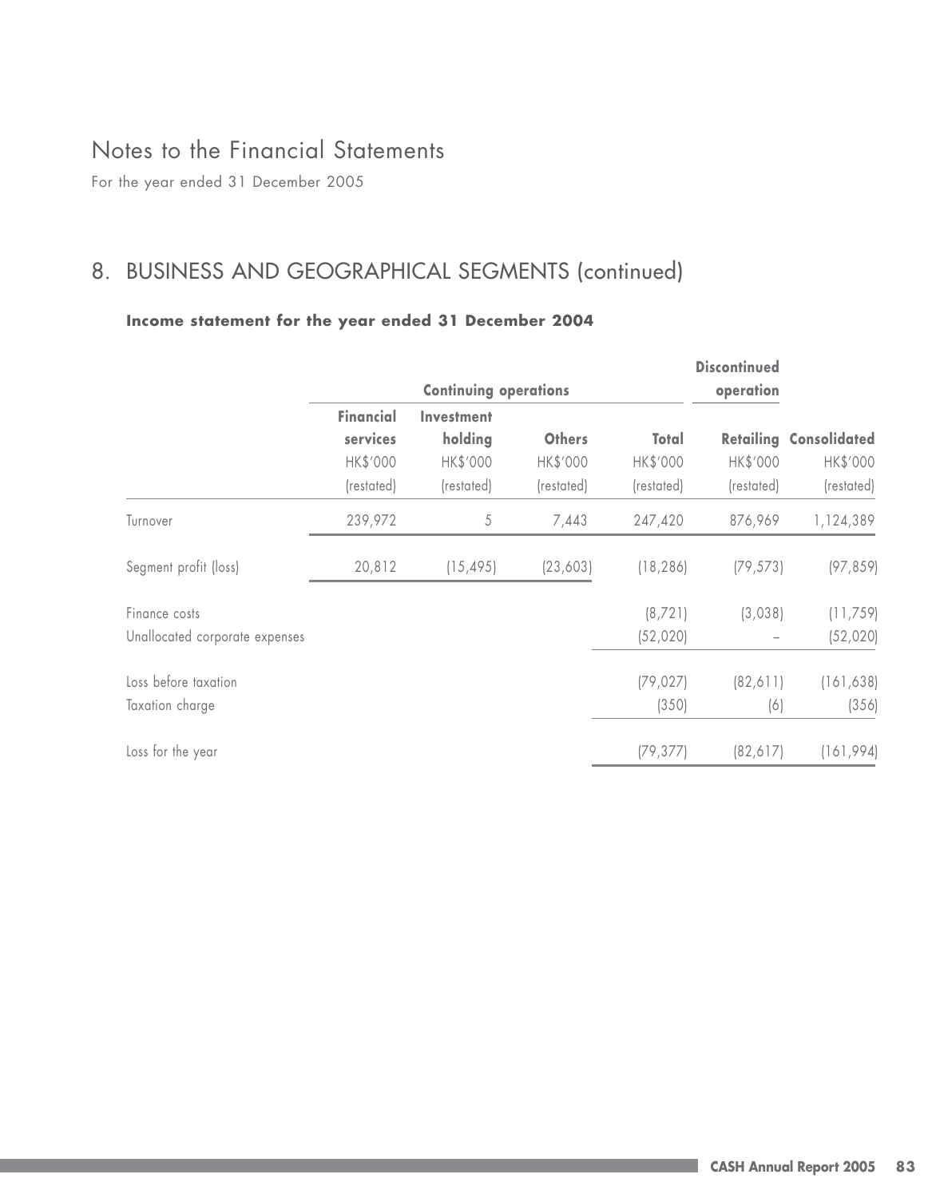# Notes to the Financial Statements

For the year ended 31 December 2005

## 8. BUSINESS AND GEOGRAPHICAL SEGMENTS (continued)

**Income statement for the year ended 31 December 2004**

| | Continuing operations | | | | Discontinued operation | |
|---|---|---|---|---|---|---|
| | **Financial services** | **Investment holding** | **Others** | **Total** | **Retailing** | **Consolidated** |
| | HK$'000 | HK$'000 | HK$'000 | HK$'000 | HK$'000 | HK$'000 |
| | (restated) | (restated) | (restated) | (restated) | (restated) | (restated) |
| Turnover | 239,972 | 5 | 7,443 | 247,420 | 876,969 | 1,124,389 |
| Segment profit (loss) | 20,812 | (15,495) | (23,603) | (18,286) | (79,573) | (97,859) |
| Finance costs | | | | (8,721) | (3,038) | (11,759) |
| Unallocated corporate expenses | | | | (52,020) | – | (52,020) |
| Loss before taxation | | | | (79,027) | (82,611) | (161,638) |
| Taxation charge | | | | (350) | (6) | (356) |
| Loss for the year | | | | (79,377) | (82,617) | (161,994) |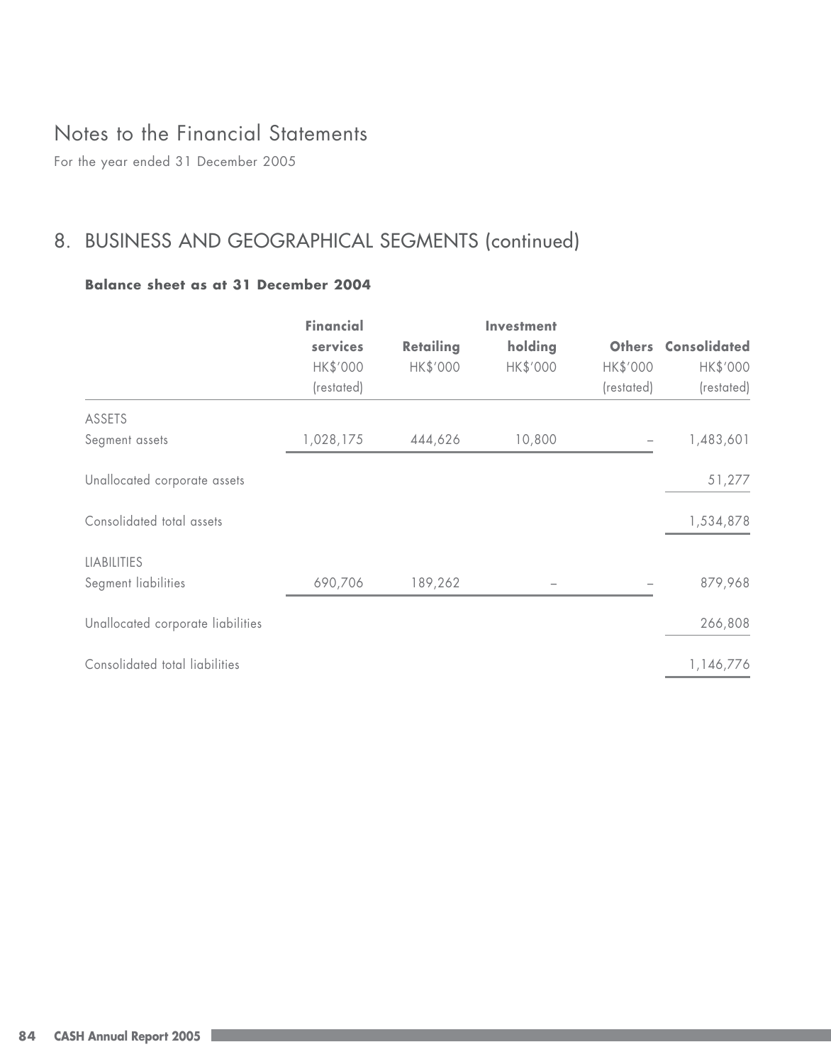# Notes to the Financial Statements

For the year ended 31 December 2005

## 8. BUSINESS AND GEOGRAPHICAL SEGMENTS (continued)

**Balance sheet as at 31 December 2004**

| | **Financial services** HK$'000 (restated) | **Retailing** HK$'000 | **Investment holding** HK$'000 | **Others** HK$'000 (restated) | **Consolidated** HK$'000 (restated) |
|---|---|---|---|---|---|
| ASSETS | | | | | |
| Segment assets | 1,028,175 | 444,626 | 10,800 | – | 1,483,601 |
| Unallocated corporate assets | | | | | 51,277 |
| Consolidated total assets | | | | | 1,534,878 |
| LIABILITIES | | | | | |
| Segment liabilities | 690,706 | 189,262 | – | – | 879,968 |
| Unallocated corporate liabilities | | | | | 266,808 |
| Consolidated total liabilities | | | | | 1,146,776 |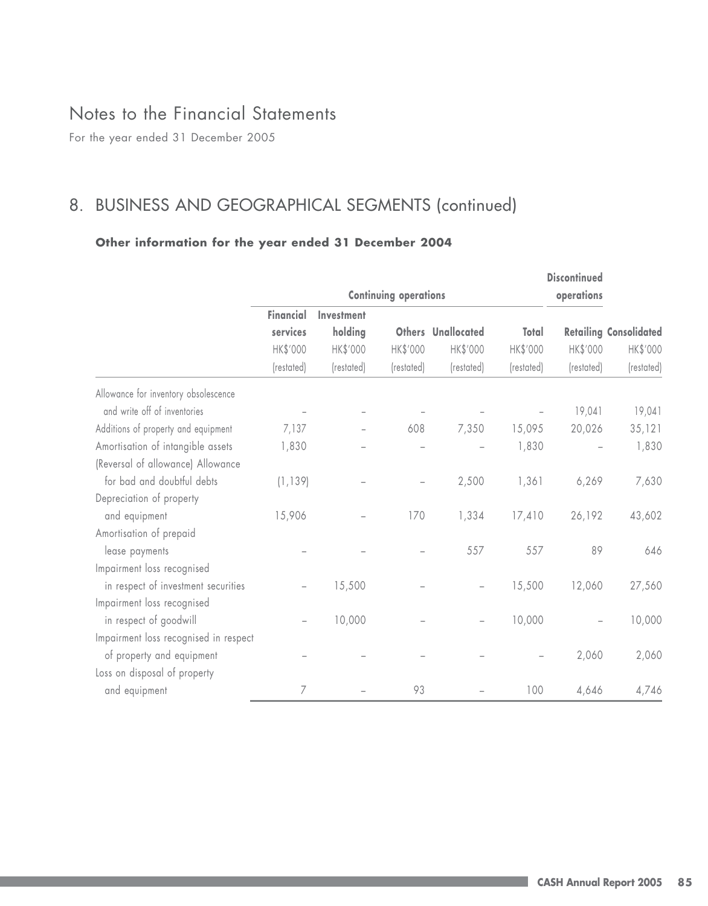# Notes to the Financial Statements

For the year ended 31 December 2005

## 8. BUSINESS AND GEOGRAPHICAL SEGMENTS (continued)

### Other information for the year ended 31 December 2004

| | Continuing operations | | | | | Discontinued operations | |
|---|---|---|---|---|---|---|---|
| | Financial services | Investment holding | Others | Unallocated | Total | Retailing | Consolidated |
| | HK$'000 | HK$'000 | HK$'000 | HK$'000 | HK$'000 | HK$'000 | HK$'000 |
| | (restated) | (restated) | (restated) | (restated) | (restated) | (restated) | (restated) |
| Allowance for inventory obsolescence and write off of inventories | – | – | – | – | – | 19,041 | 19,041 |
| Additions of property and equipment | 7,137 | – | 608 | 7,350 | 15,095 | 20,026 | 35,121 |
| Amortisation of intangible assets | 1,830 | – | – | – | 1,830 | – | 1,830 |
| (Reversal of allowance) Allowance for bad and doubtful debts | (1,139) | – | – | 2,500 | 1,361 | 6,269 | 7,630 |
| Depreciation of property and equipment | 15,906 | – | 170 | 1,334 | 17,410 | 26,192 | 43,602 |
| Amortisation of prepaid lease payments | – | – | – | 557 | 557 | 89 | 646 |
| Impairment loss recognised in respect of investment securities | – | 15,500 | – | – | 15,500 | 12,060 | 27,560 |
| Impairment loss recognised in respect of goodwill | – | 10,000 | – | – | 10,000 | – | 10,000 |
| Impairment loss recognised in respect of property and equipment | – | – | – | – | – | 2,060 | 2,060 |
| Loss on disposal of property and equipment | 7 | – | 93 | – | 100 | 4,646 | 4,746 |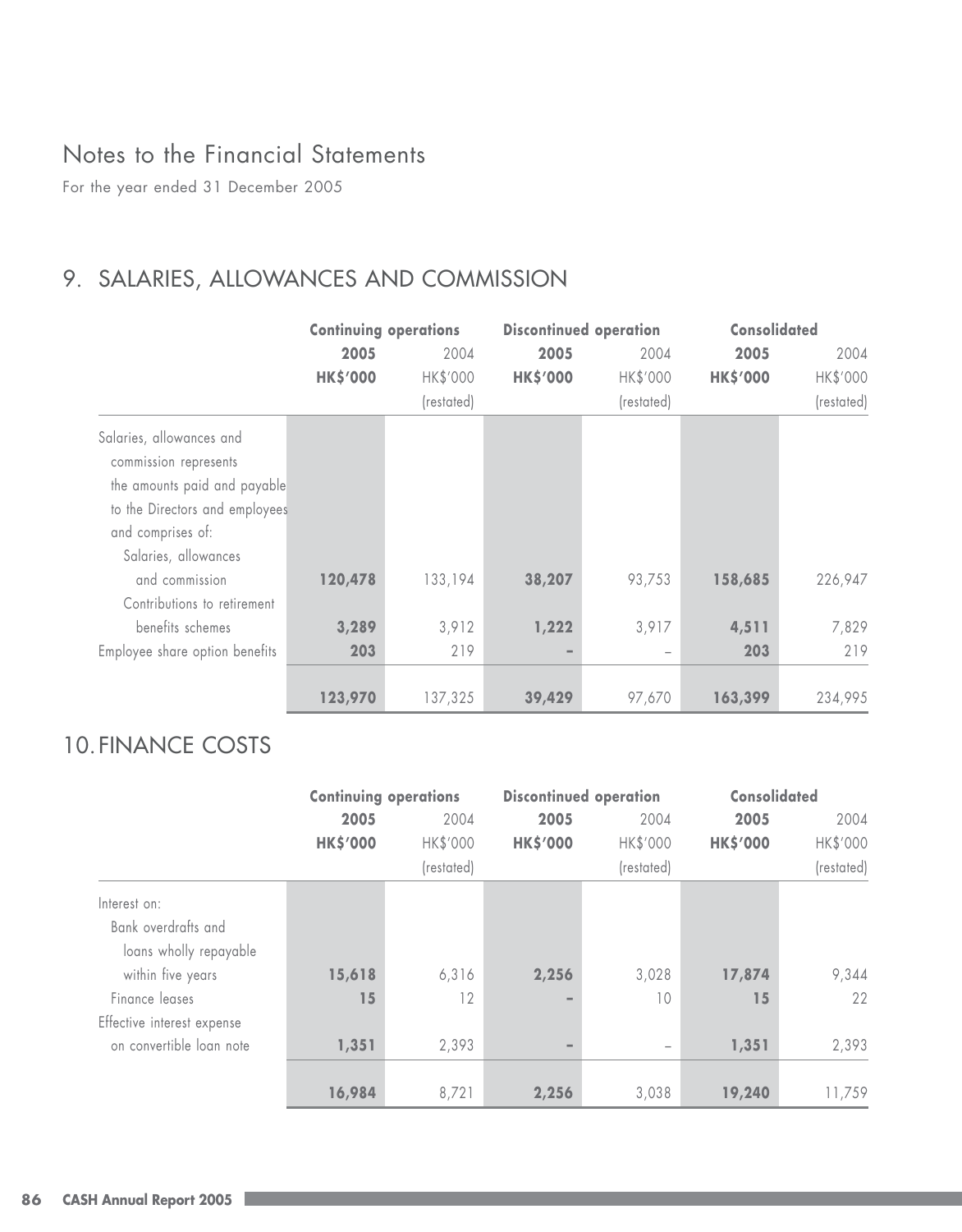# Notes to the Financial Statements

For the year ended 31 December 2005

## 9. SALARIES, ALLOWANCES AND COMMISSION

| | Continuing operations | | Discontinued operation | | Consolidated | |
|---|---|---|---|---|---|---|
| | **2005** | 2004 | **2005** | 2004 | **2005** | 2004 |
| | **HK$'000** | HK$'000 (restated) | **HK$'000** | HK$'000 (restated) | **HK$'000** | HK$'000 (restated) |
| Salaries, allowances and commission represents the amounts paid and payable to the Directors and employees and comprises of: | | | | | | |
| Salaries, allowances and commission | **120,478** | 133,194 | **38,207** | 93,753 | **158,685** | 226,947 |
| Contributions to retirement benefits schemes | **3,289** | 3,912 | **1,222** | 3,917 | **4,511** | 7,829 |
| Employee share option benefits | **203** | 219 | **–** | – | **203** | 219 |
| | **123,970** | 137,325 | **39,429** | 97,670 | **163,399** | 234,995 |

## 10. FINANCE COSTS

| | Continuing operations | | Discontinued operation | | Consolidated | |
|---|---|---|---|---|---|---|
| | **2005** | 2004 | **2005** | 2004 | **2005** | 2004 |
| | **HK$'000** | HK$'000 (restated) | **HK$'000** | HK$'000 (restated) | **HK$'000** | HK$'000 (restated) |
| Interest on: | | | | | | |
| Bank overdrafts and loans wholly repayable within five years | **15,618** | 6,316 | **2,256** | 3,028 | **17,874** | 9,344 |
| Finance leases | **15** | 12 | **–** | 10 | **15** | 22 |
| Effective interest expense on convertible loan note | **1,351** | 2,393 | **–** | – | **1,351** | 2,393 |
| | **16,984** | 8,721 | **2,256** | 3,038 | **19,240** | 11,759 |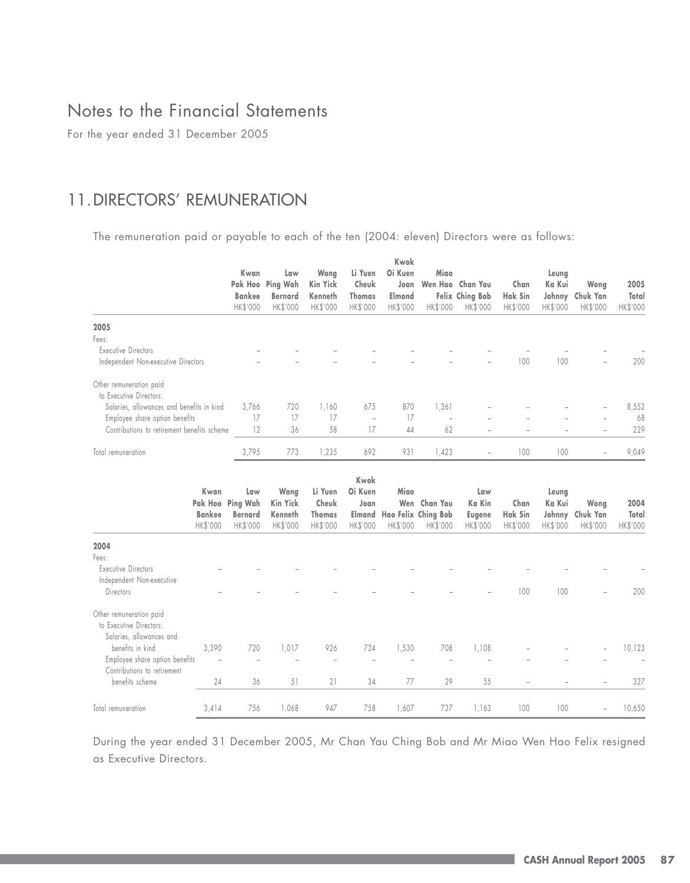# Notes to the Financial Statements

For the year ended 31 December 2005

## 11. DIRECTORS' REMUNERATION

The remuneration paid or payable to each of the ten (2004: eleven) Directors were as follows:

| | Kwan Pak Hoo Bankee HK$'000 | Law Ping Wah Bernard HK$'000 | Wong Kin Yick Kenneth HK$'000 | Li Yuen Cheuk Thomas HK$'000 | Kwok Oi Kuen Joan Elmond HK$'000 | Miao Wen Hao Felix HK$'000 | Chan Yau Ching Bob HK$'000 | Chan Hak Sin HK$'000 | Leung Ka Kui Johnny HK$'000 | Wong Chuk Yan HK$'000 | 2005 Total HK$'000 |
|---|---|---|---|---|---|---|---|---|---|---|---|
| **2005** | | | | | | | | | | | |
| Fees: | | | | | | | | | | | |
| Executive Directors | – | – | – | – | – | – | – | – | – | – | – |
| Independent Non-executive Directors | – | – | – | – | – | – | – | 100 | 100 | – | 200 |
| Other remuneration paid to Executive Directors: | | | | | | | | | | | |
| Salaries, allowances and benefits in kind | 3,766 | 720 | 1,160 | 675 | 870 | 1,361 | – | – | – | – | 8,552 |
| Employee share option benefits | 17 | 17 | 17 | – | 17 | – | – | – | – | – | 68 |
| Contributions to retirement benefits scheme | 12 | 36 | 58 | 17 | 44 | 62 | – | – | – | – | 229 |
| Total remuneration | 3,795 | 773 | 1,235 | 692 | 931 | 1,423 | – | 100 | 100 | – | 9,049 |

| | Kwan Pak Hoo Bankee HK$'000 | Law Ping Wah Bernard HK$'000 | Wong Kin Yick Kenneth HK$'000 | Li Yuen Cheuk Thomas HK$'000 | Kwok Oi Kuen Joan Elmond HK$'000 | Miao Wen Hao Felix HK$'000 | Chan Yau Ching Bob HK$'000 | Law Ka Kin Eugene HK$'000 | Chan Hak Sin HK$'000 | Leung Ka Kui Johnny HK$'000 | Wong Chuk Yan HK$'000 | 2004 Total HK$'000 |
|---|---|---|---|---|---|---|---|---|---|---|---|---|
| **2004** | | | | | | | | | | | | |
| Fees: | | | | | | | | | | | | |
| Executive Directors | – | – | – | – | – | – | – | – | – | – | – | – |
| Independent Non-executive Directors | – | – | – | – | – | – | – | – | 100 | 100 | – | 200 |
| Other remuneration paid to Executive Directors: | | | | | | | | | | | | |
| Salaries, allowances and benefits in kind | 3,390 | 720 | 1,017 | 926 | 724 | 1,530 | 708 | 1,108 | – | – | – | 10,123 |
| Employee share option benefits | – | – | – | – | – | – | – | – | – | – | – | – |
| Contributions to retirement benefits scheme | 24 | 36 | 51 | 21 | 34 | 77 | 29 | 55 | – | – | – | 327 |
| Total remuneration | 3,414 | 756 | 1,068 | 947 | 758 | 1,607 | 737 | 1,163 | 100 | 100 | – | 10,650 |

During the year ended 31 December 2005, Mr Chan Yau Ching Bob and Mr Miao Wen Hao Felix resigned as Executive Directors.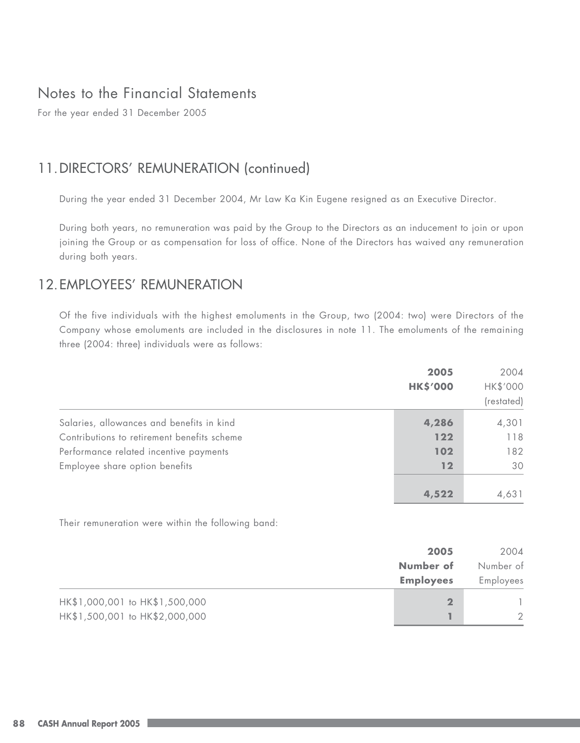# Notes to the Financial Statements

For the year ended 31 December 2005

## 11. DIRECTORS' REMUNERATION (continued)

During the year ended 31 December 2004, Mr Law Ka Kin Eugene resigned as an Executive Director.

During both years, no remuneration was paid by the Group to the Directors as an inducement to join or upon joining the Group or as compensation for loss of office. None of the Directors has waived any remuneration during both years.

## 12. EMPLOYEES' REMUNERATION

Of the five individuals with the highest emoluments in the Group, two (2004: two) were Directors of the Company whose emoluments are included in the disclosures in note 11. The emoluments of the remaining three (2004: three) individuals were as follows:

| | **2005 HK$'000** | 2004 HK$'000 (restated) |
|---|---|---|
| Salaries, allowances and benefits in kind | **4,286** | 4,301 |
| Contributions to retirement benefits scheme | **122** | 118 |
| Performance related incentive payments | **102** | 182 |
| Employee share option benefits | **12** | 30 |
| | **4,522** | 4,631 |

Their remuneration were within the following band:

| | **2005 Number of Employees** | 2004 Number of Employees |
|---|---|---|
| HK$1,000,001 to HK$1,500,000 | **2** | 1 |
| HK$1,500,001 to HK$2,000,000 | **1** | 2 |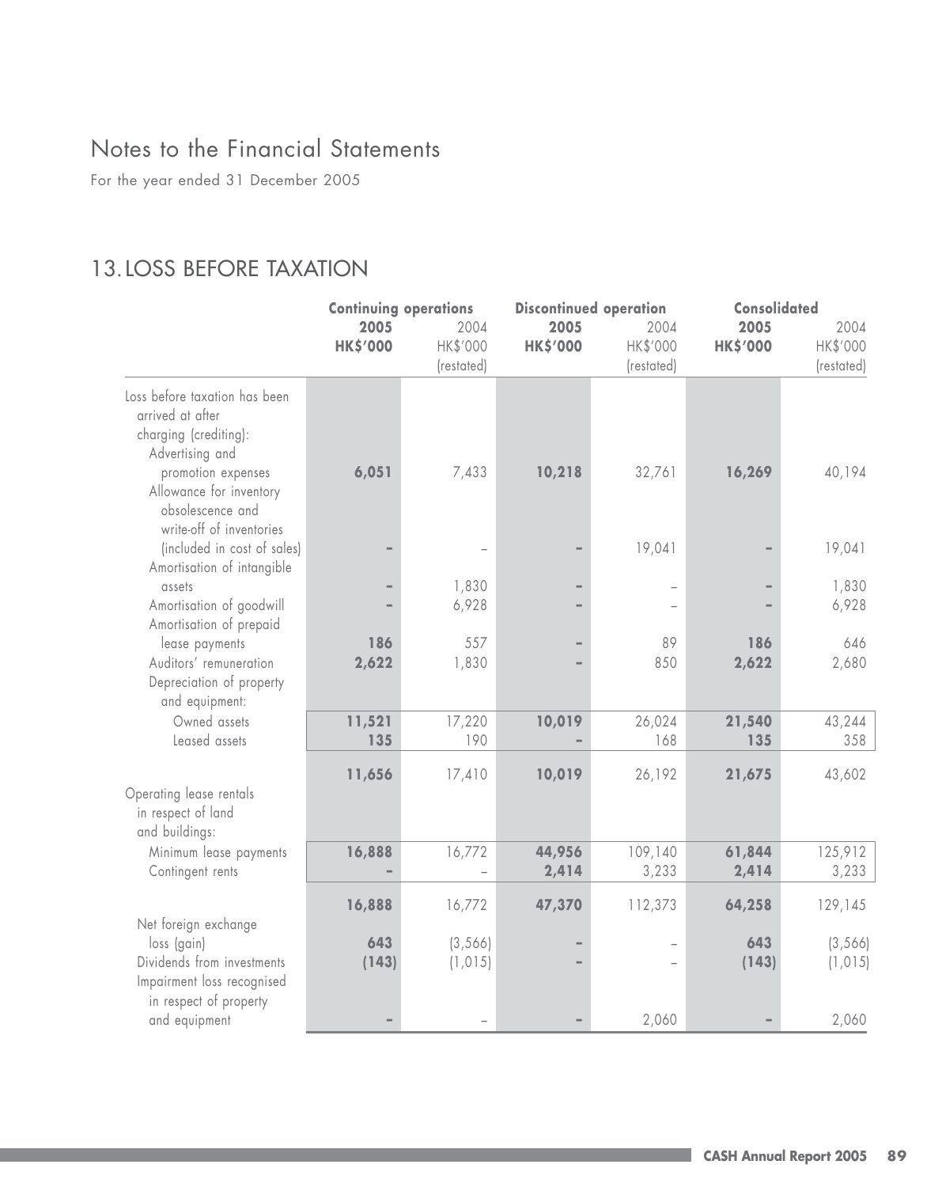# Notes to the Financial Statements

For the year ended 31 December 2005

## 13. LOSS BEFORE TAXATION

| | Continuing operations | | Discontinued operation | | Consolidated | |
|---|---|---|---|---|---|---|
| | **2005** | 2004 | **2005** | 2004 | **2005** | 2004 |
| | **HK$'000** | HK$'000 (restated) | **HK$'000** | HK$'000 (restated) | **HK$'000** | HK$'000 (restated) |
| Loss before taxation has been arrived at after charging (crediting): | | | | | | |
| Advertising and promotion expenses | **6,051** | 7,433 | **10,218** | 32,761 | **16,269** | 40,194 |
| Allowance for inventory obsolescence and write-off of inventories (included in cost of sales) | **–** | – | **–** | 19,041 | **–** | 19,041 |
| Amortisation of intangible assets | **–** | 1,830 | **–** | – | **–** | 1,830 |
| Amortisation of goodwill | **–** | 6,928 | **–** | – | **–** | 6,928 |
| Amortisation of prepaid lease payments | **186** | 557 | **–** | 89 | **186** | 646 |
| Auditors' remuneration | **2,622** | 1,830 | **–** | 850 | **2,622** | 2,680 |
| Depreciation of property and equipment: | | | | | | |
| Owned assets | **11,521** | 17,220 | **10,019** | 26,024 | **21,540** | 43,244 |
| Leased assets | **135** | 190 | **–** | 168 | **135** | 358 |
| | **11,656** | 17,410 | **10,019** | 26,192 | **21,675** | 43,602 |
| Operating lease rentals in respect of land and buildings: | | | | | | |
| Minimum lease payments | **16,888** | 16,772 | **44,956** | 109,140 | **61,844** | 125,912 |
| Contingent rents | **–** | – | **2,414** | 3,233 | **2,414** | 3,233 |
| | **16,888** | 16,772 | **47,370** | 112,373 | **64,258** | 129,145 |
| Net foreign exchange loss (gain) | **643** | (3,566) | **–** | – | **643** | (3,566) |
| Dividends from investments | **(143)** | (1,015) | **–** | – | **(143)** | (1,015) |
| Impairment loss recognised in respect of property and equipment | **–** | – | **–** | 2,060 | **–** | 2,060 |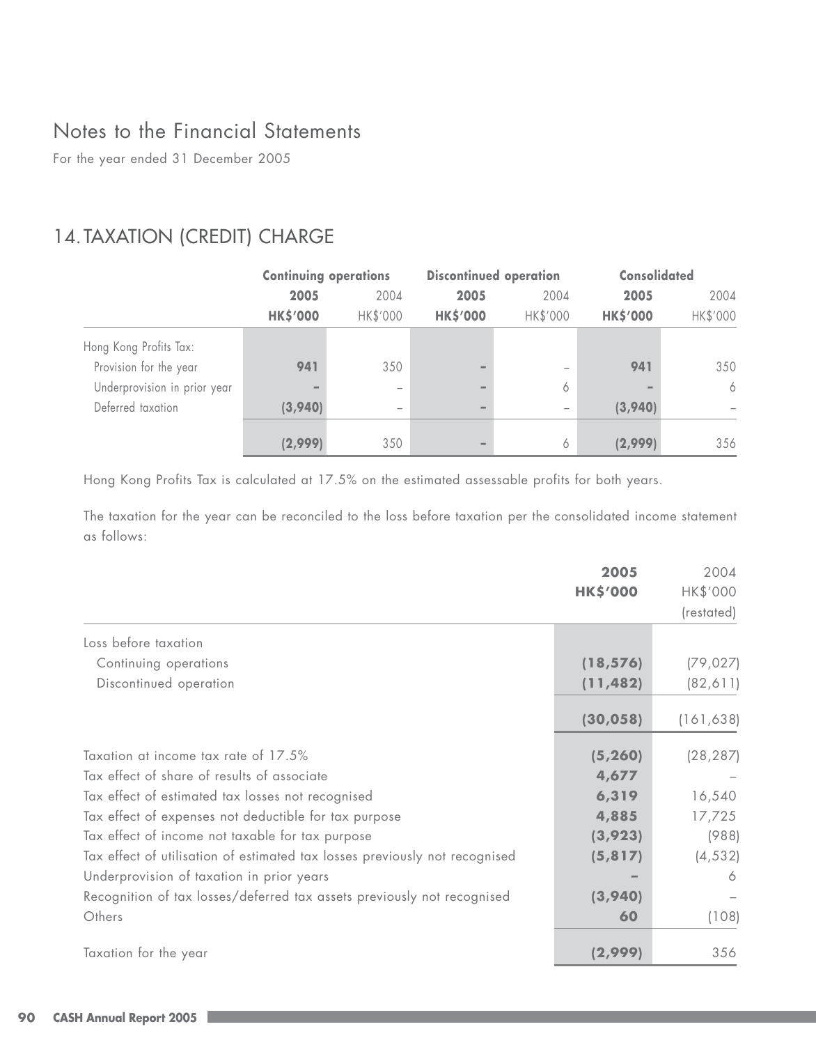# Notes to the Financial Statements

For the year ended 31 December 2005

## 14. TAXATION (CREDIT) CHARGE

| | Continuing operations | | Discontinued operation | | Consolidated | |
|---|---|---|---|---|---|---|
| | **2005** | 2004 | **2005** | 2004 | **2005** | 2004 |
| | **HK$'000** | HK$'000 | **HK$'000** | HK$'000 | **HK$'000** | HK$'000 |
| Hong Kong Profits Tax: | | | | | | |
| Provision for the year | **941** | 350 | **–** | – | **941** | 350 |
| Underprovision in prior year | **–** | – | **–** | 6 | **–** | 6 |
| Deferred taxation | **(3,940)** | – | **–** | – | **(3,940)** | – |
| | **(2,999)** | 350 | **–** | 6 | **(2,999)** | 356 |

Hong Kong Profits Tax is calculated at 17.5% on the estimated assessable profits for both years.

The taxation for the year can be reconciled to the loss before taxation per the consolidated income statement as follows:

| | **2005** | 2004 |
|---|---|---|
| | **HK$'000** | HK$'000 |
| | | (restated) |
| Loss before taxation | | |
| Continuing operations | **(18,576)** | (79,027) |
| Discontinued operation | **(11,482)** | (82,611) |
| | **(30,058)** | (161,638) |
| Taxation at income tax rate of 17.5% | **(5,260)** | (28,287) |
| Tax effect of share of results of associate | **4,677** | – |
| Tax effect of estimated tax losses not recognised | **6,319** | 16,540 |
| Tax effect of expenses not deductible for tax purpose | **4,885** | 17,725 |
| Tax effect of income not taxable for tax purpose | **(3,923)** | (988) |
| Tax effect of utilisation of estimated tax losses previously not recognised | **(5,817)** | (4,532) |
| Underprovision of taxation in prior years | **–** | 6 |
| Recognition of tax losses/deferred tax assets previously not recognised | **(3,940)** | – |
| Others | **60** | (108) |
| Taxation for the year | **(2,999)** | 356 |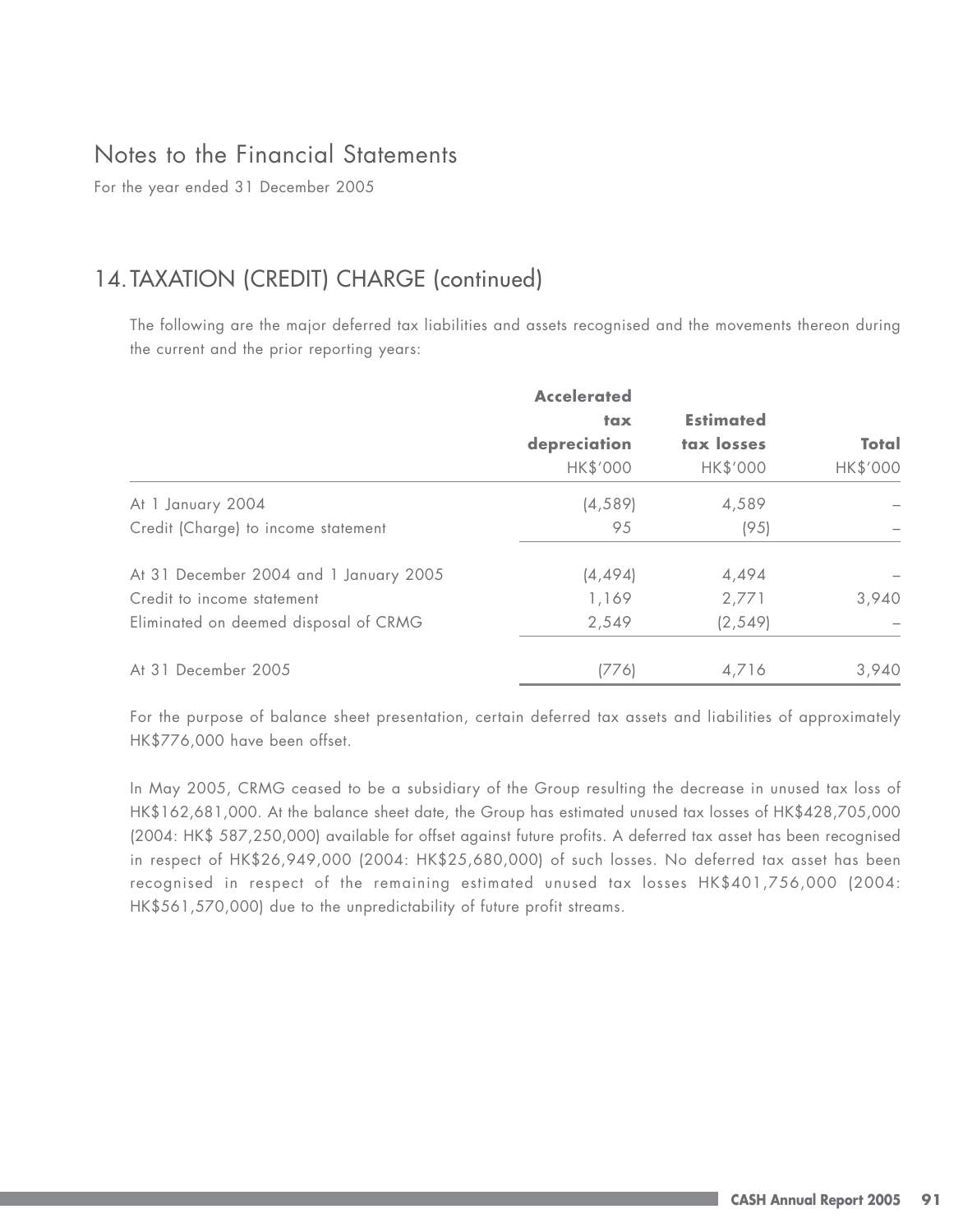# Notes to the Financial Statements

For the year ended 31 December 2005

## 14. TAXATION (CREDIT) CHARGE (continued)

The following are the major deferred tax liabilities and assets recognised and the movements thereon during the current and the prior reporting years:

| | **Accelerated tax depreciation** | **Estimated tax losses** | **Total** |
|---|---|---|---|
| | HK$'000 | HK$'000 | HK$'000 |
| At 1 January 2004 | (4,589) | 4,589 | – |
| Credit (Charge) to income statement | 95 | (95) | – |
| At 31 December 2004 and 1 January 2005 | (4,494) | 4,494 | – |
| Credit to income statement | 1,169 | 2,771 | 3,940 |
| Eliminated on deemed disposal of CRMG | 2,549 | (2,549) | – |
| At 31 December 2005 | (776) | 4,716 | 3,940 |

For the purpose of balance sheet presentation, certain deferred tax assets and liabilities of approximately HK$776,000 have been offset.

In May 2005, CRMG ceased to be a subsidiary of the Group resulting the decrease in unused tax loss of HK$162,681,000. At the balance sheet date, the Group has estimated unused tax losses of HK$428,705,000 (2004: HK$ 587,250,000) available for offset against future profits. A deferred tax asset has been recognised in respect of HK$26,949,000 (2004: HK$25,680,000) of such losses. No deferred tax asset has been recognised in respect of the remaining estimated unused tax losses HK$401,756,000 (2004: HK$561,570,000) due to the unpredictability of future profit streams.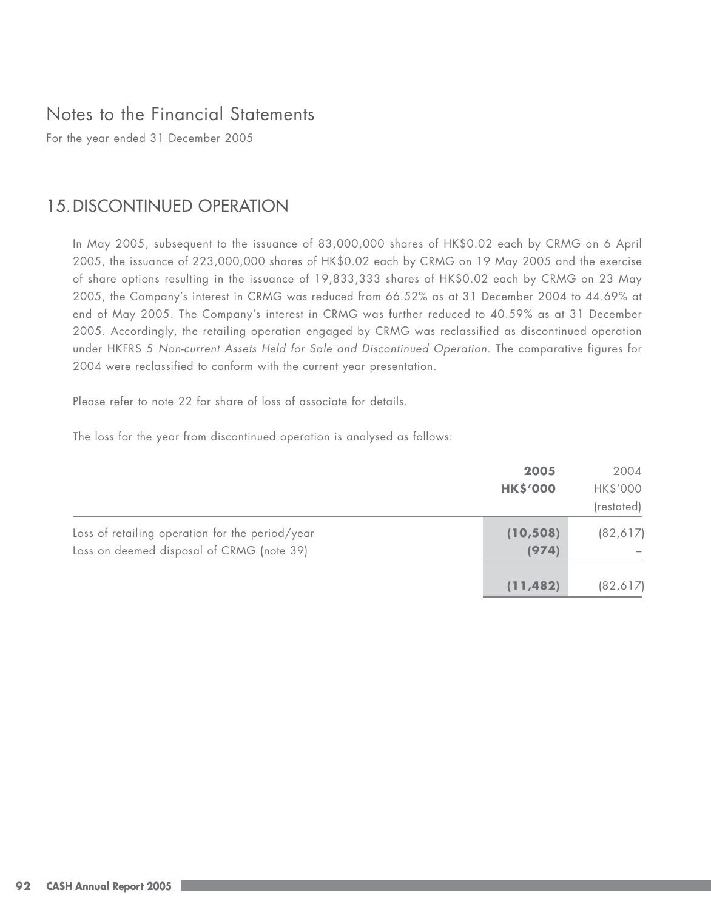# Notes to the Financial Statements

For the year ended 31 December 2005

## 15. DISCONTINUED OPERATION

In May 2005, subsequent to the issuance of 83,000,000 shares of HK$0.02 each by CRMG on 6 April 2005, the issuance of 223,000,000 shares of HK$0.02 each by CRMG on 19 May 2005 and the exercise of share options resulting in the issuance of 19,833,333 shares of HK$0.02 each by CRMG on 23 May 2005, the Company's interest in CRMG was reduced from 66.52% as at 31 December 2004 to 44.69% at end of May 2005. The Company's interest in CRMG was further reduced to 40.59% as at 31 December 2005. Accordingly, the retailing operation engaged by CRMG was reclassified as discontinued operation under HKFRS 5 *Non-current Assets Held for Sale and Discontinued Operation*. The comparative figures for 2004 were reclassified to conform with the current year presentation.

Please refer to note 22 for share of loss of associate for details.

The loss for the year from discontinued operation is analysed as follows:

| | **2005** | 2004 |
|---|---|---|
| | **HK$'000** | HK$'000 |
| | | (restated) |
| Loss of retailing operation for the period/year | **(10,508)** | (82,617) |
| Loss on deemed disposal of CRMG (note 39) | **(974)** | – |
| | **(11,482)** | (82,617) |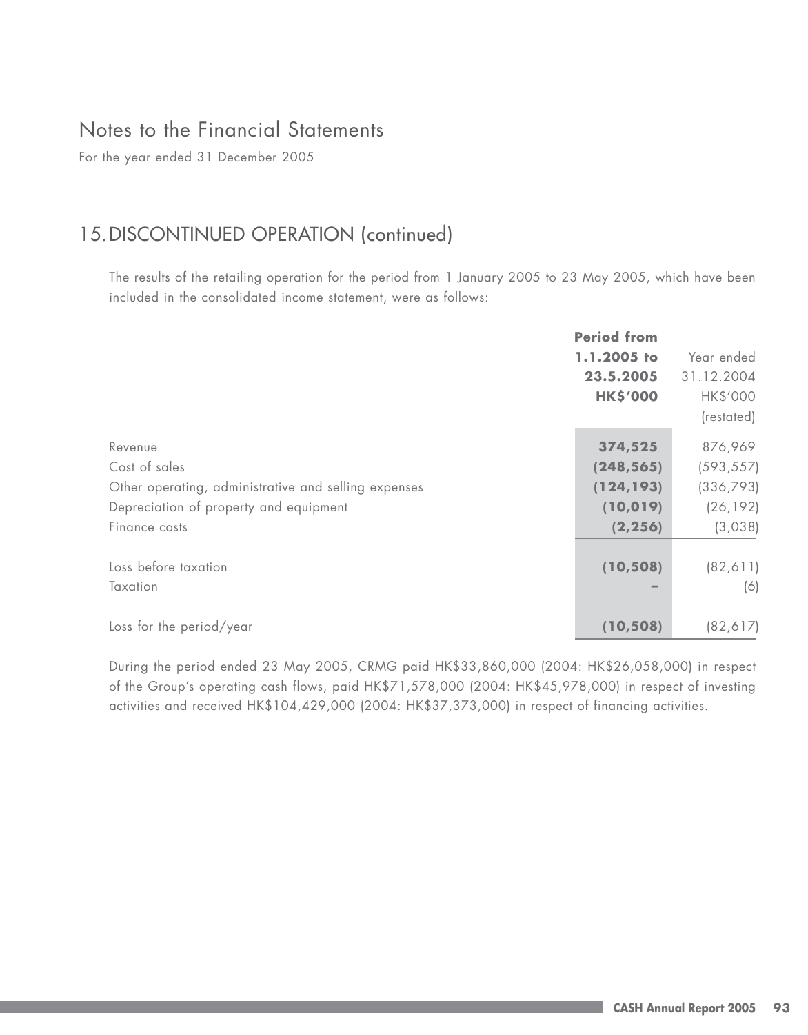# Notes to the Financial Statements

For the year ended 31 December 2005

## 15. DISCONTINUED OPERATION (continued)

The results of the retailing operation for the period from 1 January 2005 to 23 May 2005, which have been included in the consolidated income statement, were as follows:

| | **Period from 1.1.2005 to 23.5.2005 HK$'000** | Year ended 31.12.2004 HK$'000 (restated) |
|---|---|---|
| Revenue | **374,525** | 876,969 |
| Cost of sales | **(248,565)** | (593,557) |
| Other operating, administrative and selling expenses | **(124,193)** | (336,793) |
| Depreciation of property and equipment | **(10,019)** | (26,192) |
| Finance costs | **(2,256)** | (3,038) |
| Loss before taxation | **(10,508)** | (82,611) |
| Taxation | **–** | (6) |
| Loss for the period/year | **(10,508)** | (82,617) |

During the period ended 23 May 2005, CRMG paid HK$33,860,000 (2004: HK$26,058,000) in respect of the Group's operating cash flows, paid HK$71,578,000 (2004: HK$45,978,000) in respect of investing activities and received HK$104,429,000 (2004: HK$37,373,000) in respect of financing activities.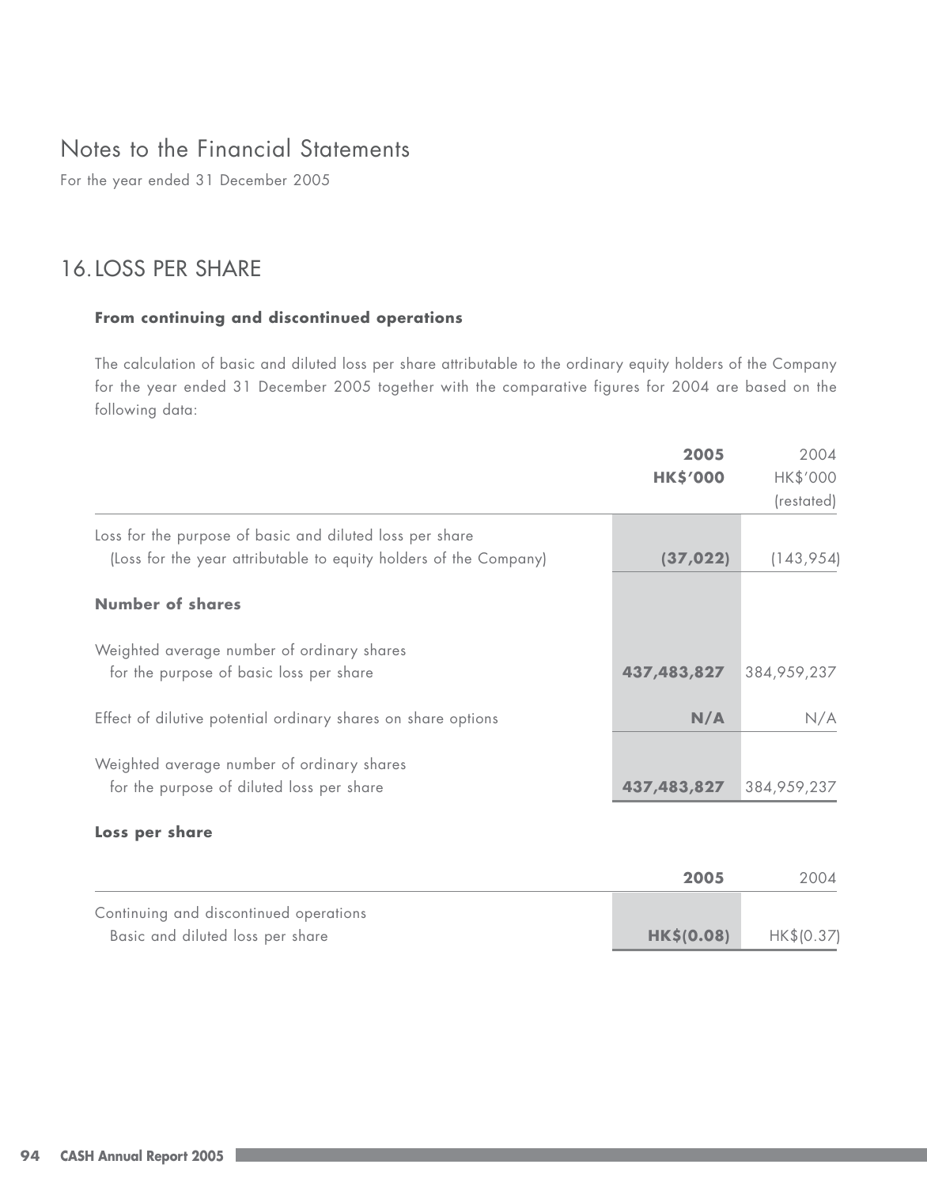# Notes to the Financial Statements

For the year ended 31 December 2005

## 16. LOSS PER SHARE

### From continuing and discontinued operations

The calculation of basic and diluted loss per share attributable to the ordinary equity holders of the Company for the year ended 31 December 2005 together with the comparative figures for 2004 are based on the following data:

| | 2005<br>HK$'000 | 2004<br>HK$'000<br>(restated) |
|---|---|---|
| Loss for the purpose of basic and diluted loss per share<br>(Loss for the year attributable to equity holders of the Company) | **(37,022)** | (143,954) |
| **Number of shares** | | |
| Weighted average number of ordinary shares for the purpose of basic loss per share | **437,483,827** | 384,959,237 |
| Effect of dilutive potential ordinary shares on share options | **N/A** | N/A |
| Weighted average number of ordinary shares for the purpose of diluted loss per share | **437,483,827** | 384,959,237 |

### Loss per share

| | 2005 | 2004 |
|---|---|---|
| Continuing and discontinued operations<br>Basic and diluted loss per share | **HK$(0.08)** | HK$(0.37) |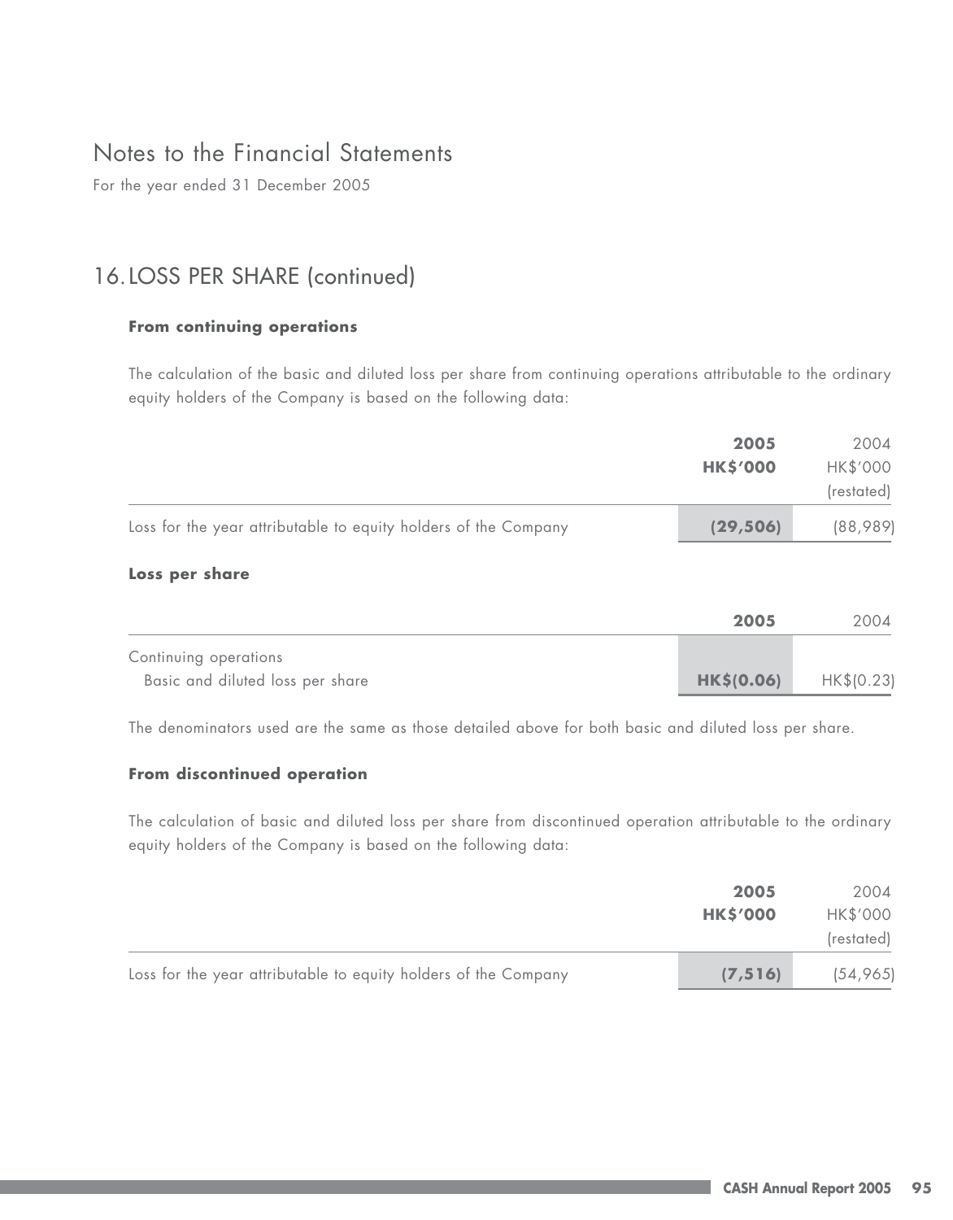# Notes to the Financial Statements

For the year ended 31 December 2005

## 16. LOSS PER SHARE (continued)

### From continuing operations

The calculation of the basic and diluted loss per share from continuing operations attributable to the ordinary equity holders of the Company is based on the following data:

| | 2005 HK$'000 | 2004 HK$'000 (restated) |
|---|---|---|
| Loss for the year attributable to equity holders of the Company | **(29,506)** | (88,989) |

### Loss per share

| | 2005 | 2004 |
|---|---|---|
| Continuing operations | | |
| Basic and diluted loss per share | **HK$(0.06)** | HK$(0.23) |

The denominators used are the same as those detailed above for both basic and diluted loss per share.

### From discontinued operation

The calculation of basic and diluted loss per share from discontinued operation attributable to the ordinary equity holders of the Company is based on the following data:

| | 2005 HK$'000 | 2004 HK$'000 (restated) |
|---|---|---|
| Loss for the year attributable to equity holders of the Company | **(7,516)** | (54,965) |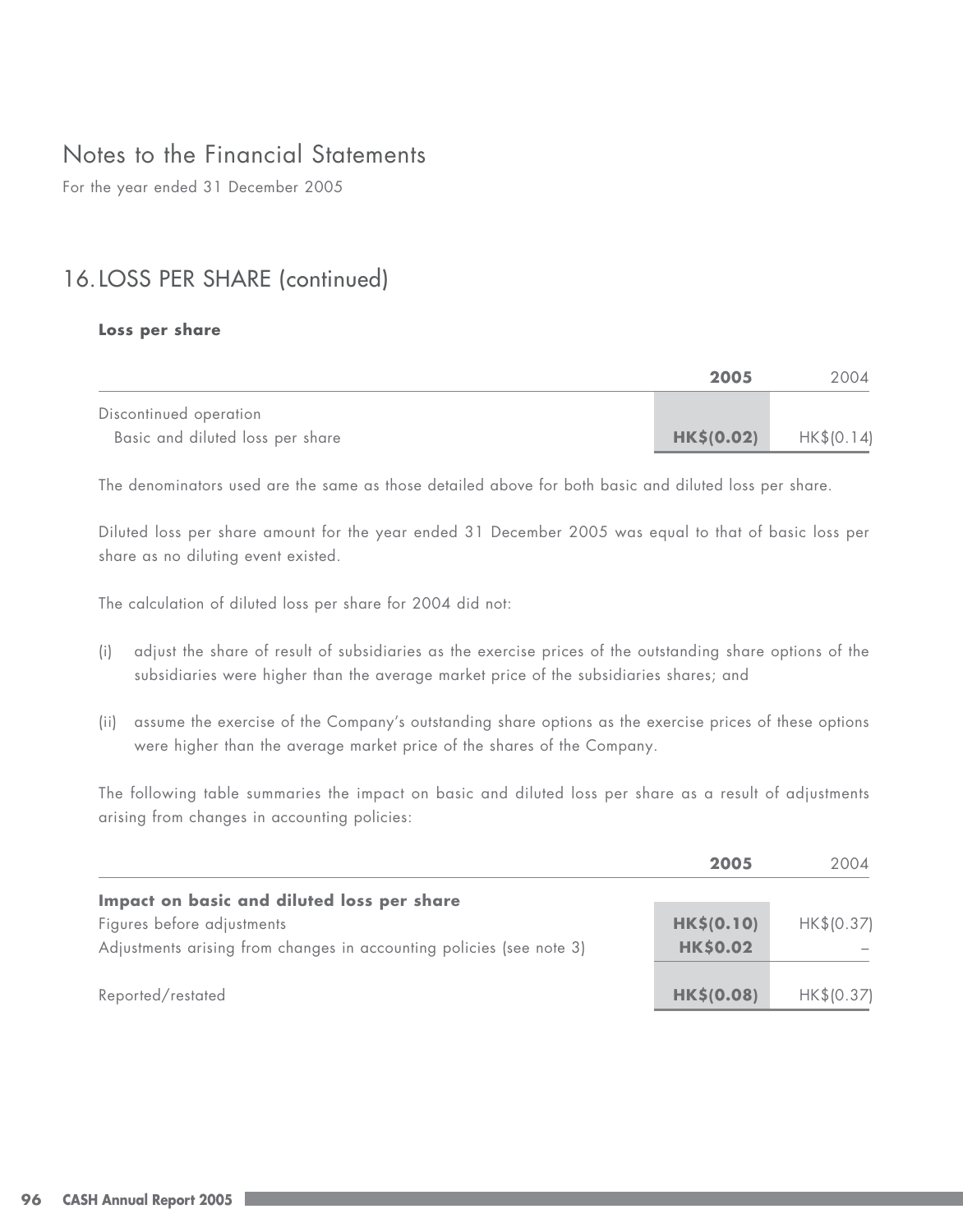# Notes to the Financial Statements

For the year ended 31 December 2005

## 16. LOSS PER SHARE (continued)

**Loss per share**

| | **2005** | 2004 |
|---|---|---|
| Discontinued operation | | |
| Basic and diluted loss per share | **HK$(0.02)** | HK$(0.14) |

The denominators used are the same as those detailed above for both basic and diluted loss per share.

Diluted loss per share amount for the year ended 31 December 2005 was equal to that of basic loss per share as no diluting event existed.

The calculation of diluted loss per share for 2004 did not:

(i) adjust the share of result of subsidiaries as the exercise prices of the outstanding share options of the subsidiaries were higher than the average market price of the subsidiaries shares; and

(ii) assume the exercise of the Company's outstanding share options as the exercise prices of these options were higher than the average market price of the shares of the Company.

The following table summaries the impact on basic and diluted loss per share as a result of adjustments arising from changes in accounting policies:

| | **2005** | 2004 |
|---|---|---|
| **Impact on basic and diluted loss per share** | | |
| Figures before adjustments | **HK$(0.10)** | HK$(0.37) |
| Adjustments arising from changes in accounting policies (see note 3) | **HK$0.02** | – |
| Reported/restated | **HK$(0.08)** | HK$(0.37) |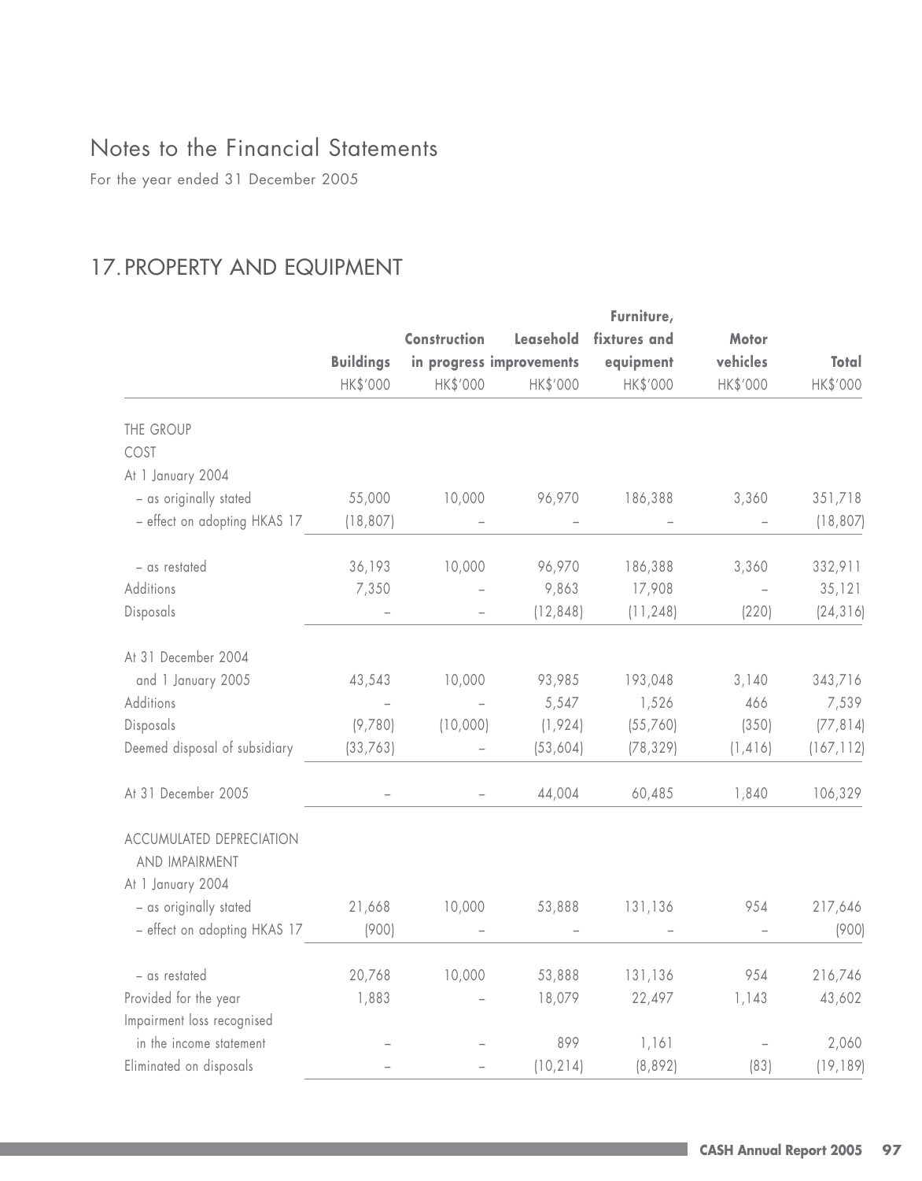# Notes to the Financial Statements

For the year ended 31 December 2005

## 17. PROPERTY AND EQUIPMENT

| | Buildings | Construction in progress | Leasehold improvements | Furniture, fixtures and equipment | Motor vehicles | Total |
|---|---|---|---|---|---|---|
| | HK$'000 | HK$'000 | HK$'000 | HK$'000 | HK$'000 | HK$'000 |
| THE GROUP | | | | | | |
| COST | | | | | | |
| At 1 January 2004 | | | | | | |
| – as originally stated | 55,000 | 10,000 | 96,970 | 186,388 | 3,360 | 351,718 |
| – effect on adopting HKAS 17 | (18,807) | – | – | – | – | (18,807) |
| – as restated | 36,193 | 10,000 | 96,970 | 186,388 | 3,360 | 332,911 |
| Additions | 7,350 | – | 9,863 | 17,908 | – | 35,121 |
| Disposals | – | – | (12,848) | (11,248) | (220) | (24,316) |
| At 31 December 2004 and 1 January 2005 | 43,543 | 10,000 | 93,985 | 193,048 | 3,140 | 343,716 |
| Additions | – | – | 5,547 | 1,526 | 466 | 7,539 |
| Disposals | (9,780) | (10,000) | (1,924) | (55,760) | (350) | (77,814) |
| Deemed disposal of subsidiary | (33,763) | – | (53,604) | (78,329) | (1,416) | (167,112) |
| At 31 December 2005 | – | – | 44,004 | 60,485 | 1,840 | 106,329 |
| ACCUMULATED DEPRECIATION AND IMPAIRMENT | | | | | | |
| At 1 January 2004 | | | | | | |
| – as originally stated | 21,668 | 10,000 | 53,888 | 131,136 | 954 | 217,646 |
| – effect on adopting HKAS 17 | (900) | – | – | – | – | (900) |
| – as restated | 20,768 | 10,000 | 53,888 | 131,136 | 954 | 216,746 |
| Provided for the year | 1,883 | – | 18,079 | 22,497 | 1,143 | 43,602 |
| Impairment loss recognised in the income statement | – | – | 899 | 1,161 | – | 2,060 |
| Eliminated on disposals | – | – | (10,214) | (8,892) | (83) | (19,189) |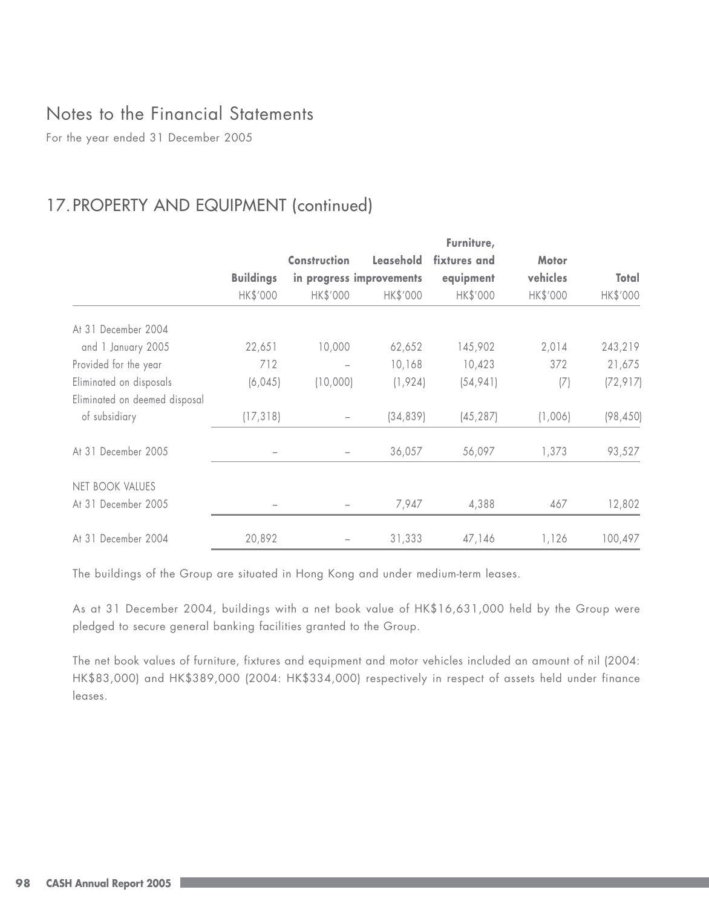# Notes to the Financial Statements

For the year ended 31 December 2005

## 17. PROPERTY AND EQUIPMENT (continued)

| | Buildings | Construction in progress | Leasehold improvements | Furniture, fixtures and equipment | Motor vehicles | Total |
|---|---|---|---|---|---|---|
| | HK$'000 | HK$'000 | HK$'000 | HK$'000 | HK$'000 | HK$'000 |
| At 31 December 2004 and 1 January 2005 | 22,651 | 10,000 | 62,652 | 145,902 | 2,014 | 243,219 |
| Provided for the year | 712 | – | 10,168 | 10,423 | 372 | 21,675 |
| Eliminated on disposals | (6,045) | (10,000) | (1,924) | (54,941) | (7) | (72,917) |
| Eliminated on deemed disposal of subsidiary | (17,318) | – | (34,839) | (45,287) | (1,006) | (98,450) |
| At 31 December 2005 | – | – | 36,057 | 56,097 | 1,373 | 93,527 |
| NET BOOK VALUES | | | | | | |
| At 31 December 2005 | – | – | 7,947 | 4,388 | 467 | 12,802 |
| At 31 December 2004 | 20,892 | – | 31,333 | 47,146 | 1,126 | 100,497 |

The buildings of the Group are situated in Hong Kong and under medium-term leases.

As at 31 December 2004, buildings with a net book value of HK$16,631,000 held by the Group were pledged to secure general banking facilities granted to the Group.

The net book values of furniture, fixtures and equipment and motor vehicles included an amount of nil (2004: HK$83,000) and HK$389,000 (2004: HK$334,000) respectively in respect of assets held under finance leases.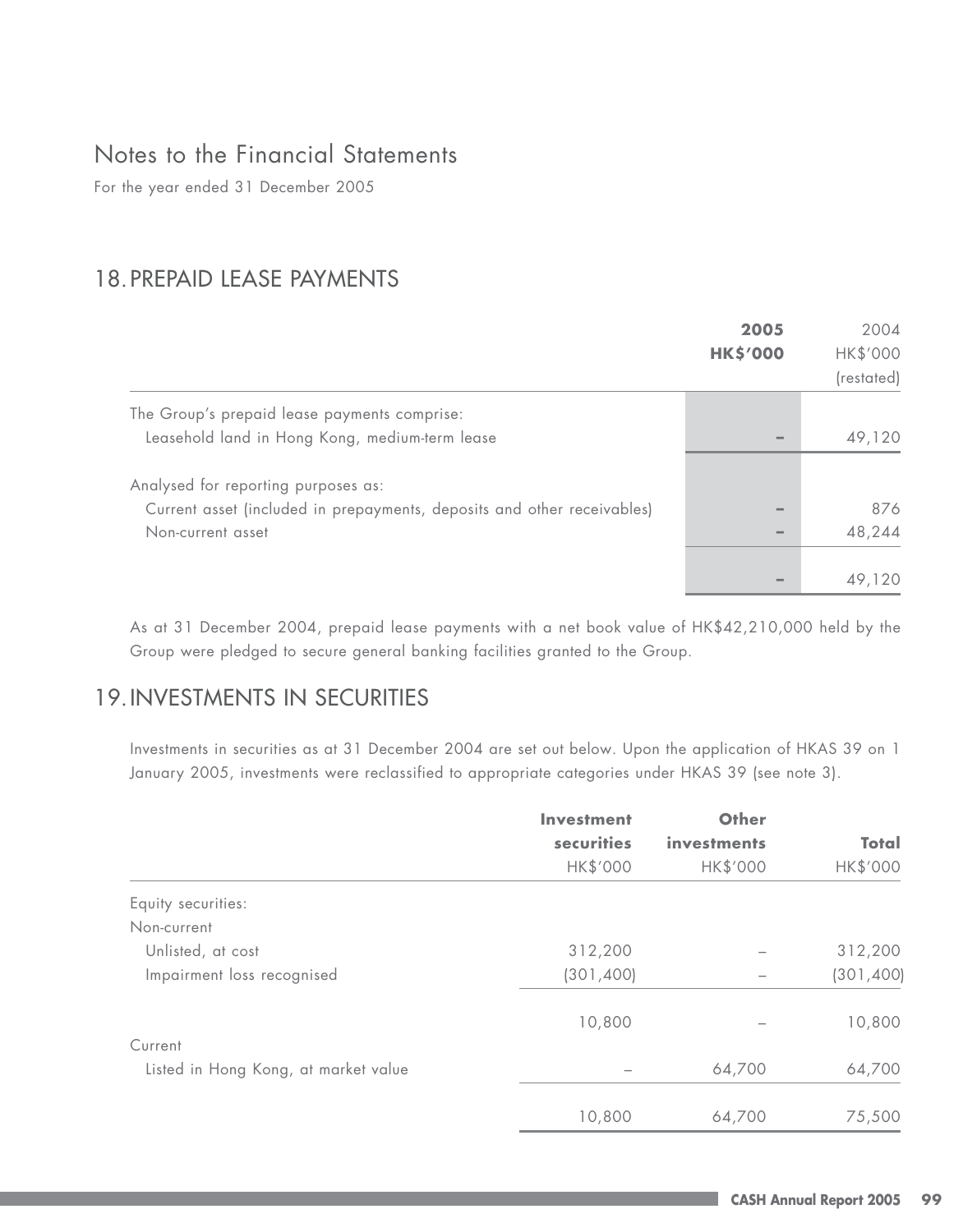# Notes to the Financial Statements

For the year ended 31 December 2005

## 18. PREPAID LEASE PAYMENTS

| | 2005<br>HK$'000 | 2004<br>HK$'000<br>(restated) |
|---|---|---|
| The Group's prepaid lease payments comprise: | | |
| Leasehold land in Hong Kong, medium-term lease | – | 49,120 |
| Analysed for reporting purposes as: | | |
| Current asset (included in prepayments, deposits and other receivables) | – | 876 |
| Non-current asset | – | 48,244 |
| | – | 49,120 |

As at 31 December 2004, prepaid lease payments with a net book value of HK$42,210,000 held by the Group were pledged to secure general banking facilities granted to the Group.

## 19. INVESTMENTS IN SECURITIES

Investments in securities as at 31 December 2004 are set out below. Upon the application of HKAS 39 on 1 January 2005, investments were reclassified to appropriate categories under HKAS 39 (see note 3).

| | Investment securities<br>HK$'000 | Other investments<br>HK$'000 | Total<br>HK$'000 |
|---|---|---|---|
| Equity securities: | | | |
| Non-current | | | |
| Unlisted, at cost | 312,200 | – | 312,200 |
| Impairment loss recognised | (301,400) | – | (301,400) |
| | 10,800 | – | 10,800 |
| Current | | | |
| Listed in Hong Kong, at market value | – | 64,700 | 64,700 |
| | 10,800 | 64,700 | 75,500 |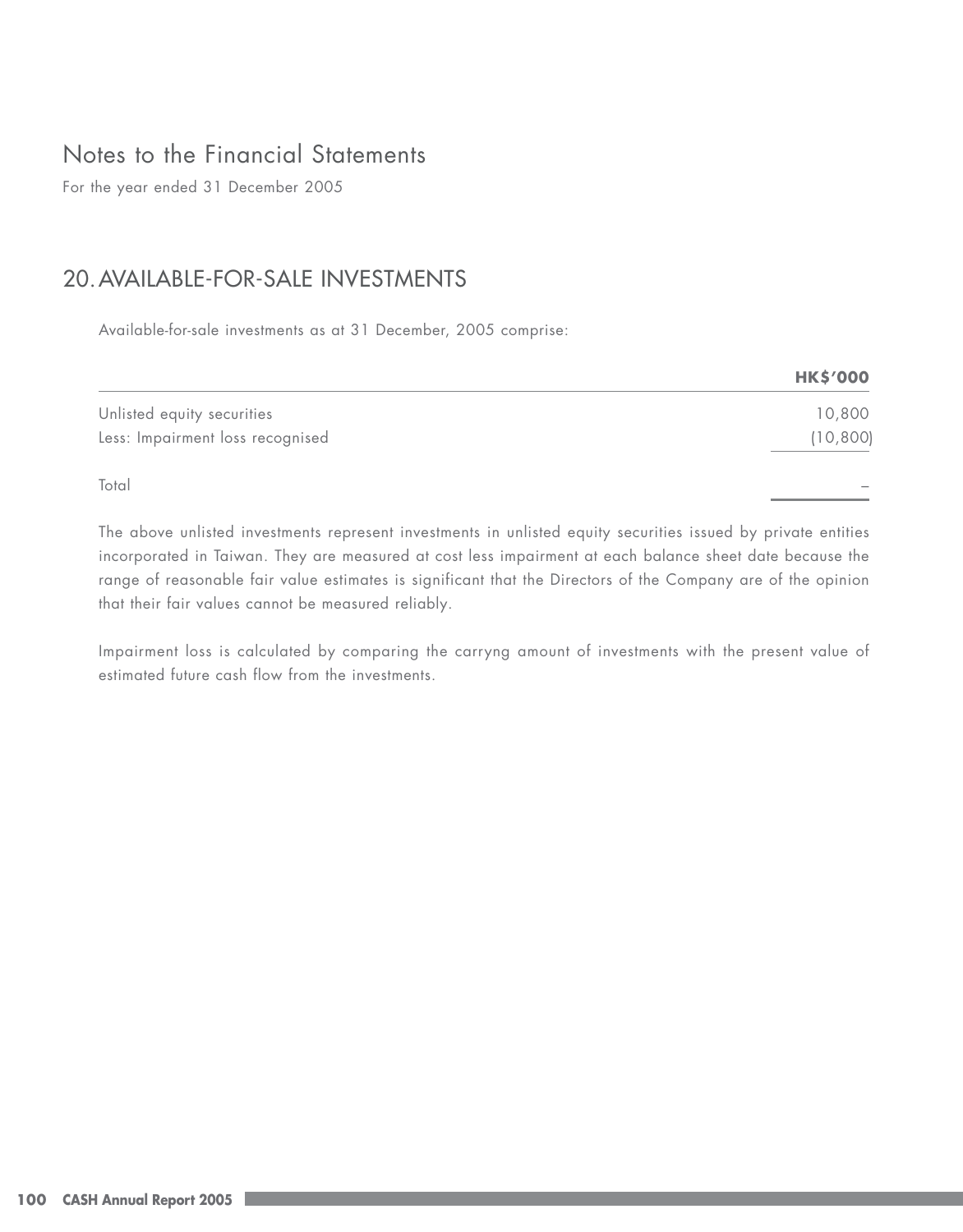# Notes to the Financial Statements

For the year ended 31 December 2005

## 20. AVAILABLE-FOR-SALE INVESTMENTS

Available-for-sale investments as at 31 December, 2005 comprise:

| | HK$'000 |
|---|---|
| Unlisted equity securities | 10,800 |
| Less: Impairment loss recognised | (10,800) |
| Total | – |

The above unlisted investments represent investments in unlisted equity securities issued by private entities incorporated in Taiwan. They are measured at cost less impairment at each balance sheet date because the range of reasonable fair value estimates is significant that the Directors of the Company are of the opinion that their fair values cannot be measured reliably.

Impairment loss is calculated by comparing the carryng amount of investments with the present value of estimated future cash flow from the investments.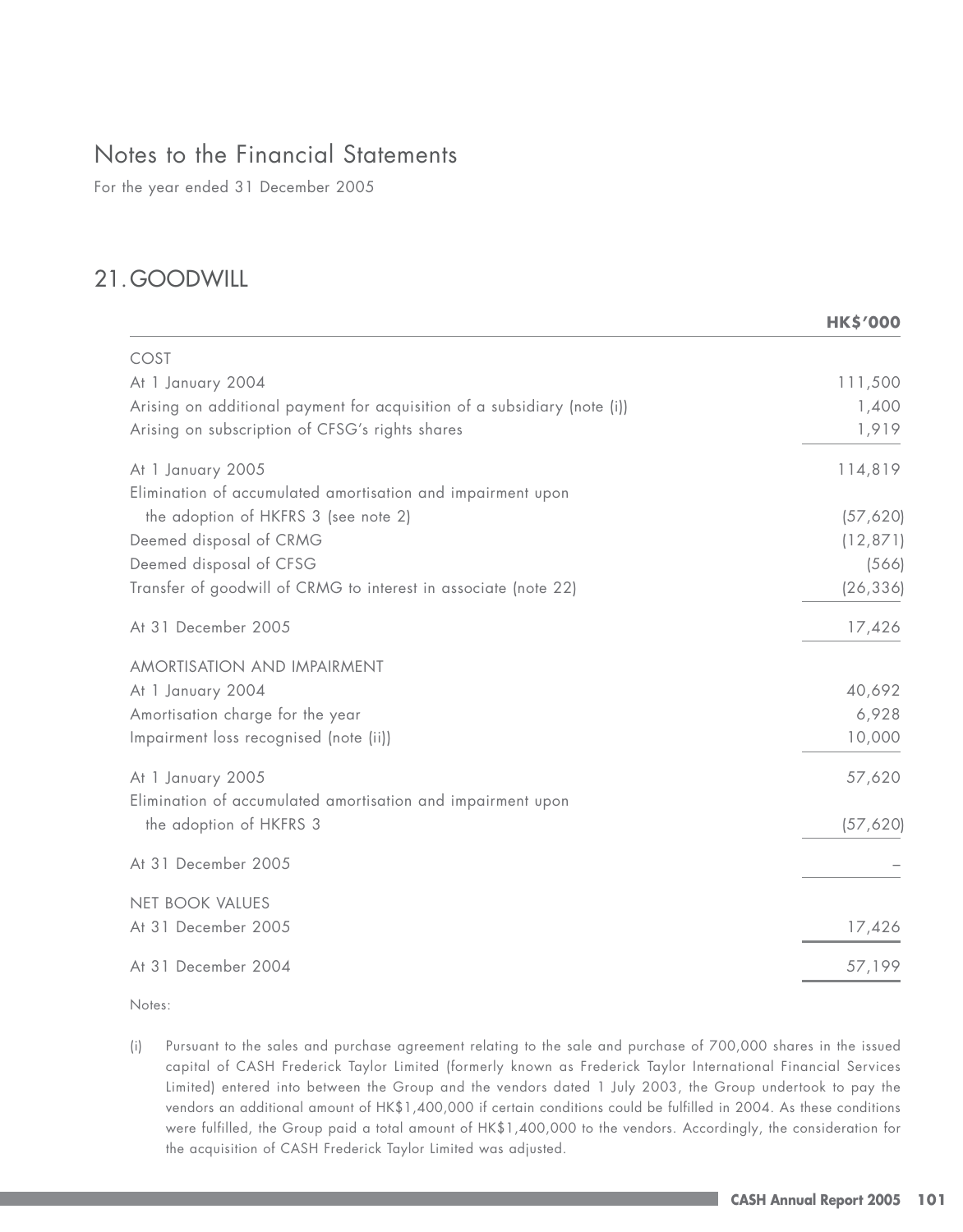# Notes to the Financial Statements

For the year ended 31 December 2005

## 21. GOODWILL

| | HK$'000 |
|---|---|
| COST | |
| At 1 January 2004 | 111,500 |
| Arising on additional payment for acquisition of a subsidiary (note (i)) | 1,400 |
| Arising on subscription of CFSG's rights shares | 1,919 |
| At 1 January 2005 | 114,819 |
| Elimination of accumulated amortisation and impairment upon the adoption of HKFRS 3 (see note 2) | (57,620) |
| Deemed disposal of CRMG | (12,871) |
| Deemed disposal of CFSG | (566) |
| Transfer of goodwill of CRMG to interest in associate (note 22) | (26,336) |
| At 31 December 2005 | 17,426 |
| AMORTISATION AND IMPAIRMENT | |
| At 1 January 2004 | 40,692 |
| Amortisation charge for the year | 6,928 |
| Impairment loss recognised (note (ii)) | 10,000 |
| At 1 January 2005 | 57,620 |
| Elimination of accumulated amortisation and impairment upon the adoption of HKFRS 3 | (57,620) |
| At 31 December 2005 | – |
| NET BOOK VALUES | |
| At 31 December 2005 | 17,426 |
| At 31 December 2004 | 57,199 |

Notes:

(i) Pursuant to the sales and purchase agreement relating to the sale and purchase of 700,000 shares in the issued capital of CASH Frederick Taylor Limited (formerly known as Frederick Taylor International Financial Services Limited) entered into between the Group and the vendors dated 1 July 2003, the Group undertook to pay the vendors an additional amount of HK$1,400,000 if certain conditions could be fulfilled in 2004. As these conditions were fulfilled, the Group paid a total amount of HK$1,400,000 to the vendors. Accordingly, the consideration for the acquisition of CASH Frederick Taylor Limited was adjusted.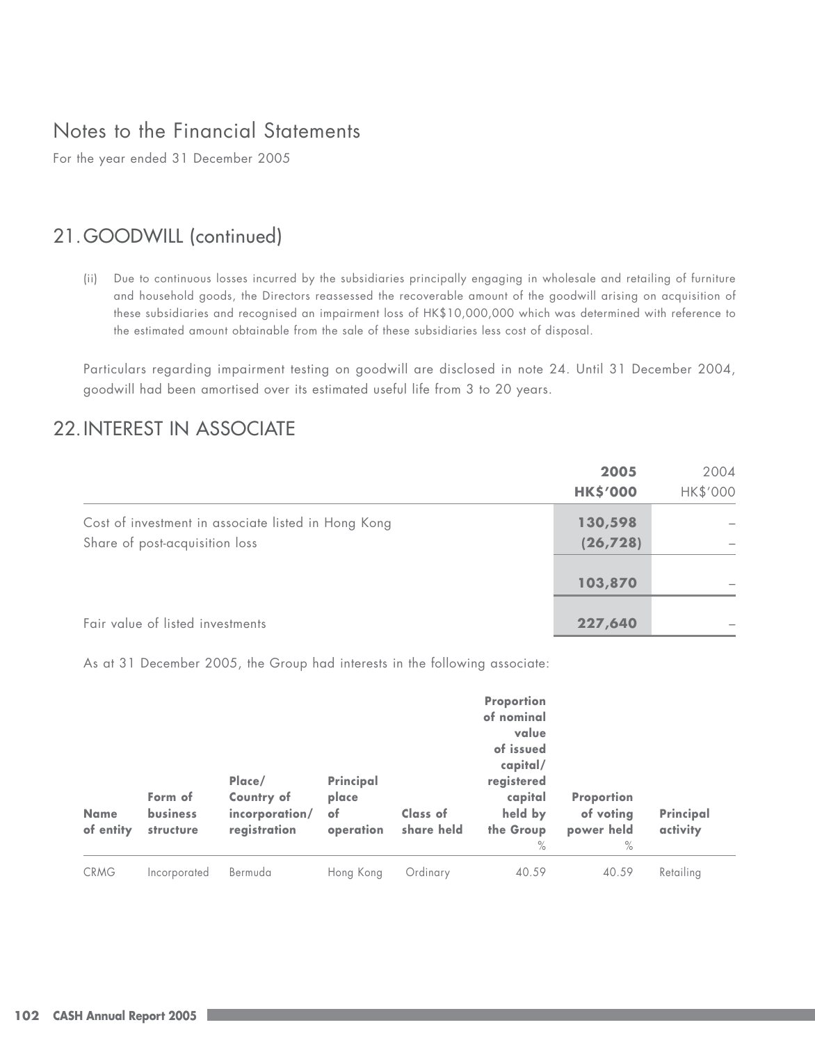# Notes to the Financial Statements

For the year ended 31 December 2005

## 21. GOODWILL (continued)

(ii) Due to continuous losses incurred by the subsidiaries principally engaging in wholesale and retailing of furniture and household goods, the Directors reassessed the recoverable amount of the goodwill arising on acquisition of these subsidiaries and recognised an impairment loss of HK$10,000,000 which was determined with reference to the estimated amount obtainable from the sale of these subsidiaries less cost of disposal.

Particulars regarding impairment testing on goodwill are disclosed in note 24. Until 31 December 2004, goodwill had been amortised over its estimated useful life from 3 to 20 years.

## 22. INTEREST IN ASSOCIATE

| | **2005** **HK$'000** | 2004 HK$'000 |
|---|---|---|
| Cost of investment in associate listed in Hong Kong | **130,598** | – |
| Share of post-acquisition loss | **(26,728)** | – |
| | **103,870** | – |
| Fair value of listed investments | **227,640** | – |

As at 31 December 2005, the Group had interests in the following associate:

| Name of entity | Form of business structure | Place/ Country of incorporation/ registration | Principal place of operation | Class of share held | Proportion of nominal value of issued capital/ registered capital held by the Group % | Proportion of voting power held % | Principal activity |
|---|---|---|---|---|---|---|---|
| CRMG | Incorporated | Bermuda | Hong Kong | Ordinary | 40.59 | 40.59 | Retailing |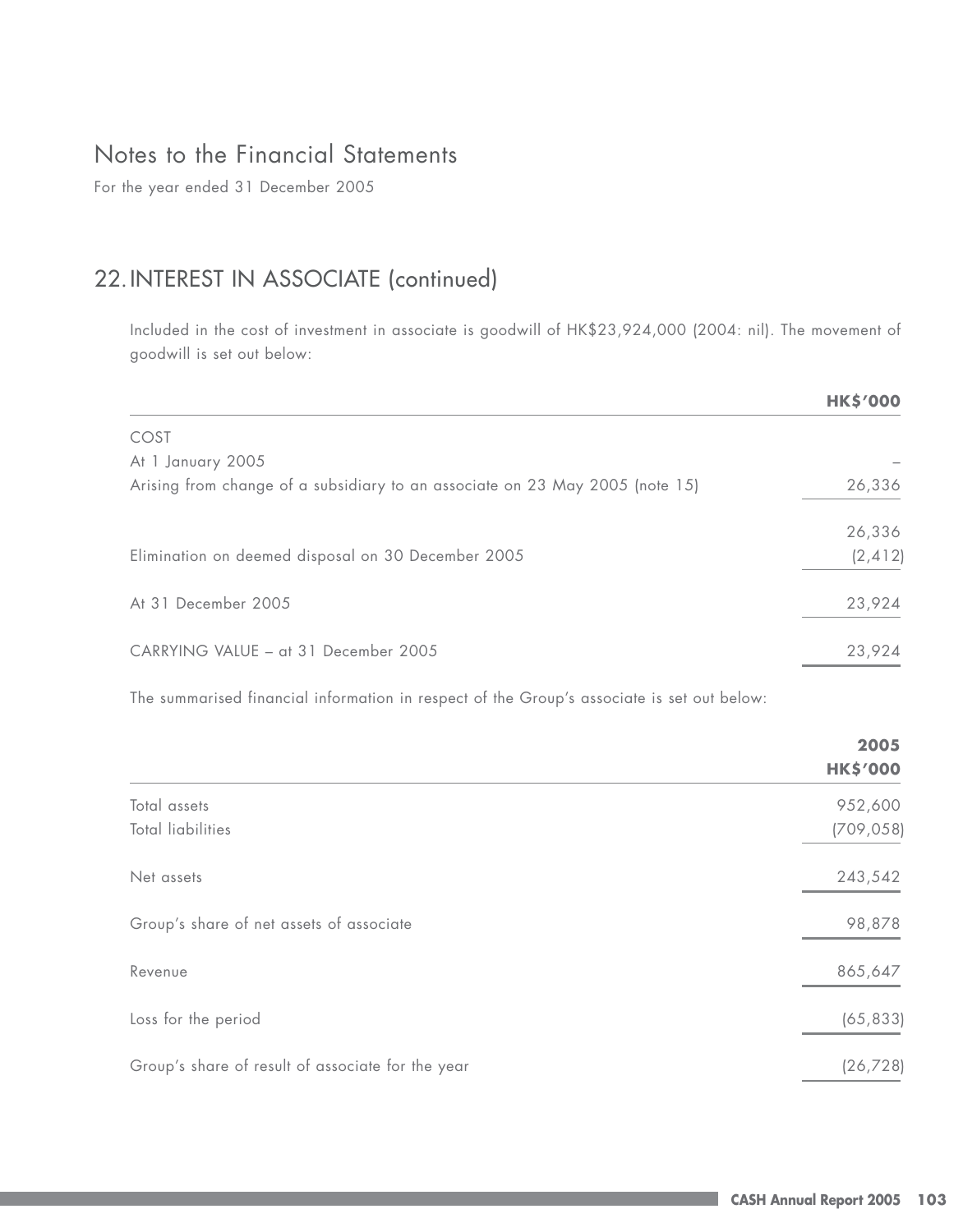# Notes to the Financial Statements

For the year ended 31 December 2005

## 22. INTEREST IN ASSOCIATE (continued)

Included in the cost of investment in associate is goodwill of HK$23,924,000 (2004: nil). The movement of goodwill is set out below:

| | HK$'000 |
|---|---|
| COST | |
| At 1 January 2005 | – |
| Arising from change of a subsidiary to an associate on 23 May 2005 (note 15) | 26,336 |
| | 26,336 |
| Elimination on deemed disposal on 30 December 2005 | (2,412) |
| At 31 December 2005 | 23,924 |
| CARRYING VALUE – at 31 December 2005 | 23,924 |

The summarised financial information in respect of the Group's associate is set out below:

| | 2005<br>HK$'000 |
|---|---|
| Total assets | 952,600 |
| Total liabilities | (709,058) |
| Net assets | 243,542 |
| Group's share of net assets of associate | 98,878 |
| Revenue | 865,647 |
| Loss for the period | (65,833) |
| Group's share of result of associate for the year | (26,728) |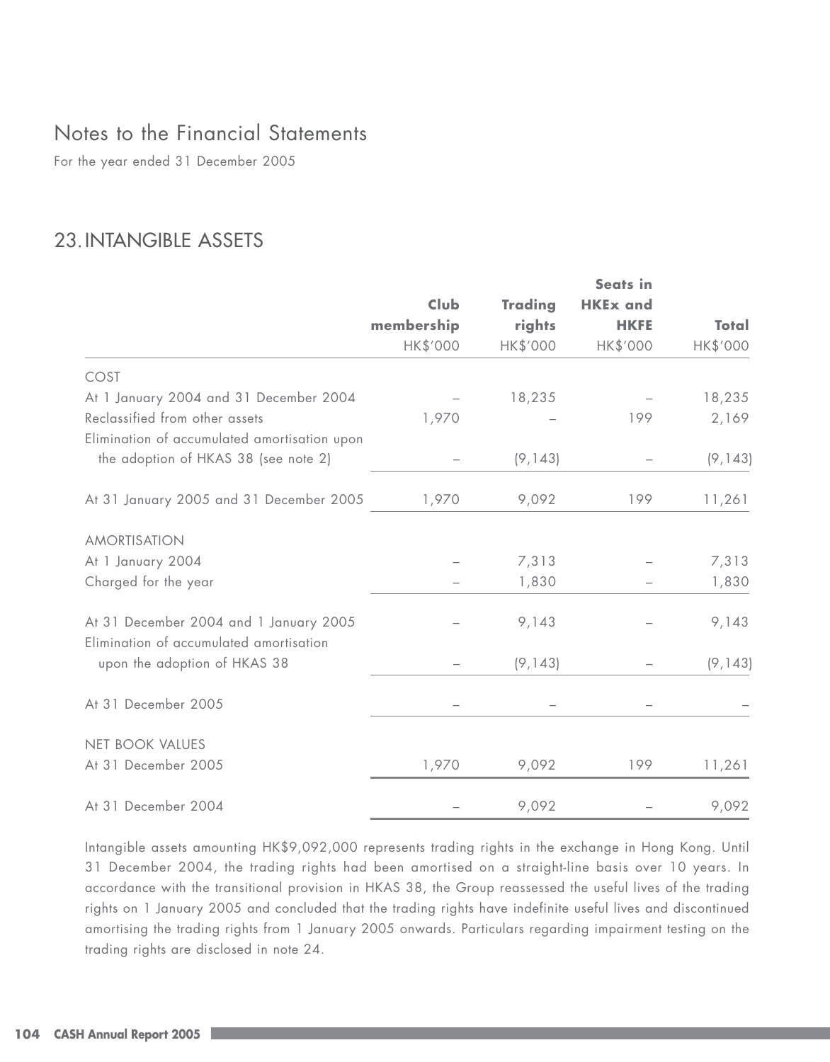# Notes to the Financial Statements

For the year ended 31 December 2005

## 23. INTANGIBLE ASSETS

| | Club membership | Trading rights | Seats in HKEx and HKFE | Total |
|---|---|---|---|---|
| | HK$'000 | HK$'000 | HK$'000 | HK$'000 |
| COST | | | | |
| At 1 January 2004 and 31 December 2004 | – | 18,235 | – | 18,235 |
| Reclassified from other assets | 1,970 | – | 199 | 2,169 |
| Elimination of accumulated amortisation upon the adoption of HKAS 38 (see note 2) | – | (9,143) | – | (9,143) |
| At 31 January 2005 and 31 December 2005 | 1,970 | 9,092 | 199 | 11,261 |
| AMORTISATION | | | | |
| At 1 January 2004 | – | 7,313 | – | 7,313 |
| Charged for the year | – | 1,830 | – | 1,830 |
| At 31 December 2004 and 1 January 2005 | – | 9,143 | – | 9,143 |
| Elimination of accumulated amortisation upon the adoption of HKAS 38 | – | (9,143) | – | (9,143) |
| At 31 December 2005 | – | – | – | – |
| NET BOOK VALUES | | | | |
| At 31 December 2005 | 1,970 | 9,092 | 199 | 11,261 |
| At 31 December 2004 | – | 9,092 | – | 9,092 |

Intangible assets amounting HK$9,092,000 represents trading rights in the exchange in Hong Kong. Until 31 December 2004, the trading rights had been amortised on a straight-line basis over 10 years. In accordance with the transitional provision in HKAS 38, the Group reassessed the useful lives of the trading rights on 1 January 2005 and concluded that the trading rights have indefinite useful lives and discontinued amortising the trading rights from 1 January 2005 onwards. Particulars regarding impairment testing on the trading rights are disclosed in note 24.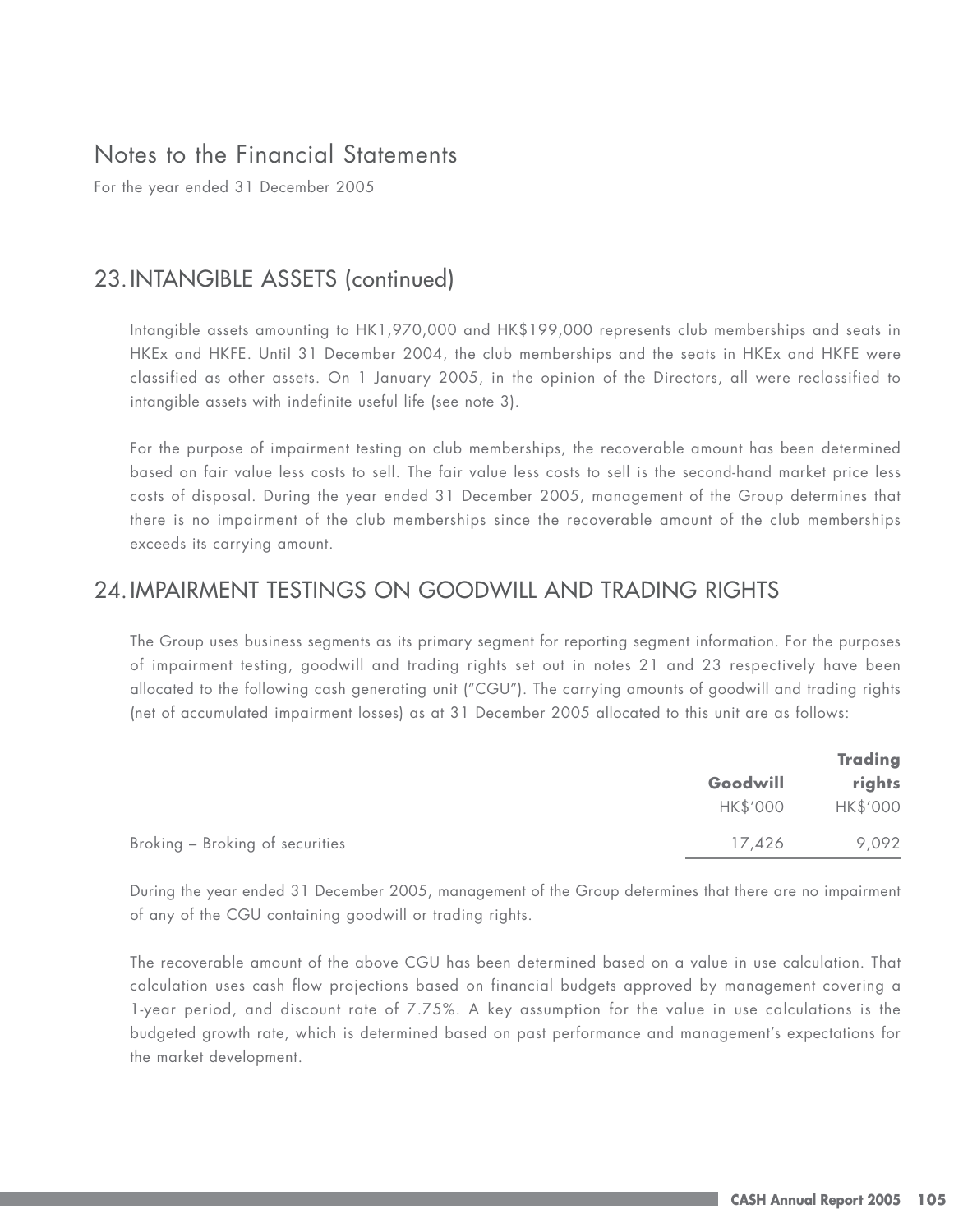# Notes to the Financial Statements

For the year ended 31 December 2005

## 23. INTANGIBLE ASSETS (continued)

Intangible assets amounting to HK1,970,000 and HK$199,000 represents club memberships and seats in HKEx and HKFE. Until 31 December 2004, the club memberships and the seats in HKEx and HKFE were classified as other assets. On 1 January 2005, in the opinion of the Directors, all were reclassified to intangible assets with indefinite useful life (see note 3).

For the purpose of impairment testing on club memberships, the recoverable amount has been determined based on fair value less costs to sell. The fair value less costs to sell is the second-hand market price less costs of disposal. During the year ended 31 December 2005, management of the Group determines that there is no impairment of the club memberships since the recoverable amount of the club memberships exceeds its carrying amount.

## 24. IMPAIRMENT TESTINGS ON GOODWILL AND TRADING RIGHTS

The Group uses business segments as its primary segment for reporting segment information. For the purposes of impairment testing, goodwill and trading rights set out in notes 21 and 23 respectively have been allocated to the following cash generating unit ("CGU"). The carrying amounts of goodwill and trading rights (net of accumulated impairment losses) as at 31 December 2005 allocated to this unit are as follows:

| | **Goodwill** | **Trading rights** |
|---|---|---|
| | HK$'000 | HK$'000 |
| Broking – Broking of securities | 17,426 | 9,092 |

During the year ended 31 December 2005, management of the Group determines that there are no impairment of any of the CGU containing goodwill or trading rights.

The recoverable amount of the above CGU has been determined based on a value in use calculation. That calculation uses cash flow projections based on financial budgets approved by management covering a 1-year period, and discount rate of 7.75%. A key assumption for the value in use calculations is the budgeted growth rate, which is determined based on past performance and management's expectations for the market development.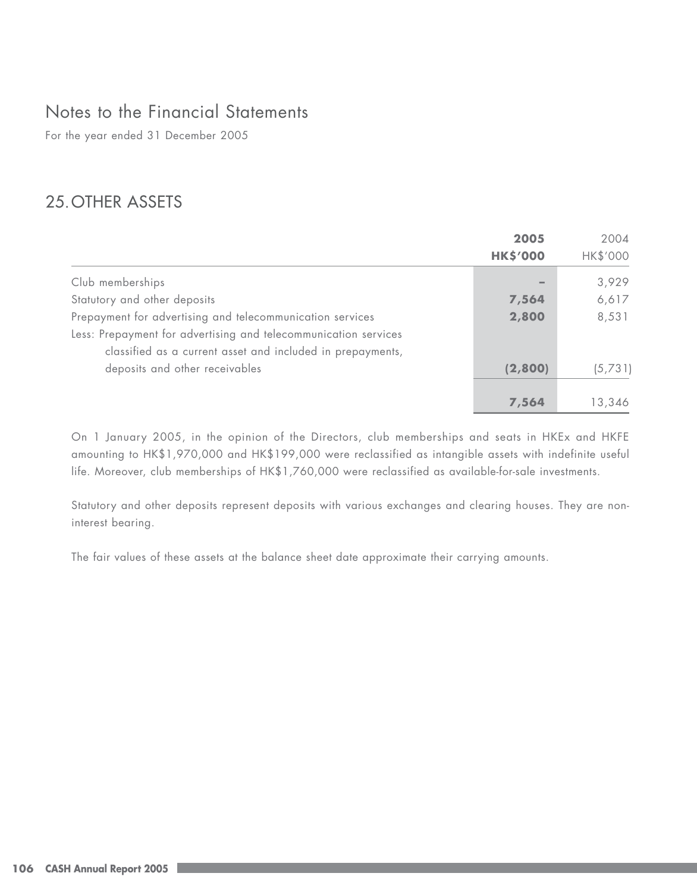# Notes to the Financial Statements

For the year ended 31 December 2005

## 25. OTHER ASSETS

| | 2005<br>HK$'000 | 2004<br>HK$'000 |
|---|---|---|
| Club memberships | – | 3,929 |
| Statutory and other deposits | **7,564** | 6,617 |
| Prepayment for advertising and telecommunication services | **2,800** | 8,531 |
| Less: Prepayment for advertising and telecommunication services classified as a current asset and included in prepayments, deposits and other receivables | **(2,800)** | (5,731) |
| | **7,564** | 13,346 |

On 1 January 2005, in the opinion of the Directors, club memberships and seats in HKEx and HKFE amounting to HK$1,970,000 and HK$199,000 were reclassified as intangible assets with indefinite useful life. Moreover, club memberships of HK$1,760,000 were reclassified as available-for-sale investments.

Statutory and other deposits represent deposits with various exchanges and clearing houses. They are non-interest bearing.

The fair values of these assets at the balance sheet date approximate their carrying amounts.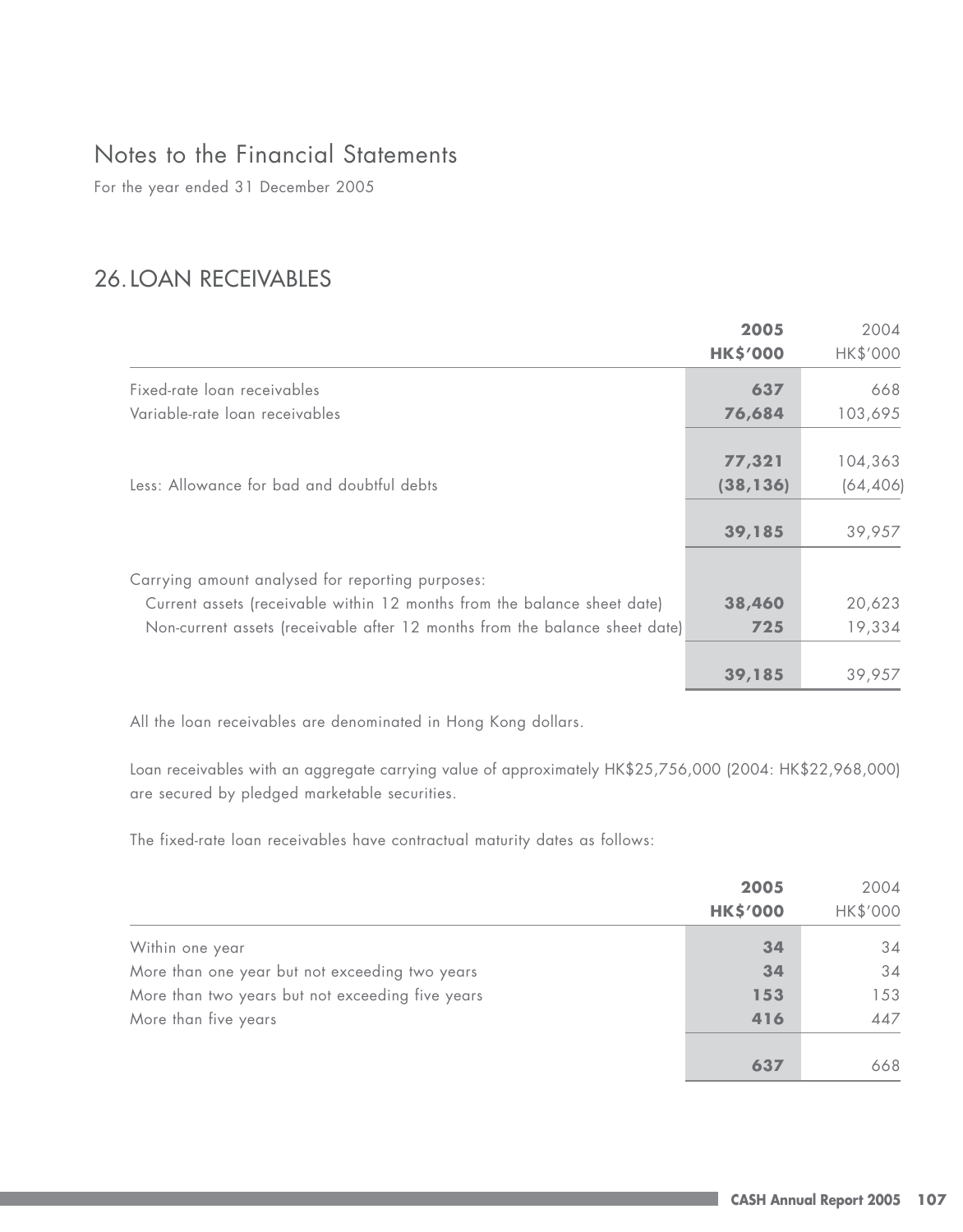# Notes to the Financial Statements

For the year ended 31 December 2005

## 26. LOAN RECEIVABLES

| | 2005<br>HK$'000 | 2004<br>HK$'000 |
|---|---|---|
| Fixed-rate loan receivables | **637** | 668 |
| Variable-rate loan receivables | **76,684** | 103,695 |
| | **77,321** | 104,363 |
| Less: Allowance for bad and doubtful debts | **(38,136)** | (64,406) |
| | **39,185** | 39,957 |
| Carrying amount analysed for reporting purposes: | | |
| Current assets (receivable within 12 months from the balance sheet date) | **38,460** | 20,623 |
| Non-current assets (receivable after 12 months from the balance sheet date) | **725** | 19,334 |
| | **39,185** | 39,957 |

All the loan receivables are denominated in Hong Kong dollars.

Loan receivables with an aggregate carrying value of approximately HK$25,756,000 (2004: HK$22,968,000) are secured by pledged marketable securities.

The fixed-rate loan receivables have contractual maturity dates as follows:

| | 2005<br>HK$'000 | 2004<br>HK$'000 |
|---|---|---|
| Within one year | **34** | 34 |
| More than one year but not exceeding two years | **34** | 34 |
| More than two years but not exceeding five years | **153** | 153 |
| More than five years | **416** | 447 |
| | **637** | 668 |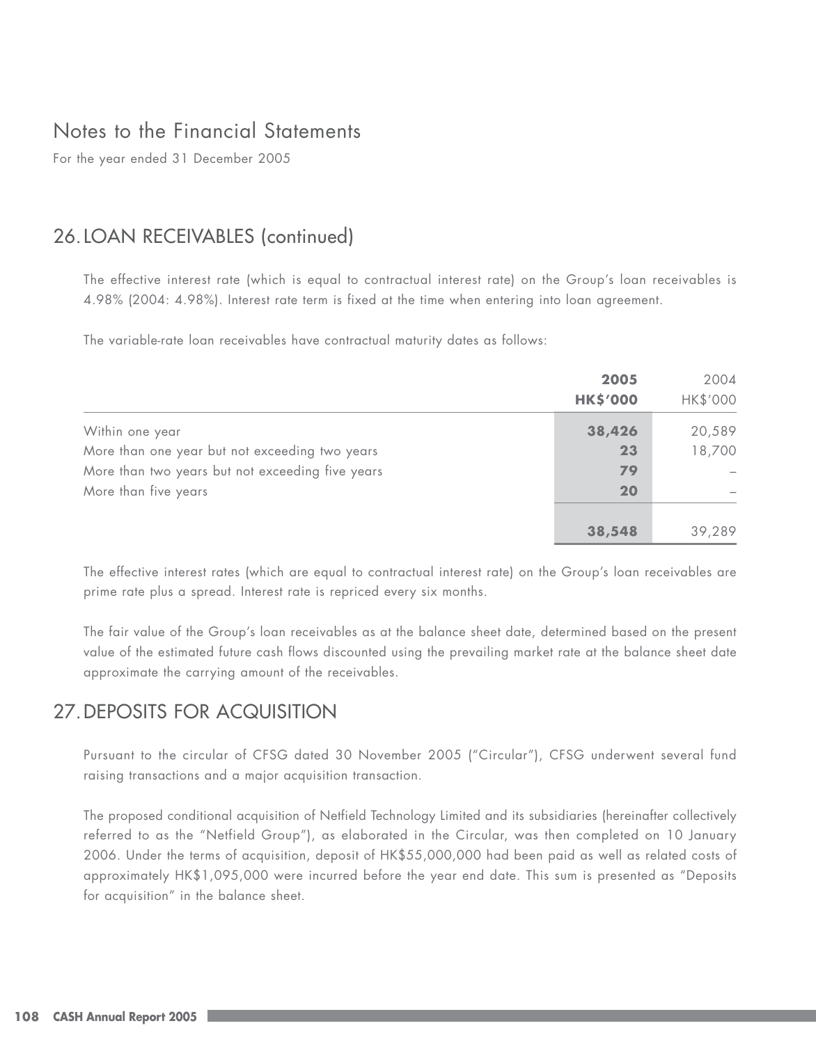# Notes to the Financial Statements

For the year ended 31 December 2005

## 26. LOAN RECEIVABLES (continued)

The effective interest rate (which is equal to contractual interest rate) on the Group's loan receivables is 4.98% (2004: 4.98%). Interest rate term is fixed at the time when entering into loan agreement.

The variable-rate loan receivables have contractual maturity dates as follows:

| | **2005** | 2004 |
|---|---|---|
| | **HK$'000** | HK$'000 |
| Within one year | **38,426** | 20,589 |
| More than one year but not exceeding two years | **23** | 18,700 |
| More than two years but not exceeding five years | **79** | – |
| More than five years | **20** | – |
| | **38,548** | 39,289 |

The effective interest rates (which are equal to contractual interest rate) on the Group's loan receivables are prime rate plus a spread. Interest rate is repriced every six months.

The fair value of the Group's loan receivables as at the balance sheet date, determined based on the present value of the estimated future cash flows discounted using the prevailing market rate at the balance sheet date approximate the carrying amount of the receivables.

## 27. DEPOSITS FOR ACQUISITION

Pursuant to the circular of CFSG dated 30 November 2005 ("Circular"), CFSG underwent several fund raising transactions and a major acquisition transaction.

The proposed conditional acquisition of Netfield Technology Limited and its subsidiaries (hereinafter collectively referred to as the "Netfield Group"), as elaborated in the Circular, was then completed on 10 January 2006. Under the terms of acquisition, deposit of HK$55,000,000 had been paid as well as related costs of approximately HK$1,095,000 were incurred before the year end date. This sum is presented as "Deposits for acquisition" in the balance sheet.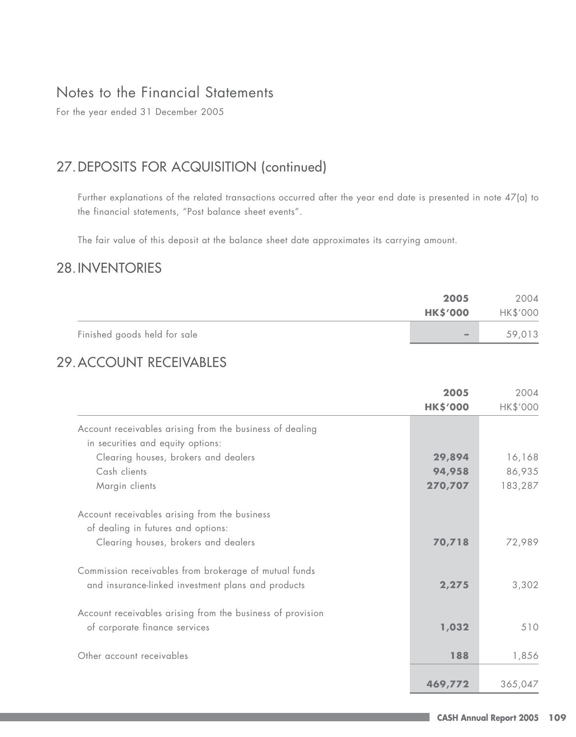# Notes to the Financial Statements

For the year ended 31 December 2005

## 27. DEPOSITS FOR ACQUISITION (continued)

Further explanations of the related transactions occurred after the year end date is presented in note 47(a) to the financial statements, "Post balance sheet events".

The fair value of this deposit at the balance sheet date approximates its carrying amount.

## 28. INVENTORIES

| | 2005<br>HK$'000 | 2004<br>HK$'000 |
|---|---|---|
| Finished goods held for sale | – | 59,013 |

## 29. ACCOUNT RECEIVABLES

| | 2005<br>HK$'000 | 2004<br>HK$'000 |
|---|---|---|
| Account receivables arising from the business of dealing in securities and equity options: | | |
| Clearing houses, brokers and dealers | 29,894 | 16,168 |
| Cash clients | 94,958 | 86,935 |
| Margin clients | 270,707 | 183,287 |
| Account receivables arising from the business of dealing in futures and options: | | |
| Clearing houses, brokers and dealers | 70,718 | 72,989 |
| Commission receivables from brokerage of mutual funds and insurance-linked investment plans and products | 2,275 | 3,302 |
| Account receivables arising from the business of provision of corporate finance services | 1,032 | 510 |
| Other account receivables | 188 | 1,856 |
| | 469,772 | 365,047 |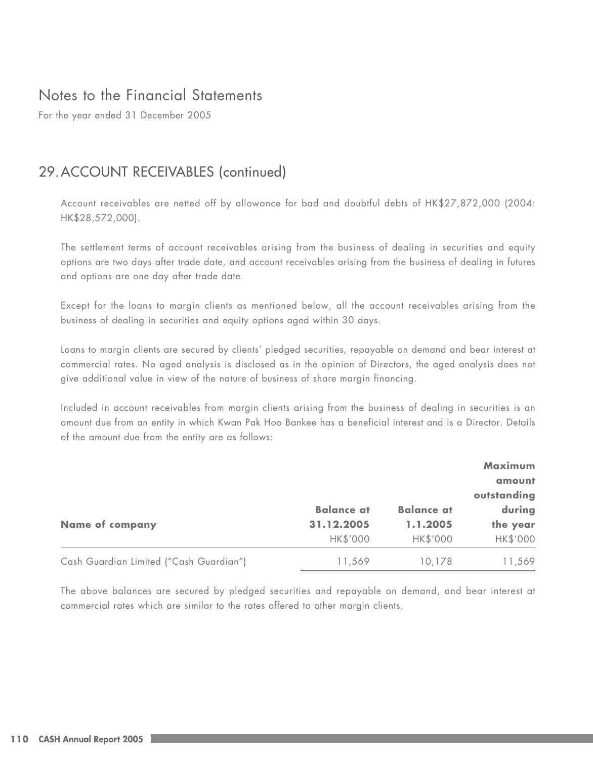# Notes to the Financial Statements

For the year ended 31 December 2005

## 29. ACCOUNT RECEIVABLES (continued)

Account receivables are netted off by allowance for bad and doubtful debts of HK$27,872,000 (2004: HK$28,572,000).

The settlement terms of account receivables arising from the business of dealing in securities and equity options are two days after trade date, and account receivables arising from the business of dealing in futures and options are one day after trade date.

Except for the loans to margin clients as mentioned below, all the account receivables arising from the business of dealing in securities and equity options aged within 30 days.

Loans to margin clients are secured by clients' pledged securities, repayable on demand and bear interest at commercial rates. No aged analysis is disclosed as in the opinion of Directors, the aged analysis does not give additional value in view of the nature of business of share margin financing.

Included in account receivables from margin clients arising from the business of dealing in securities is an amount due from an entity in which Kwan Pak Hoo Bankee has a beneficial interest and is a Director. Details of the amount due from the entity are as follows:

| **Name of company** | **Balance at 31.12.2005** | **Balance at 1.1.2005** | **Maximum amount outstanding during the year** |
|---|---|---|---|
| | HK$'000 | HK$'000 | HK$'000 |
| Cash Guardian Limited ("Cash Guardian") | 11,569 | 10,178 | 11,569 |

The above balances are secured by pledged securities and repayable on demand, and bear interest at commercial rates which are similar to the rates offered to other margin clients.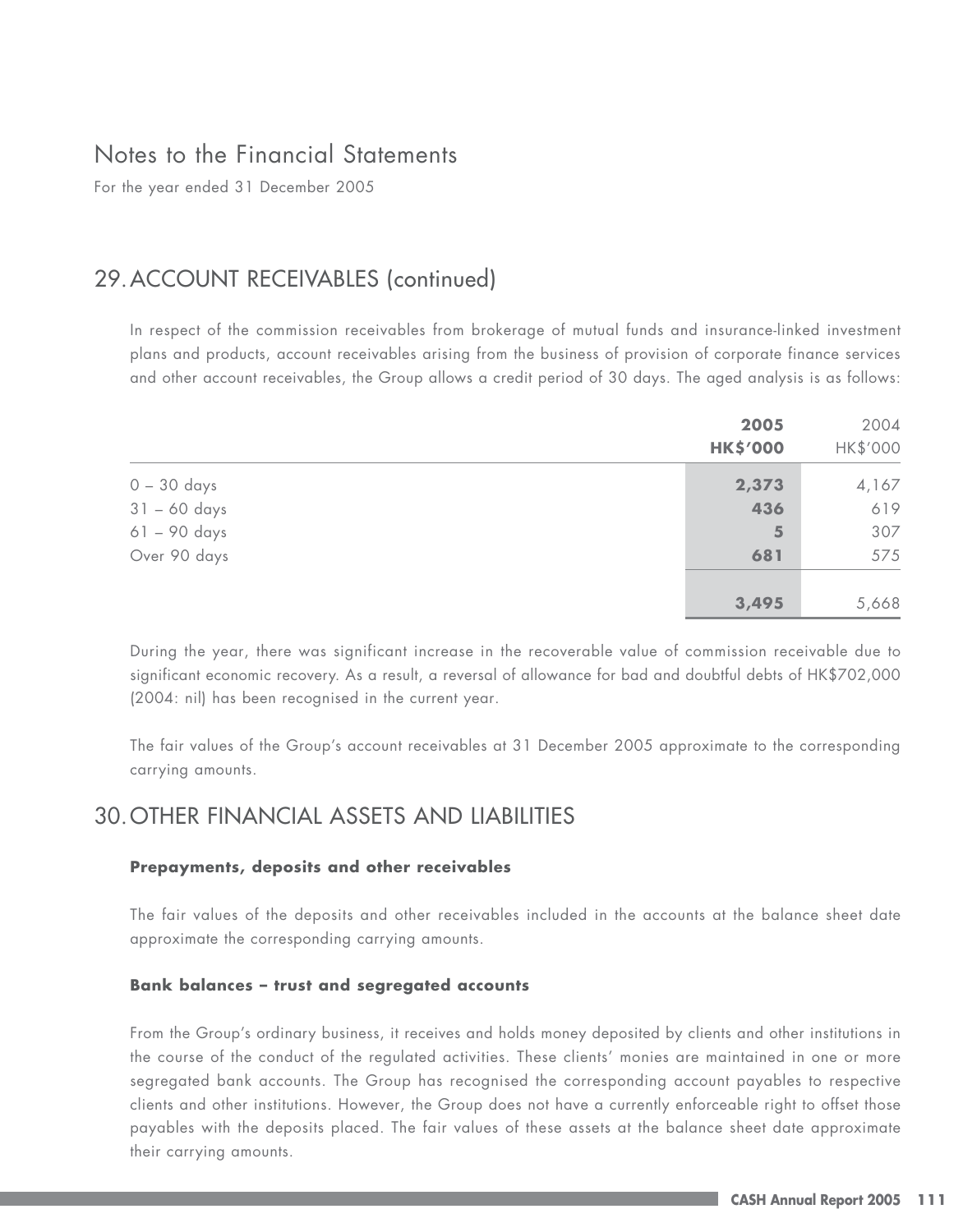# Notes to the Financial Statements

For the year ended 31 December 2005

## 29. ACCOUNT RECEIVABLES (continued)

In respect of the commission receivables from brokerage of mutual funds and insurance-linked investment plans and products, account receivables arising from the business of provision of corporate finance services and other account receivables, the Group allows a credit period of 30 days. The aged analysis is as follows:

| | **2005** | 2004 |
|---|---|---|
| | **HK$'000** | HK$'000 |
| 0 – 30 days | **2,373** | 4,167 |
| 31 – 60 days | **436** | 619 |
| 61 – 90 days | **5** | 307 |
| Over 90 days | **681** | 575 |
| | **3,495** | 5,668 |

During the year, there was significant increase in the recoverable value of commission receivable due to significant economic recovery. As a result, a reversal of allowance for bad and doubtful debts of HK$702,000 (2004: nil) has been recognised in the current year.

The fair values of the Group's account receivables at 31 December 2005 approximate to the corresponding carrying amounts.

## 30. OTHER FINANCIAL ASSETS AND LIABILITIES

**Prepayments, deposits and other receivables**

The fair values of the deposits and other receivables included in the accounts at the balance sheet date approximate the corresponding carrying amounts.

**Bank balances – trust and segregated accounts**

From the Group's ordinary business, it receives and holds money deposited by clients and other institutions in the course of the conduct of the regulated activities. These clients' monies are maintained in one or more segregated bank accounts. The Group has recognised the corresponding account payables to respective clients and other institutions. However, the Group does not have a currently enforceable right to offset those payables with the deposits placed. The fair values of these assets at the balance sheet date approximate their carrying amounts.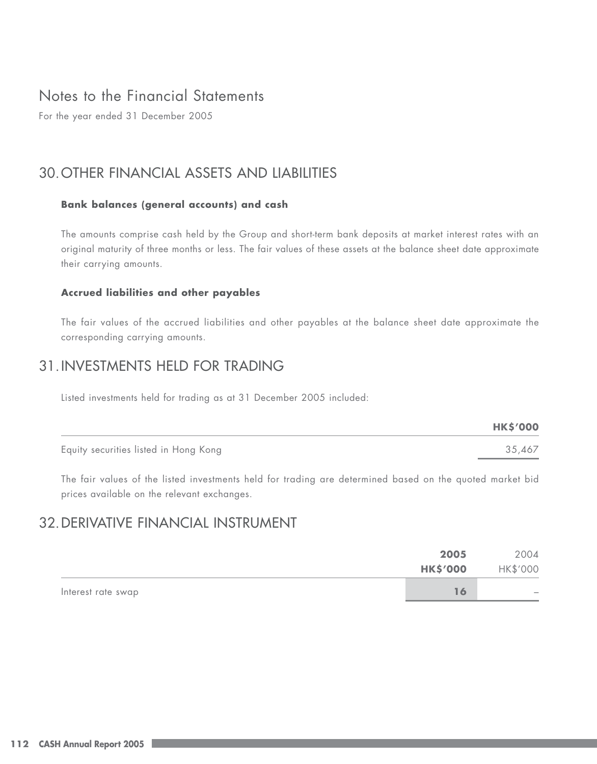# Notes to the Financial Statements

For the year ended 31 December 2005

## 30. OTHER FINANCIAL ASSETS AND LIABILITIES

**Bank balances (general accounts) and cash**

The amounts comprise cash held by the Group and short-term bank deposits at market interest rates with an original maturity of three months or less. The fair values of these assets at the balance sheet date approximate their carrying amounts.

**Accrued liabilities and other payables**

The fair values of the accrued liabilities and other payables at the balance sheet date approximate the corresponding carrying amounts.

## 31. INVESTMENTS HELD FOR TRADING

Listed investments held for trading as at 31 December 2005 included:

| | **HK$'000** |
|---|---|
| Equity securities listed in Hong Kong | 35,467 |

The fair values of the listed investments held for trading are determined based on the quoted market bid prices available on the relevant exchanges.

## 32. DERIVATIVE FINANCIAL INSTRUMENT

| | **2005** | 2004 |
|---|---|---|
| | **HK$'000** | HK$'000 |
| Interest rate swap | **16** | – |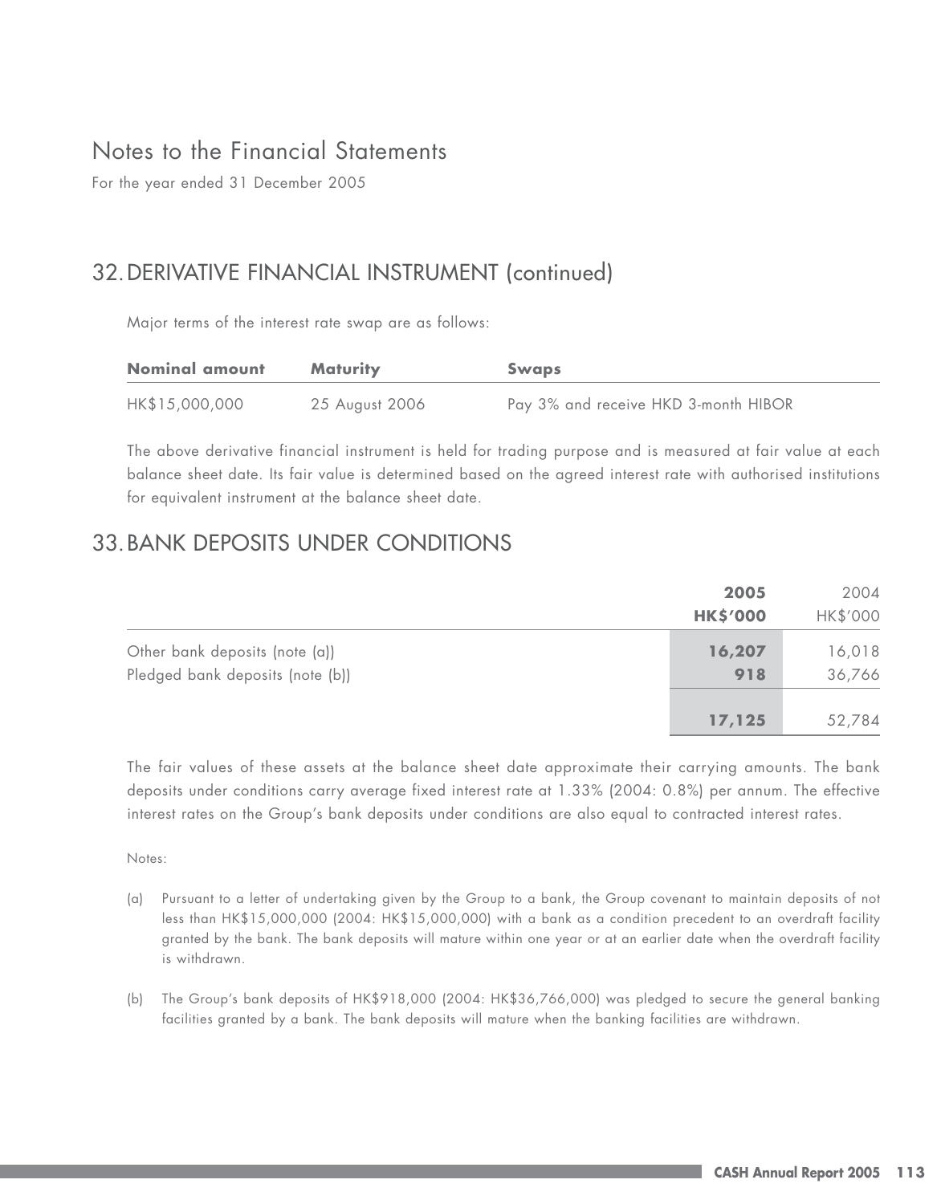# Notes to the Financial Statements

For the year ended 31 December 2005

## 32. DERIVATIVE FINANCIAL INSTRUMENT (continued)

Major terms of the interest rate swap are as follows:

| Nominal amount | Maturity | Swaps |
|---|---|---|
| HK$15,000,000 | 25 August 2006 | Pay 3% and receive HKD 3-month HIBOR |

The above derivative financial instrument is held for trading purpose and is measured at fair value at each balance sheet date. Its fair value is determined based on the agreed interest rate with authorised institutions for equivalent instrument at the balance sheet date.

## 33. BANK DEPOSITS UNDER CONDITIONS

| | 2005 HK$'000 | 2004 HK$'000 |
|---|---|---|
| Other bank deposits (note (a)) | **16,207** | 16,018 |
| Pledged bank deposits (note (b)) | **918** | 36,766 |
| | **17,125** | 52,784 |

The fair values of these assets at the balance sheet date approximate their carrying amounts. The bank deposits under conditions carry average fixed interest rate at 1.33% (2004: 0.8%) per annum. The effective interest rates on the Group's bank deposits under conditions are also equal to contracted interest rates.

Notes:

(a) Pursuant to a letter of undertaking given by the Group to a bank, the Group covenant to maintain deposits of not less than HK$15,000,000 (2004: HK$15,000,000) with a bank as a condition precedent to an overdraft facility granted by the bank. The bank deposits will mature within one year or at an earlier date when the overdraft facility is withdrawn.

(b) The Group's bank deposits of HK$918,000 (2004: HK$36,766,000) was pledged to secure the general banking facilities granted by a bank. The bank deposits will mature when the banking facilities are withdrawn.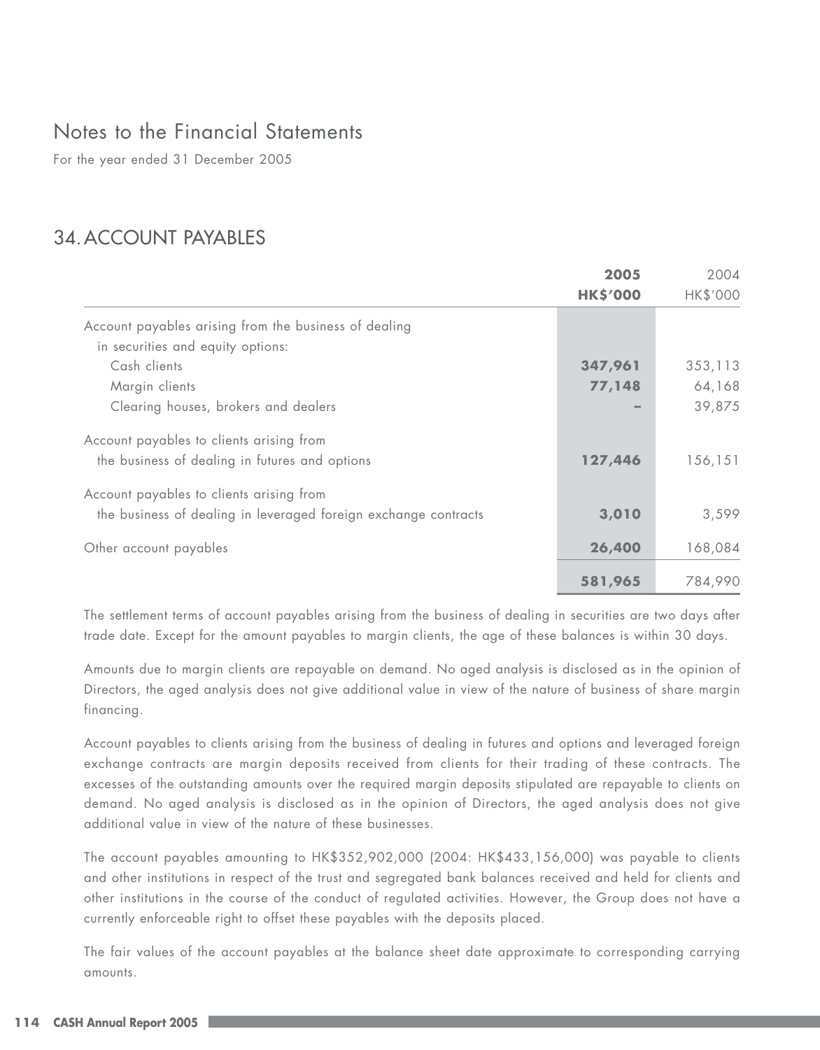# Notes to the Financial Statements

For the year ended 31 December 2005

## 34. ACCOUNT PAYABLES

| | **2005** **HK$'000** | 2004 HK$'000 |
|---|---|---|
| Account payables arising from the business of dealing in securities and equity options: | | |
| Cash clients | **347,961** | 353,113 |
| Margin clients | **77,148** | 64,168 |
| Clearing houses, brokers and dealers | **–** | 39,875 |
| Account payables to clients arising from the business of dealing in futures and options | **127,446** | 156,151 |
| Account payables to clients arising from the business of dealing in leveraged foreign exchange contracts | **3,010** | 3,599 |
| Other account payables | **26,400** | 168,084 |
| | **581,965** | 784,990 |

The settlement terms of account payables arising from the business of dealing in securities are two days after trade date. Except for the amount payables to margin clients, the age of these balances is within 30 days.

Amounts due to margin clients are repayable on demand. No aged analysis is disclosed as in the opinion of Directors, the aged analysis does not give additional value in view of the nature of business of share margin financing.

Account payables to clients arising from the business of dealing in futures and options and leveraged foreign exchange contracts are margin deposits received from clients for their trading of these contracts. The excesses of the outstanding amounts over the required margin deposits stipulated are repayable to clients on demand. No aged analysis is disclosed as in the opinion of Directors, the aged analysis does not give additional value in view of the nature of these businesses.

The account payables amounting to HK$352,902,000 (2004: HK$433,156,000) was payable to clients and other institutions in respect of the trust and segregated bank balances received and held for clients and other institutions in the course of the conduct of regulated activities. However, the Group does not have a currently enforceable right to offset these payables with the deposits placed.

The fair values of the account payables at the balance sheet date approximate to corresponding carrying amounts.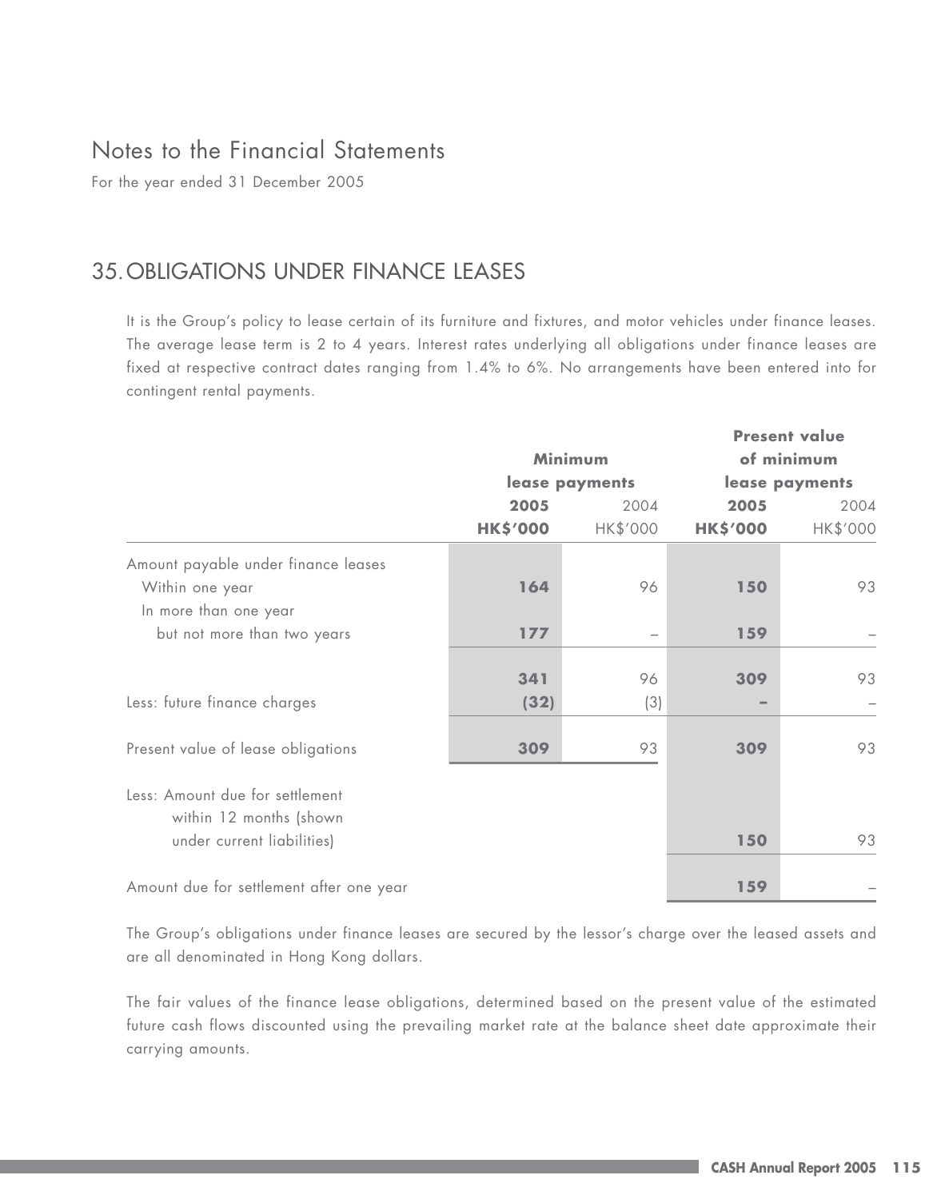# Notes to the Financial Statements

For the year ended 31 December 2005

## 35. OBLIGATIONS UNDER FINANCE LEASES

It is the Group's policy to lease certain of its furniture and fixtures, and motor vehicles under finance leases. The average lease term is 2 to 4 years. Interest rates underlying all obligations under finance leases are fixed at respective contract dates ranging from 1.4% to 6%. No arrangements have been entered into for contingent rental payments.

| | Minimum lease payments | | Present value of minimum lease payments | |
|---|---|---|---|---|
| | **2005** | 2004 | **2005** | 2004 |
| | **HK$'000** | HK$'000 | **HK$'000** | HK$'000 |
| Amount payable under finance leases | | | | |
| Within one year | **164** | 96 | **150** | 93 |
| In more than one year but not more than two years | **177** | – | **159** | – |
| | **341** | 96 | **309** | 93 |
| Less: future finance charges | **(32)** | (3) | **–** | – |
| Present value of lease obligations | **309** | 93 | **309** | 93 |
| Less: Amount due for settlement within 12 months (shown under current liabilities) | | | **150** | 93 |
| Amount due for settlement after one year | | | **159** | – |

The Group's obligations under finance leases are secured by the lessor's charge over the leased assets and are all denominated in Hong Kong dollars.

The fair values of the finance lease obligations, determined based on the present value of the estimated future cash flows discounted using the prevailing market rate at the balance sheet date approximate their carrying amounts.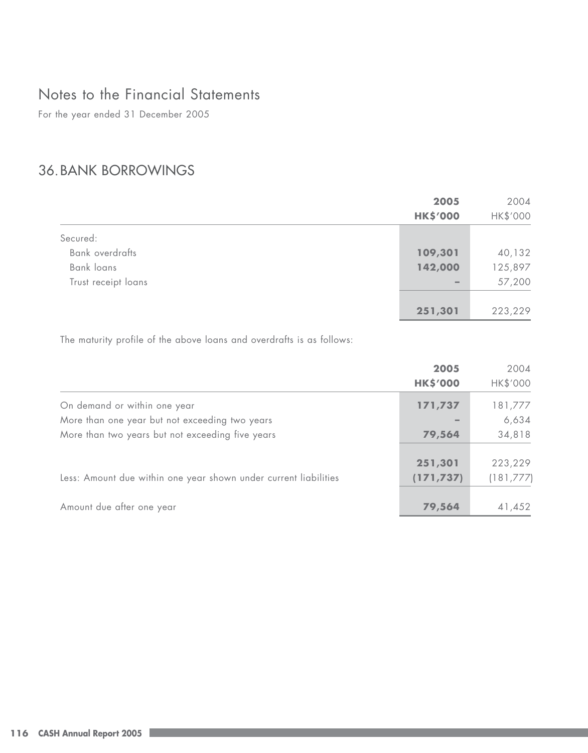# Notes to the Financial Statements

For the year ended 31 December 2005

## 36. BANK BORROWINGS

| | 2005<br>HK$'000 | 2004<br>HK$'000 |
|---|---|---|
| Secured: | | |
| Bank overdrafts | **109,301** | 40,132 |
| Bank loans | **142,000** | 125,897 |
| Trust receipt loans | **–** | 57,200 |
| | **251,301** | 223,229 |

The maturity profile of the above loans and overdrafts is as follows:

| | 2005<br>HK$'000 | 2004<br>HK$'000 |
|---|---|---|
| On demand or within one year | **171,737** | 181,777 |
| More than one year but not exceeding two years | **–** | 6,634 |
| More than two years but not exceeding five years | **79,564** | 34,818 |
| | **251,301** | 223,229 |
| Less: Amount due within one year shown under current liabilities | **(171,737)** | (181,777) |
| Amount due after one year | **79,564** | 41,452 |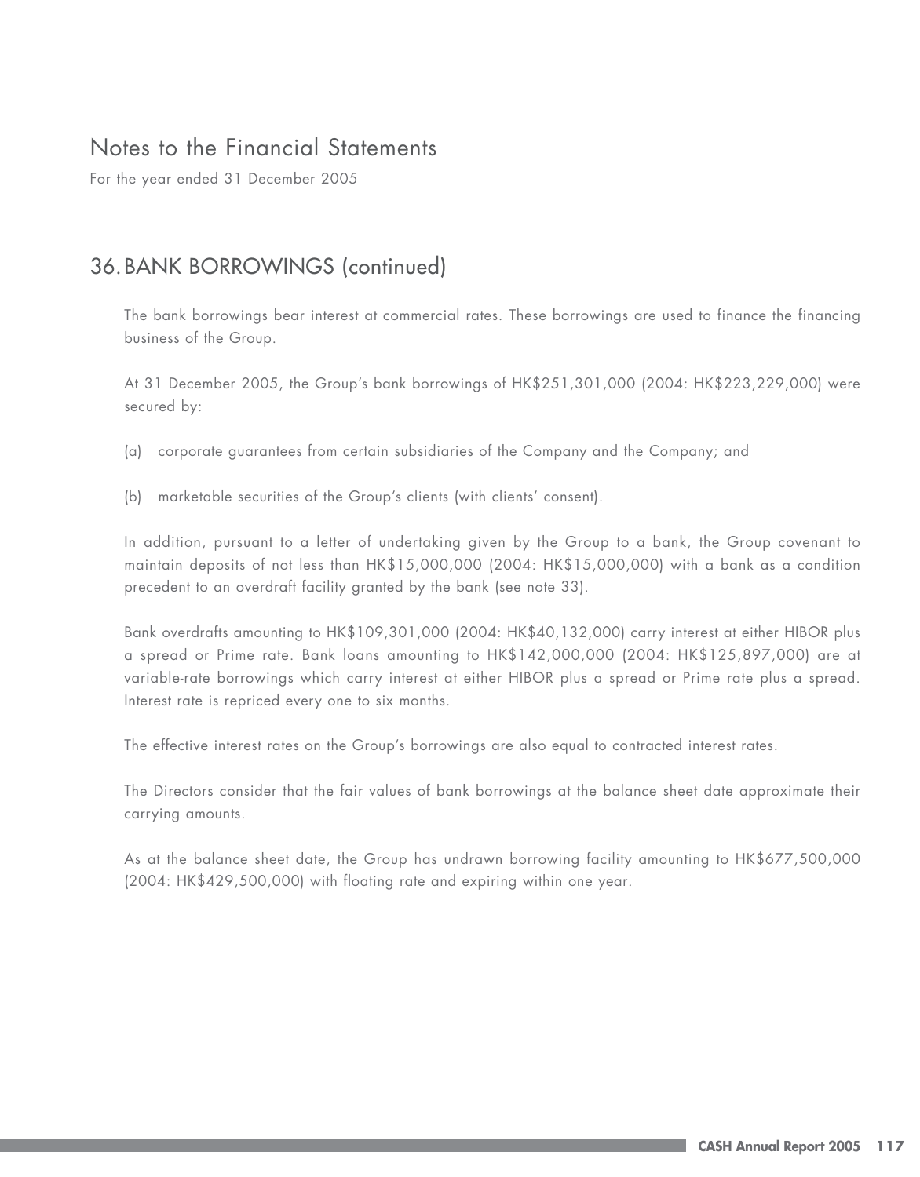# Notes to the Financial Statements

For the year ended 31 December 2005

## 36. BANK BORROWINGS (continued)

The bank borrowings bear interest at commercial rates. These borrowings are used to finance the financing business of the Group.

At 31 December 2005, the Group's bank borrowings of HK$251,301,000 (2004: HK$223,229,000) were secured by:

(a) corporate guarantees from certain subsidiaries of the Company and the Company; and

(b) marketable securities of the Group's clients (with clients' consent).

In addition, pursuant to a letter of undertaking given by the Group to a bank, the Group covenant to maintain deposits of not less than HK$15,000,000 (2004: HK$15,000,000) with a bank as a condition precedent to an overdraft facility granted by the bank (see note 33).

Bank overdrafts amounting to HK$109,301,000 (2004: HK$40,132,000) carry interest at either HIBOR plus a spread or Prime rate. Bank loans amounting to HK$142,000,000 (2004: HK$125,897,000) are at variable-rate borrowings which carry interest at either HIBOR plus a spread or Prime rate plus a spread. Interest rate is repriced every one to six months.

The effective interest rates on the Group's borrowings are also equal to contracted interest rates.

The Directors consider that the fair values of bank borrowings at the balance sheet date approximate their carrying amounts.

As at the balance sheet date, the Group has undrawn borrowing facility amounting to HK$677,500,000 (2004: HK$429,500,000) with floating rate and expiring within one year.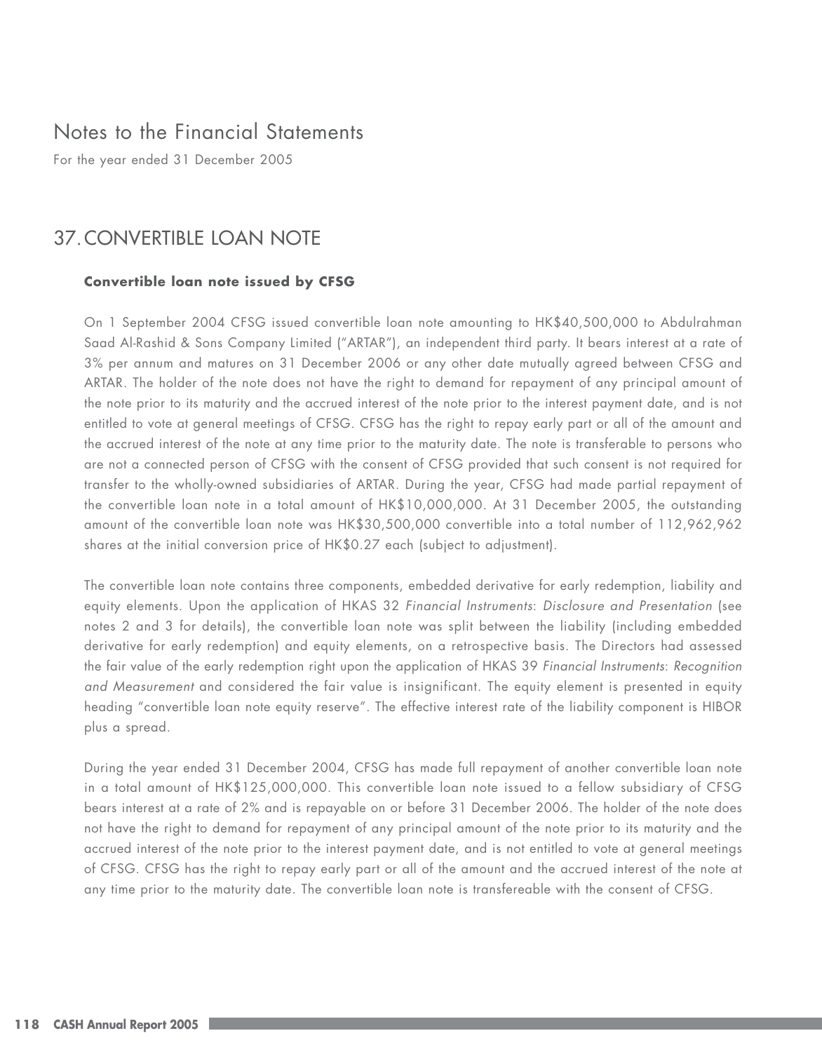# Notes to the Financial Statements

For the year ended 31 December 2005

## 37. CONVERTIBLE LOAN NOTE

### Convertible loan note issued by CFSG

On 1 September 2004 CFSG issued convertible loan note amounting to HK$40,500,000 to Abdulrahman Saad Al-Rashid & Sons Company Limited ("ARTAR"), an independent third party. It bears interest at a rate of 3% per annum and matures on 31 December 2006 or any other date mutually agreed between CFSG and ARTAR. The holder of the note does not have the right to demand for repayment of any principal amount of the note prior to its maturity and the accrued interest of the note prior to the interest payment date, and is not entitled to vote at general meetings of CFSG. CFSG has the right to repay early part or all of the amount and the accrued interest of the note at any time prior to the maturity date. The note is transferable to persons who are not a connected person of CFSG with the consent of CFSG provided that such consent is not required for transfer to the wholly-owned subsidiaries of ARTAR. During the year, CFSG had made partial repayment of the convertible loan note in a total amount of HK$10,000,000. At 31 December 2005, the outstanding amount of the convertible loan note was HK$30,500,000 convertible into a total number of 112,962,962 shares at the initial conversion price of HK$0.27 each (subject to adjustment).

The convertible loan note contains three components, embedded derivative for early redemption, liability and equity elements. Upon the application of HKAS 32 *Financial Instruments*: *Disclosure and Presentation* (see notes 2 and 3 for details), the convertible loan note was split between the liability (including embedded derivative for early redemption) and equity elements, on a retrospective basis. The Directors had assessed the fair value of the early redemption right upon the application of HKAS 39 *Financial Instruments*: *Recognition and Measurement* and considered the fair value is insignificant. The equity element is presented in equity heading "convertible loan note equity reserve". The effective interest rate of the liability component is HIBOR plus a spread.

During the year ended 31 December 2004, CFSG has made full repayment of another convertible loan note in a total amount of HK$125,000,000. This convertible loan note issued to a fellow subsidiary of CFSG bears interest at a rate of 2% and is repayable on or before 31 December 2006. The holder of the note does not have the right to demand for repayment of any principal amount of the note prior to its maturity and the accrued interest of the note prior to the interest payment date, and is not entitled to vote at general meetings of CFSG. CFSG has the right to repay early part or all of the amount and the accrued interest of the note at any time prior to the maturity date. The convertible loan note is transfereable with the consent of CFSG.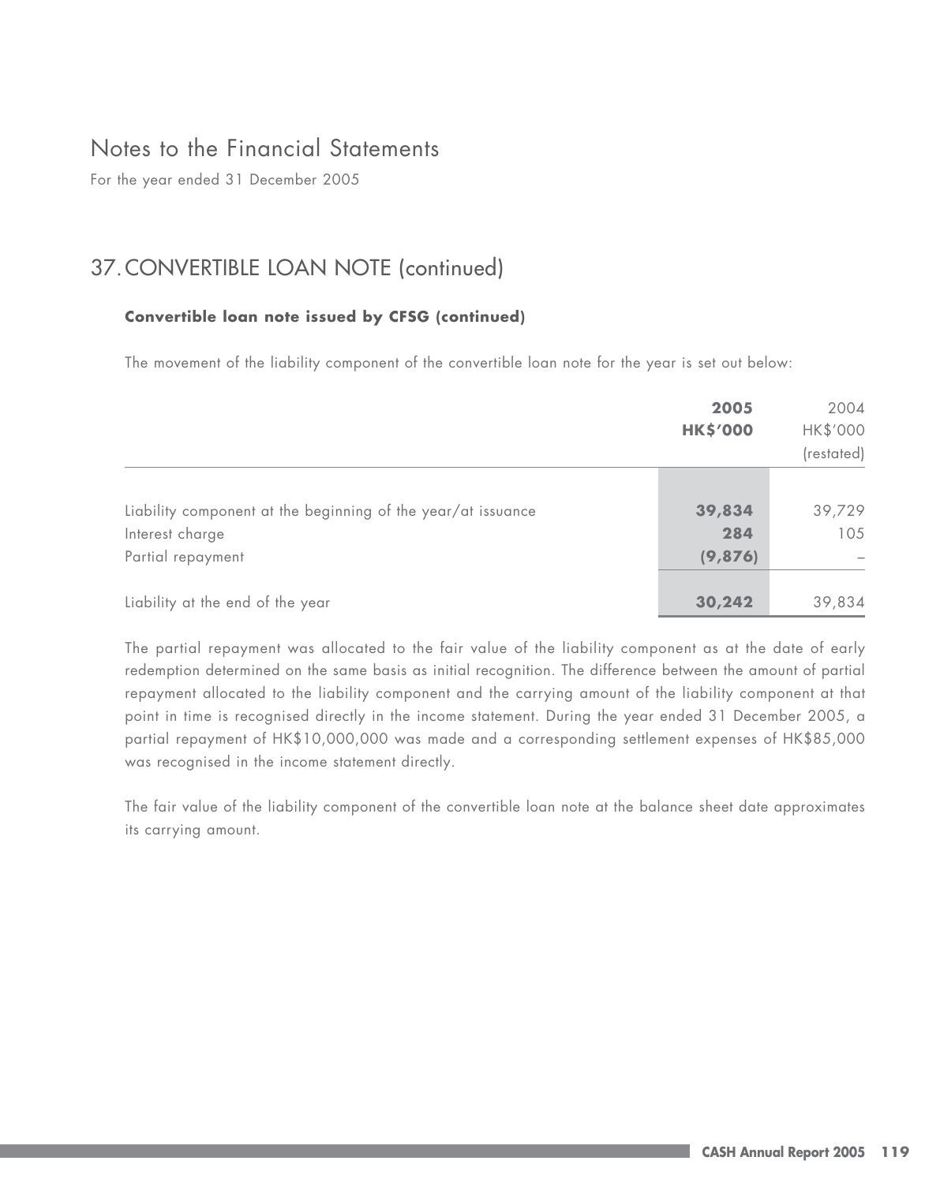# Notes to the Financial Statements

For the year ended 31 December 2005

## 37. CONVERTIBLE LOAN NOTE (continued)

### Convertible loan note issued by CFSG (continued)

The movement of the liability component of the convertible loan note for the year is set out below:

| | **2005** **HK$'000** | 2004 HK$'000 (restated) |
|---|---|---|
| Liability component at the beginning of the year/at issuance | **39,834** | 39,729 |
| Interest charge | **284** | 105 |
| Partial repayment | **(9,876)** | – |
| Liability at the end of the year | **30,242** | 39,834 |

The partial repayment was allocated to the fair value of the liability component as at the date of early redemption determined on the same basis as initial recognition. The difference between the amount of partial repayment allocated to the liability component and the carrying amount of the liability component at that point in time is recognised directly in the income statement. During the year ended 31 December 2005, a partial repayment of HK$10,000,000 was made and a corresponding settlement expenses of HK$85,000 was recognised in the income statement directly.

The fair value of the liability component of the convertible loan note at the balance sheet date approximates its carrying amount.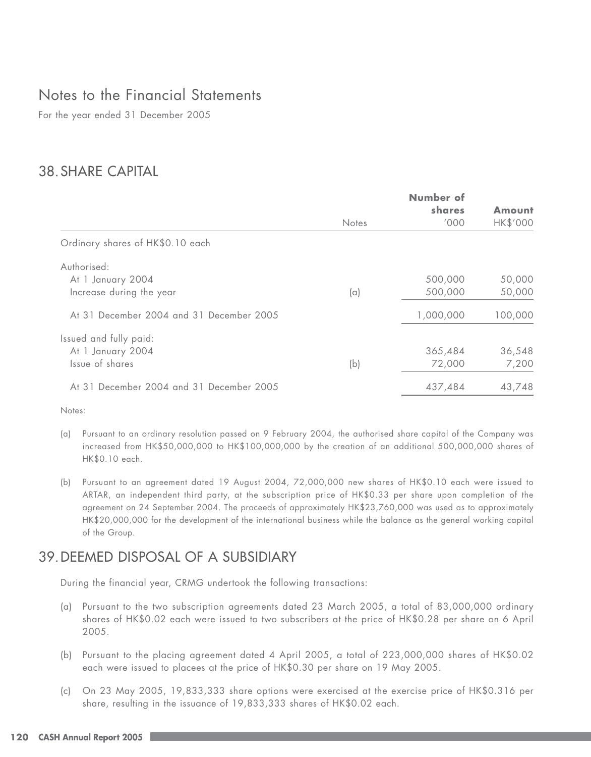# Notes to the Financial Statements

For the year ended 31 December 2005

## 38. SHARE CAPITAL

| | Notes | Number of shares '000 | Amount HK$'000 |
|---|---|---|---|
| Ordinary shares of HK$0.10 each | | | |
| Authorised: | | | |
| At 1 January 2004 | | 500,000 | 50,000 |
| Increase during the year | (a) | 500,000 | 50,000 |
| At 31 December 2004 and 31 December 2005 | | 1,000,000 | 100,000 |
| Issued and fully paid: | | | |
| At 1 January 2004 | | 365,484 | 36,548 |
| Issue of shares | (b) | 72,000 | 7,200 |
| At 31 December 2004 and 31 December 2005 | | 437,484 | 43,748 |

Notes:

(a) Pursuant to an ordinary resolution passed on 9 February 2004, the authorised share capital of the Company was increased from HK$50,000,000 to HK$100,000,000 by the creation of an additional 500,000,000 shares of HK$0.10 each.

(b) Pursuant to an agreement dated 19 August 2004, 72,000,000 new shares of HK$0.10 each were issued to ARTAR, an independent third party, at the subscription price of HK$0.33 per share upon completion of the agreement on 24 September 2004. The proceeds of approximately HK$23,760,000 was used as to approximately HK$20,000,000 for the development of the international business while the balance as the general working capital of the Group.

## 39. DEEMED DISPOSAL OF A SUBSIDIARY

During the financial year, CRMG undertook the following transactions:

(a) Pursuant to the two subscription agreements dated 23 March 2005, a total of 83,000,000 ordinary shares of HK$0.02 each were issued to two subscribers at the price of HK$0.28 per share on 6 April 2005.

(b) Pursuant to the placing agreement dated 4 April 2005, a total of 223,000,000 shares of HK$0.02 each were issued to placees at the price of HK$0.30 per share on 19 May 2005.

(c) On 23 May 2005, 19,833,333 share options were exercised at the exercise price of HK$0.316 per share, resulting in the issuance of 19,833,333 shares of HK$0.02 each.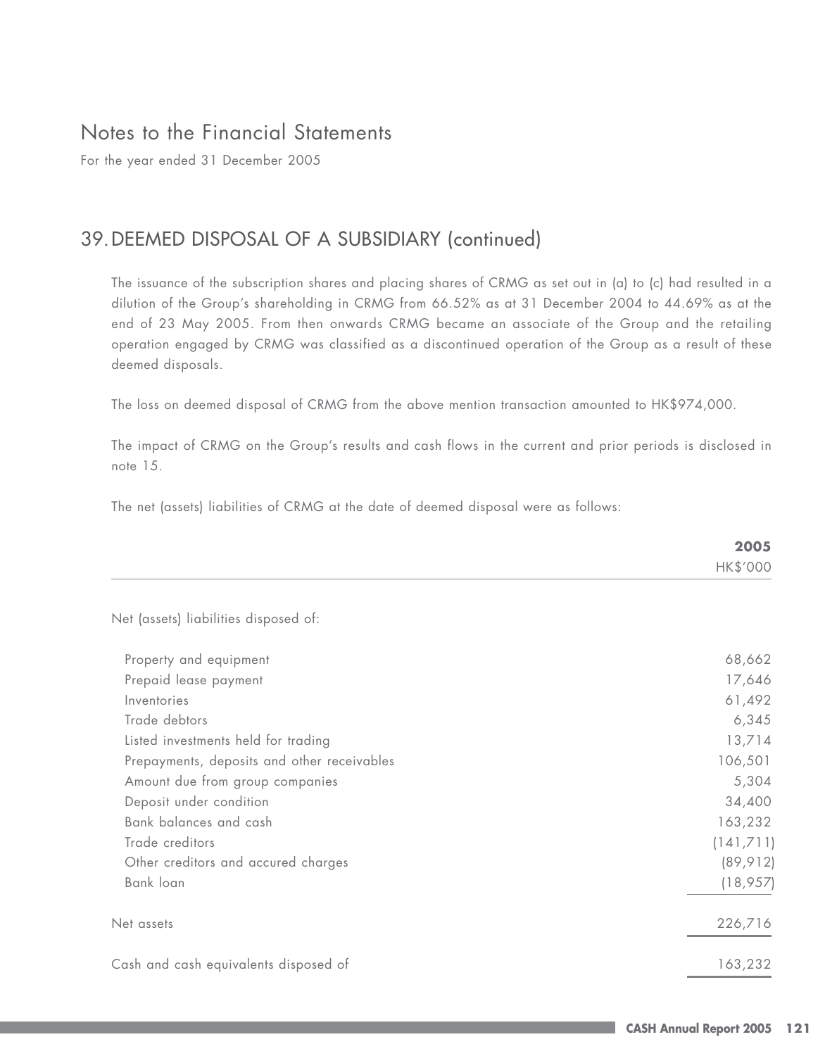# Notes to the Financial Statements

For the year ended 31 December 2005

## 39. DEEMED DISPOSAL OF A SUBSIDIARY (continued)

The issuance of the subscription shares and placing shares of CRMG as set out in (a) to (c) had resulted in a dilution of the Group's shareholding in CRMG from 66.52% as at 31 December 2004 to 44.69% as at the end of 23 May 2005. From then onwards CRMG became an associate of the Group and the retailing operation engaged by CRMG was classified as a discontinued operation of the Group as a result of these deemed disposals.

The loss on deemed disposal of CRMG from the above mention transaction amounted to HK$974,000.

The impact of CRMG on the Group's results and cash flows in the current and prior periods is disclosed in note 15.

The net (assets) liabilities of CRMG at the date of deemed disposal were as follows:

| | **2005** |
|---|---|
| | HK$'000 |
| Net (assets) liabilities disposed of: | |
| Property and equipment | 68,662 |
| Prepaid lease payment | 17,646 |
| Inventories | 61,492 |
| Trade debtors | 6,345 |
| Listed investments held for trading | 13,714 |
| Prepayments, deposits and other receivables | 106,501 |
| Amount due from group companies | 5,304 |
| Deposit under condition | 34,400 |
| Bank balances and cash | 163,232 |
| Trade creditors | (141,711) |
| Other creditors and accured charges | (89,912) |
| Bank loan | (18,957) |
| Net assets | 226,716 |
| Cash and cash equivalents disposed of | 163,232 |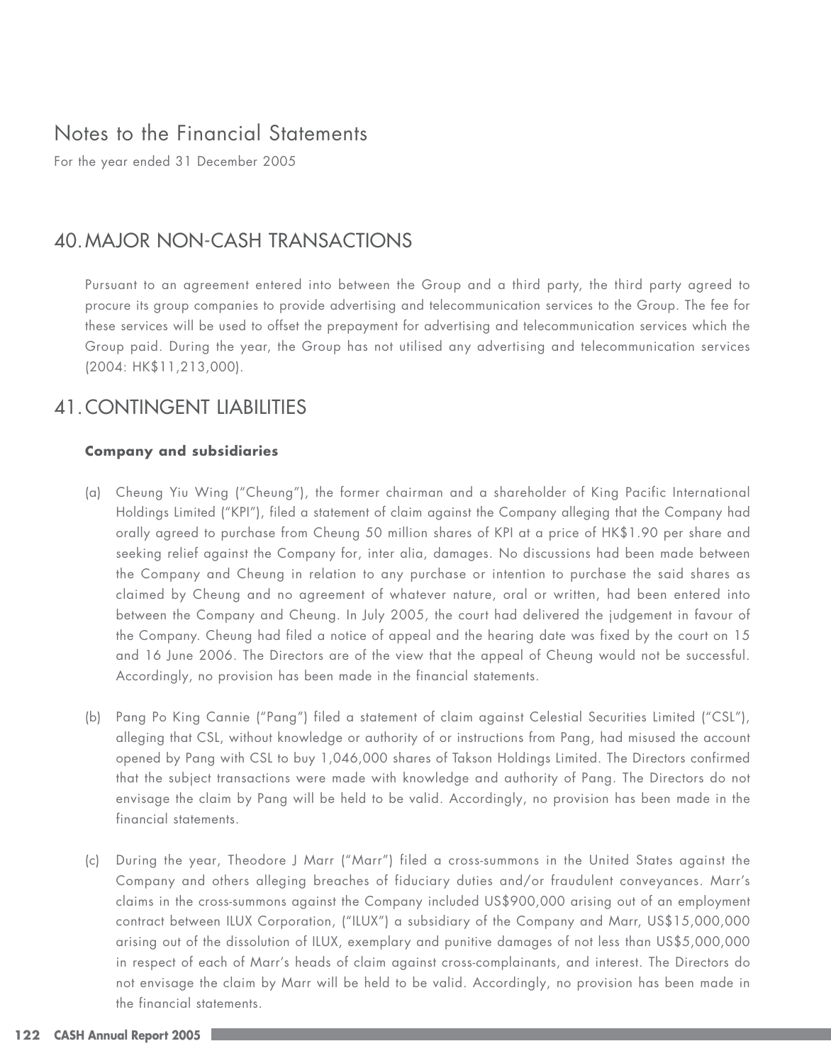# Notes to the Financial Statements

For the year ended 31 December 2005

## 40. MAJOR NON-CASH TRANSACTIONS

Pursuant to an agreement entered into between the Group and a third party, the third party agreed to procure its group companies to provide advertising and telecommunication services to the Group. The fee for these services will be used to offset the prepayment for advertising and telecommunication services which the Group paid. During the year, the Group has not utilised any advertising and telecommunication services (2004: HK$11,213,000).

## 41. CONTINGENT LIABILITIES

**Company and subsidiaries**

(a) Cheung Yiu Wing ("Cheung"), the former chairman and a shareholder of King Pacific International Holdings Limited ("KPI"), filed a statement of claim against the Company alleging that the Company had orally agreed to purchase from Cheung 50 million shares of KPI at a price of HK$1.90 per share and seeking relief against the Company for, inter alia, damages. No discussions had been made between the Company and Cheung in relation to any purchase or intention to purchase the said shares as claimed by Cheung and no agreement of whatever nature, oral or written, had been entered into between the Company and Cheung. In July 2005, the court had delivered the judgement in favour of the Company. Cheung had filed a notice of appeal and the hearing date was fixed by the court on 15 and 16 June 2006. The Directors are of the view that the appeal of Cheung would not be successful. Accordingly, no provision has been made in the financial statements.

(b) Pang Po King Cannie ("Pang") filed a statement of claim against Celestial Securities Limited ("CSL"), alleging that CSL, without knowledge or authority of or instructions from Pang, had misused the account opened by Pang with CSL to buy 1,046,000 shares of Takson Holdings Limited. The Directors confirmed that the subject transactions were made with knowledge and authority of Pang. The Directors do not envisage the claim by Pang will be held to be valid. Accordingly, no provision has been made in the financial statements.

(c) During the year, Theodore J Marr ("Marr") filed a cross-summons in the United States against the Company and others alleging breaches of fiduciary duties and/or fraudulent conveyances. Marr's claims in the cross-summons against the Company included US$900,000 arising out of an employment contract between ILUX Corporation, ("ILUX") a subsidiary of the Company and Marr, US$15,000,000 arising out of the dissolution of ILUX, exemplary and punitive damages of not less than US$5,000,000 in respect of each of Marr's heads of claim against cross-complainants, and interest. The Directors do not envisage the claim by Marr will be held to be valid. Accordingly, no provision has been made in the financial statements.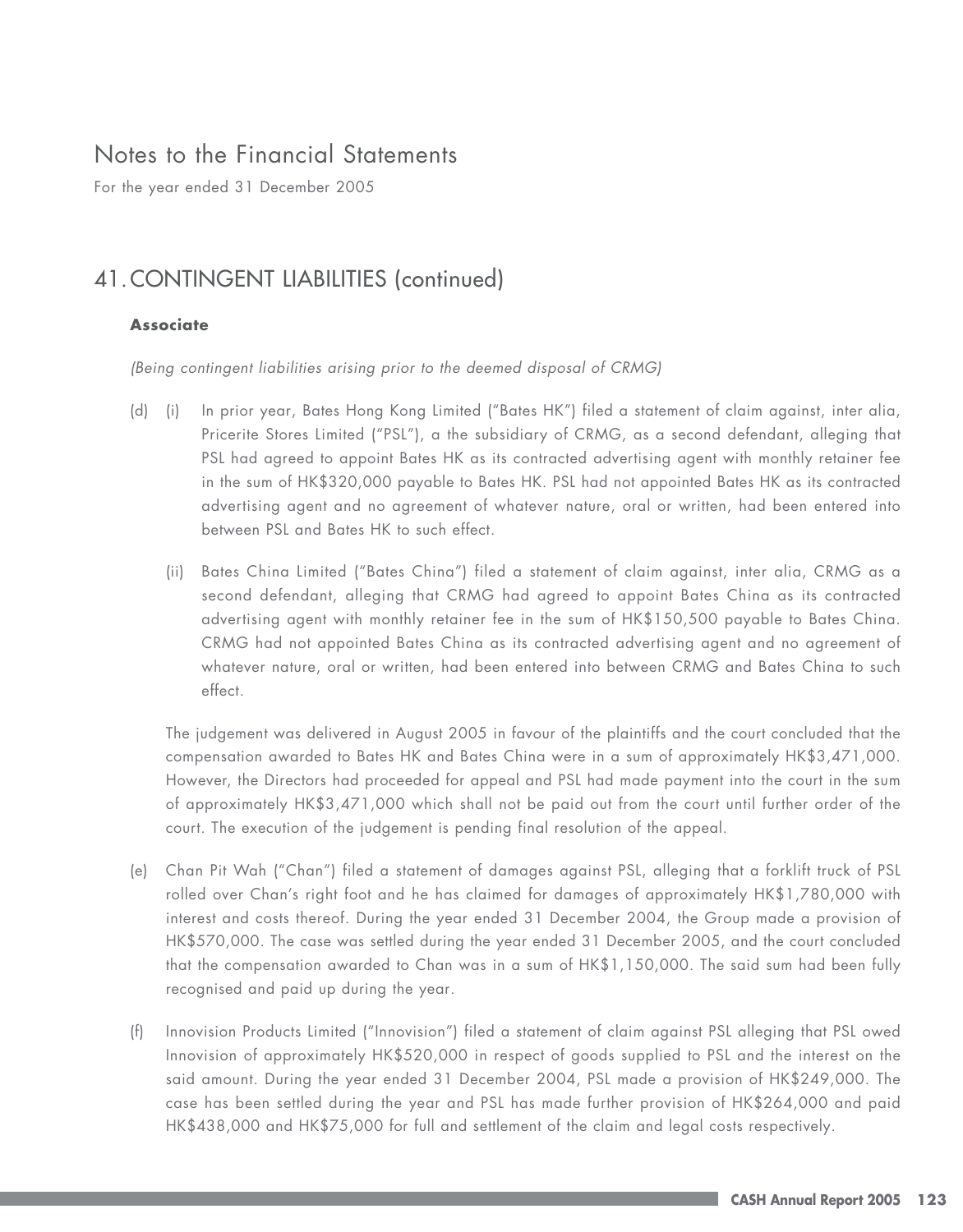# Notes to the Financial Statements

For the year ended 31 December 2005

## 41. CONTINGENT LIABILITIES (continued)

**Associate**

*(Being contingent liabilities arising prior to the deemed disposal of CRMG)*

(d) (i) In prior year, Bates Hong Kong Limited ("Bates HK") filed a statement of claim against, inter alia, Pricerite Stores Limited ("PSL"), a the subsidiary of CRMG, as a second defendant, alleging that PSL had agreed to appoint Bates HK as its contracted advertising agent with monthly retainer fee in the sum of HK$320,000 payable to Bates HK. PSL had not appointed Bates HK as its contracted advertising agent and no agreement of whatever nature, oral or written, had been entered into between PSL and Bates HK to such effect.

(ii) Bates China Limited ("Bates China") filed a statement of claim against, inter alia, CRMG as a second defendant, alleging that CRMG had agreed to appoint Bates China as its contracted advertising agent with monthly retainer fee in the sum of HK$150,500 payable to Bates China. CRMG had not appointed Bates China as its contracted advertising agent and no agreement of whatever nature, oral or written, had been entered into between CRMG and Bates China to such effect.

The judgement was delivered in August 2005 in favour of the plaintiffs and the court concluded that the compensation awarded to Bates HK and Bates China were in a sum of approximately HK$3,471,000. However, the Directors had proceeded for appeal and PSL had made payment into the court in the sum of approximately HK$3,471,000 which shall not be paid out from the court until further order of the court. The execution of the judgement is pending final resolution of the appeal.

(e) Chan Pit Wah ("Chan") filed a statement of damages against PSL, alleging that a forklift truck of PSL rolled over Chan's right foot and he has claimed for damages of approximately HK$1,780,000 with interest and costs thereof. During the year ended 31 December 2004, the Group made a provision of HK$570,000. The case was settled during the year ended 31 December 2005, and the court concluded that the compensation awarded to Chan was in a sum of HK$1,150,000. The said sum had been fully recognised and paid up during the year.

(f) Innovision Products Limited ("Innovision") filed a statement of claim against PSL alleging that PSL owed Innovision of approximately HK$520,000 in respect of goods supplied to PSL and the interest on the said amount. During the year ended 31 December 2004, PSL made a provision of HK$249,000. The case has been settled during the year and PSL has made further provision of HK$264,000 and paid HK$438,000 and HK$75,000 for full and settlement of the claim and legal costs respectively.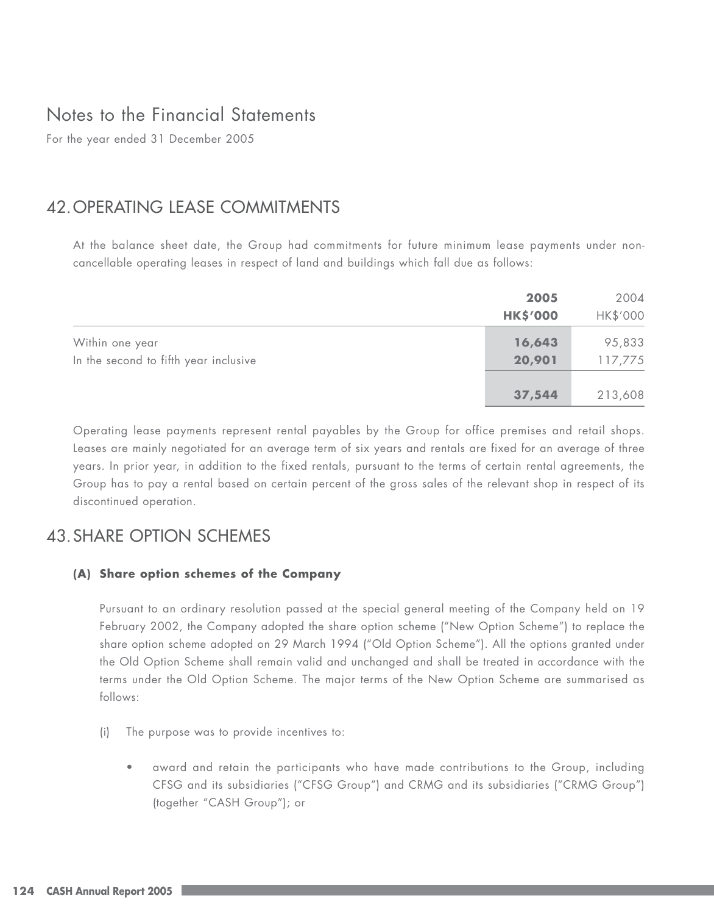# Notes to the Financial Statements

For the year ended 31 December 2005

## 42. OPERATING LEASE COMMITMENTS

At the balance sheet date, the Group had commitments for future minimum lease payments under non-cancellable operating leases in respect of land and buildings which fall due as follows:

| | **2005** | 2004 |
|---|---|---|
| | **HK$'000** | HK$'000 |
| Within one year | **16,643** | 95,833 |
| In the second to fifth year inclusive | **20,901** | 117,775 |
| | **37,544** | 213,608 |

Operating lease payments represent rental payables by the Group for office premises and retail shops. Leases are mainly negotiated for an average term of six years and rentals are fixed for an average of three years. In prior year, in addition to the fixed rentals, pursuant to the terms of certain rental agreements, the Group has to pay a rental based on certain percent of the gross sales of the relevant shop in respect of its discontinued operation.

## 43. SHARE OPTION SCHEMES

### (A) Share option schemes of the Company

Pursuant to an ordinary resolution passed at the special general meeting of the Company held on 19 February 2002, the Company adopted the share option scheme ("New Option Scheme") to replace the share option scheme adopted on 29 March 1994 ("Old Option Scheme"). All the options granted under the Old Option Scheme shall remain valid and unchanged and shall be treated in accordance with the terms under the Old Option Scheme. The major terms of the New Option Scheme are summarised as follows:

(i) The purpose was to provide incentives to:

- award and retain the participants who have made contributions to the Group, including CFSG and its subsidiaries ("CFSG Group") and CRMG and its subsidiaries ("CRMG Group") (together "CASH Group"); or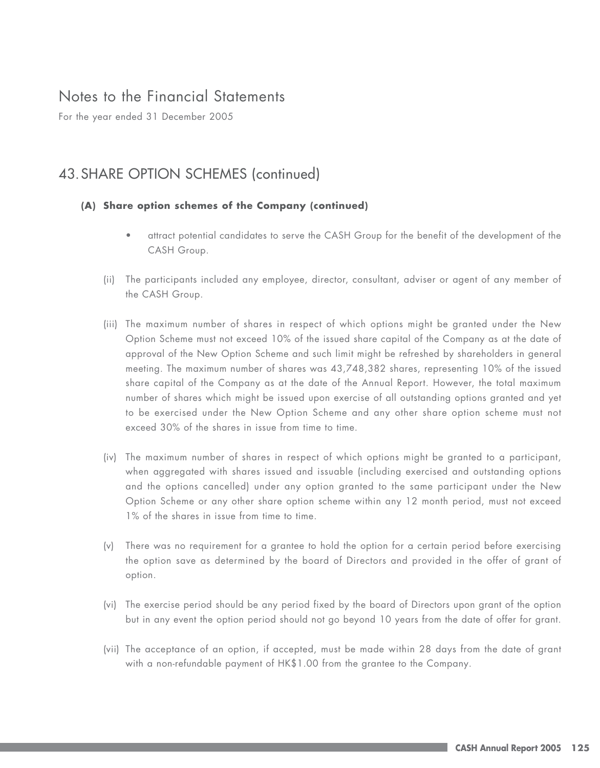# Notes to the Financial Statements

For the year ended 31 December 2005

## 43. SHARE OPTION SCHEMES (continued)

### (A) Share option schemes of the Company (continued)

- attract potential candidates to serve the CASH Group for the benefit of the development of the CASH Group.

(ii) The participants included any employee, director, consultant, adviser or agent of any member of the CASH Group.

(iii) The maximum number of shares in respect of which options might be granted under the New Option Scheme must not exceed 10% of the issued share capital of the Company as at the date of approval of the New Option Scheme and such limit might be refreshed by shareholders in general meeting. The maximum number of shares was 43,748,382 shares, representing 10% of the issued share capital of the Company as at the date of the Annual Report. However, the total maximum number of shares which might be issued upon exercise of all outstanding options granted and yet to be exercised under the New Option Scheme and any other share option scheme must not exceed 30% of the shares in issue from time to time.

(iv) The maximum number of shares in respect of which options might be granted to a participant, when aggregated with shares issued and issuable (including exercised and outstanding options and the options cancelled) under any option granted to the same participant under the New Option Scheme or any other share option scheme within any 12 month period, must not exceed 1% of the shares in issue from time to time.

(v) There was no requirement for a grantee to hold the option for a certain period before exercising the option save as determined by the board of Directors and provided in the offer of grant of option.

(vi) The exercise period should be any period fixed by the board of Directors upon grant of the option but in any event the option period should not go beyond 10 years from the date of offer for grant.

(vii) The acceptance of an option, if accepted, must be made within 28 days from the date of grant with a non-refundable payment of HK$1.00 from the grantee to the Company.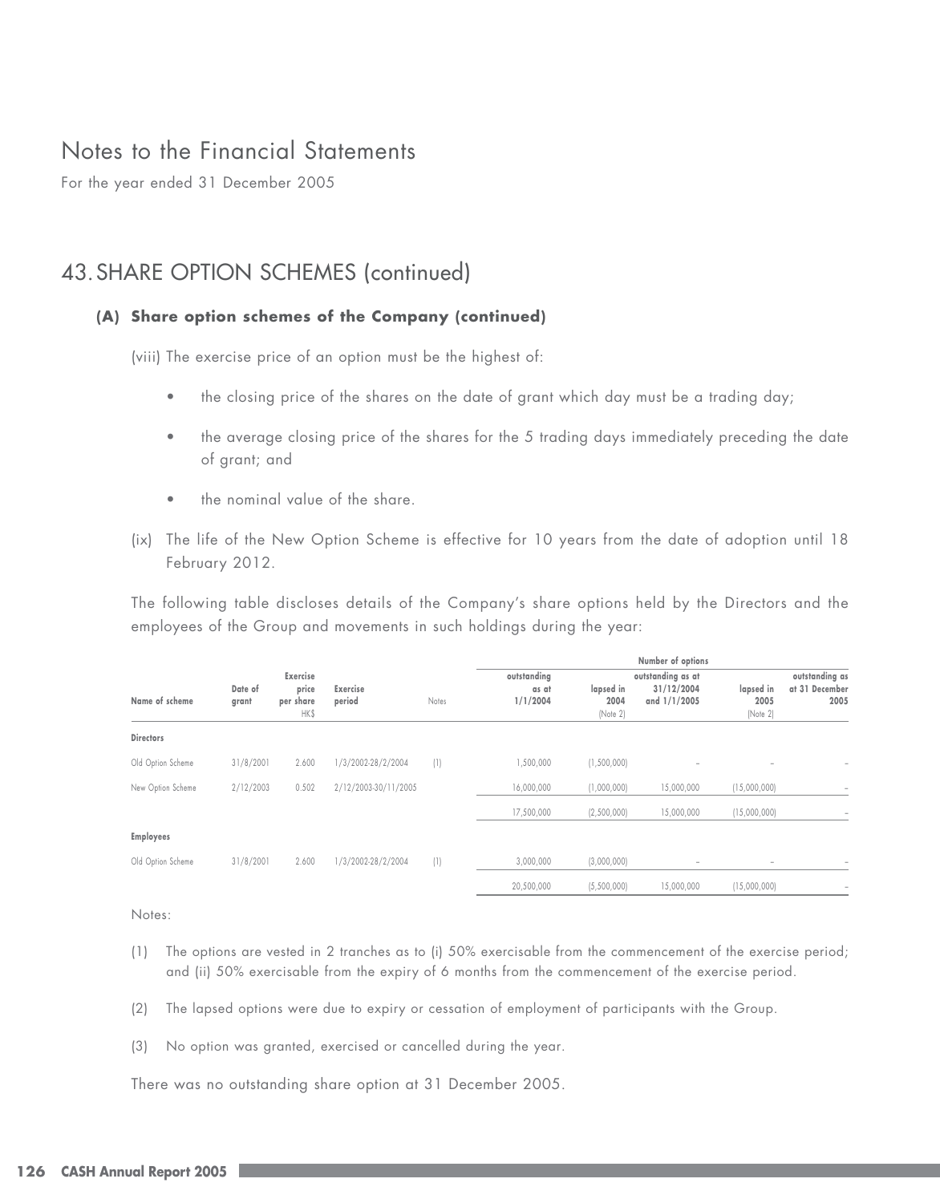# Notes to the Financial Statements

For the year ended 31 December 2005

## 43. SHARE OPTION SCHEMES (continued)

### (A) Share option schemes of the Company (continued)

(viii) The exercise price of an option must be the highest of:

- the closing price of the shares on the date of grant which day must be a trading day;
- the average closing price of the shares for the 5 trading days immediately preceding the date of grant; and
- the nominal value of the share.

(ix) The life of the New Option Scheme is effective for 10 years from the date of adoption until 18 February 2012.

The following table discloses details of the Company's share options held by the Directors and the employees of the Group and movements in such holdings during the year:

| Name of scheme | Date of grant | Exercise price per share HK$ | Exercise period | Notes | Number of options outstanding as at 1/1/2004 | lapsed in 2004 (Note 2) | outstanding as at 31/12/2004 and 1/1/2005 | lapsed in 2005 (Note 2) | outstanding as at 31 December 2005 |
|---|---|---|---|---|---|---|---|---|---|
| **Directors** | | | | | | | | | |
| Old Option Scheme | 31/8/2001 | 2.600 | 1/3/2002-28/2/2004 | (1) | 1,500,000 | (1,500,000) | – | – | – |
| New Option Scheme | 2/12/2003 | 0.502 | 2/12/2003-30/11/2005 | | 16,000,000 | (1,000,000) | 15,000,000 | (15,000,000) | – |
| | | | | | 17,500,000 | (2,500,000) | 15,000,000 | (15,000,000) | – |
| **Employees** | | | | | | | | | |
| Old Option Scheme | 31/8/2001 | 2.600 | 1/3/2002-28/2/2004 | (1) | 3,000,000 | (3,000,000) | – | – | – |
| | | | | | 20,500,000 | (5,500,000) | 15,000,000 | (15,000,000) | – |

Notes:

(1) The options are vested in 2 tranches as to (i) 50% exercisable from the commencement of the exercise period; and (ii) 50% exercisable from the expiry of 6 months from the commencement of the exercise period.

(2) The lapsed options were due to expiry or cessation of employment of participants with the Group.

(3) No option was granted, exercised or cancelled during the year.

There was no outstanding share option at 31 December 2005.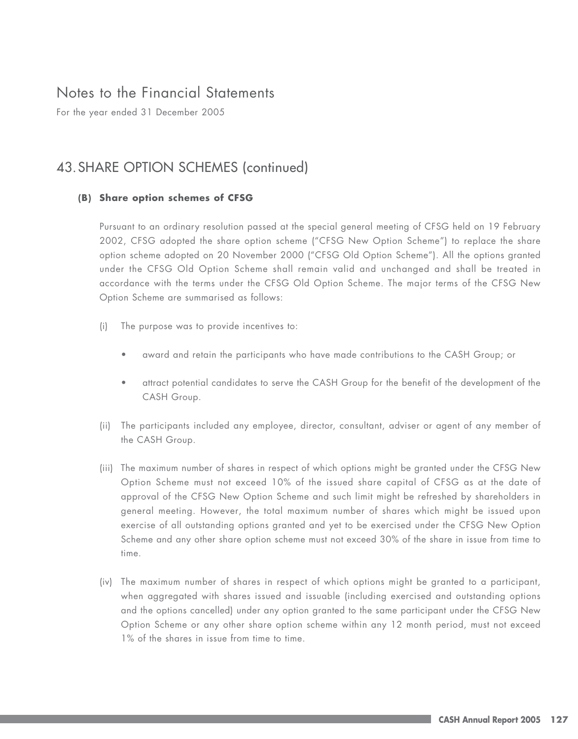# Notes to the Financial Statements

For the year ended 31 December 2005

## 43. SHARE OPTION SCHEMES (continued)

### (B) Share option schemes of CFSG

Pursuant to an ordinary resolution passed at the special general meeting of CFSG held on 19 February 2002, CFSG adopted the share option scheme ("CFSG New Option Scheme") to replace the share option scheme adopted on 20 November 2000 ("CFSG Old Option Scheme"). All the options granted under the CFSG Old Option Scheme shall remain valid and unchanged and shall be treated in accordance with the terms under the CFSG Old Option Scheme. The major terms of the CFSG New Option Scheme are summarised as follows:

(i) The purpose was to provide incentives to:

- award and retain the participants who have made contributions to the CASH Group; or
- attract potential candidates to serve the CASH Group for the benefit of the development of the CASH Group.

(ii) The participants included any employee, director, consultant, adviser or agent of any member of the CASH Group.

(iii) The maximum number of shares in respect of which options might be granted under the CFSG New Option Scheme must not exceed 10% of the issued share capital of CFSG as at the date of approval of the CFSG New Option Scheme and such limit might be refreshed by shareholders in general meeting. However, the total maximum number of shares which might be issued upon exercise of all outstanding options granted and yet to be exercised under the CFSG New Option Scheme and any other share option scheme must not exceed 30% of the share in issue from time to time.

(iv) The maximum number of shares in respect of which options might be granted to a participant, when aggregated with shares issued and issuable (including exercised and outstanding options and the options cancelled) under any option granted to the same participant under the CFSG New Option Scheme or any other share option scheme within any 12 month period, must not exceed 1% of the shares in issue from time to time.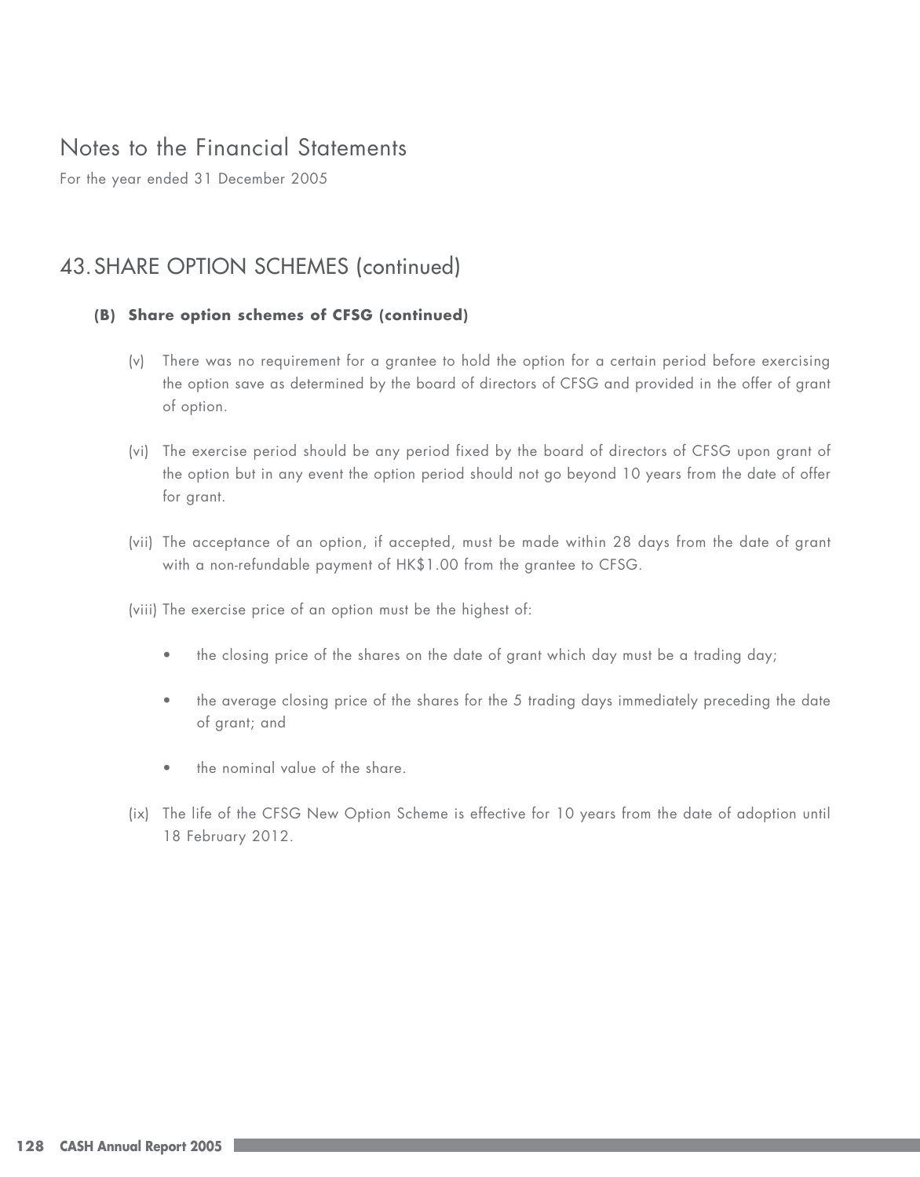# Notes to the Financial Statements

For the year ended 31 December 2005

## 43. SHARE OPTION SCHEMES (continued)

### (B) Share option schemes of CFSG (continued)

(v) There was no requirement for a grantee to hold the option for a certain period before exercising the option save as determined by the board of directors of CFSG and provided in the offer of grant of option.

(vi) The exercise period should be any period fixed by the board of directors of CFSG upon grant of the option but in any event the option period should not go beyond 10 years from the date of offer for grant.

(vii) The acceptance of an option, if accepted, must be made within 28 days from the date of grant with a non-refundable payment of HK$1.00 from the grantee to CFSG.

(viii) The exercise price of an option must be the highest of:

- the closing price of the shares on the date of grant which day must be a trading day;
- the average closing price of the shares for the 5 trading days immediately preceding the date of grant; and
- the nominal value of the share.

(ix) The life of the CFSG New Option Scheme is effective for 10 years from the date of adoption until 18 February 2012.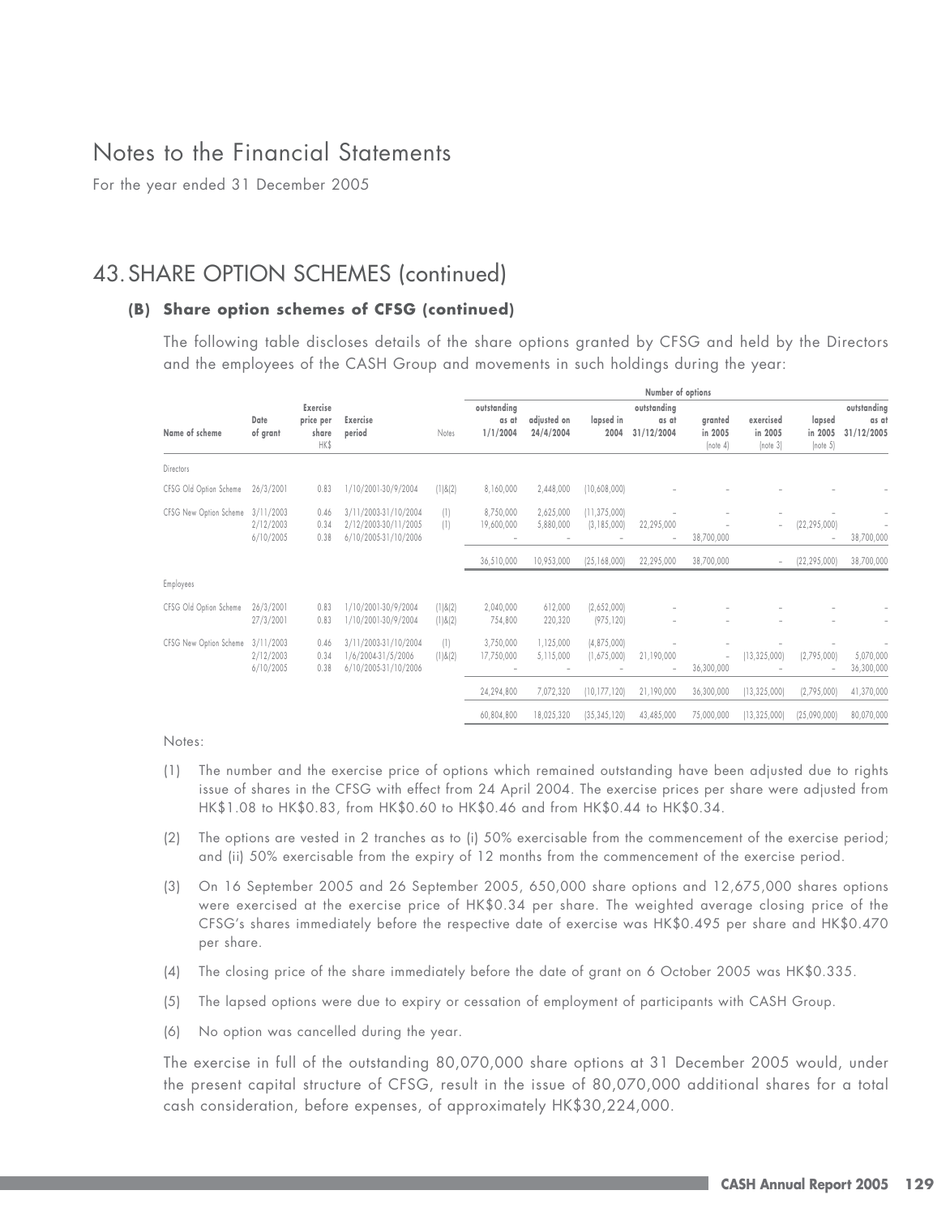# Notes to the Financial Statements

For the year ended 31 December 2005

## 43. SHARE OPTION SCHEMES (continued)

### (B) Share option schemes of CFSG (continued)

The following table discloses details of the share options granted by CFSG and held by the Directors and the employees of the CASH Group and movements in such holdings during the year:

| Name of scheme | Date of grant | Exercise price per share HK$ | Exercise period | Notes | Number of options outstanding as at 1/1/2004 | adjusted on 24/4/2004 | lapsed in 2004 | outstanding as at 31/12/2004 | granted in 2005 (note 4) | exercised in 2005 (note 3) | lapsed in 2005 (note 5) | outstanding as at 31/12/2005 |
|---|---|---|---|---|---|---|---|---|---|---|---|---|
| Directors | | | | | | | | | | | | |
| CFSG Old Option Scheme | 26/3/2001 | 0.83 | 1/10/2001-30/9/2004 | (1)&(2) | 8,160,000 | 2,448,000 | (10,608,000) | – | – | – | – | – |
| CFSG New Option Scheme | 3/11/2003 | 0.46 | 3/11/2003-31/10/2004 | (1) | 8,750,000 | 2,625,000 | (11,375,000) | – | – | – | – | – |
| | 2/12/2003 | 0.34 | 2/12/2003-30/11/2005 | (1) | 19,600,000 | 5,880,000 | (3,185,000) | 22,295,000 | – | – | (22,295,000) | – |
| | 6/10/2005 | 0.38 | 6/10/2005-31/10/2006 | | – | – | – | – | 38,700,000 | | – | 38,700,000 |
| | | | | | 36,510,000 | 10,953,000 | (25,168,000) | 22,295,000 | 38,700,000 | – | (22,295,000) | 38,700,000 |
| Employees | | | | | | | | | | | | |
| CFSG Old Option Scheme | 26/3/2001 | 0.83 | 1/10/2001-30/9/2004 | (1)&(2) | 2,040,000 | 612,000 | (2,652,000) | – | – | – | – | – |
| | 27/3/2001 | 0.83 | 1/10/2001-30/9/2004 | (1)&(2) | 754,800 | 220,320 | (975,120) | – | – | – | – | – |
| CFSG New Option Scheme | 3/11/2003 | 0.46 | 3/11/2003-31/10/2004 | (1) | 3,750,000 | 1,125,000 | (4,875,000) | – | – | – | – | – |
| | 2/12/2003 | 0.34 | 1/6/2004-31/5/2006 | (1)&(2) | 17,750,000 | 5,115,000 | (1,675,000) | 21,190,000 | – | (13,325,000) | (2,795,000) | 5,070,000 |
| | 6/10/2005 | 0.38 | 6/10/2005-31/10/2006 | | – | – | – | – | 36,300,000 | – | – | 36,300,000 |
| | | | | | 24,294,800 | 7,072,320 | (10,177,120) | 21,190,000 | 36,300,000 | (13,325,000) | (2,795,000) | 41,370,000 |
| | | | | | 60,804,800 | 18,025,320 | (35,345,120) | 43,485,000 | 75,000,000 | (13,325,000) | (25,090,000) | 80,070,000 |

Notes:

(1) The number and the exercise price of options which remained outstanding have been adjusted due to rights issue of shares in the CFSG with effect from 24 April 2004. The exercise prices per share were adjusted from HK$1.08 to HK$0.83, from HK$0.60 to HK$0.46 and from HK$0.44 to HK$0.34.

(2) The options are vested in 2 tranches as to (i) 50% exercisable from the commencement of the exercise period; and (ii) 50% exercisable from the expiry of 12 months from the commencement of the exercise period.

(3) On 16 September 2005 and 26 September 2005, 650,000 share options and 12,675,000 shares options were exercised at the exercise price of HK$0.34 per share. The weighted average closing price of the CFSG's shares immediately before the respective date of exercise was HK$0.495 per share and HK$0.470 per share.

(4) The closing price of the share immediately before the date of grant on 6 October 2005 was HK$0.335.

(5) The lapsed options were due to expiry or cessation of employment of participants with CASH Group.

(6) No option was cancelled during the year.

The exercise in full of the outstanding 80,070,000 share options at 31 December 2005 would, under the present capital structure of CFSG, result in the issue of 80,070,000 additional shares for a total cash consideration, before expenses, of approximately HK$30,224,000.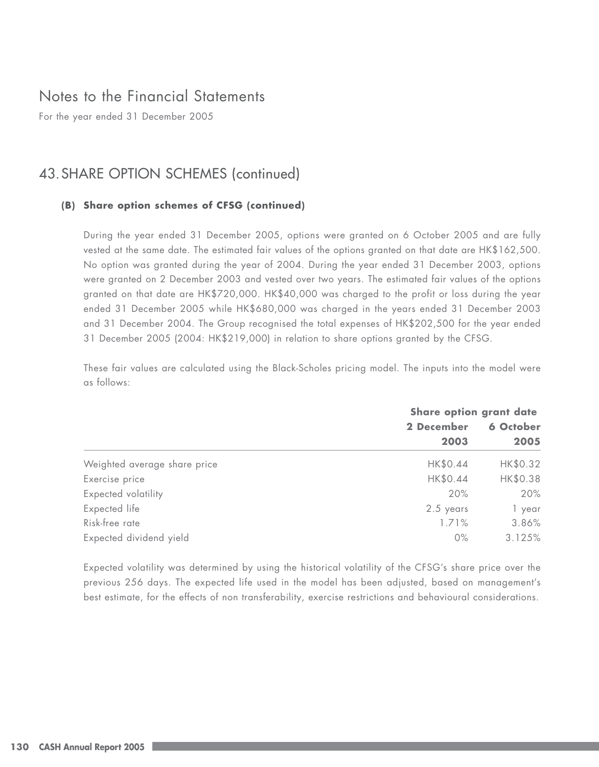# Notes to the Financial Statements

For the year ended 31 December 2005

## 43. SHARE OPTION SCHEMES (continued)

### (B) Share option schemes of CFSG (continued)

During the year ended 31 December 2005, options were granted on 6 October 2005 and are fully vested at the same date. The estimated fair values of the options granted on that date are HK$162,500. No option was granted during the year of 2004. During the year ended 31 December 2003, options were granted on 2 December 2003 and vested over two years. The estimated fair values of the options granted on that date are HK$720,000. HK$40,000 was charged to the profit or loss during the year ended 31 December 2005 while HK$680,000 was charged in the years ended 31 December 2003 and 31 December 2004. The Group recognised the total expenses of HK$202,500 for the year ended 31 December 2005 (2004: HK$219,000) in relation to share options granted by the CFSG.

These fair values are calculated using the Black-Scholes pricing model. The inputs into the model were as follows:

| | **Share option grant date** | |
|---|---|---|
| | **2 December 2003** | **6 October 2005** |
| Weighted average share price | HK$0.44 | HK$0.32 |
| Exercise price | HK$0.44 | HK$0.38 |
| Expected volatility | 20% | 20% |
| Expected life | 2.5 years | 1 year |
| Risk-free rate | 1.71% | 3.86% |
| Expected dividend yield | 0% | 3.125% |

Expected volatility was determined by using the historical volatility of the CFSG's share price over the previous 256 days. The expected life used in the model has been adjusted, based on management's best estimate, for the effects of non transferability, exercise restrictions and behavioural considerations.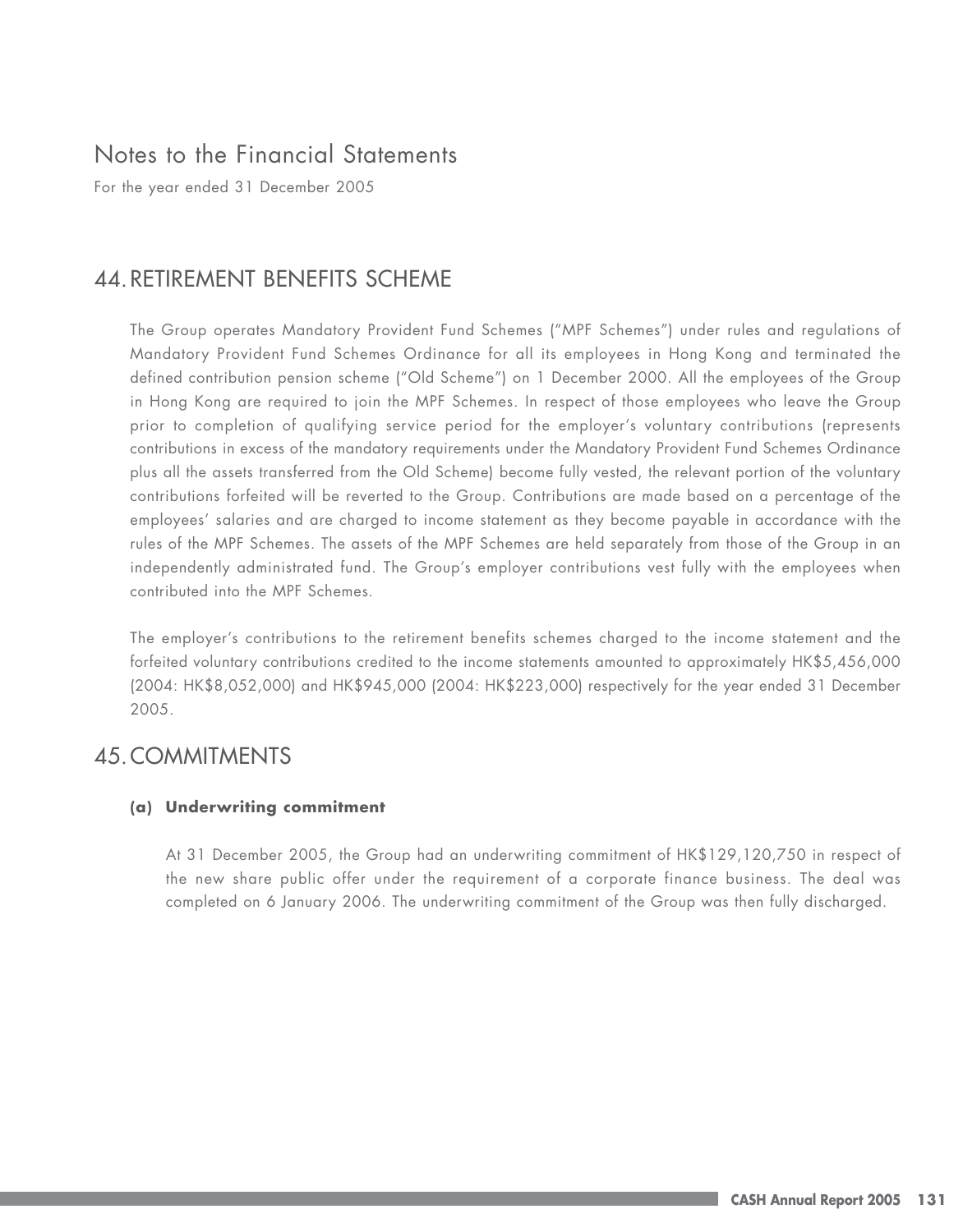# Notes to the Financial Statements

For the year ended 31 December 2005

## 44. RETIREMENT BENEFITS SCHEME

The Group operates Mandatory Provident Fund Schemes ("MPF Schemes") under rules and regulations of Mandatory Provident Fund Schemes Ordinance for all its employees in Hong Kong and terminated the defined contribution pension scheme ("Old Scheme") on 1 December 2000. All the employees of the Group in Hong Kong are required to join the MPF Schemes. In respect of those employees who leave the Group prior to completion of qualifying service period for the employer's voluntary contributions (represents contributions in excess of the mandatory requirements under the Mandatory Provident Fund Schemes Ordinance plus all the assets transferred from the Old Scheme) become fully vested, the relevant portion of the voluntary contributions forfeited will be reverted to the Group. Contributions are made based on a percentage of the employees' salaries and are charged to income statement as they become payable in accordance with the rules of the MPF Schemes. The assets of the MPF Schemes are held separately from those of the Group in an independently administrated fund. The Group's employer contributions vest fully with the employees when contributed into the MPF Schemes.

The employer's contributions to the retirement benefits schemes charged to the income statement and the forfeited voluntary contributions credited to the income statements amounted to approximately HK$5,456,000 (2004: HK$8,052,000) and HK$945,000 (2004: HK$223,000) respectively for the year ended 31 December 2005.

## 45. COMMITMENTS

### (a) Underwriting commitment

At 31 December 2005, the Group had an underwriting commitment of HK$129,120,750 in respect of the new share public offer under the requirement of a corporate finance business. The deal was completed on 6 January 2006. The underwriting commitment of the Group was then fully discharged.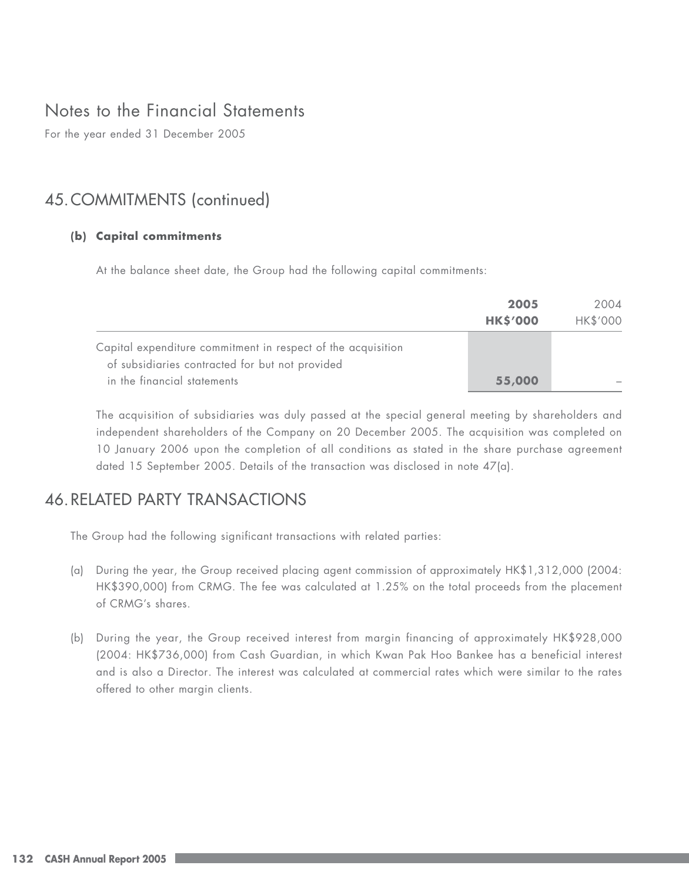# Notes to the Financial Statements

For the year ended 31 December 2005

## 45. COMMITMENTS (continued)

### (b) Capital commitments

At the balance sheet date, the Group had the following capital commitments:

| | **2005** | 2004 |
|---|---|---|
| | **HK$'000** | HK$'000 |
| Capital expenditure commitment in respect of the acquisition of subsidiaries contracted for but not provided in the financial statements | **55,000** | – |

The acquisition of subsidiaries was duly passed at the special general meeting by shareholders and independent shareholders of the Company on 20 December 2005. The acquisition was completed on 10 January 2006 upon the completion of all conditions as stated in the share purchase agreement dated 15 September 2005. Details of the transaction was disclosed in note 47(a).

## 46. RELATED PARTY TRANSACTIONS

The Group had the following significant transactions with related parties:

(a) During the year, the Group received placing agent commission of approximately HK$1,312,000 (2004: HK$390,000) from CRMG. The fee was calculated at 1.25% on the total proceeds from the placement of CRMG's shares.

(b) During the year, the Group received interest from margin financing of approximately HK$928,000 (2004: HK$736,000) from Cash Guardian, in which Kwan Pak Hoo Bankee has a beneficial interest and is also a Director. The interest was calculated at commercial rates which were similar to the rates offered to other margin clients.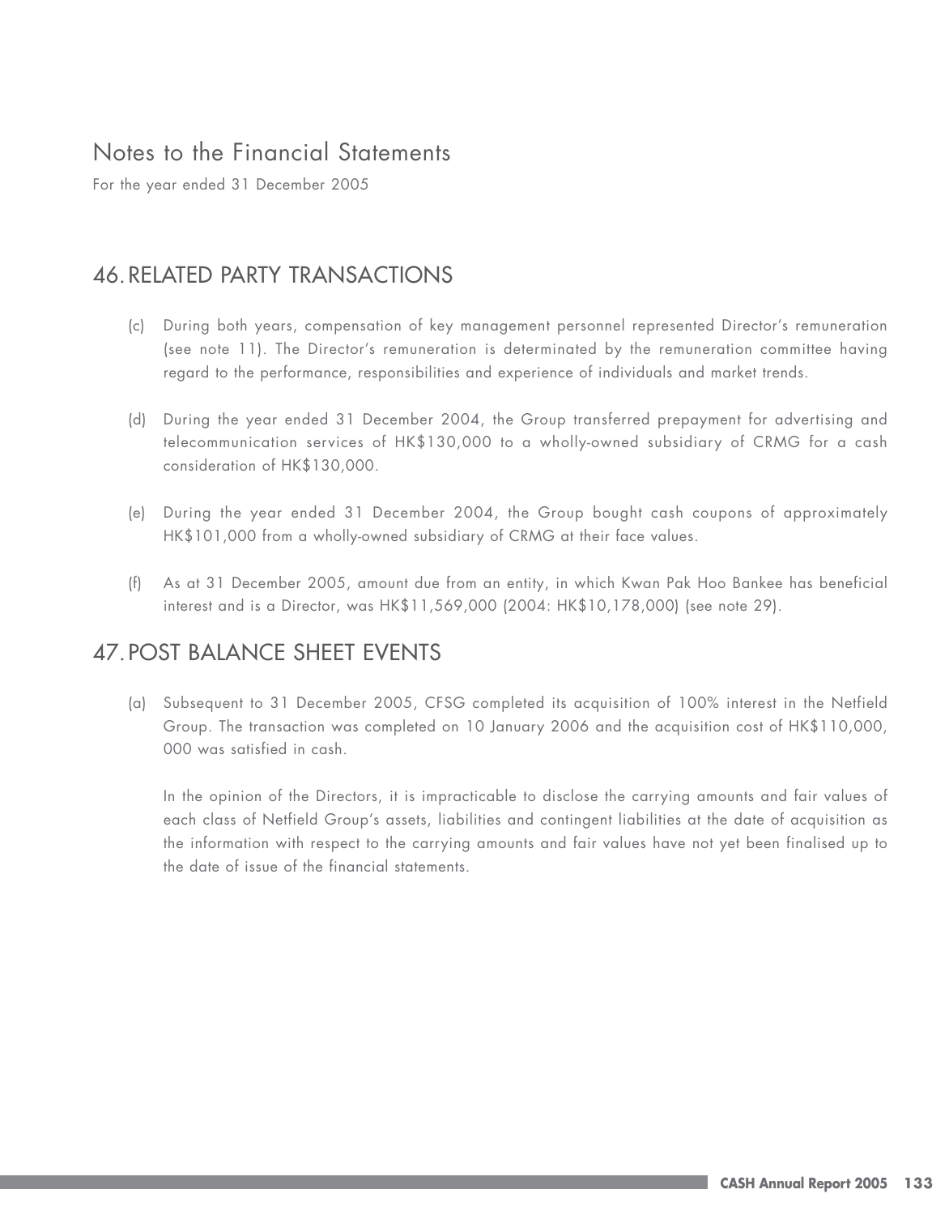# Notes to the Financial Statements

For the year ended 31 December 2005

## 46. RELATED PARTY TRANSACTIONS

(c) During both years, compensation of key management personnel represented Director's remuneration (see note 11). The Director's remuneration is determinated by the remuneration committee having regard to the performance, responsibilities and experience of individuals and market trends.

(d) During the year ended 31 December 2004, the Group transferred prepayment for advertising and telecommunication services of HK$130,000 to a wholly-owned subsidiary of CRMG for a cash consideration of HK$130,000.

(e) During the year ended 31 December 2004, the Group bought cash coupons of approximately HK$101,000 from a wholly-owned subsidiary of CRMG at their face values.

(f) As at 31 December 2005, amount due from an entity, in which Kwan Pak Hoo Bankee has beneficial interest and is a Director, was HK$11,569,000 (2004: HK$10,178,000) (see note 29).

## 47. POST BALANCE SHEET EVENTS

(a) Subsequent to 31 December 2005, CFSG completed its acquisition of 100% interest in the Netfield Group. The transaction was completed on 10 January 2006 and the acquisition cost of HK$110,000,000 was satisfied in cash.

In the opinion of the Directors, it is impracticable to disclose the carrying amounts and fair values of each class of Netfield Group's assets, liabilities and contingent liabilities at the date of acquisition as the information with respect to the carrying amounts and fair values have not yet been finalised up to the date of issue of the financial statements.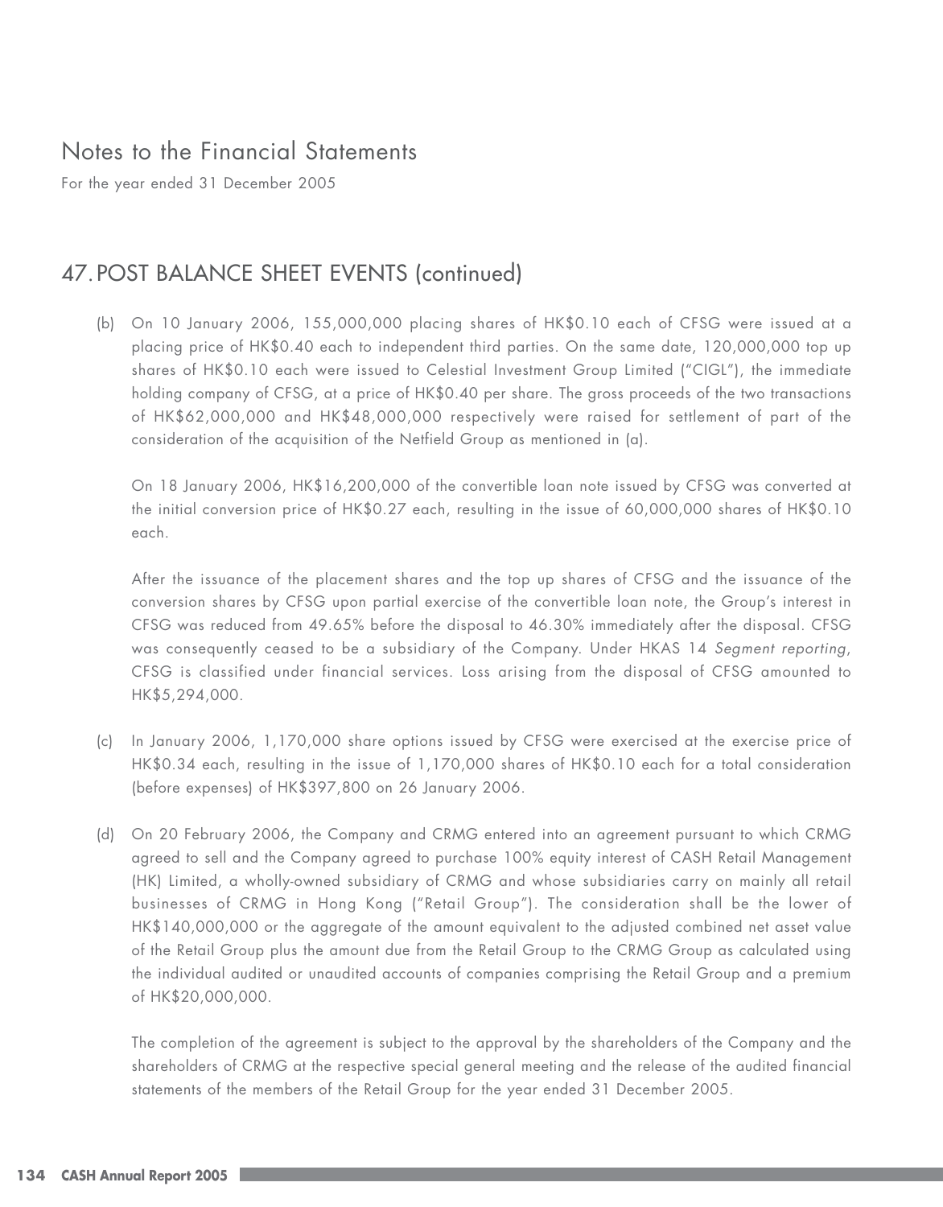## 47. POST BALANCE SHEET EVENTS (continued)

(b) On 10 January 2006, 155,000,000 placing shares of HK$0.10 each of CFSG were issued at a placing price of HK$0.40 each to independent third parties. On the same date, 120,000,000 top up shares of HK$0.10 each were issued to Celestial Investment Group Limited ("CIGL"), the immediate holding company of CFSG, at a price of HK$0.40 per share. The gross proceeds of the two transactions of HK$62,000,000 and HK$48,000,000 respectively were raised for settlement of part of the consideration of the acquisition of the Netfield Group as mentioned in (a).

On 18 January 2006, HK$16,200,000 of the convertible loan note issued by CFSG was converted at the initial conversion price of HK$0.27 each, resulting in the issue of 60,000,000 shares of HK$0.10 each.

After the issuance of the placement shares and the top up shares of CFSG and the issuance of the conversion shares by CFSG upon partial exercise of the convertible loan note, the Group's interest in CFSG was reduced from 49.65% before the disposal to 46.30% immediately after the disposal. CFSG was consequently ceased to be a subsidiary of the Company. Under HKAS 14 *Segment reporting*, CFSG is classified under financial services. Loss arising from the disposal of CFSG amounted to HK$5,294,000.

(c) In January 2006, 1,170,000 share options issued by CFSG were exercised at the exercise price of HK$0.34 each, resulting in the issue of 1,170,000 shares of HK$0.10 each for a total consideration (before expenses) of HK$397,800 on 26 January 2006.

(d) On 20 February 2006, the Company and CRMG entered into an agreement pursuant to which CRMG agreed to sell and the Company agreed to purchase 100% equity interest of CASH Retail Management (HK) Limited, a wholly-owned subsidiary of CRMG and whose subsidiaries carry on mainly all retail businesses of CRMG in Hong Kong ("Retail Group"). The consideration shall be the lower of HK$140,000,000 or the aggregate of the amount equivalent to the adjusted combined net asset value of the Retail Group plus the amount due from the Retail Group to the CRMG Group as calculated using the individual audited or unaudited accounts of companies comprising the Retail Group and a premium of HK$20,000,000.

The completion of the agreement is subject to the approval by the shareholders of the Company and the shareholders of CRMG at the respective special general meeting and the release of the audited financial statements of the members of the Retail Group for the year ended 31 December 2005.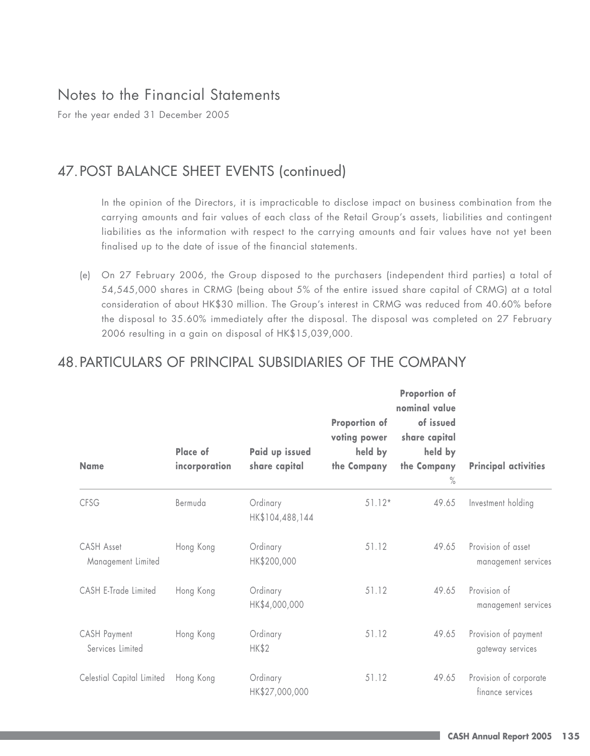# Notes to the Financial Statements

For the year ended 31 December 2005

## 47. POST BALANCE SHEET EVENTS (continued)

In the opinion of the Directors, it is impracticable to disclose impact on business combination from the carrying amounts and fair values of each class of the Retail Group's assets, liabilities and contingent liabilities as the information with respect to the carrying amounts and fair values have not yet been finalised up to the date of issue of the financial statements.

(e) On 27 February 2006, the Group disposed to the purchasers (independent third parties) a total of 54,545,000 shares in CRMG (being about 5% of the entire issued share capital of CRMG) at a total consideration of about HK$30 million. The Group's interest in CRMG was reduced from 40.60% before the disposal to 35.60% immediately after the disposal. The disposal was completed on 27 February 2006 resulting in a gain on disposal of HK$15,039,000.

## 48. PARTICULARS OF PRINCIPAL SUBSIDIARIES OF THE COMPANY

| Name | Place of incorporation | Paid up issued share capital | Proportion of voting power held by the Company | Proportion of nominal value of issued share capital held by the Company % | Principal activities |
|---|---|---|---|---|---|
| CFSG | Bermuda | Ordinary HK$104,488,144 | 51.12* | 49.65 | Investment holding |
| CASH Asset Management Limited | Hong Kong | Ordinary HK$200,000 | 51.12 | 49.65 | Provision of asset management services |
| CASH E-Trade Limited | Hong Kong | Ordinary HK$4,000,000 | 51.12 | 49.65 | Provision of management services |
| CASH Payment Services Limited | Hong Kong | Ordinary HK$2 | 51.12 | 49.65 | Provision of payment gateway services |
| Celestial Capital Limited | Hong Kong | Ordinary HK$27,000,000 | 51.12 | 49.65 | Provision of corporate finance services |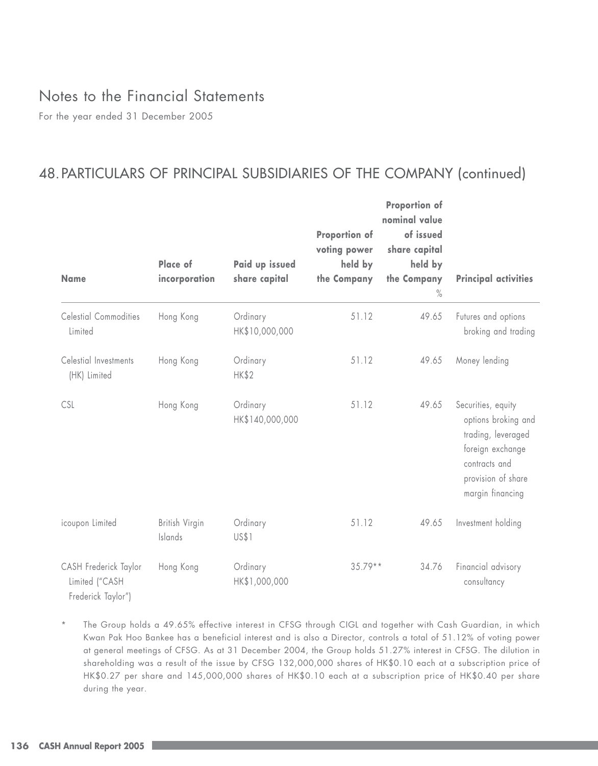# Notes to the Financial Statements

For the year ended 31 December 2005

## 48. PARTICULARS OF PRINCIPAL SUBSIDIARIES OF THE COMPANY (continued)

| Name | Place of incorporation | Paid up issued share capital | Proportion of voting power held by the Company | Proportion of nominal value of issued share capital held by the Company % | Principal activities |
|---|---|---|---|---|---|
| Celestial Commodities Limited | Hong Kong | Ordinary HK$10,000,000 | 51.12 | 49.65 | Futures and options broking and trading |
| Celestial Investments (HK) Limited | Hong Kong | Ordinary HK$2 | 51.12 | 49.65 | Money lending |
| CSL | Hong Kong | Ordinary HK$140,000,000 | 51.12 | 49.65 | Securities, equity options broking and trading, leveraged foreign exchange contracts and provision of share margin financing |
| icoupon Limited | British Virgin Islands | Ordinary US$1 | 51.12 | 49.65 | Investment holding |
| CASH Frederick Taylor Limited ("CASH Frederick Taylor") | Hong Kong | Ordinary HK$1,000,000 | 35.79** | 34.76 | Financial advisory consultancy |

\* The Group holds a 49.65% effective interest in CFSG through CIGL and together with Cash Guardian, in which Kwan Pak Hoo Bankee has a beneficial interest and is also a Director, controls a total of 51.12% of voting power at general meetings of CFSG. As at 31 December 2004, the Group holds 51.27% interest in CFSG. The dilution in shareholding was a result of the issue by CFSG 132,000,000 shares of HK$0.10 each at a subscription price of HK$0.27 per share and 145,000,000 shares of HK$0.10 each at a subscription price of HK$0.40 per share during the year.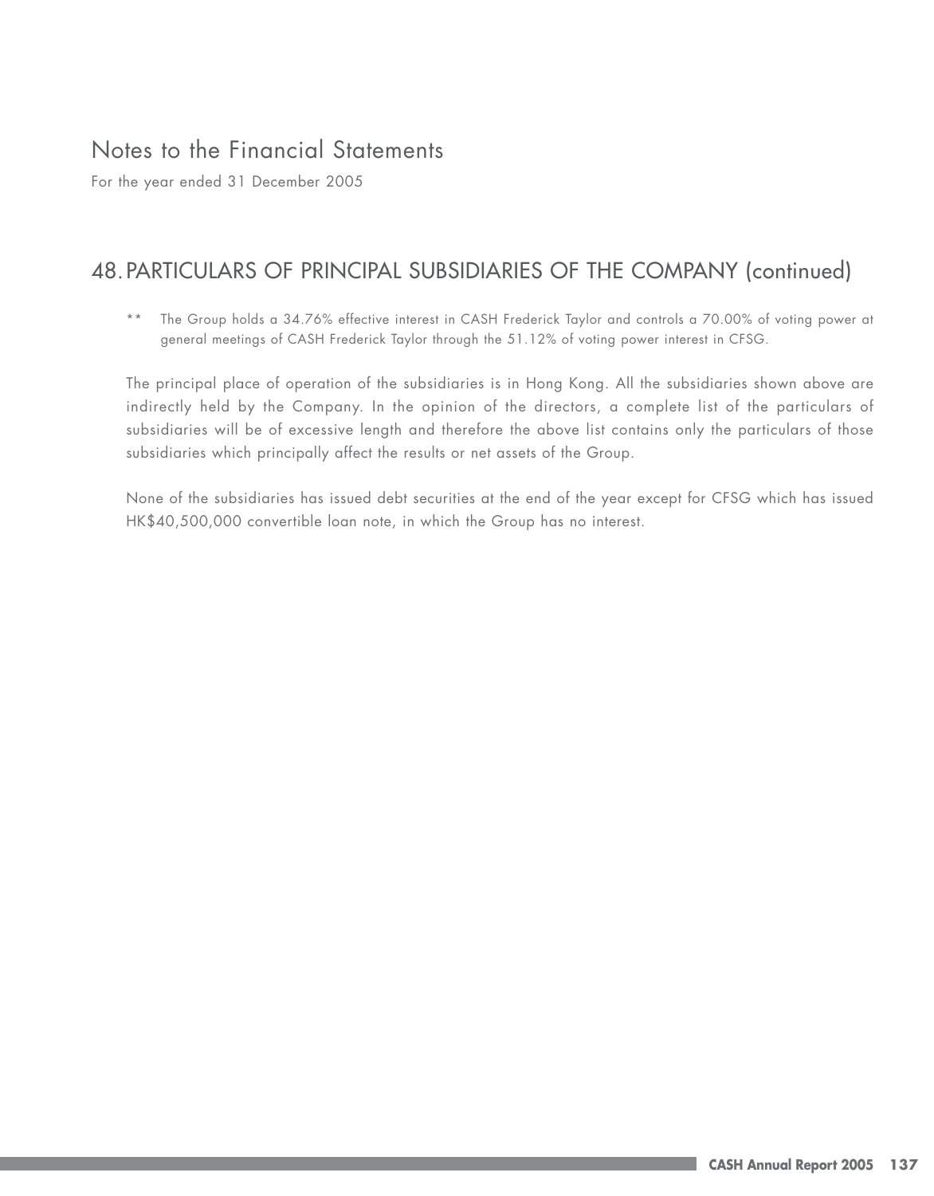# Notes to the Financial Statements

For the year ended 31 December 2005

## 48. PARTICULARS OF PRINCIPAL SUBSIDIARIES OF THE COMPANY (continued)

** The Group holds a 34.76% effective interest in CASH Frederick Taylor and controls a 70.00% of voting power at general meetings of CASH Frederick Taylor through the 51.12% of voting power interest in CFSG.

The principal place of operation of the subsidiaries is in Hong Kong. All the subsidiaries shown above are indirectly held by the Company. In the opinion of the directors, a complete list of the particulars of subsidiaries will be of excessive length and therefore the above list contains only the particulars of those subsidiaries which principally affect the results or net assets of the Group.

None of the subsidiaries has issued debt securities at the end of the year except for CFSG which has issued HK$40,500,000 convertible loan note, in which the Group has no interest.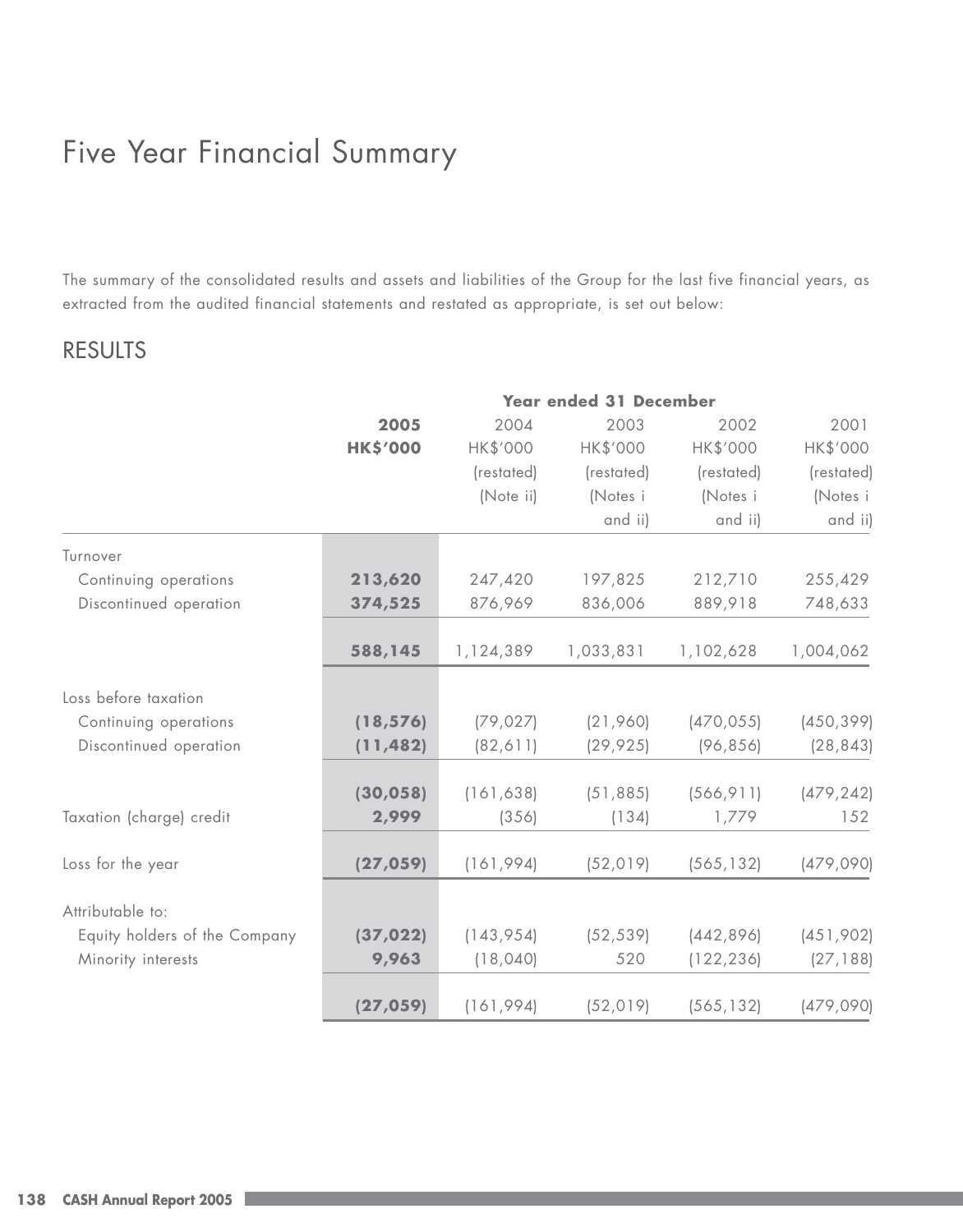# Five Year Financial Summary

The summary of the consolidated results and assets and liabilities of the Group for the last five financial years, as extracted from the audited financial statements and restated as appropriate, is set out below:

## RESULTS

| | Year ended 31 December | | | | |
|---|---|---|---|---|---|
| | **2005** | 2004 | 2003 | 2002 | 2001 |
| | **HK$'000** | HK$'000 | HK$'000 | HK$'000 | HK$'000 |
| | | (restated) (Note ii) | (restated) (Notes i and ii) | (restated) (Notes i and ii) | (restated) (Notes i and ii) |
| Turnover | | | | | |
| Continuing operations | **213,620** | 247,420 | 197,825 | 212,710 | 255,429 |
| Discontinued operation | **374,525** | 876,969 | 836,006 | 889,918 | 748,633 |
| | **588,145** | 1,124,389 | 1,033,831 | 1,102,628 | 1,004,062 |
| Loss before taxation | | | | | |
| Continuing operations | **(18,576)** | (79,027) | (21,960) | (470,055) | (450,399) |
| Discontinued operation | **(11,482)** | (82,611) | (29,925) | (96,856) | (28,843) |
| | **(30,058)** | (161,638) | (51,885) | (566,911) | (479,242) |
| Taxation (charge) credit | **2,999** | (356) | (134) | 1,779 | 152 |
| Loss for the year | **(27,059)** | (161,994) | (52,019) | (565,132) | (479,090) |
| Attributable to: | | | | | |
| Equity holders of the Company | **(37,022)** | (143,954) | (52,539) | (442,896) | (451,902) |
| Minority interests | **9,963** | (18,040) | 520 | (122,236) | (27,188) |
| | **(27,059)** | (161,994) | (52,019) | (565,132) | (479,090) |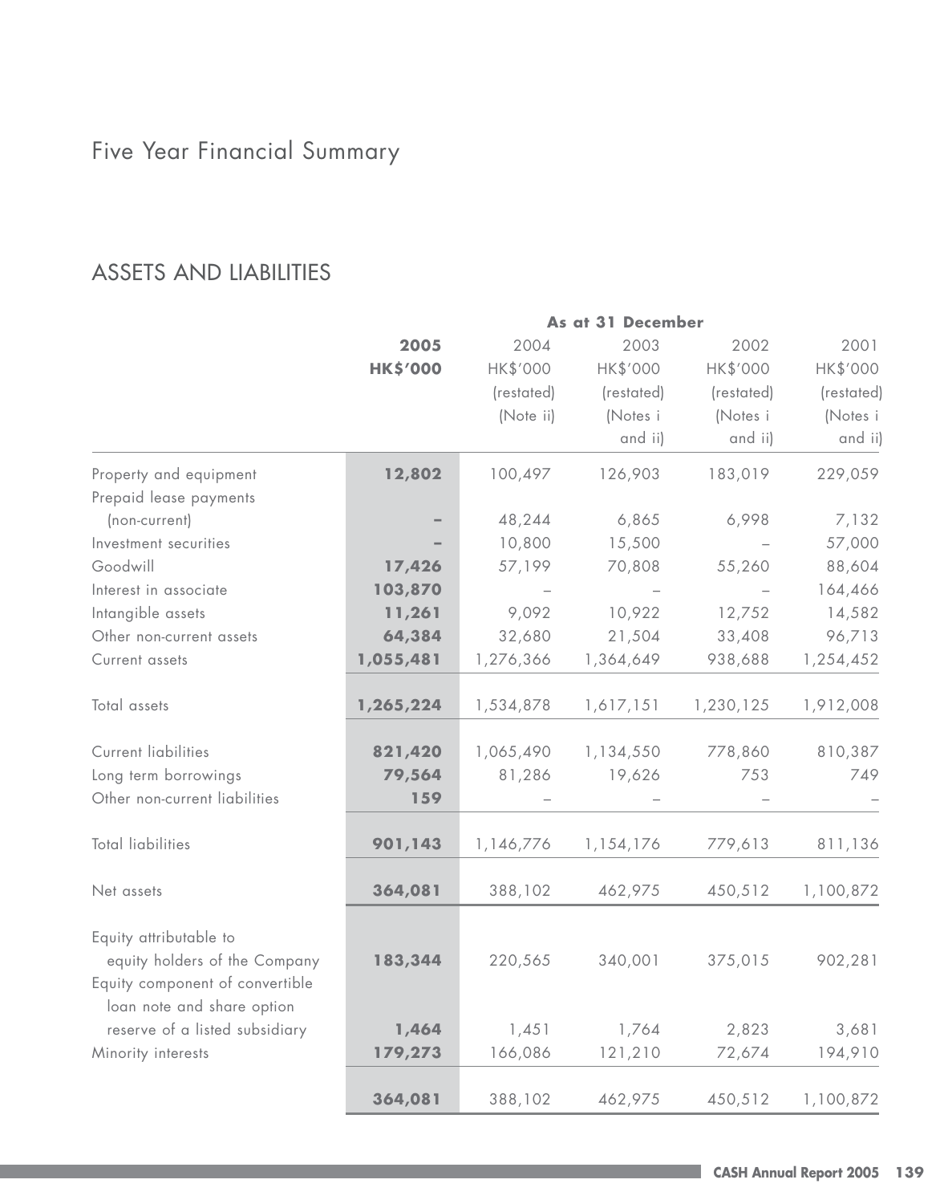# Five Year Financial Summary

## ASSETS AND LIABILITIES

| | As at 31 December | | | | |
|---|---|---|---|---|---|
| | **2005** | 2004 | 2003 | 2002 | 2001 |
| | **HK$'000** | HK$'000 | HK$'000 | HK$'000 | HK$'000 |
| | | (restated) (Note ii) | (restated) (Notes i and ii) | (restated) (Notes i and ii) | (restated) (Notes i and ii) |
| Property and equipment | **12,802** | 100,497 | 126,903 | 183,019 | 229,059 |
| Prepaid lease payments (non-current) | **–** | 48,244 | 6,865 | 6,998 | 7,132 |
| Investment securities | **–** | 10,800 | 15,500 | – | 57,000 |
| Goodwill | **17,426** | 57,199 | 70,808 | 55,260 | 88,604 |
| Interest in associate | **103,870** | – | – | – | 164,466 |
| Intangible assets | **11,261** | 9,092 | 10,922 | 12,752 | 14,582 |
| Other non-current assets | **64,384** | 32,680 | 21,504 | 33,408 | 96,713 |
| Current assets | **1,055,481** | 1,276,366 | 1,364,649 | 938,688 | 1,254,452 |
| Total assets | **1,265,224** | 1,534,878 | 1,617,151 | 1,230,125 | 1,912,008 |
| Current liabilities | **821,420** | 1,065,490 | 1,134,550 | 778,860 | 810,387 |
| Long term borrowings | **79,564** | 81,286 | 19,626 | 753 | 749 |
| Other non-current liabilities | **159** | – | – | – | – |
| Total liabilities | **901,143** | 1,146,776 | 1,154,176 | 779,613 | 811,136 |
| Net assets | **364,081** | 388,102 | 462,975 | 450,512 | 1,100,872 |
| Equity attributable to equity holders of the Company | **183,344** | 220,565 | 340,001 | 375,015 | 902,281 |
| Equity component of convertible loan note and share option reserve of a listed subsidiary | **1,464** | 1,451 | 1,764 | 2,823 | 3,681 |
| Minority interests | **179,273** | 166,086 | 121,210 | 72,674 | 194,910 |
| | **364,081** | 388,102 | 462,975 | 450,512 | 1,100,872 |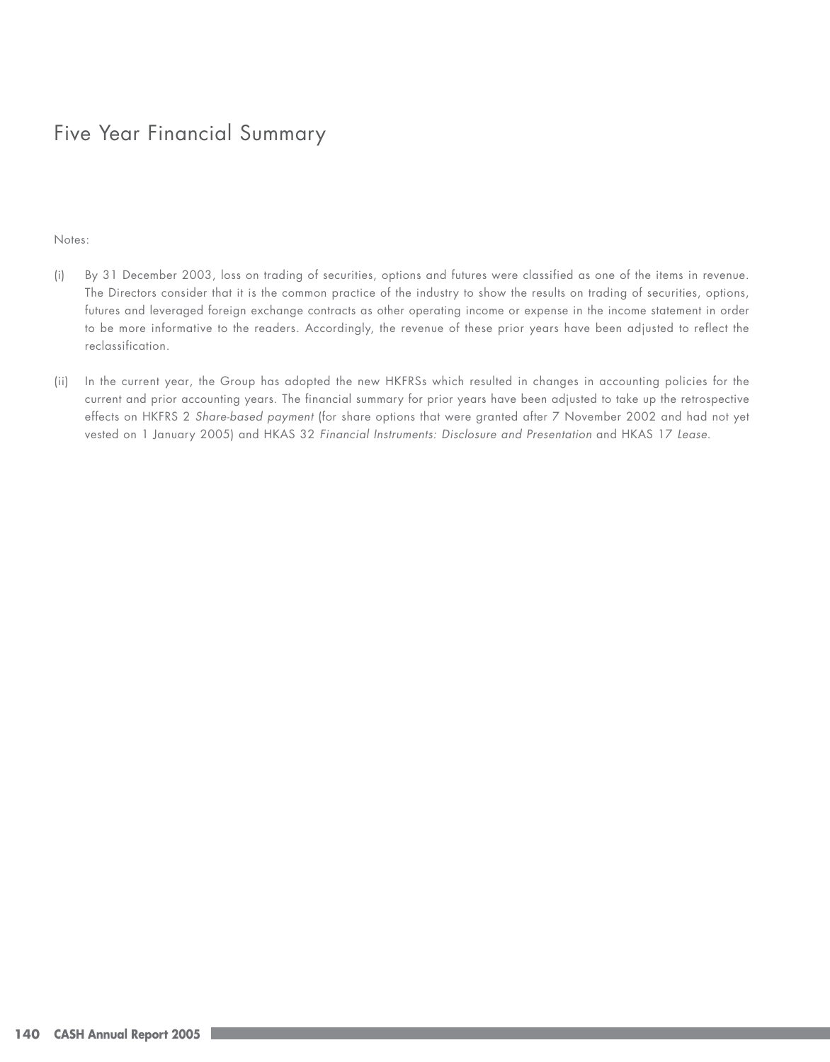# Five Year Financial Summary

Notes:

(i) By 31 December 2003, loss on trading of securities, options and futures were classified as one of the items in revenue. The Directors consider that it is the common practice of the industry to show the results on trading of securities, options, futures and leveraged foreign exchange contracts as other operating income or expense in the income statement in order to be more informative to the readers. Accordingly, the revenue of these prior years have been adjusted to reflect the reclassification.

(ii) In the current year, the Group has adopted the new HKFRSs which resulted in changes in accounting policies for the current and prior accounting years. The financial summary for prior years have been adjusted to take up the retrospective effects on HKFRS 2 *Share-based payment* (for share options that were granted after 7 November 2002 and had not yet vested on 1 January 2005) and HKAS 32 *Financial Instruments: Disclosure and Presentation* and HKAS 17 *Lease*.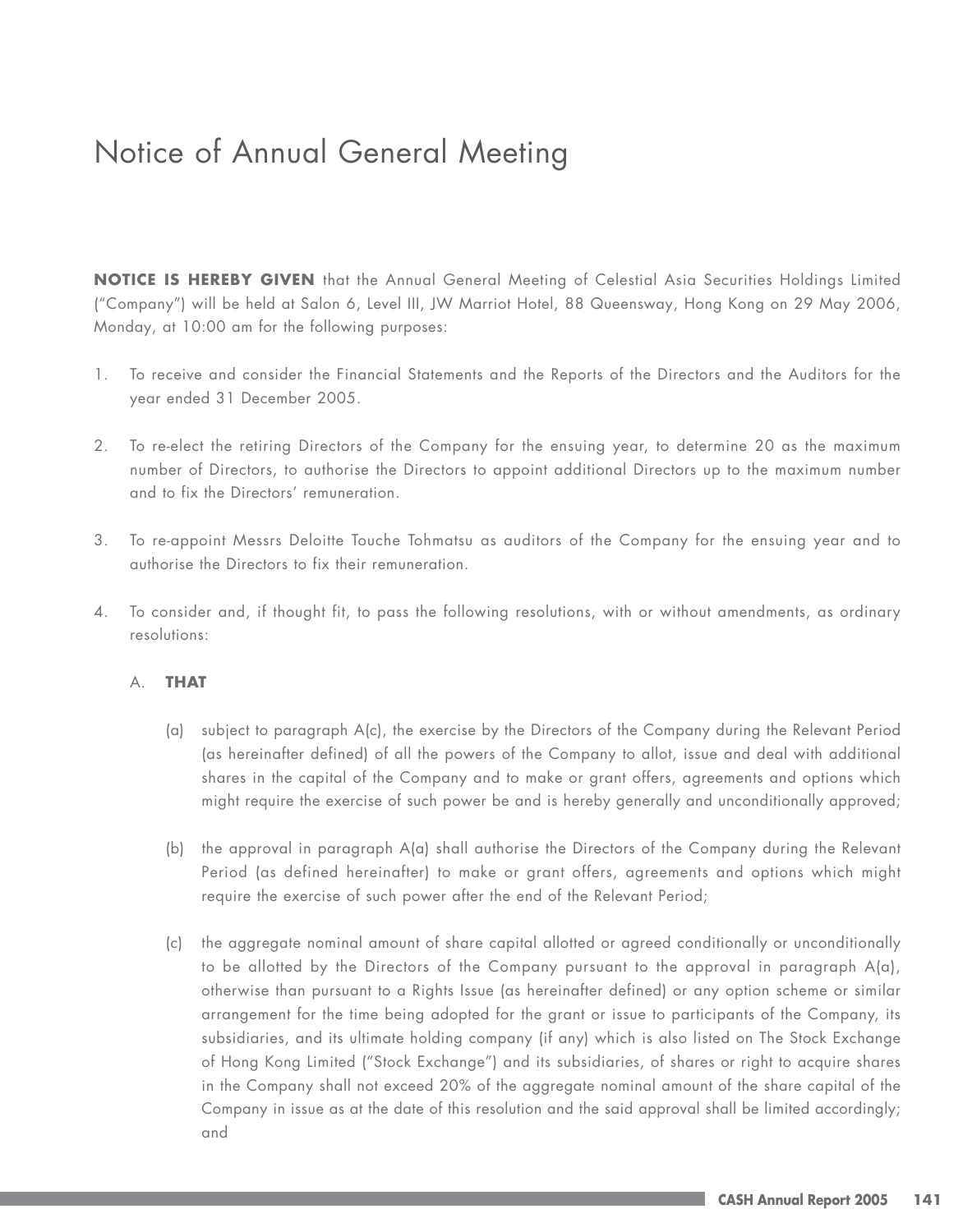# Notice of Annual General Meeting

**NOTICE IS HEREBY GIVEN** that the Annual General Meeting of Celestial Asia Securities Holdings Limited ("Company") will be held at Salon 6, Level III, JW Marriott Hotel, 88 Queensway, Hong Kong on 29 May 2006, Monday, at 10:00 am for the following purposes:

1. To receive and consider the Financial Statements and the Reports of the Directors and the Auditors for the year ended 31 December 2005.

2. To re-elect the retiring Directors of the Company for the ensuing year, to determine 20 as the maximum number of Directors, to authorise the Directors to appoint additional Directors up to the maximum number and to fix the Directors' remuneration.

3. To re-appoint Messrs Deloitte Touche Tohmatsu as auditors of the Company for the ensuing year and to authorise the Directors to fix their remuneration.

4. To consider and, if thought fit, to pass the following resolutions, with or without amendments, as ordinary resolutions:

   A. **THAT**

      (a) subject to paragraph A(c), the exercise by the Directors of the Company during the Relevant Period (as hereinafter defined) of all the powers of the Company to allot, issue and deal with additional shares in the capital of the Company and to make or grant offers, agreements and options which might require the exercise of such power be and is hereby generally and unconditionally approved;

      (b) the approval in paragraph A(a) shall authorise the Directors of the Company during the Relevant Period (as defined hereinafter) to make or grant offers, agreements and options which might require the exercise of such power after the end of the Relevant Period;

      (c) the aggregate nominal amount of share capital allotted or agreed conditionally or unconditionally to be allotted by the Directors of the Company pursuant to the approval in paragraph A(a), otherwise than pursuant to a Rights Issue (as hereinafter defined) or any option scheme or similar arrangement for the time being adopted for the grant or issue to participants of the Company, its subsidiaries, and its ultimate holding company (if any) which is also listed on The Stock Exchange of Hong Kong Limited ("Stock Exchange") and its subsidiaries, of shares or right to acquire shares in the Company shall not exceed 20% of the aggregate nominal amount of the share capital of the Company in issue as at the date of this resolution and the said approval shall be limited accordingly; and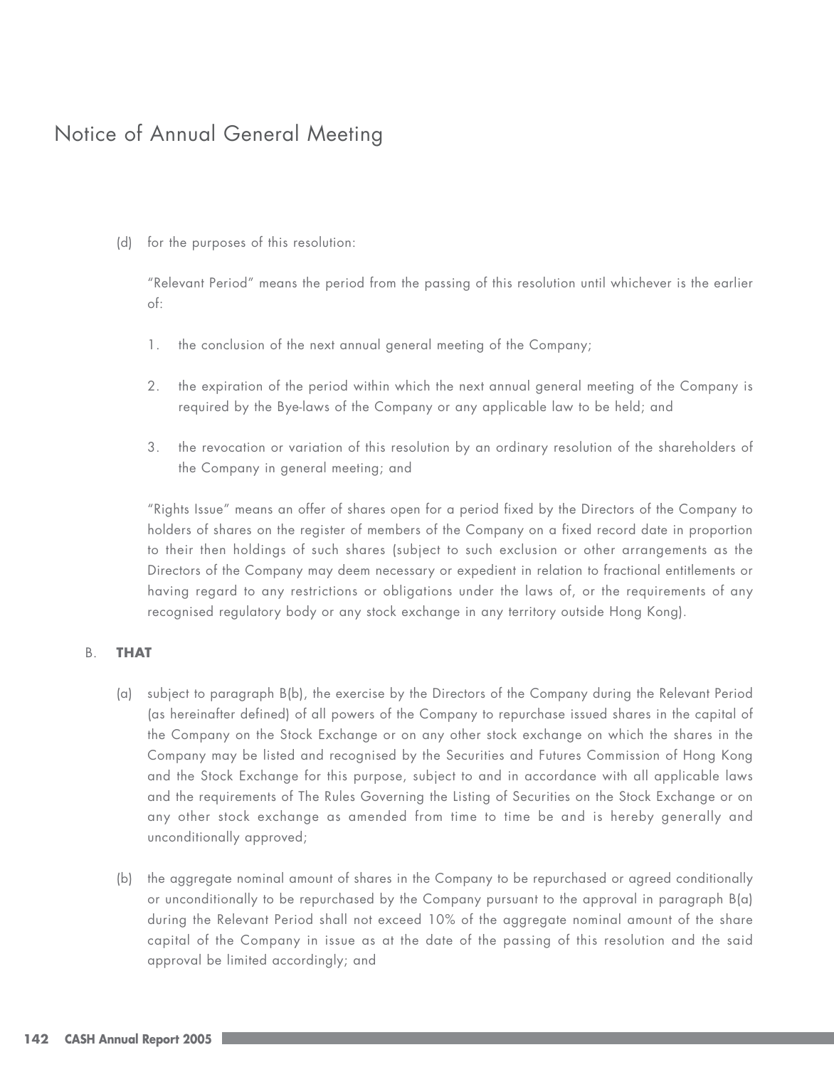# Notice of Annual General Meeting

(d) for the purposes of this resolution:

"Relevant Period" means the period from the passing of this resolution until whichever is the earlier of:

1. the conclusion of the next annual general meeting of the Company;
2. the expiration of the period within which the next annual general meeting of the Company is required by the Bye-laws of the Company or any applicable law to be held; and
3. the revocation or variation of this resolution by an ordinary resolution of the shareholders of the Company in general meeting; and

"Rights Issue" means an offer of shares open for a period fixed by the Directors of the Company to holders of shares on the register of members of the Company on a fixed record date in proportion to their then holdings of such shares (subject to such exclusion or other arrangements as the Directors of the Company may deem necessary or expedient in relation to fractional entitlements or having regard to any restrictions or obligations under the laws of, or the requirements of any recognised regulatory body or any stock exchange in any territory outside Hong Kong).

B. **THAT**

(a) subject to paragraph B(b), the exercise by the Directors of the Company during the Relevant Period (as hereinafter defined) of all powers of the Company to repurchase issued shares in the capital of the Company on the Stock Exchange or on any other stock exchange on which the shares in the Company may be listed and recognised by the Securities and Futures Commission of Hong Kong and the Stock Exchange for this purpose, subject to and in accordance with all applicable laws and the requirements of The Rules Governing the Listing of Securities on the Stock Exchange or on any other stock exchange as amended from time to time be and is hereby generally and unconditionally approved;

(b) the aggregate nominal amount of shares in the Company to be repurchased or agreed conditionally or unconditionally to be repurchased by the Company pursuant to the approval in paragraph B(a) during the Relevant Period shall not exceed 10% of the aggregate nominal amount of the share capital of the Company in issue as at the date of the passing of this resolution and the said approval be limited accordingly; and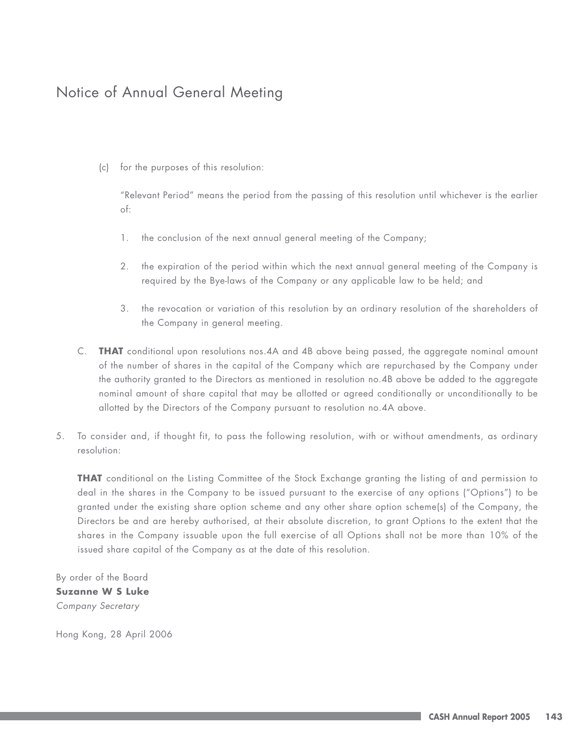# Notice of Annual General Meeting

(c) for the purposes of this resolution:

"Relevant Period" means the period from the passing of this resolution until whichever is the earlier of:

1. the conclusion of the next annual general meeting of the Company;

2. the expiration of the period within which the next annual general meeting of the Company is required by the Bye-laws of the Company or any applicable law to be held; and

3. the revocation or variation of this resolution by an ordinary resolution of the shareholders of the Company in general meeting.

C. **THAT** conditional upon resolutions nos.4A and 4B above being passed, the aggregate nominal amount of the number of shares in the capital of the Company which are repurchased by the Company under the authority granted to the Directors as mentioned in resolution no.4B above be added to the aggregate nominal amount of share capital that may be allotted or agreed conditionally or unconditionally to be allotted by the Directors of the Company pursuant to resolution no.4A above.

5. To consider and, if thought fit, to pass the following resolution, with or without amendments, as ordinary resolution:

**THAT** conditional on the Listing Committee of the Stock Exchange granting the listing of and permission to deal in the shares in the Company to be issued pursuant to the exercise of any options ("Options") to be granted under the existing share option scheme and any other share option scheme(s) of the Company, the Directors be and are hereby authorised, at their absolute discretion, to grant Options to the extent that the shares in the Company issuable upon the full exercise of all Options shall not be more than 10% of the issued share capital of the Company as at the date of this resolution.

By order of the Board
**Suzanne W S Luke**
*Company Secretary*

Hong Kong, 28 April 2006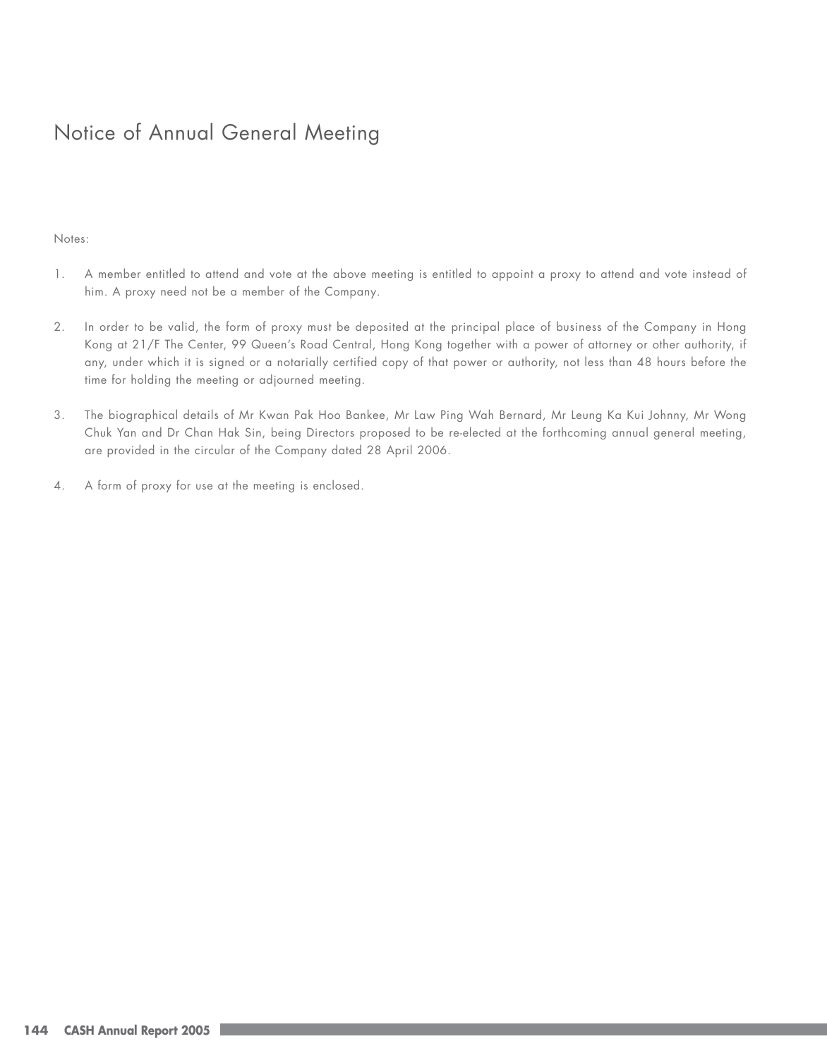# Notice of Annual General Meeting

Notes:

1. A member entitled to attend and vote at the above meeting is entitled to appoint a proxy to attend and vote instead of him. A proxy need not be a member of the Company.

2. In order to be valid, the form of proxy must be deposited at the principal place of business of the Company in Hong Kong at 21/F The Center, 99 Queen's Road Central, Hong Kong together with a power of attorney or other authority, if any, under which it is signed or a notarially certified copy of that power or authority, not less than 48 hours before the time for holding the meeting or adjourned meeting.

3. The biographical details of Mr Kwan Pak Hoo Bankee, Mr Law Ping Wah Bernard, Mr Leung Ka Kui Johnny, Mr Wong Chuk Yan and Dr Chan Hak Sin, being Directors proposed to be re-elected at the forthcoming annual general meeting, are provided in the circular of the Company dated 28 April 2006.

4. A form of proxy for use at the meeting is enclosed.